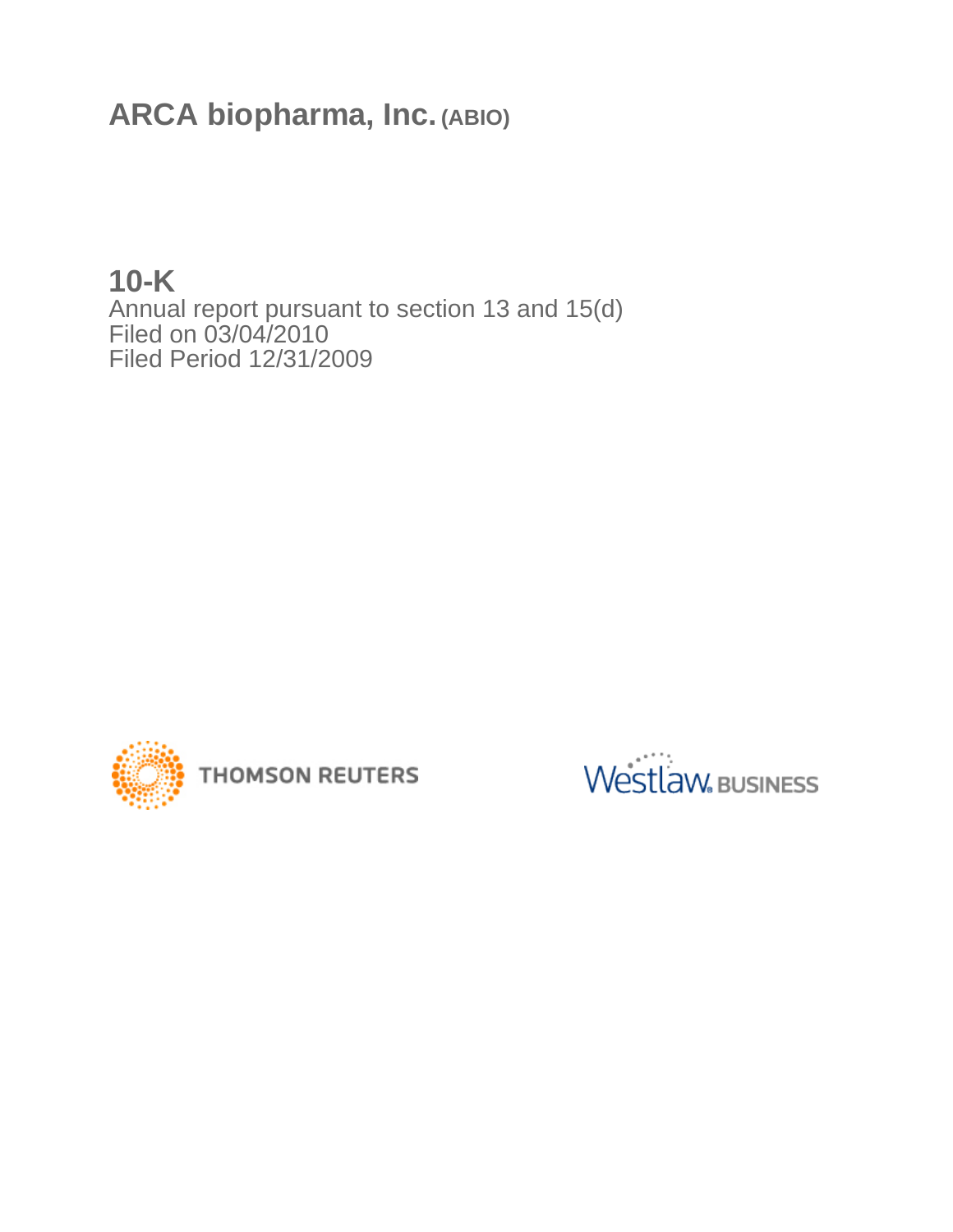# ARCA biopharma, Inc. (ABIO)

## 10-K

Annual report pursuant to section 13 and 15(d)
Filed on 03/04/2010
Filed Period 12/31/2009

THOMSON REUTERS

Westlaw. BUSINESS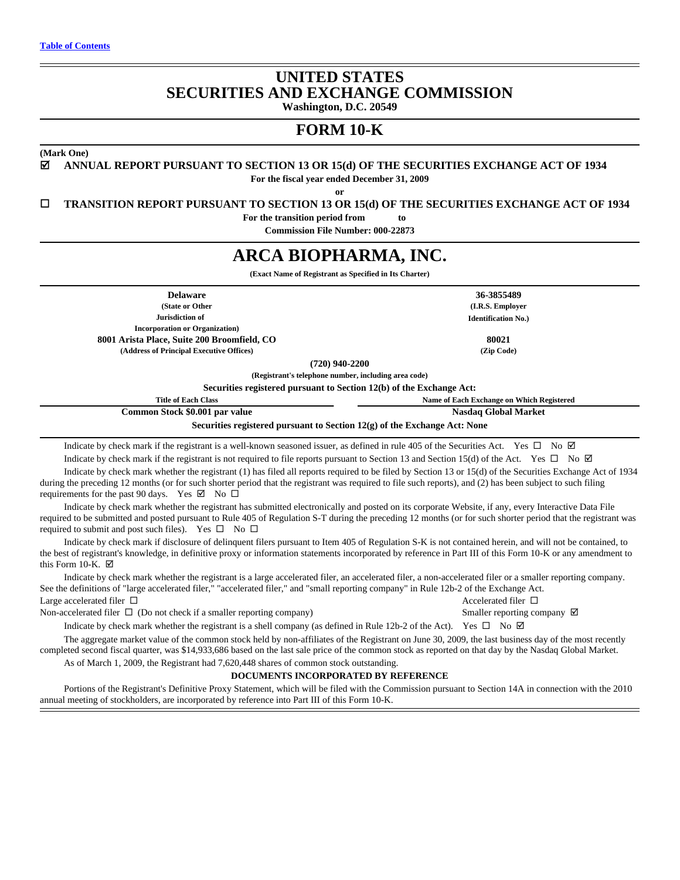[Table of Contents](#)

# UNITED STATES
# SECURITIES AND EXCHANGE COMMISSION

**Washington, D.C. 20549**

## FORM 10-K

**(Mark One)**

☑ **ANNUAL REPORT PURSUANT TO SECTION 13 OR 15(d) OF THE SECURITIES EXCHANGE ACT OF 1934**

**For the fiscal year ended December 31, 2009**

**or**

☐ **TRANSITION REPORT PURSUANT TO SECTION 13 OR 15(d) OF THE SECURITIES EXCHANGE ACT OF 1934**

**For the transition period from to**

**Commission File Number: 000-22873**

# ARCA BIOPHARMA, INC.

**(Exact Name of Registrant as Specified in Its Charter)**

| **Delaware** | **36-3855489** |
|---|---|
| **(State or Other Jurisdiction of Incorporation or Organization)** | **(I.R.S. Employer Identification No.)** |
| **8001 Arista Place, Suite 200 Broomfield, CO** | **80021** |
| **(Address of Principal Executive Offices)** | **(Zip Code)** |

**(720) 940-2200**

**(Registrant's telephone number, including area code)**

**Securities registered pursuant to Section 12(b) of the Exchange Act:**

| Title of Each Class | Name of Each Exchange on Which Registered |
|---|---|
| **Common Stock $0.001 par value** | **Nasdaq Global Market** |

**Securities registered pursuant to Section 12(g) of the Exchange Act: None**

Indicate by check mark if the registrant is a well-known seasoned issuer, as defined in rule 405 of the Securities Act. Yes ☐ No ☑

Indicate by check mark if the registrant is not required to file reports pursuant to Section 13 and Section 15(d) of the Act. Yes ☐ No ☑

Indicate by check mark whether the registrant (1) has filed all reports required to be filed by Section 13 or 15(d) of the Securities Exchange Act of 1934 during the preceding 12 months (or for such shorter period that the registrant was required to file such reports), and (2) has been subject to such filing requirements for the past 90 days. Yes ☑ No ☐

Indicate by check mark whether the registrant has submitted electronically and posted on its corporate Website, if any, every Interactive Data File required to be submitted and posted pursuant to Rule 405 of Regulation S-T during the preceding 12 months (or for such shorter period that the registrant was required to submit and post such files). Yes ☐ No ☐

Indicate by check mark if disclosure of delinquent filers pursuant to Item 405 of Regulation S-K is not contained herein, and will not be contained, to the best of registrant's knowledge, in definitive proxy or information statements incorporated by reference in Part III of this Form 10-K or any amendment to this Form 10-K. ☑

Indicate by check mark whether the registrant is a large accelerated filer, an accelerated filer, a non-accelerated filer or a smaller reporting company. See the definitions of "large accelerated filer," "accelerated filer," and "small reporting company" in Rule 12b-2 of the Exchange Act.

Large accelerated filer ☐ Accelerated filer ☐

Non-accelerated filer ☐ (Do not check if a smaller reporting company) Smaller reporting company ☑

Indicate by check mark whether the registrant is a shell company (as defined in Rule 12b-2 of the Act). Yes ☐ No ☑

The aggregate market value of the common stock held by non-affiliates of the Registrant on June 30, 2009, the last business day of the most recently completed second fiscal quarter, was $14,933,686 based on the last sale price of the common stock as reported on that day by the Nasdaq Global Market.

As of March 1, 2009, the Registrant had 7,620,448 shares of common stock outstanding.

**DOCUMENTS INCORPORATED BY REFERENCE**

Portions of the Registrant's Definitive Proxy Statement, which will be filed with the Commission pursuant to Section 14A in connection with the 2010 annual meeting of stockholders, are incorporated by reference into Part III of this Form 10-K.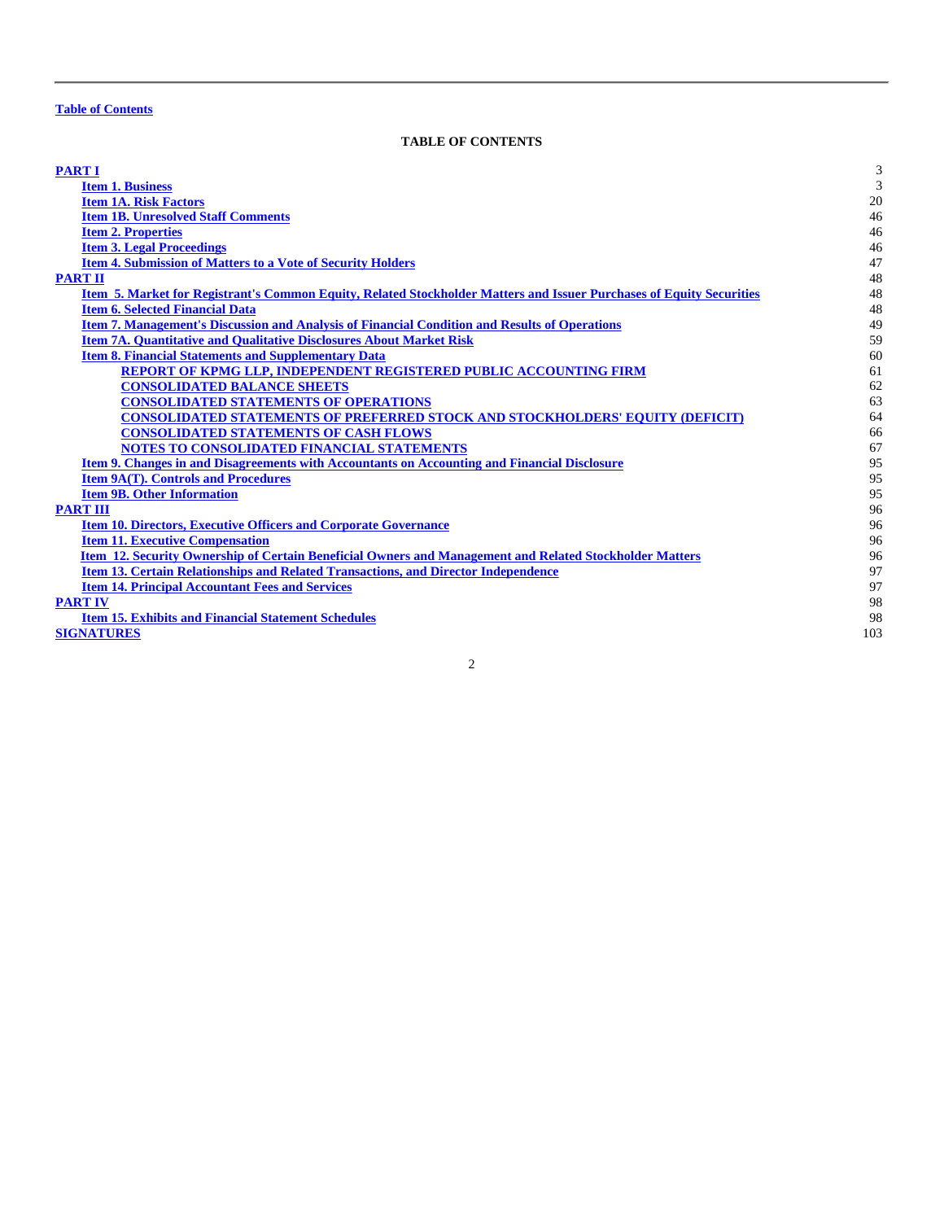Table of Contents

**TABLE OF CONTENTS**

| | |
|---|---|
| **PART I** | 3 |
| **Item 1. Business** | 3 |
| **Item 1A. Risk Factors** | 20 |
| **Item 1B. Unresolved Staff Comments** | 46 |
| **Item 2. Properties** | 46 |
| **Item 3. Legal Proceedings** | 46 |
| **Item 4. Submission of Matters to a Vote of Security Holders** | 47 |
| **PART II** | 48 |
| **Item 5. Market for Registrant's Common Equity, Related Stockholder Matters and Issuer Purchases of Equity Securities** | 48 |
| **Item 6. Selected Financial Data** | 48 |
| **Item 7. Management's Discussion and Analysis of Financial Condition and Results of Operations** | 49 |
| **Item 7A. Quantitative and Qualitative Disclosures About Market Risk** | 59 |
| **Item 8. Financial Statements and Supplementary Data** | 60 |
| **REPORT OF KPMG LLP, INDEPENDENT REGISTERED PUBLIC ACCOUNTING FIRM** | 61 |
| **CONSOLIDATED BALANCE SHEETS** | 62 |
| **CONSOLIDATED STATEMENTS OF OPERATIONS** | 63 |
| **CONSOLIDATED STATEMENTS OF PREFERRED STOCK AND STOCKHOLDERS' EQUITY (DEFICIT)** | 64 |
| **CONSOLIDATED STATEMENTS OF CASH FLOWS** | 66 |
| **NOTES TO CONSOLIDATED FINANCIAL STATEMENTS** | 67 |
| **Item 9. Changes in and Disagreements with Accountants on Accounting and Financial Disclosure** | 95 |
| **Item 9A(T). Controls and Procedures** | 95 |
| **Item 9B. Other Information** | 95 |
| **PART III** | 96 |
| **Item 10. Directors, Executive Officers and Corporate Governance** | 96 |
| **Item 11. Executive Compensation** | 96 |
| **Item 12. Security Ownership of Certain Beneficial Owners and Management and Related Stockholder Matters** | 96 |
| **Item 13. Certain Relationships and Related Transactions, and Director Independence** | 97 |
| **Item 14. Principal Accountant Fees and Services** | 97 |
| **PART IV** | 98 |
| **Item 15. Exhibits and Financial Statement Schedules** | 98 |
| **SIGNATURES** | 103 |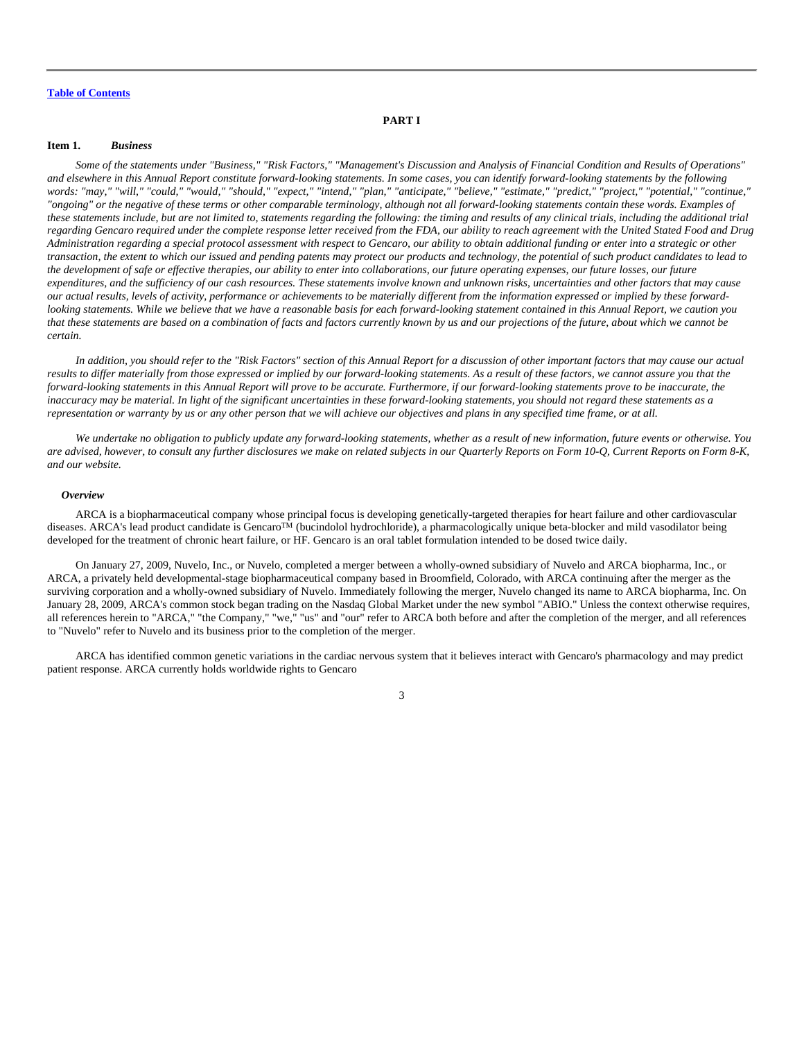[Table of Contents](#)

# PART I

## Item 1. *Business*

*Some of the statements under "Business," "Risk Factors," "Management's Discussion and Analysis of Financial Condition and Results of Operations" and elsewhere in this Annual Report constitute forward-looking statements. In some cases, you can identify forward-looking statements by the following words: "may," "will," "could," "would," "should," "expect," "intend," "plan," "anticipate," "believe," "estimate," "predict," "project," "potential," "continue," "ongoing" or the negative of these terms or other comparable terminology, although not all forward-looking statements contain these words. Examples of these statements include, but are not limited to, statements regarding the following: the timing and results of any clinical trials, including the additional trial regarding Gencaro required under the complete response letter received from the FDA, our ability to reach agreement with the United Stated Food and Drug Administration regarding a special protocol assessment with respect to Gencaro, our ability to obtain additional funding or enter into a strategic or other transaction, the extent to which our issued and pending patents may protect our products and technology, the potential of such product candidates to lead to the development of safe or effective therapies, our ability to enter into collaborations, our future operating expenses, our future losses, our future expenditures, and the sufficiency of our cash resources. These statements involve known and unknown risks, uncertainties and other factors that may cause our actual results, levels of activity, performance or achievements to be materially different from the information expressed or implied by these forward-looking statements. While we believe that we have a reasonable basis for each forward-looking statement contained in this Annual Report, we caution you that these statements are based on a combination of facts and factors currently known by us and our projections of the future, about which we cannot be certain.*

*In addition, you should refer to the "Risk Factors" section of this Annual Report for a discussion of other important factors that may cause our actual results to differ materially from those expressed or implied by our forward-looking statements. As a result of these factors, we cannot assure you that the forward-looking statements in this Annual Report will prove to be accurate. Furthermore, if our forward-looking statements prove to be inaccurate, the inaccuracy may be material. In light of the significant uncertainties in these forward-looking statements, you should not regard these statements as a representation or warranty by us or any other person that we will achieve our objectives and plans in any specified time frame, or at all.*

*We undertake no obligation to publicly update any forward-looking statements, whether as a result of new information, future events or otherwise. You are advised, however, to consult any further disclosures we make on related subjects in our Quarterly Reports on Form 10-Q, Current Reports on Form 8-K, and our website.*

### *Overview*

ARCA is a biopharmaceutical company whose principal focus is developing genetically-targeted therapies for heart failure and other cardiovascular diseases. ARCA's lead product candidate is Gencaro™ (bucindolol hydrochloride), a pharmacologically unique beta-blocker and mild vasodilator being developed for the treatment of chronic heart failure, or HF. Gencaro is an oral tablet formulation intended to be dosed twice daily.

On January 27, 2009, Nuvelo, Inc., or Nuvelo, completed a merger between a wholly-owned subsidiary of Nuvelo and ARCA biopharma, Inc., or ARCA, a privately held developmental-stage biopharmaceutical company based in Broomfield, Colorado, with ARCA continuing after the merger as the surviving corporation and a wholly-owned subsidiary of Nuvelo. Immediately following the merger, Nuvelo changed its name to ARCA biopharma, Inc. On January 28, 2009, ARCA's common stock began trading on the Nasdaq Global Market under the new symbol "ABIO." Unless the context otherwise requires, all references herein to "ARCA," "the Company," "we," "us" and "our" refer to ARCA both before and after the completion of the merger, and all references to "Nuvelo" refer to Nuvelo and its business prior to the completion of the merger.

ARCA has identified common genetic variations in the cardiac nervous system that it believes interact with Gencaro's pharmacology and may predict patient response. ARCA currently holds worldwide rights to Gencaro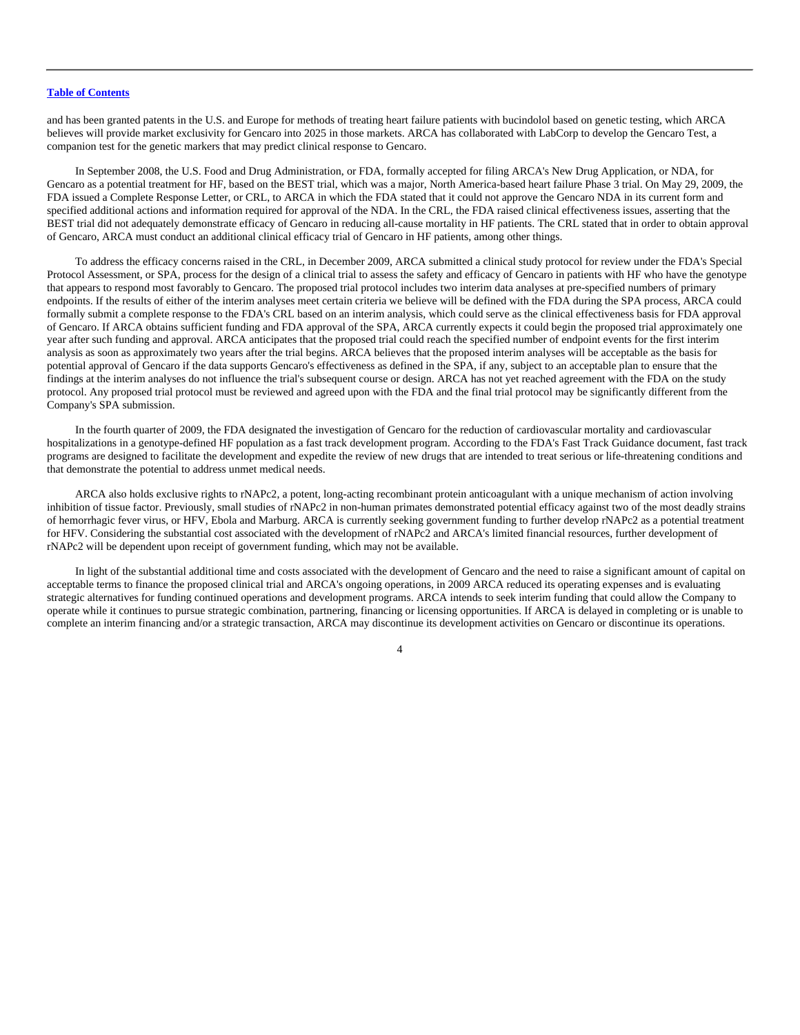and has been granted patents in the U.S. and Europe for methods of treating heart failure patients with bucindolol based on genetic testing, which ARCA believes will provide market exclusivity for Gencaro into 2025 in those markets. ARCA has collaborated with LabCorp to develop the Gencaro Test, a companion test for the genetic markers that may predict clinical response to Gencaro.

In September 2008, the U.S. Food and Drug Administration, or FDA, formally accepted for filing ARCA's New Drug Application, or NDA, for Gencaro as a potential treatment for HF, based on the BEST trial, which was a major, North America-based heart failure Phase 3 trial. On May 29, 2009, the FDA issued a Complete Response Letter, or CRL, to ARCA in which the FDA stated that it could not approve the Gencaro NDA in its current form and specified additional actions and information required for approval of the NDA. In the CRL, the FDA raised clinical effectiveness issues, asserting that the BEST trial did not adequately demonstrate efficacy of Gencaro in reducing all-cause mortality in HF patients. The CRL stated that in order to obtain approval of Gencaro, ARCA must conduct an additional clinical efficacy trial of Gencaro in HF patients, among other things.

To address the efficacy concerns raised in the CRL, in December 2009, ARCA submitted a clinical study protocol for review under the FDA's Special Protocol Assessment, or SPA, process for the design of a clinical trial to assess the safety and efficacy of Gencaro in patients with HF who have the genotype that appears to respond most favorably to Gencaro. The proposed trial protocol includes two interim data analyses at pre-specified numbers of primary endpoints. If the results of either of the interim analyses meet certain criteria we believe will be defined with the FDA during the SPA process, ARCA could formally submit a complete response to the FDA's CRL based on an interim analysis, which could serve as the clinical effectiveness basis for FDA approval of Gencaro. If ARCA obtains sufficient funding and FDA approval of the SPA, ARCA currently expects it could begin the proposed trial approximately one year after such funding and approval. ARCA anticipates that the proposed trial could reach the specified number of endpoint events for the first interim analysis as soon as approximately two years after the trial begins. ARCA believes that the proposed interim analyses will be acceptable as the basis for potential approval of Gencaro if the data supports Gencaro's effectiveness as defined in the SPA, if any, subject to an acceptable plan to ensure that the findings at the interim analyses do not influence the trial's subsequent course or design. ARCA has not yet reached agreement with the FDA on the study protocol. Any proposed trial protocol must be reviewed and agreed upon with the FDA and the final trial protocol may be significantly different from the Company's SPA submission.

In the fourth quarter of 2009, the FDA designated the investigation of Gencaro for the reduction of cardiovascular mortality and cardiovascular hospitalizations in a genotype-defined HF population as a fast track development program. According to the FDA's Fast Track Guidance document, fast track programs are designed to facilitate the development and expedite the review of new drugs that are intended to treat serious or life-threatening conditions and that demonstrate the potential to address unmet medical needs.

ARCA also holds exclusive rights to rNAPc2, a potent, long-acting recombinant protein anticoagulant with a unique mechanism of action involving inhibition of tissue factor. Previously, small studies of rNAPc2 in non-human primates demonstrated potential efficacy against two of the most deadly strains of hemorrhagic fever virus, or HFV, Ebola and Marburg. ARCA is currently seeking government funding to further develop rNAPc2 as a potential treatment for HFV. Considering the substantial cost associated with the development of rNAPc2 and ARCA's limited financial resources, further development of rNAPc2 will be dependent upon receipt of government funding, which may not be available.

In light of the substantial additional time and costs associated with the development of Gencaro and the need to raise a significant amount of capital on acceptable terms to finance the proposed clinical trial and ARCA's ongoing operations, in 2009 ARCA reduced its operating expenses and is evaluating strategic alternatives for funding continued operations and development programs. ARCA intends to seek interim funding that could allow the Company to operate while it continues to pursue strategic combination, partnering, financing or licensing opportunities. If ARCA is delayed in completing or is unable to complete an interim financing and/or a strategic transaction, ARCA may discontinue its development activities on Gencaro or discontinue its operations.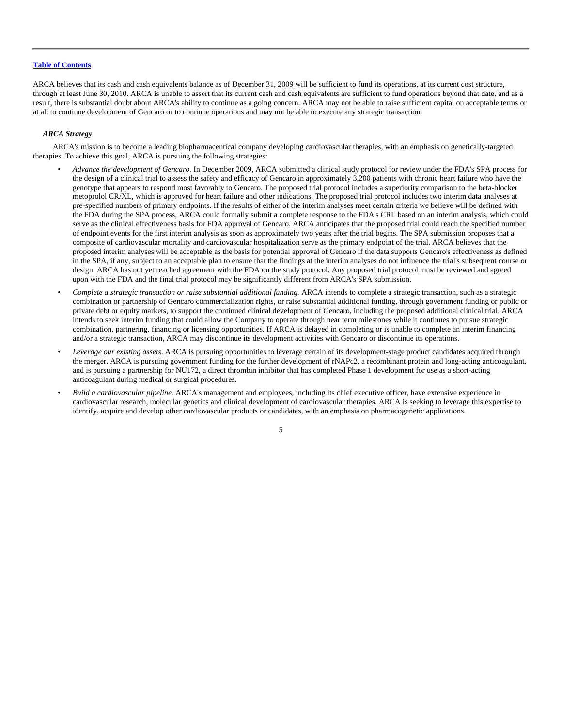[Table of Contents](#)

ARCA believes that its cash and cash equivalents balance as of December 31, 2009 will be sufficient to fund its operations, at its current cost structure, through at least June 30, 2010. ARCA is unable to assert that its current cash and cash equivalents are sufficient to fund operations beyond that date, and as a result, there is substantial doubt about ARCA's ability to continue as a going concern. ARCA may not be able to raise sufficient capital on acceptable terms or at all to continue development of Gencaro or to continue operations and may not be able to execute any strategic transaction.

***ARCA Strategy***

ARCA's mission is to become a leading biopharmaceutical company developing cardiovascular therapies, with an emphasis on genetically-targeted therapies. To achieve this goal, ARCA is pursuing the following strategies:

- *Advance the development of Gencaro.* In December 2009, ARCA submitted a clinical study protocol for review under the FDA's SPA process for the design of a clinical trial to assess the safety and efficacy of Gencaro in approximately 3,200 patients with chronic heart failure who have the genotype that appears to respond most favorably to Gencaro. The proposed trial protocol includes a superiority comparison to the beta-blocker metoprolol CR/XL, which is approved for heart failure and other indications. The proposed trial protocol includes two interim data analyses at pre-specified numbers of primary endpoints. If the results of either of the interim analyses meet certain criteria we believe will be defined with the FDA during the SPA process, ARCA could formally submit a complete response to the FDA's CRL based on an interim analysis, which could serve as the clinical effectiveness basis for FDA approval of Gencaro. ARCA anticipates that the proposed trial could reach the specified number of endpoint events for the first interim analysis as soon as approximately two years after the trial begins. The SPA submission proposes that a composite of cardiovascular mortality and cardiovascular hospitalization serve as the primary endpoint of the trial. ARCA believes that the proposed interim analyses will be acceptable as the basis for potential approval of Gencaro if the data supports Gencaro's effectiveness as defined in the SPA, if any, subject to an acceptable plan to ensure that the findings at the interim analyses do not influence the trial's subsequent course or design. ARCA has not yet reached agreement with the FDA on the study protocol. Any proposed trial protocol must be reviewed and agreed upon with the FDA and the final trial protocol may be significantly different from ARCA's SPA submission.

- *Complete a strategic transaction or raise substantial additional funding.* ARCA intends to complete a strategic transaction, such as a strategic combination or partnership of Gencaro commercialization rights, or raise substantial additional funding, through government funding or public or private debt or equity markets, to support the continued clinical development of Gencaro, including the proposed additional clinical trial. ARCA intends to seek interim funding that could allow the Company to operate through near term milestones while it continues to pursue strategic combination, partnering, financing or licensing opportunities. If ARCA is delayed in completing or is unable to complete an interim financing and/or a strategic transaction, ARCA may discontinue its development activities with Gencaro or discontinue its operations.

- *Leverage our existing assets*. ARCA is pursuing opportunities to leverage certain of its development-stage product candidates acquired through the merger. ARCA is pursuing government funding for the further development of rNAPc2, a recombinant protein and long-acting anticoagulant, and is pursuing a partnership for NU172, a direct thrombin inhibitor that has completed Phase 1 development for use as a short-acting anticoagulant during medical or surgical procedures.

- *Build a cardiovascular pipeline.* ARCA's management and employees, including its chief executive officer, have extensive experience in cardiovascular research, molecular genetics and clinical development of cardiovascular therapies. ARCA is seeking to leverage this expertise to identify, acquire and develop other cardiovascular products or candidates, with an emphasis on pharmacogenetic applications.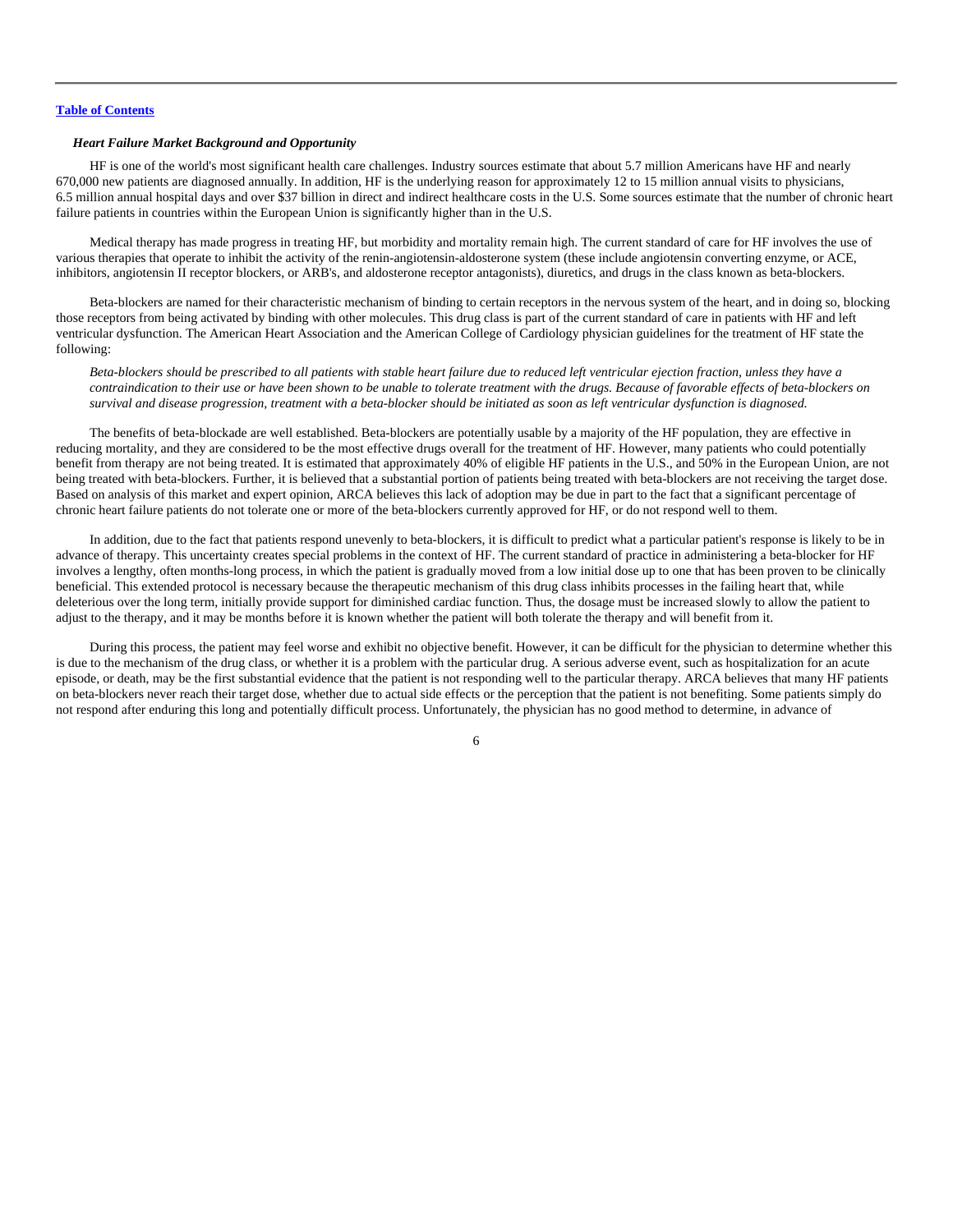### *Heart Failure Market Background and Opportunity*

HF is one of the world's most significant health care challenges. Industry sources estimate that about 5.7 million Americans have HF and nearly 670,000 new patients are diagnosed annually. In addition, HF is the underlying reason for approximately 12 to 15 million annual visits to physicians, 6.5 million annual hospital days and over $37 billion in direct and indirect healthcare costs in the U.S. Some sources estimate that the number of chronic heart failure patients in countries within the European Union is significantly higher than in the U.S.

Medical therapy has made progress in treating HF, but morbidity and mortality remain high. The current standard of care for HF involves the use of various therapies that operate to inhibit the activity of the renin-angiotensin-aldosterone system (these include angiotensin converting enzyme, or ACE, inhibitors, angiotensin II receptor blockers, or ARB's, and aldosterone receptor antagonists), diuretics, and drugs in the class known as beta-blockers.

Beta-blockers are named for their characteristic mechanism of binding to certain receptors in the nervous system of the heart, and in doing so, blocking those receptors from being activated by binding with other molecules. This drug class is part of the current standard of care in patients with HF and left ventricular dysfunction. The American Heart Association and the American College of Cardiology physician guidelines for the treatment of HF state the following:

*Beta-blockers should be prescribed to all patients with stable heart failure due to reduced left ventricular ejection fraction, unless they have a contraindication to their use or have been shown to be unable to tolerate treatment with the drugs. Because of favorable effects of beta-blockers on survival and disease progression, treatment with a beta-blocker should be initiated as soon as left ventricular dysfunction is diagnosed.*

The benefits of beta-blockade are well established. Beta-blockers are potentially usable by a majority of the HF population, they are effective in reducing mortality, and they are considered to be the most effective drugs overall for the treatment of HF. However, many patients who could potentially benefit from therapy are not being treated. It is estimated that approximately 40% of eligible HF patients in the U.S., and 50% in the European Union, are not being treated with beta-blockers. Further, it is believed that a substantial portion of patients being treated with beta-blockers are not receiving the target dose. Based on analysis of this market and expert opinion, ARCA believes this lack of adoption may be due in part to the fact that a significant percentage of chronic heart failure patients do not tolerate one or more of the beta-blockers currently approved for HF, or do not respond well to them.

In addition, due to the fact that patients respond unevenly to beta-blockers, it is difficult to predict what a particular patient's response is likely to be in advance of therapy. This uncertainty creates special problems in the context of HF. The current standard of practice in administering a beta-blocker for HF involves a lengthy, often months-long process, in which the patient is gradually moved from a low initial dose up to one that has been proven to be clinically beneficial. This extended protocol is necessary because the therapeutic mechanism of this drug class inhibits processes in the failing heart that, while deleterious over the long term, initially provide support for diminished cardiac function. Thus, the dosage must be increased slowly to allow the patient to adjust to the therapy, and it may be months before it is known whether the patient will both tolerate the therapy and will benefit from it.

During this process, the patient may feel worse and exhibit no objective benefit. However, it can be difficult for the physician to determine whether this is due to the mechanism of the drug class, or whether it is a problem with the particular drug. A serious adverse event, such as hospitalization for an acute episode, or death, may be the first substantial evidence that the patient is not responding well to the particular therapy. ARCA believes that many HF patients on beta-blockers never reach their target dose, whether due to actual side effects or the perception that the patient is not benefiting. Some patients simply do not respond after enduring this long and potentially difficult process. Unfortunately, the physician has no good method to determine, in advance of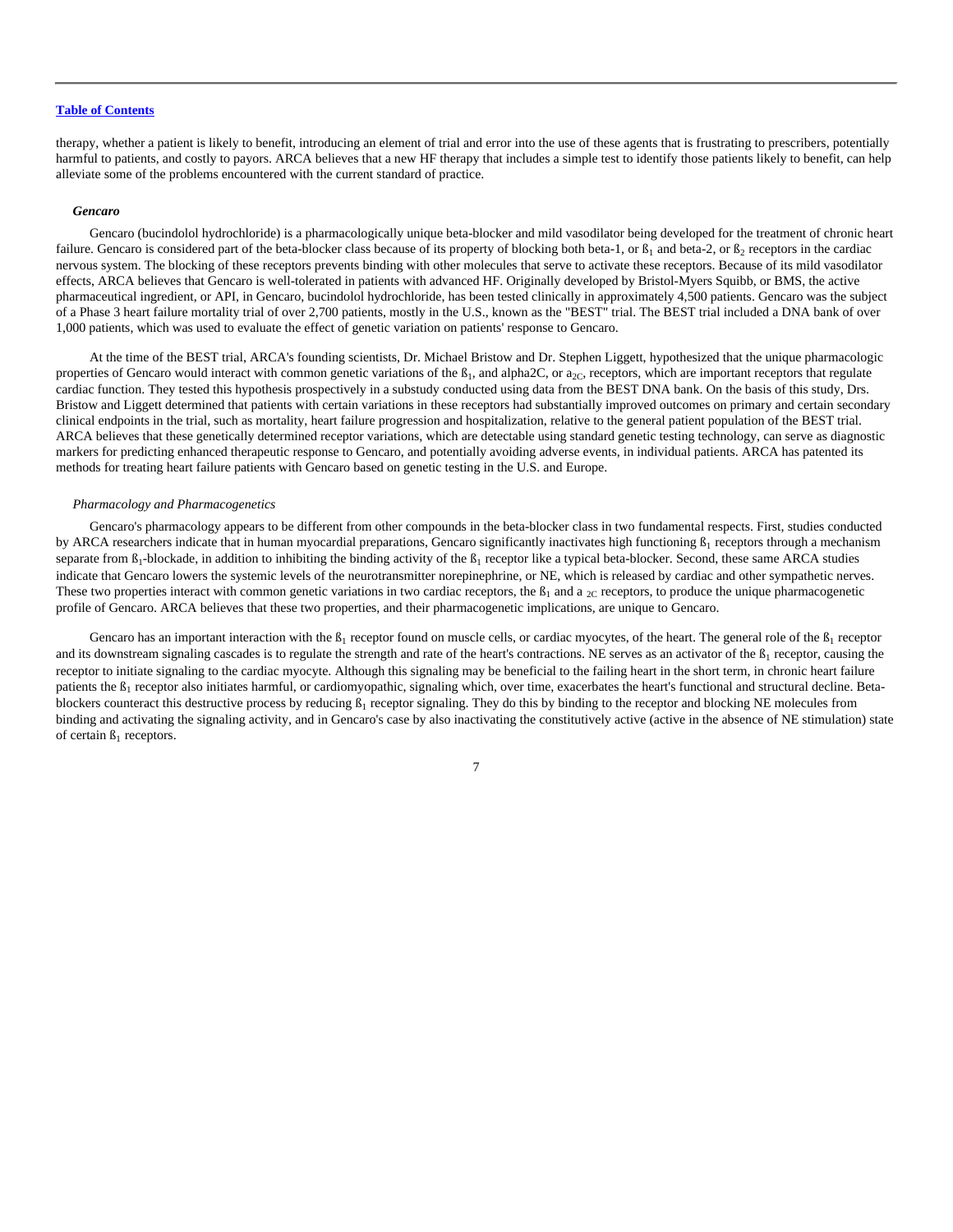therapy, whether a patient is likely to benefit, introducing an element of trial and error into the use of these agents that is frustrating to prescribers, potentially harmful to patients, and costly to payors. ARCA believes that a new HF therapy that includes a simple test to identify those patients likely to benefit, can help alleviate some of the problems encountered with the current standard of practice.

***Gencaro***

Gencaro (bucindolol hydrochloride) is a pharmacologically unique beta-blocker and mild vasodilator being developed for the treatment of chronic heart failure. Gencaro is considered part of the beta-blocker class because of its property of blocking both beta-1, or $ß_1$ and beta-2, or $ß_2$ receptors in the cardiac nervous system. The blocking of these receptors prevents binding with other molecules that serve to activate these receptors. Because of its mild vasodilator effects, ARCA believes that Gencaro is well-tolerated in patients with advanced HF. Originally developed by Bristol-Myers Squibb, or BMS, the active pharmaceutical ingredient, or API, in Gencaro, bucindolol hydrochloride, has been tested clinically in approximately 4,500 patients. Gencaro was the subject of a Phase 3 heart failure mortality trial of over 2,700 patients, mostly in the U.S., known as the "BEST" trial. The BEST trial included a DNA bank of over 1,000 patients, which was used to evaluate the effect of genetic variation on patients' response to Gencaro.

At the time of the BEST trial, ARCA's founding scientists, Dr. Michael Bristow and Dr. Stephen Liggett, hypothesized that the unique pharmacologic properties of Gencaro would interact with common genetic variations of the $ß_1$, and alpha2C, or $a_{2C}$, receptors, which are important receptors that regulate cardiac function. They tested this hypothesis prospectively in a substudy conducted using data from the BEST DNA bank. On the basis of this study, Drs. Bristow and Liggett determined that patients with certain variations in these receptors had substantially improved outcomes on primary and certain secondary clinical endpoints in the trial, such as mortality, heart failure progression and hospitalization, relative to the general patient population of the BEST trial. ARCA believes that these genetically determined receptor variations, which are detectable using standard genetic testing technology, can serve as diagnostic markers for predicting enhanced therapeutic response to Gencaro, and potentially avoiding adverse events, in individual patients. ARCA has patented its methods for treating heart failure patients with Gencaro based on genetic testing in the U.S. and Europe.

*Pharmacology and Pharmacogenetics*

Gencaro's pharmacology appears to be different from other compounds in the beta-blocker class in two fundamental respects. First, studies conducted by ARCA researchers indicate that in human myocardial preparations, Gencaro significantly inactivates high functioning $ß_1$ receptors through a mechanism separate from $ß_1$-blockade, in addition to inhibiting the binding activity of the $ß_1$ receptor like a typical beta-blocker. Second, these same ARCA studies indicate that Gencaro lowers the systemic levels of the neurotransmitter norepinephrine, or NE, which is released by cardiac and other sympathetic nerves. These two properties interact with common genetic variations in two cardiac receptors, the $ß_1$ and a $_{2C}$ receptors, to produce the unique pharmacogenetic profile of Gencaro. ARCA believes that these two properties, and their pharmacogenetic implications, are unique to Gencaro.

Gencaro has an important interaction with the $ß_1$ receptor found on muscle cells, or cardiac myocytes, of the heart. The general role of the $ß_1$ receptor and its downstream signaling cascades is to regulate the strength and rate of the heart's contractions. NE serves as an activator of the $ß_1$ receptor, causing the receptor to initiate signaling to the cardiac myocyte. Although this signaling may be beneficial to the failing heart in the short term, in chronic heart failure patients the $ß_1$ receptor also initiates harmful, or cardiomyopathic, signaling which, over time, exacerbates the heart's functional and structural decline. Beta-blockers counteract this destructive process by reducing $ß_1$ receptor signaling. They do this by binding to the receptor and blocking NE molecules from binding and activating the signaling activity, and in Gencaro's case by also inactivating the constitutively active (active in the absence of NE stimulation) state of certain $ß_1$ receptors.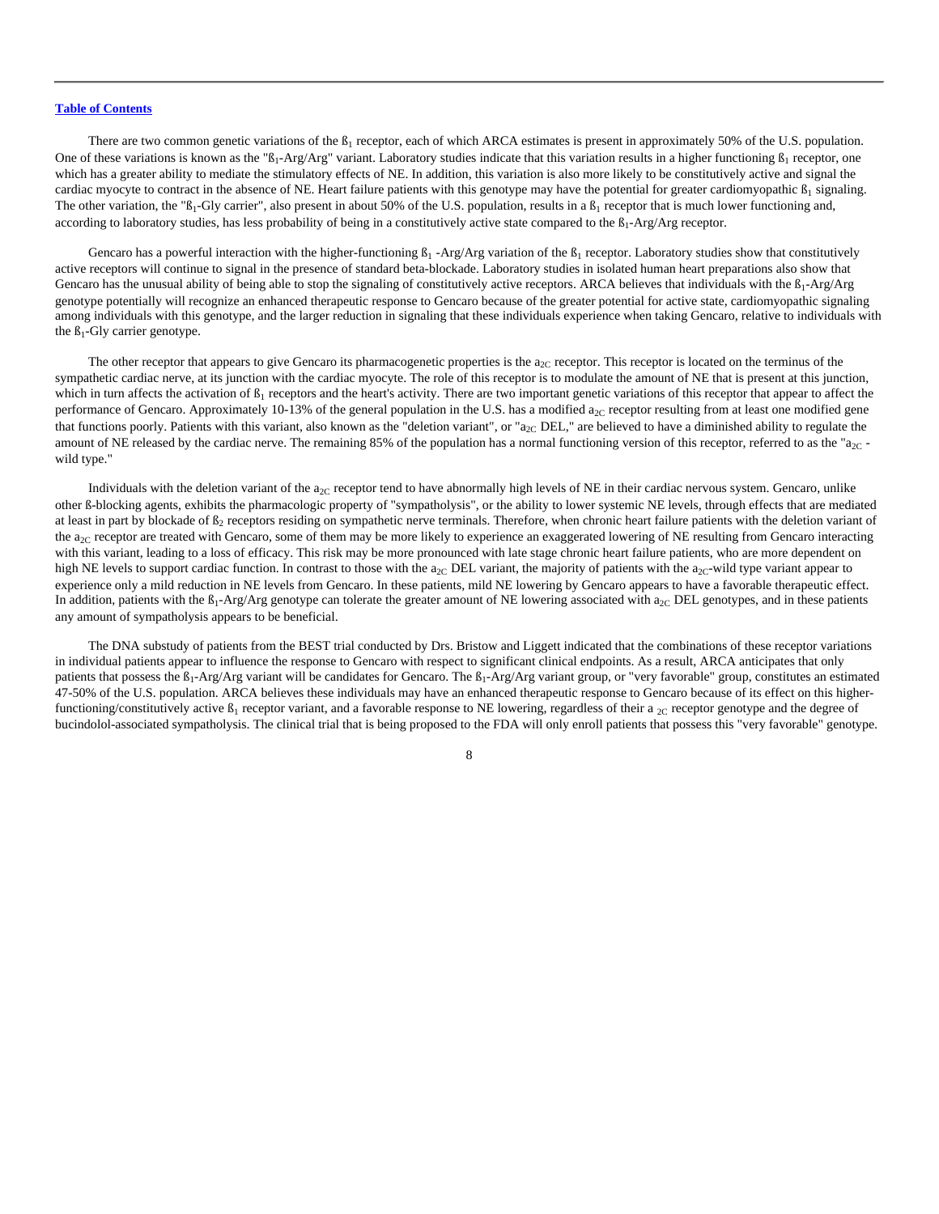[Table of Contents](#)

There are two common genetic variations of the $ß_1$ receptor, each of which ARCA estimates is present in approximately 50% of the U.S. population. One of these variations is known as the "$ß_1$-Arg/Arg" variant. Laboratory studies indicate that this variation results in a higher functioning $ß_1$ receptor, one which has a greater ability to mediate the stimulatory effects of NE. In addition, this variation is also more likely to be constitutively active and signal the cardiac myocyte to contract in the absence of NE. Heart failure patients with this genotype may have the potential for greater cardiomyopathic $ß_1$ signaling. The other variation, the "$ß_1$-Gly carrier", also present in about 50% of the U.S. population, results in a $ß_1$ receptor that is much lower functioning and, according to laboratory studies, has less probability of being in a constitutively active state compared to the $ß_1$-Arg/Arg receptor.

Gencaro has a powerful interaction with the higher-functioning $ß_1$ -Arg/Arg variation of the $ß_1$ receptor. Laboratory studies show that constitutively active receptors will continue to signal in the presence of standard beta-blockade. Laboratory studies in isolated human heart preparations also show that Gencaro has the unusual ability of being able to stop the signaling of constitutively active receptors. ARCA believes that individuals with the $ß_1$-Arg/Arg genotype potentially will recognize an enhanced therapeutic response to Gencaro because of the greater potential for active state, cardiomyopathic signaling among individuals with this genotype, and the larger reduction in signaling that these individuals experience when taking Gencaro, relative to individuals with the $ß_1$-Gly carrier genotype.

The other receptor that appears to give Gencaro its pharmacogenetic properties is the $a_{2C}$ receptor. This receptor is located on the terminus of the sympathetic cardiac nerve, at its junction with the cardiac myocyte. The role of this receptor is to modulate the amount of NE that is present at this junction, which in turn affects the activation of $ß_1$ receptors and the heart's activity. There are two important genetic variations of this receptor that appear to affect the performance of Gencaro. Approximately 10-13% of the general population in the U.S. has a modified $a_{2C}$ receptor resulting from at least one modified gene that functions poorly. Patients with this variant, also known as the "deletion variant", or "$a_{2C}$ DEL," are believed to have a diminished ability to regulate the amount of NE released by the cardiac nerve. The remaining 85% of the population has a normal functioning version of this receptor, referred to as the "$a_{2C}$ -wild type."

Individuals with the deletion variant of the $a_{2C}$ receptor tend to have abnormally high levels of NE in their cardiac nervous system. Gencaro, unlike other ß-blocking agents, exhibits the pharmacologic property of "sympatholysis", or the ability to lower systemic NE levels, through effects that are mediated at least in part by blockade of $ß_2$ receptors residing on sympathetic nerve terminals. Therefore, when chronic heart failure patients with the deletion variant of the $a_{2C}$ receptor are treated with Gencaro, some of them may be more likely to experience an exaggerated lowering of NE resulting from Gencaro interacting with this variant, leading to a loss of efficacy. This risk may be more pronounced with late stage chronic heart failure patients, who are more dependent on high NE levels to support cardiac function. In contrast to those with the $a_{2C}$ DEL variant, the majority of patients with the $a_{2C}$-wild type variant appear to experience only a mild reduction in NE levels from Gencaro. In these patients, mild NE lowering by Gencaro appears to have a favorable therapeutic effect. In addition, patients with the $ß_1$-Arg/Arg genotype can tolerate the greater amount of NE lowering associated with $a_{2C}$ DEL genotypes, and in these patients any amount of sympatholysis appears to be beneficial.

The DNA substudy of patients from the BEST trial conducted by Drs. Bristow and Liggett indicated that the combinations of these receptor variations in individual patients appear to influence the response to Gencaro with respect to significant clinical endpoints. As a result, ARCA anticipates that only patients that possess the $ß_1$-Arg/Arg variant will be candidates for Gencaro. The $ß_1$-Arg/Arg variant group, or "very favorable" group, constitutes an estimated 47-50% of the U.S. population. ARCA believes these individuals may have an enhanced therapeutic response to Gencaro because of its effect on this higher-functioning/constitutively active $ß_1$ receptor variant, and a favorable response to NE lowering, regardless of their $a_{2C}$ receptor genotype and the degree of bucindolol-associated sympatholysis. The clinical trial that is being proposed to the FDA will only enroll patients that possess this "very favorable" genotype.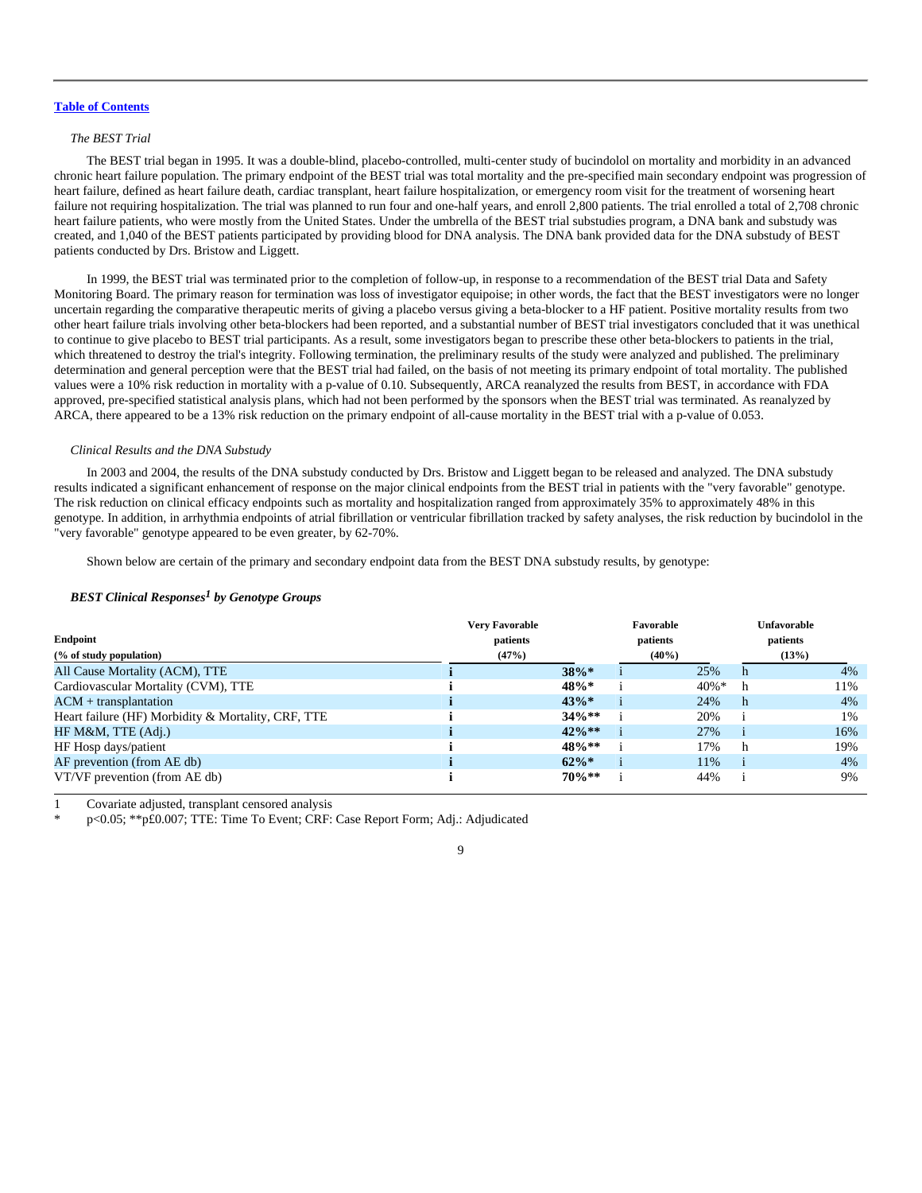[Table of Contents](#)

*The BEST Trial*

The BEST trial began in 1995. It was a double-blind, placebo-controlled, multi-center study of bucindolol on mortality and morbidity in an advanced chronic heart failure population. The primary endpoint of the BEST trial was total mortality and the pre-specified main secondary endpoint was progression of heart failure, defined as heart failure death, cardiac transplant, heart failure hospitalization, or emergency room visit for the treatment of worsening heart failure not requiring hospitalization. The trial was planned to run four and one-half years, and enroll 2,800 patients. The trial enrolled a total of 2,708 chronic heart failure patients, who were mostly from the United States. Under the umbrella of the BEST trial substudies program, a DNA bank and substudy was created, and 1,040 of the BEST patients participated by providing blood for DNA analysis. The DNA bank provided data for the DNA substudy of BEST patients conducted by Drs. Bristow and Liggett.

In 1999, the BEST trial was terminated prior to the completion of follow-up, in response to a recommendation of the BEST trial Data and Safety Monitoring Board. The primary reason for termination was loss of investigator equipoise; in other words, the fact that the BEST investigators were no longer uncertain regarding the comparative therapeutic merits of giving a placebo versus giving a beta-blocker to a HF patient. Positive mortality results from two other heart failure trials involving other beta-blockers had been reported, and a substantial number of BEST trial investigators concluded that it was unethical to continue to give placebo to BEST trial participants. As a result, some investigators began to prescribe these other beta-blockers to patients in the trial, which threatened to destroy the trial's integrity. Following termination, the preliminary results of the study were analyzed and published. The preliminary determination and general perception were that the BEST trial had failed, on the basis of not meeting its primary endpoint of total mortality. The published values were a 10% risk reduction in mortality with a p-value of 0.10. Subsequently, ARCA reanalyzed the results from BEST, in accordance with FDA approved, pre-specified statistical analysis plans, which had not been performed by the sponsors when the BEST trial was terminated. As reanalyzed by ARCA, there appeared to be a 13% risk reduction on the primary endpoint of all-cause mortality in the BEST trial with a p-value of 0.053.

*Clinical Results and the DNA Substudy*

In 2003 and 2004, the results of the DNA substudy conducted by Drs. Bristow and Liggett began to be released and analyzed. The DNA substudy results indicated a significant enhancement of response on the major clinical endpoints from the BEST trial in patients with the "very favorable" genotype. The risk reduction on clinical efficacy endpoints such as mortality and hospitalization ranged from approximately 35% to approximately 48% in this genotype. In addition, in arrhythmia endpoints of atrial fibrillation or ventricular fibrillation tracked by safety analyses, the risk reduction by bucindolol in the "very favorable" genotype appeared to be even greater, by 62-70%.

Shown below are certain of the primary and secondary endpoint data from the BEST DNA substudy results, by genotype:

***BEST Clinical Responses[1] by Genotype Groups***

| Endpoint (% of study population) | | Very Favorable patients (47%) | | Favorable patients (40%) | | Unfavorable patients (13%) |
|---|---|---|---|---|---|---|
| All Cause Mortality (ACM), TTE | i | **38%*** | i | 25% | h | 4% |
| Cardiovascular Mortality (CVM), TTE | i | **48%*** | i | 40%* | h | 11% |
| ACM + transplantation | i | **43%*** | i | 24% | h | 4% |
| Heart failure (HF) Morbidity & Mortality, CRF, TTE | i | **34%**** | i | 20% | i | 1% |
| HF M&M, TTE (Adj.) | i | **42%**** | i | 27% | i | 16% |
| HF Hosp days/patient | i | **48%**** | i | 17% | h | 19% |
| AF prevention (from AE db) | i | **62%*** | i | 11% | i | 4% |
| VT/VF prevention (from AE db) | i | **70%**** | i | 44% | i | 9% |

1 Covariate adjusted, transplant censored analysis

\* p<0.05; **p£0.007; TTE: Time To Event; CRF: Case Report Form; Adj.: Adjudicated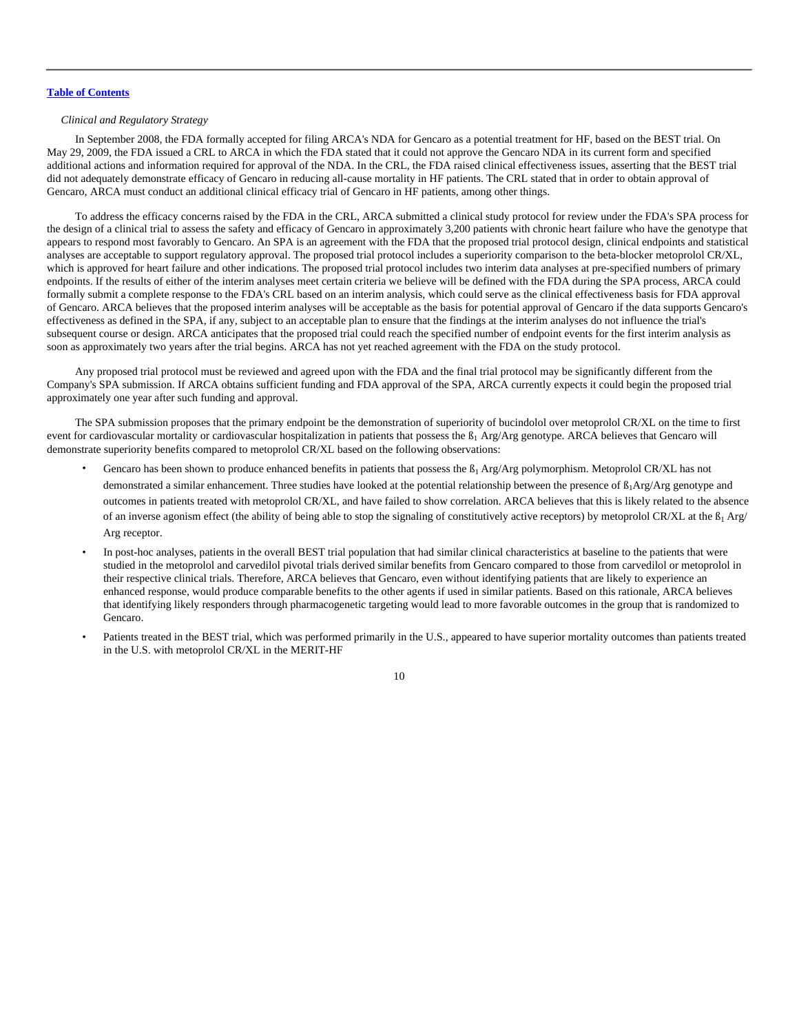[Table of Contents](#)

*Clinical and Regulatory Strategy*

In September 2008, the FDA formally accepted for filing ARCA's NDA for Gencaro as a potential treatment for HF, based on the BEST trial. On May 29, 2009, the FDA issued a CRL to ARCA in which the FDA stated that it could not approve the Gencaro NDA in its current form and specified additional actions and information required for approval of the NDA. In the CRL, the FDA raised clinical effectiveness issues, asserting that the BEST trial did not adequately demonstrate efficacy of Gencaro in reducing all-cause mortality in HF patients. The CRL stated that in order to obtain approval of Gencaro, ARCA must conduct an additional clinical efficacy trial of Gencaro in HF patients, among other things.

To address the efficacy concerns raised by the FDA in the CRL, ARCA submitted a clinical study protocol for review under the FDA's SPA process for the design of a clinical trial to assess the safety and efficacy of Gencaro in approximately 3,200 patients with chronic heart failure who have the genotype that appears to respond most favorably to Gencaro. An SPA is an agreement with the FDA that the proposed trial protocol design, clinical endpoints and statistical analyses are acceptable to support regulatory approval. The proposed trial protocol includes a superiority comparison to the beta-blocker metoprolol CR/XL, which is approved for heart failure and other indications. The proposed trial protocol includes two interim data analyses at pre-specified numbers of primary endpoints. If the results of either of the interim analyses meet certain criteria we believe will be defined with the FDA during the SPA process, ARCA could formally submit a complete response to the FDA's CRL based on an interim analysis, which could serve as the clinical effectiveness basis for FDA approval of Gencaro. ARCA believes that the proposed interim analyses will be acceptable as the basis for potential approval of Gencaro if the data supports Gencaro's effectiveness as defined in the SPA, if any, subject to an acceptable plan to ensure that the findings at the interim analyses do not influence the trial's subsequent course or design. ARCA anticipates that the proposed trial could reach the specified number of endpoint events for the first interim analysis as soon as approximately two years after the trial begins. ARCA has not yet reached agreement with the FDA on the study protocol.

Any proposed trial protocol must be reviewed and agreed upon with the FDA and the final trial protocol may be significantly different from the Company's SPA submission. If ARCA obtains sufficient funding and FDA approval of the SPA, ARCA currently expects it could begin the proposed trial approximately one year after such funding and approval.

The SPA submission proposes that the primary endpoint be the demonstration of superiority of bucindolol over metoprolol CR/XL on the time to first event for cardiovascular mortality or cardiovascular hospitalization in patients that possess the $ß_1$ Arg/Arg genotype. ARCA believes that Gencaro will demonstrate superiority benefits compared to metoprolol CR/XL based on the following observations:

- Gencaro has been shown to produce enhanced benefits in patients that possess the $ß_1$ Arg/Arg polymorphism. Metoprolol CR/XL has not demonstrated a similar enhancement. Three studies have looked at the potential relationship between the presence of $ß_1$Arg/Arg genotype and outcomes in patients treated with metoprolol CR/XL, and have failed to show correlation. ARCA believes that this is likely related to the absence of an inverse agonism effect (the ability of being able to stop the signaling of constitutively active receptors) by metoprolol CR/XL at the $ß_1$ Arg/Arg receptor.
- In post-hoc analyses, patients in the overall BEST trial population that had similar clinical characteristics at baseline to the patients that were studied in the metoprolol and carvedilol pivotal trials derived similar benefits from Gencaro compared to those from carvedilol or metoprolol in their respective clinical trials. Therefore, ARCA believes that Gencaro, even without identifying patients that are likely to experience an enhanced response, would produce comparable benefits to the other agents if used in similar patients. Based on this rationale, ARCA believes that identifying likely responders through pharmacogenetic targeting would lead to more favorable outcomes in the group that is randomized to Gencaro.
- Patients treated in the BEST trial, which was performed primarily in the U.S., appeared to have superior mortality outcomes than patients treated in the U.S. with metoprolol CR/XL in the MERIT-HF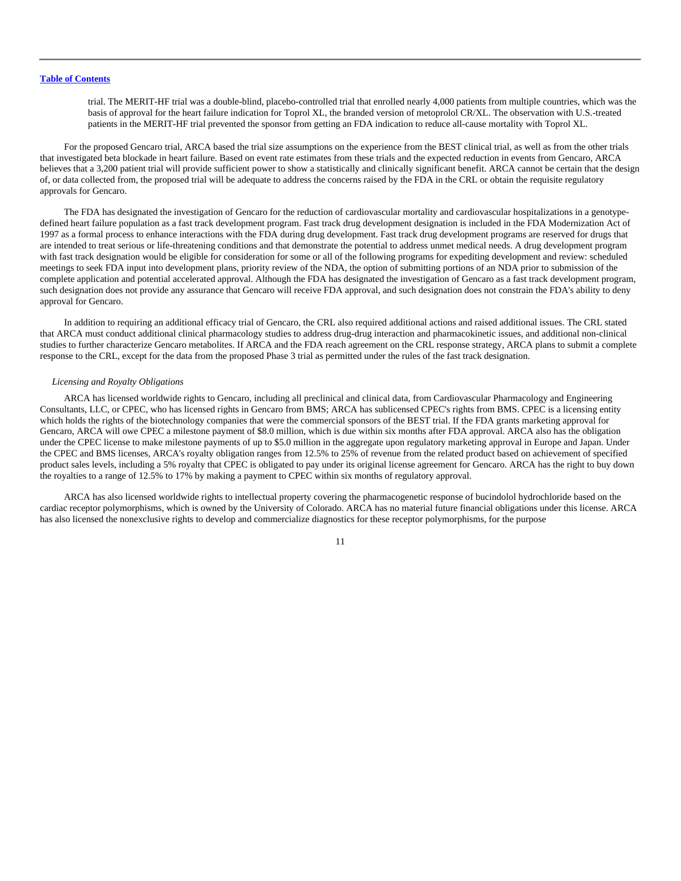trial. The MERIT-HF trial was a double-blind, placebo-controlled trial that enrolled nearly 4,000 patients from multiple countries, which was the basis of approval for the heart failure indication for Toprol XL, the branded version of metoprolol CR/XL. The observation with U.S.-treated patients in the MERIT-HF trial prevented the sponsor from getting an FDA indication to reduce all-cause mortality with Toprol XL.

For the proposed Gencaro trial, ARCA based the trial size assumptions on the experience from the BEST clinical trial, as well as from the other trials that investigated beta blockade in heart failure. Based on event rate estimates from these trials and the expected reduction in events from Gencaro, ARCA believes that a 3,200 patient trial will provide sufficient power to show a statistically and clinically significant benefit. ARCA cannot be certain that the design of, or data collected from, the proposed trial will be adequate to address the concerns raised by the FDA in the CRL or obtain the requisite regulatory approvals for Gencaro.

The FDA has designated the investigation of Gencaro for the reduction of cardiovascular mortality and cardiovascular hospitalizations in a genotype-defined heart failure population as a fast track development program. Fast track drug development designation is included in the FDA Modernization Act of 1997 as a formal process to enhance interactions with the FDA during drug development. Fast track drug development programs are reserved for drugs that are intended to treat serious or life-threatening conditions and that demonstrate the potential to address unmet medical needs. A drug development program with fast track designation would be eligible for consideration for some or all of the following programs for expediting development and review: scheduled meetings to seek FDA input into development plans, priority review of the NDA, the option of submitting portions of an NDA prior to submission of the complete application and potential accelerated approval. Although the FDA has designated the investigation of Gencaro as a fast track development program, such designation does not provide any assurance that Gencaro will receive FDA approval, and such designation does not constrain the FDA's ability to deny approval for Gencaro.

In addition to requiring an additional efficacy trial of Gencaro, the CRL also required additional actions and raised additional issues. The CRL stated that ARCA must conduct additional clinical pharmacology studies to address drug-drug interaction and pharmacokinetic issues, and additional non-clinical studies to further characterize Gencaro metabolites. If ARCA and the FDA reach agreement on the CRL response strategy, ARCA plans to submit a complete response to the CRL, except for the data from the proposed Phase 3 trial as permitted under the rules of the fast track designation.

*Licensing and Royalty Obligations*

ARCA has licensed worldwide rights to Gencaro, including all preclinical and clinical data, from Cardiovascular Pharmacology and Engineering Consultants, LLC, or CPEC, who has licensed rights in Gencaro from BMS; ARCA has sublicensed CPEC's rights from BMS. CPEC is a licensing entity which holds the rights of the biotechnology companies that were the commercial sponsors of the BEST trial. If the FDA grants marketing approval for Gencaro, ARCA will owe CPEC a milestone payment of $8.0 million, which is due within six months after FDA approval. ARCA also has the obligation under the CPEC license to make milestone payments of up to $5.0 million in the aggregate upon regulatory marketing approval in Europe and Japan. Under the CPEC and BMS licenses, ARCA's royalty obligation ranges from 12.5% to 25% of revenue from the related product based on achievement of specified product sales levels, including a 5% royalty that CPEC is obligated to pay under its original license agreement for Gencaro. ARCA has the right to buy down the royalties to a range of 12.5% to 17% by making a payment to CPEC within six months of regulatory approval.

ARCA has also licensed worldwide rights to intellectual property covering the pharmacogenetic response of bucindolol hydrochloride based on the cardiac receptor polymorphisms, which is owned by the University of Colorado. ARCA has no material future financial obligations under this license. ARCA has also licensed the nonexclusive rights to develop and commercialize diagnostics for these receptor polymorphisms, for the purpose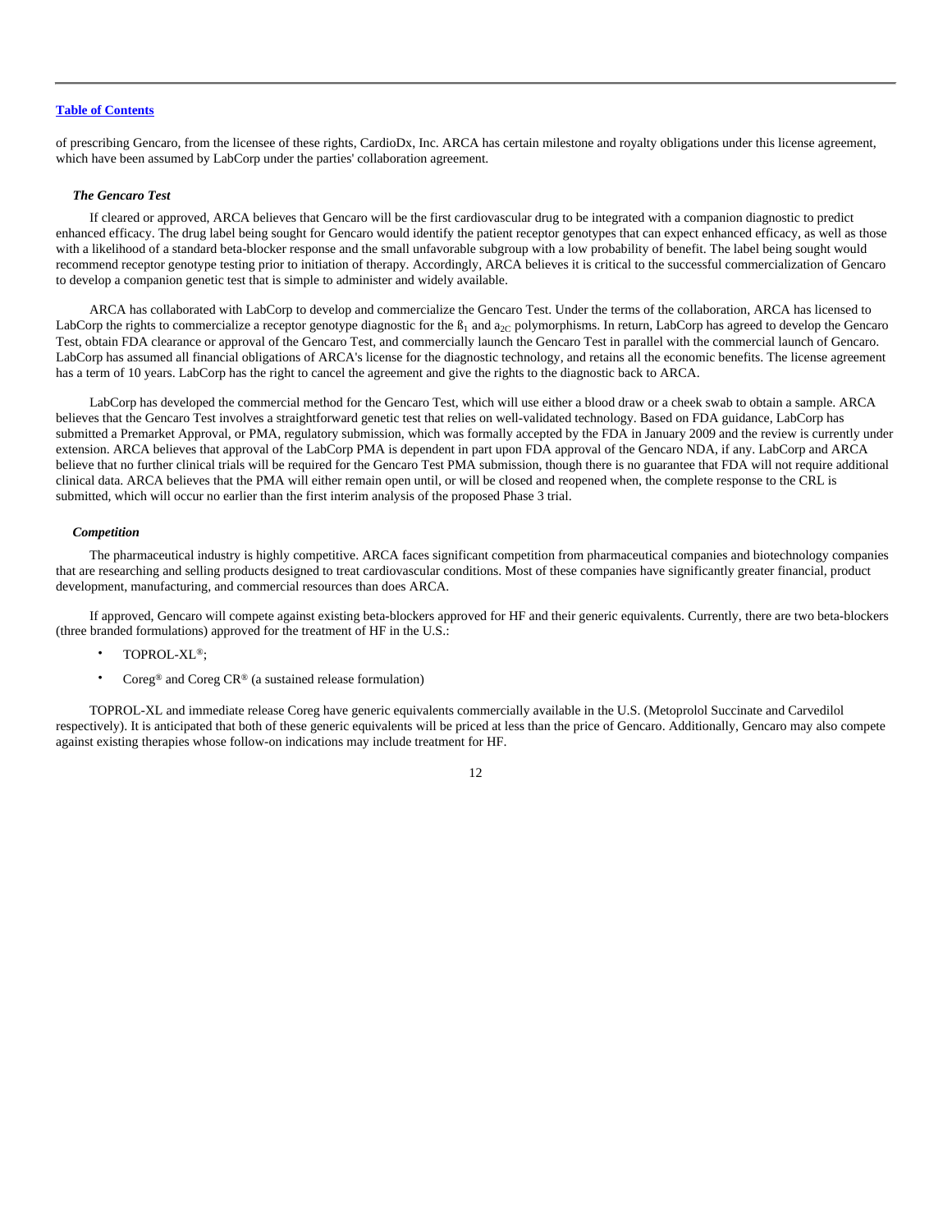of prescribing Gencaro, from the licensee of these rights, CardioDx, Inc. ARCA has certain milestone and royalty obligations under this license agreement, which have been assumed by LabCorp under the parties' collaboration agreement.

***The Gencaro Test***

If cleared or approved, ARCA believes that Gencaro will be the first cardiovascular drug to be integrated with a companion diagnostic to predict enhanced efficacy. The drug label being sought for Gencaro would identify the patient receptor genotypes that can expect enhanced efficacy, as well as those with a likelihood of a standard beta-blocker response and the small unfavorable subgroup with a low probability of benefit. The label being sought would recommend receptor genotype testing prior to initiation of therapy. Accordingly, ARCA believes it is critical to the successful commercialization of Gencaro to develop a companion genetic test that is simple to administer and widely available.

ARCA has collaborated with LabCorp to develop and commercialize the Gencaro Test. Under the terms of the collaboration, ARCA has licensed to LabCorp the rights to commercialize a receptor genotype diagnostic for the $ß_1$ and $a_{2C}$ polymorphisms. In return, LabCorp has agreed to develop the Gencaro Test, obtain FDA clearance or approval of the Gencaro Test, and commercially launch the Gencaro Test in parallel with the commercial launch of Gencaro. LabCorp has assumed all financial obligations of ARCA's license for the diagnostic technology, and retains all the economic benefits. The license agreement has a term of 10 years. LabCorp has the right to cancel the agreement and give the rights to the diagnostic back to ARCA.

LabCorp has developed the commercial method for the Gencaro Test, which will use either a blood draw or a cheek swab to obtain a sample. ARCA believes that the Gencaro Test involves a straightforward genetic test that relies on well-validated technology. Based on FDA guidance, LabCorp has submitted a Premarket Approval, or PMA, regulatory submission, which was formally accepted by the FDA in January 2009 and the review is currently under extension. ARCA believes that approval of the LabCorp PMA is dependent in part upon FDA approval of the Gencaro NDA, if any. LabCorp and ARCA believe that no further clinical trials will be required for the Gencaro Test PMA submission, though there is no guarantee that FDA will not require additional clinical data. ARCA believes that the PMA will either remain open until, or will be closed and reopened when, the complete response to the CRL is submitted, which will occur no earlier than the first interim analysis of the proposed Phase 3 trial.

***Competition***

The pharmaceutical industry is highly competitive. ARCA faces significant competition from pharmaceutical companies and biotechnology companies that are researching and selling products designed to treat cardiovascular conditions. Most of these companies have significantly greater financial, product development, manufacturing, and commercial resources than does ARCA.

If approved, Gencaro will compete against existing beta-blockers approved for HF and their generic equivalents. Currently, there are two beta-blockers (three branded formulations) approved for the treatment of HF in the U.S.:

- TOPROL-XL®;
- Coreg® and Coreg CR® (a sustained release formulation)

TOPROL-XL and immediate release Coreg have generic equivalents commercially available in the U.S. (Metoprolol Succinate and Carvedilol respectively). It is anticipated that both of these generic equivalents will be priced at less than the price of Gencaro. Additionally, Gencaro may also compete against existing therapies whose follow-on indications may include treatment for HF.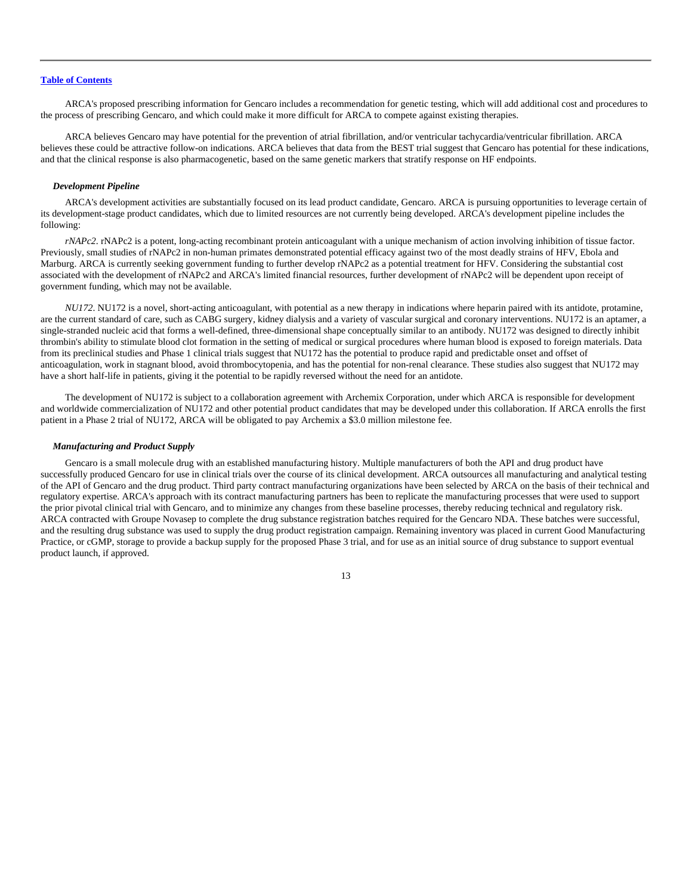ARCA's proposed prescribing information for Gencaro includes a recommendation for genetic testing, which will add additional cost and procedures to the process of prescribing Gencaro, and which could make it more difficult for ARCA to compete against existing therapies.

ARCA believes Gencaro may have potential for the prevention of atrial fibrillation, and/or ventricular tachycardia/ventricular fibrillation. ARCA believes these could be attractive follow-on indications. ARCA believes that data from the BEST trial suggest that Gencaro has potential for these indications, and that the clinical response is also pharmacogenetic, based on the same genetic markers that stratify response on HF endpoints.

### *Development Pipeline*

ARCA's development activities are substantially focused on its lead product candidate, Gencaro. ARCA is pursuing opportunities to leverage certain of its development-stage product candidates, which due to limited resources are not currently being developed. ARCA's development pipeline includes the following:

*rNAPc2*. rNAPc2 is a potent, long-acting recombinant protein anticoagulant with a unique mechanism of action involving inhibition of tissue factor. Previously, small studies of rNAPc2 in non-human primates demonstrated potential efficacy against two of the most deadly strains of HFV, Ebola and Marburg. ARCA is currently seeking government funding to further develop rNAPc2 as a potential treatment for HFV. Considering the substantial cost associated with the development of rNAPc2 and ARCA's limited financial resources, further development of rNAPc2 will be dependent upon receipt of government funding, which may not be available.

*NU172*. NU172 is a novel, short-acting anticoagulant, with potential as a new therapy in indications where heparin paired with its antidote, protamine, are the current standard of care, such as CABG surgery, kidney dialysis and a variety of vascular surgical and coronary interventions. NU172 is an aptamer, a single-stranded nucleic acid that forms a well-defined, three-dimensional shape conceptually similar to an antibody. NU172 was designed to directly inhibit thrombin's ability to stimulate blood clot formation in the setting of medical or surgical procedures where human blood is exposed to foreign materials. Data from its preclinical studies and Phase 1 clinical trials suggest that NU172 has the potential to produce rapid and predictable onset and offset of anticoagulation, work in stagnant blood, avoid thrombocytopenia, and has the potential for non-renal clearance. These studies also suggest that NU172 may have a short half-life in patients, giving it the potential to be rapidly reversed without the need for an antidote.

The development of NU172 is subject to a collaboration agreement with Archemix Corporation, under which ARCA is responsible for development and worldwide commercialization of NU172 and other potential product candidates that may be developed under this collaboration. If ARCA enrolls the first patient in a Phase 2 trial of NU172, ARCA will be obligated to pay Archemix a $3.0 million milestone fee.

### *Manufacturing and Product Supply*

Gencaro is a small molecule drug with an established manufacturing history. Multiple manufacturers of both the API and drug product have successfully produced Gencaro for use in clinical trials over the course of its clinical development. ARCA outsources all manufacturing and analytical testing of the API of Gencaro and the drug product. Third party contract manufacturing organizations have been selected by ARCA on the basis of their technical and regulatory expertise. ARCA's approach with its contract manufacturing partners has been to replicate the manufacturing processes that were used to support the prior pivotal clinical trial with Gencaro, and to minimize any changes from these baseline processes, thereby reducing technical and regulatory risk. ARCA contracted with Groupe Novasep to complete the drug substance registration batches required for the Gencaro NDA. These batches were successful, and the resulting drug substance was used to supply the drug product registration campaign. Remaining inventory was placed in current Good Manufacturing Practice, or cGMP, storage to provide a backup supply for the proposed Phase 3 trial, and for use as an initial source of drug substance to support eventual product launch, if approved.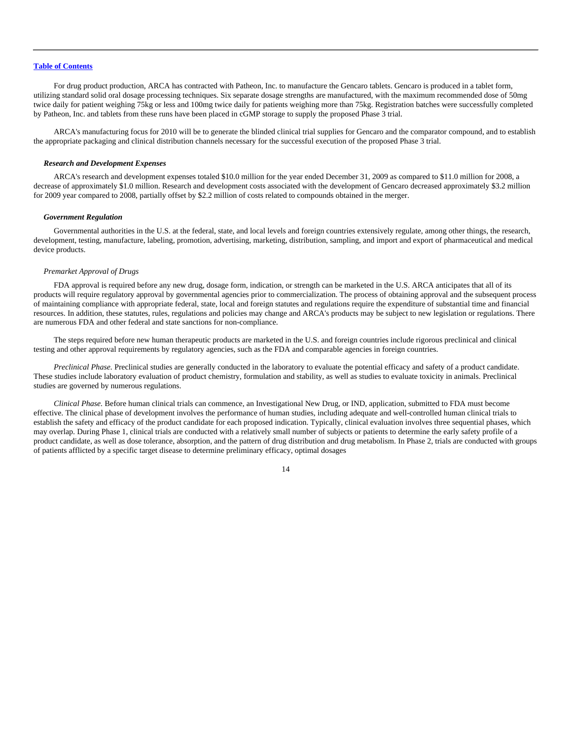For drug product production, ARCA has contracted with Patheon, Inc. to manufacture the Gencaro tablets. Gencaro is produced in a tablet form, utilizing standard solid oral dosage processing techniques. Six separate dosage strengths are manufactured, with the maximum recommended dose of 50mg twice daily for patient weighing 75kg or less and 100mg twice daily for patients weighing more than 75kg. Registration batches were successfully completed by Patheon, Inc. and tablets from these runs have been placed in cGMP storage to supply the proposed Phase 3 trial.

ARCA's manufacturing focus for 2010 will be to generate the blinded clinical trial supplies for Gencaro and the comparator compound, and to establish the appropriate packaging and clinical distribution channels necessary for the successful execution of the proposed Phase 3 trial.

### *Research and Development Expenses*

ARCA's research and development expenses totaled $10.0 million for the year ended December 31, 2009 as compared to $11.0 million for 2008, a decrease of approximately $1.0 million. Research and development costs associated with the development of Gencaro decreased approximately $3.2 million for 2009 year compared to 2008, partially offset by $2.2 million of costs related to compounds obtained in the merger.

### *Government Regulation*

Governmental authorities in the U.S. at the federal, state, and local levels and foreign countries extensively regulate, among other things, the research, development, testing, manufacture, labeling, promotion, advertising, marketing, distribution, sampling, and import and export of pharmaceutical and medical device products.

#### *Premarket Approval of Drugs*

FDA approval is required before any new drug, dosage form, indication, or strength can be marketed in the U.S. ARCA anticipates that all of its products will require regulatory approval by governmental agencies prior to commercialization. The process of obtaining approval and the subsequent process of maintaining compliance with appropriate federal, state, local and foreign statutes and regulations require the expenditure of substantial time and financial resources. In addition, these statutes, rules, regulations and policies may change and ARCA's products may be subject to new legislation or regulations. There are numerous FDA and other federal and state sanctions for non-compliance.

The steps required before new human therapeutic products are marketed in the U.S. and foreign countries include rigorous preclinical and clinical testing and other approval requirements by regulatory agencies, such as the FDA and comparable agencies in foreign countries.

*Preclinical Phase.* Preclinical studies are generally conducted in the laboratory to evaluate the potential efficacy and safety of a product candidate. These studies include laboratory evaluation of product chemistry, formulation and stability, as well as studies to evaluate toxicity in animals. Preclinical studies are governed by numerous regulations.

*Clinical Phase.* Before human clinical trials can commence, an Investigational New Drug, or IND, application, submitted to FDA must become effective. The clinical phase of development involves the performance of human studies, including adequate and well-controlled human clinical trials to establish the safety and efficacy of the product candidate for each proposed indication. Typically, clinical evaluation involves three sequential phases, which may overlap. During Phase 1, clinical trials are conducted with a relatively small number of subjects or patients to determine the early safety profile of a product candidate, as well as dose tolerance, absorption, and the pattern of drug distribution and drug metabolism. In Phase 2, trials are conducted with groups of patients afflicted by a specific target disease to determine preliminary efficacy, optimal dosages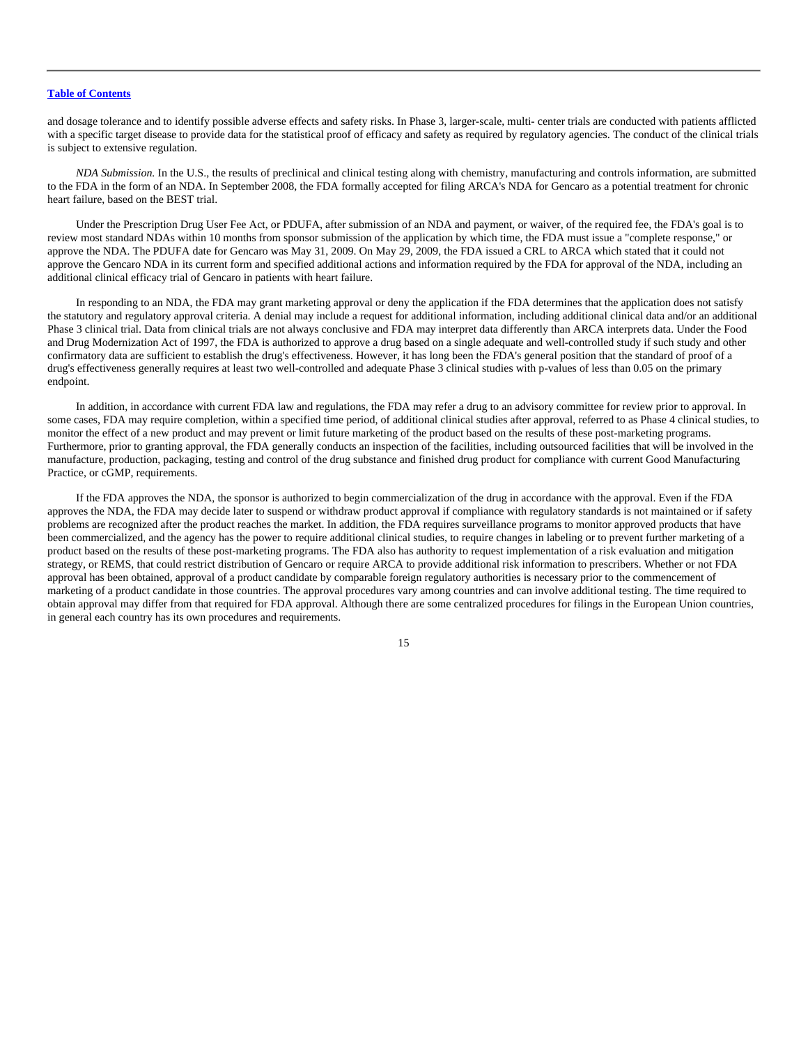and dosage tolerance and to identify possible adverse effects and safety risks. In Phase 3, larger-scale, multi- center trials are conducted with patients afflicted with a specific target disease to provide data for the statistical proof of efficacy and safety as required by regulatory agencies. The conduct of the clinical trials is subject to extensive regulation.

*NDA Submission.* In the U.S., the results of preclinical and clinical testing along with chemistry, manufacturing and controls information, are submitted to the FDA in the form of an NDA. In September 2008, the FDA formally accepted for filing ARCA's NDA for Gencaro as a potential treatment for chronic heart failure, based on the BEST trial.

Under the Prescription Drug User Fee Act, or PDUFA, after submission of an NDA and payment, or waiver, of the required fee, the FDA's goal is to review most standard NDAs within 10 months from sponsor submission of the application by which time, the FDA must issue a "complete response," or approve the NDA. The PDUFA date for Gencaro was May 31, 2009. On May 29, 2009, the FDA issued a CRL to ARCA which stated that it could not approve the Gencaro NDA in its current form and specified additional actions and information required by the FDA for approval of the NDA, including an additional clinical efficacy trial of Gencaro in patients with heart failure.

In responding to an NDA, the FDA may grant marketing approval or deny the application if the FDA determines that the application does not satisfy the statutory and regulatory approval criteria. A denial may include a request for additional information, including additional clinical data and/or an additional Phase 3 clinical trial. Data from clinical trials are not always conclusive and FDA may interpret data differently than ARCA interprets data. Under the Food and Drug Modernization Act of 1997, the FDA is authorized to approve a drug based on a single adequate and well-controlled study if such study and other confirmatory data are sufficient to establish the drug's effectiveness. However, it has long been the FDA's general position that the standard of proof of a drug's effectiveness generally requires at least two well-controlled and adequate Phase 3 clinical studies with p-values of less than 0.05 on the primary endpoint.

In addition, in accordance with current FDA law and regulations, the FDA may refer a drug to an advisory committee for review prior to approval. In some cases, FDA may require completion, within a specified time period, of additional clinical studies after approval, referred to as Phase 4 clinical studies, to monitor the effect of a new product and may prevent or limit future marketing of the product based on the results of these post-marketing programs. Furthermore, prior to granting approval, the FDA generally conducts an inspection of the facilities, including outsourced facilities that will be involved in the manufacture, production, packaging, testing and control of the drug substance and finished drug product for compliance with current Good Manufacturing Practice, or cGMP, requirements.

If the FDA approves the NDA, the sponsor is authorized to begin commercialization of the drug in accordance with the approval. Even if the FDA approves the NDA, the FDA may decide later to suspend or withdraw product approval if compliance with regulatory standards is not maintained or if safety problems are recognized after the product reaches the market. In addition, the FDA requires surveillance programs to monitor approved products that have been commercialized, and the agency has the power to require additional clinical studies, to require changes in labeling or to prevent further marketing of a product based on the results of these post-marketing programs. The FDA also has authority to request implementation of a risk evaluation and mitigation strategy, or REMS, that could restrict distribution of Gencaro or require ARCA to provide additional risk information to prescribers. Whether or not FDA approval has been obtained, approval of a product candidate by comparable foreign regulatory authorities is necessary prior to the commencement of marketing of a product candidate in those countries. The approval procedures vary among countries and can involve additional testing. The time required to obtain approval may differ from that required for FDA approval. Although there are some centralized procedures for filings in the European Union countries, in general each country has its own procedures and requirements.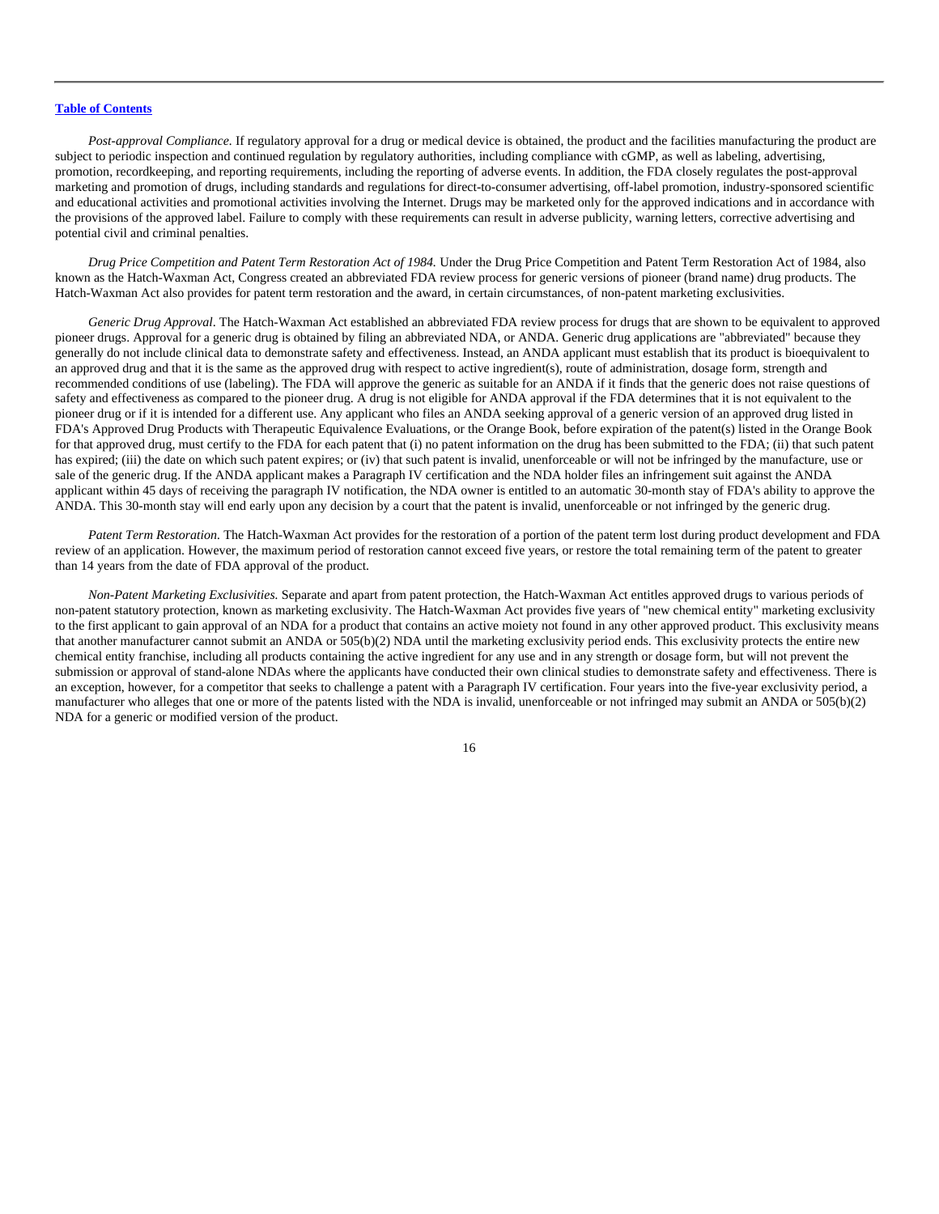[Table of Contents](#)

*Post-approval Compliance.* If regulatory approval for a drug or medical device is obtained, the product and the facilities manufacturing the product are subject to periodic inspection and continued regulation by regulatory authorities, including compliance with cGMP, as well as labeling, advertising, promotion, recordkeeping, and reporting requirements, including the reporting of adverse events. In addition, the FDA closely regulates the post-approval marketing and promotion of drugs, including standards and regulations for direct-to-consumer advertising, off-label promotion, industry-sponsored scientific and educational activities and promotional activities involving the Internet. Drugs may be marketed only for the approved indications and in accordance with the provisions of the approved label. Failure to comply with these requirements can result in adverse publicity, warning letters, corrective advertising and potential civil and criminal penalties.

*Drug Price Competition and Patent Term Restoration Act of 1984.* Under the Drug Price Competition and Patent Term Restoration Act of 1984, also known as the Hatch-Waxman Act, Congress created an abbreviated FDA review process for generic versions of pioneer (brand name) drug products. The Hatch-Waxman Act also provides for patent term restoration and the award, in certain circumstances, of non-patent marketing exclusivities.

*Generic Drug Approval.* The Hatch-Waxman Act established an abbreviated FDA review process for drugs that are shown to be equivalent to approved pioneer drugs. Approval for a generic drug is obtained by filing an abbreviated NDA, or ANDA. Generic drug applications are "abbreviated" because they generally do not include clinical data to demonstrate safety and effectiveness. Instead, an ANDA applicant must establish that its product is bioequivalent to an approved drug and that it is the same as the approved drug with respect to active ingredient(s), route of administration, dosage form, strength and recommended conditions of use (labeling). The FDA will approve the generic as suitable for an ANDA if it finds that the generic does not raise questions of safety and effectiveness as compared to the pioneer drug. A drug is not eligible for ANDA approval if the FDA determines that it is not equivalent to the pioneer drug or if it is intended for a different use. Any applicant who files an ANDA seeking approval of a generic version of an approved drug listed in FDA's Approved Drug Products with Therapeutic Equivalence Evaluations, or the Orange Book, before expiration of the patent(s) listed in the Orange Book for that approved drug, must certify to the FDA for each patent that (i) no patent information on the drug has been submitted to the FDA; (ii) that such patent has expired; (iii) the date on which such patent expires; or (iv) that such patent is invalid, unenforceable or will not be infringed by the manufacture, use or sale of the generic drug. If the ANDA applicant makes a Paragraph IV certification and the NDA holder files an infringement suit against the ANDA applicant within 45 days of receiving the paragraph IV notification, the NDA owner is entitled to an automatic 30-month stay of FDA's ability to approve the ANDA. This 30-month stay will end early upon any decision by a court that the patent is invalid, unenforceable or not infringed by the generic drug.

*Patent Term Restoration.* The Hatch-Waxman Act provides for the restoration of a portion of the patent term lost during product development and FDA review of an application. However, the maximum period of restoration cannot exceed five years, or restore the total remaining term of the patent to greater than 14 years from the date of FDA approval of the product.

*Non-Patent Marketing Exclusivities.* Separate and apart from patent protection, the Hatch-Waxman Act entitles approved drugs to various periods of non-patent statutory protection, known as marketing exclusivity. The Hatch-Waxman Act provides five years of "new chemical entity" marketing exclusivity to the first applicant to gain approval of an NDA for a product that contains an active moiety not found in any other approved product. This exclusivity means that another manufacturer cannot submit an ANDA or 505(b)(2) NDA until the marketing exclusivity period ends. This exclusivity protects the entire new chemical entity franchise, including all products containing the active ingredient for any use and in any strength or dosage form, but will not prevent the submission or approval of stand-alone NDAs where the applicants have conducted their own clinical studies to demonstrate safety and effectiveness. There is an exception, however, for a competitor that seeks to challenge a patent with a Paragraph IV certification. Four years into the five-year exclusivity period, a manufacturer who alleges that one or more of the patents listed with the NDA is invalid, unenforceable or not infringed may submit an ANDA or 505(b)(2) NDA for a generic or modified version of the product.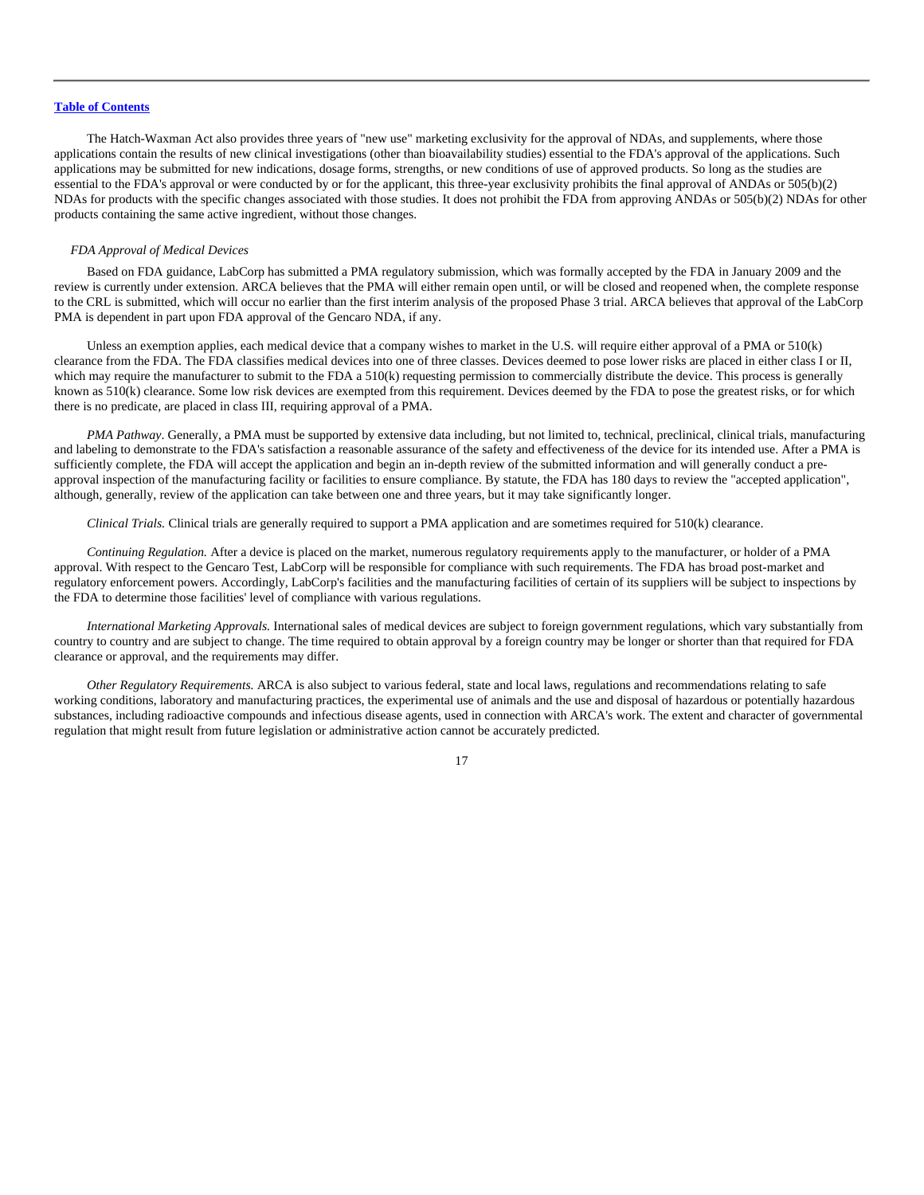The Hatch-Waxman Act also provides three years of "new use" marketing exclusivity for the approval of NDAs, and supplements, where those applications contain the results of new clinical investigations (other than bioavailability studies) essential to the FDA's approval of the applications. Such applications may be submitted for new indications, dosage forms, strengths, or new conditions of use of approved products. So long as the studies are essential to the FDA's approval or were conducted by or for the applicant, this three-year exclusivity prohibits the final approval of ANDAs or 505(b)(2) NDAs for products with the specific changes associated with those studies. It does not prohibit the FDA from approving ANDAs or 505(b)(2) NDAs for other products containing the same active ingredient, without those changes.

*FDA Approval of Medical Devices*

Based on FDA guidance, LabCorp has submitted a PMA regulatory submission, which was formally accepted by the FDA in January 2009 and the review is currently under extension. ARCA believes that the PMA will either remain open until, or will be closed and reopened when, the complete response to the CRL is submitted, which will occur no earlier than the first interim analysis of the proposed Phase 3 trial. ARCA believes that approval of the LabCorp PMA is dependent in part upon FDA approval of the Gencaro NDA, if any.

Unless an exemption applies, each medical device that a company wishes to market in the U.S. will require either approval of a PMA or 510(k) clearance from the FDA. The FDA classifies medical devices into one of three classes. Devices deemed to pose lower risks are placed in either class I or II, which may require the manufacturer to submit to the FDA a 510(k) requesting permission to commercially distribute the device. This process is generally known as 510(k) clearance. Some low risk devices are exempted from this requirement. Devices deemed by the FDA to pose the greatest risks, or for which there is no predicate, are placed in class III, requiring approval of a PMA.

*PMA Pathway*. Generally, a PMA must be supported by extensive data including, but not limited to, technical, preclinical, clinical trials, manufacturing and labeling to demonstrate to the FDA's satisfaction a reasonable assurance of the safety and effectiveness of the device for its intended use. After a PMA is sufficiently complete, the FDA will accept the application and begin an in-depth review of the submitted information and will generally conduct a pre-approval inspection of the manufacturing facility or facilities to ensure compliance. By statute, the FDA has 180 days to review the "accepted application", although, generally, review of the application can take between one and three years, but it may take significantly longer.

*Clinical Trials.* Clinical trials are generally required to support a PMA application and are sometimes required for 510(k) clearance.

*Continuing Regulation.* After a device is placed on the market, numerous regulatory requirements apply to the manufacturer, or holder of a PMA approval. With respect to the Gencaro Test, LabCorp will be responsible for compliance with such requirements. The FDA has broad post-market and regulatory enforcement powers. Accordingly, LabCorp's facilities and the manufacturing facilities of certain of its suppliers will be subject to inspections by the FDA to determine those facilities' level of compliance with various regulations.

*International Marketing Approvals.* International sales of medical devices are subject to foreign government regulations, which vary substantially from country to country and are subject to change. The time required to obtain approval by a foreign country may be longer or shorter than that required for FDA clearance or approval, and the requirements may differ.

*Other Regulatory Requirements.* ARCA is also subject to various federal, state and local laws, regulations and recommendations relating to safe working conditions, laboratory and manufacturing practices, the experimental use of animals and the use and disposal of hazardous or potentially hazardous substances, including radioactive compounds and infectious disease agents, used in connection with ARCA's work. The extent and character of governmental regulation that might result from future legislation or administrative action cannot be accurately predicted.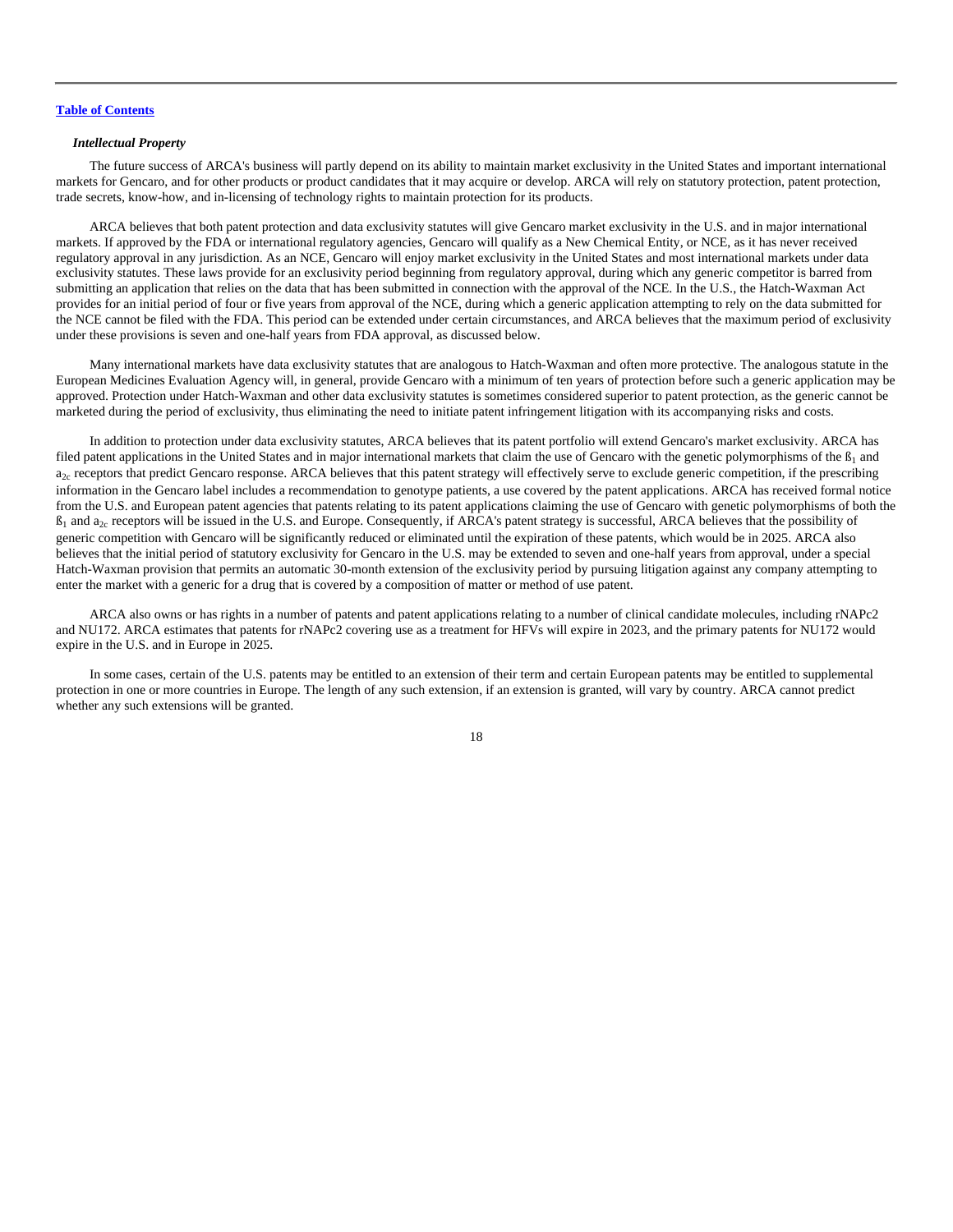*Intellectual Property*

The future success of ARCA's business will partly depend on its ability to maintain market exclusivity in the United States and important international markets for Gencaro, and for other products or product candidates that it may acquire or develop. ARCA will rely on statutory protection, patent protection, trade secrets, know-how, and in-licensing of technology rights to maintain protection for its products.

ARCA believes that both patent protection and data exclusivity statutes will give Gencaro market exclusivity in the U.S. and in major international markets. If approved by the FDA or international regulatory agencies, Gencaro will qualify as a New Chemical Entity, or NCE, as it has never received regulatory approval in any jurisdiction. As an NCE, Gencaro will enjoy market exclusivity in the United States and most international markets under data exclusivity statutes. These laws provide for an exclusivity period beginning from regulatory approval, during which any generic competitor is barred from submitting an application that relies on the data that has been submitted in connection with the approval of the NCE. In the U.S., the Hatch-Waxman Act provides for an initial period of four or five years from approval of the NCE, during which a generic application attempting to rely on the data submitted for the NCE cannot be filed with the FDA. This period can be extended under certain circumstances, and ARCA believes that the maximum period of exclusivity under these provisions is seven and one-half years from FDA approval, as discussed below.

Many international markets have data exclusivity statutes that are analogous to Hatch-Waxman and often more protective. The analogous statute in the European Medicines Evaluation Agency will, in general, provide Gencaro with a minimum of ten years of protection before such a generic application may be approved. Protection under Hatch-Waxman and other data exclusivity statutes is sometimes considered superior to patent protection, as the generic cannot be marketed during the period of exclusivity, thus eliminating the need to initiate patent infringement litigation with its accompanying risks and costs.

In addition to protection under data exclusivity statutes, ARCA believes that its patent portfolio will extend Gencaro's market exclusivity. ARCA has filed patent applications in the United States and in major international markets that claim the use of Gencaro with the genetic polymorphisms of the $ß_1$ and $a_{2c}$ receptors that predict Gencaro response. ARCA believes that this patent strategy will effectively serve to exclude generic competition, if the prescribing information in the Gencaro label includes a recommendation to genotype patients, a use covered by the patent applications. ARCA has received formal notice from the U.S. and European patent agencies that patents relating to its patent applications claiming the use of Gencaro with genetic polymorphisms of both the $ß_1$ and $a_{2c}$ receptors will be issued in the U.S. and Europe. Consequently, if ARCA's patent strategy is successful, ARCA believes that the possibility of generic competition with Gencaro will be significantly reduced or eliminated until the expiration of these patents, which would be in 2025. ARCA also believes that the initial period of statutory exclusivity for Gencaro in the U.S. may be extended to seven and one-half years from approval, under a special Hatch-Waxman provision that permits an automatic 30-month extension of the exclusivity period by pursuing litigation against any company attempting to enter the market with a generic for a drug that is covered by a composition of matter or method of use patent.

ARCA also owns or has rights in a number of patents and patent applications relating to a number of clinical candidate molecules, including rNAPc2 and NU172. ARCA estimates that patents for rNAPc2 covering use as a treatment for HFVs will expire in 2023, and the primary patents for NU172 would expire in the U.S. and in Europe in 2025.

In some cases, certain of the U.S. patents may be entitled to an extension of their term and certain European patents may be entitled to supplemental protection in one or more countries in Europe. The length of any such extension, if an extension is granted, will vary by country. ARCA cannot predict whether any such extensions will be granted.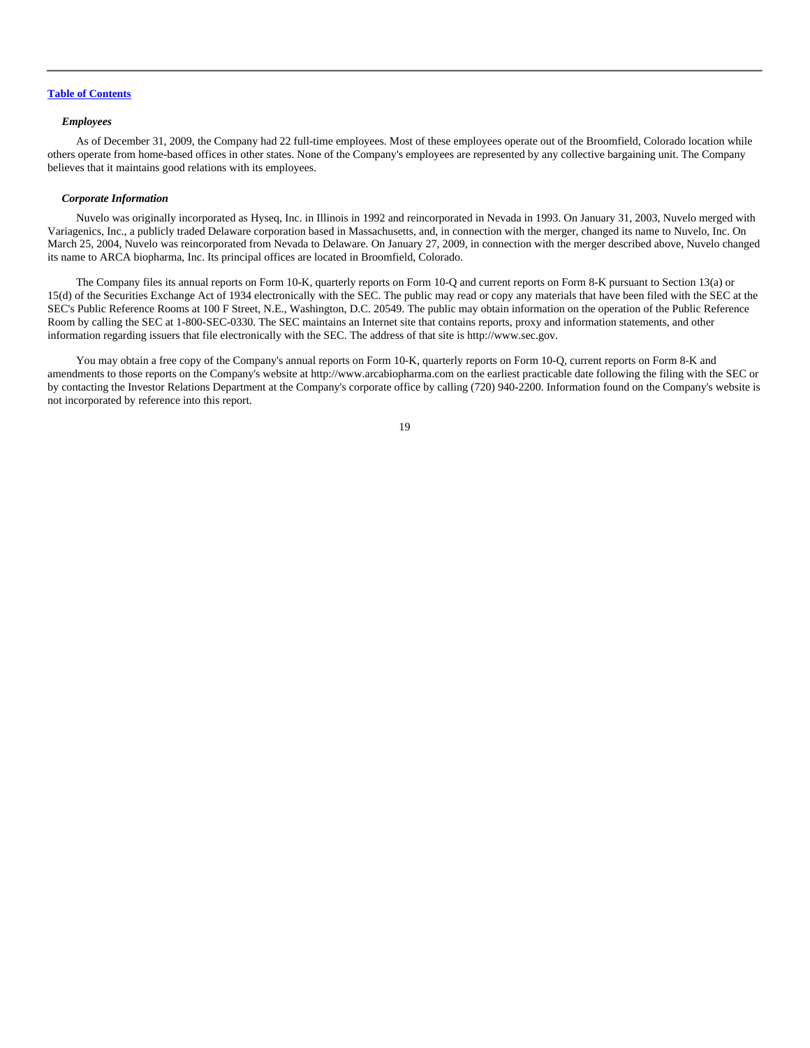[Table of Contents](#)

### *Employees*

As of December 31, 2009, the Company had 22 full-time employees. Most of these employees operate out of the Broomfield, Colorado location while others operate from home-based offices in other states. None of the Company's employees are represented by any collective bargaining unit. The Company believes that it maintains good relations with its employees.

### *Corporate Information*

Nuvelo was originally incorporated as Hyseq, Inc. in Illinois in 1992 and reincorporated in Nevada in 1993. On January 31, 2003, Nuvelo merged with Variagenics, Inc., a publicly traded Delaware corporation based in Massachusetts, and, in connection with the merger, changed its name to Nuvelo, Inc. On March 25, 2004, Nuvelo was reincorporated from Nevada to Delaware. On January 27, 2009, in connection with the merger described above, Nuvelo changed its name to ARCA biopharma, Inc. Its principal offices are located in Broomfield, Colorado.

The Company files its annual reports on Form 10-K, quarterly reports on Form 10-Q and current reports on Form 8-K pursuant to Section 13(a) or 15(d) of the Securities Exchange Act of 1934 electronically with the SEC. The public may read or copy any materials that have been filed with the SEC at the SEC's Public Reference Rooms at 100 F Street, N.E., Washington, D.C. 20549. The public may obtain information on the operation of the Public Reference Room by calling the SEC at 1-800-SEC-0330. The SEC maintains an Internet site that contains reports, proxy and information statements, and other information regarding issuers that file electronically with the SEC. The address of that site is http://www.sec.gov.

You may obtain a free copy of the Company's annual reports on Form 10-K, quarterly reports on Form 10-Q, current reports on Form 8-K and amendments to those reports on the Company's website at http://www.arcabiopharma.com on the earliest practicable date following the filing with the SEC or by contacting the Investor Relations Department at the Company's corporate office by calling (720) 940-2200. Information found on the Company's website is not incorporated by reference into this report.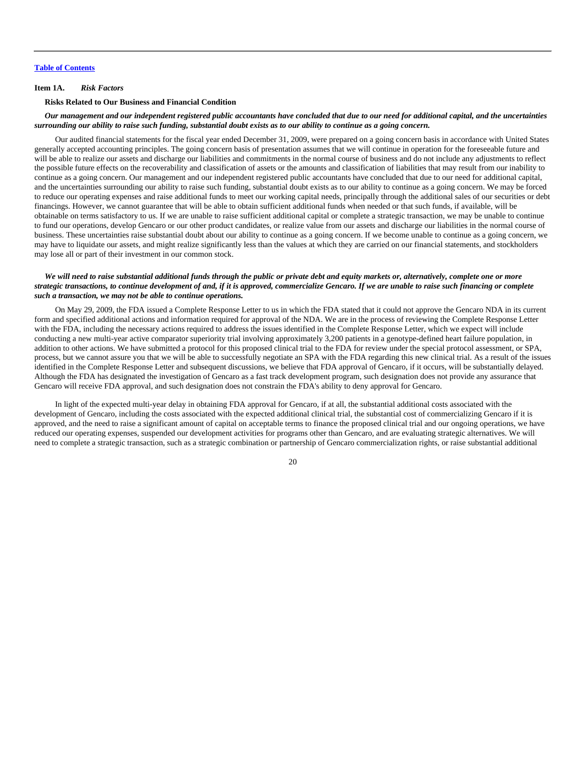[Table of Contents](#)

**Item 1A.** ***Risk Factors***

**Risks Related to Our Business and Financial Condition**

***Our management and our independent registered public accountants have concluded that due to our need for additional capital, and the uncertainties surrounding our ability to raise such funding, substantial doubt exists as to our ability to continue as a going concern.***

Our audited financial statements for the fiscal year ended December 31, 2009, were prepared on a going concern basis in accordance with United States generally accepted accounting principles. The going concern basis of presentation assumes that we will continue in operation for the foreseeable future and will be able to realize our assets and discharge our liabilities and commitments in the normal course of business and do not include any adjustments to reflect the possible future effects on the recoverability and classification of assets or the amounts and classification of liabilities that may result from our inability to continue as a going concern. Our management and our independent registered public accountants have concluded that due to our need for additional capital, and the uncertainties surrounding our ability to raise such funding, substantial doubt exists as to our ability to continue as a going concern. We may be forced to reduce our operating expenses and raise additional funds to meet our working capital needs, principally through the additional sales of our securities or debt financings. However, we cannot guarantee that will be able to obtain sufficient additional funds when needed or that such funds, if available, will be obtainable on terms satisfactory to us. If we are unable to raise sufficient additional capital or complete a strategic transaction, we may be unable to continue to fund our operations, develop Gencaro or our other product candidates, or realize value from our assets and discharge our liabilities in the normal course of business. These uncertainties raise substantial doubt about our ability to continue as a going concern. If we become unable to continue as a going concern, we may have to liquidate our assets, and might realize significantly less than the values at which they are carried on our financial statements, and stockholders may lose all or part of their investment in our common stock.

***We will need to raise substantial additional funds through the public or private debt and equity markets or, alternatively, complete one or more strategic transactions, to continue development of and, if it is approved, commercialize Gencaro. If we are unable to raise such financing or complete such a transaction, we may not be able to continue operations.***

On May 29, 2009, the FDA issued a Complete Response Letter to us in which the FDA stated that it could not approve the Gencaro NDA in its current form and specified additional actions and information required for approval of the NDA. We are in the process of reviewing the Complete Response Letter with the FDA, including the necessary actions required to address the issues identified in the Complete Response Letter, which we expect will include conducting a new multi-year active comparator superiority trial involving approximately 3,200 patients in a genotype-defined heart failure population, in addition to other actions. We have submitted a protocol for this proposed clinical trial to the FDA for review under the special protocol assessment, or SPA, process, but we cannot assure you that we will be able to successfully negotiate an SPA with the FDA regarding this new clinical trial. As a result of the issues identified in the Complete Response Letter and subsequent discussions, we believe that FDA approval of Gencaro, if it occurs, will be substantially delayed. Although the FDA has designated the investigation of Gencaro as a fast track development program, such designation does not provide any assurance that Gencaro will receive FDA approval, and such designation does not constrain the FDA's ability to deny approval for Gencaro.

In light of the expected multi-year delay in obtaining FDA approval for Gencaro, if at all, the substantial additional costs associated with the development of Gencaro, including the costs associated with the expected additional clinical trial, the substantial cost of commercializing Gencaro if it is approved, and the need to raise a significant amount of capital on acceptable terms to finance the proposed clinical trial and our ongoing operations, we have reduced our operating expenses, suspended our development activities for programs other than Gencaro, and are evaluating strategic alternatives. We will need to complete a strategic transaction, such as a strategic combination or partnership of Gencaro commercialization rights, or raise substantial additional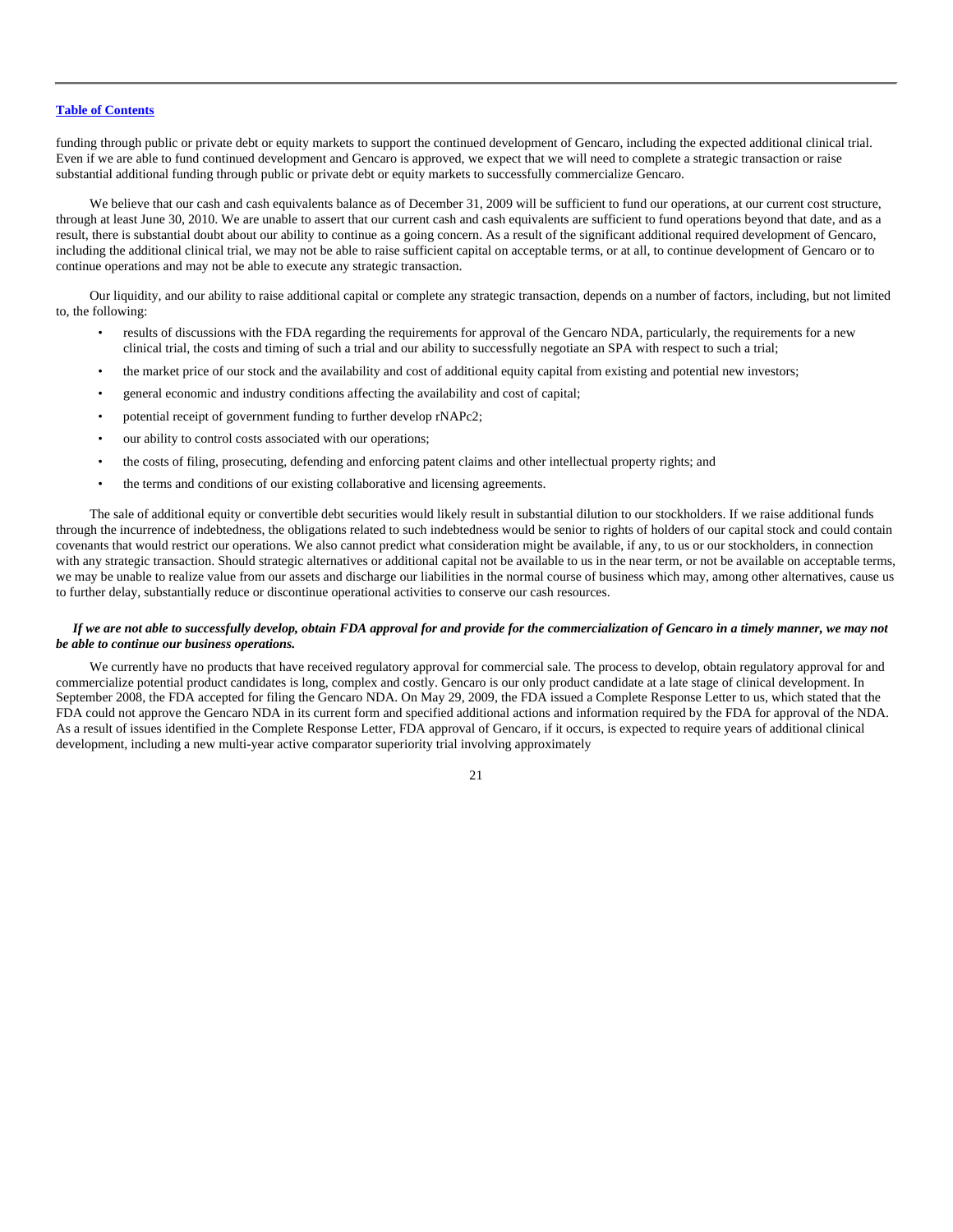funding through public or private debt or equity markets to support the continued development of Gencaro, including the expected additional clinical trial. Even if we are able to fund continued development and Gencaro is approved, we expect that we will need to complete a strategic transaction or raise substantial additional funding through public or private debt or equity markets to successfully commercialize Gencaro.

We believe that our cash and cash equivalents balance as of December 31, 2009 will be sufficient to fund our operations, at our current cost structure, through at least June 30, 2010. We are unable to assert that our current cash and cash equivalents are sufficient to fund operations beyond that date, and as a result, there is substantial doubt about our ability to continue as a going concern. As a result of the significant additional required development of Gencaro, including the additional clinical trial, we may not be able to raise sufficient capital on acceptable terms, or at all, to continue development of Gencaro or to continue operations and may not be able to execute any strategic transaction.

Our liquidity, and our ability to raise additional capital or complete any strategic transaction, depends on a number of factors, including, but not limited to, the following:

- results of discussions with the FDA regarding the requirements for approval of the Gencaro NDA, particularly, the requirements for a new clinical trial, the costs and timing of such a trial and our ability to successfully negotiate an SPA with respect to such a trial;
- the market price of our stock and the availability and cost of additional equity capital from existing and potential new investors;
- general economic and industry conditions affecting the availability and cost of capital;
- potential receipt of government funding to further develop rNAPc2;
- our ability to control costs associated with our operations;
- the costs of filing, prosecuting, defending and enforcing patent claims and other intellectual property rights; and
- the terms and conditions of our existing collaborative and licensing agreements.

The sale of additional equity or convertible debt securities would likely result in substantial dilution to our stockholders. If we raise additional funds through the incurrence of indebtedness, the obligations related to such indebtedness would be senior to rights of holders of our capital stock and could contain covenants that would restrict our operations. We also cannot predict what consideration might be available, if any, to us or our stockholders, in connection with any strategic transaction. Should strategic alternatives or additional capital not be available to us in the near term, or not be available on acceptable terms, we may be unable to realize value from our assets and discharge our liabilities in the normal course of business which may, among other alternatives, cause us to further delay, substantially reduce or discontinue operational activities to conserve our cash resources.

***If we are not able to successfully develop, obtain FDA approval for and provide for the commercialization of Gencaro in a timely manner, we may not be able to continue our business operations.***

We currently have no products that have received regulatory approval for commercial sale. The process to develop, obtain regulatory approval for and commercialize potential product candidates is long, complex and costly. Gencaro is our only product candidate at a late stage of clinical development. In September 2008, the FDA accepted for filing the Gencaro NDA. On May 29, 2009, the FDA issued a Complete Response Letter to us, which stated that the FDA could not approve the Gencaro NDA in its current form and specified additional actions and information required by the FDA for approval of the NDA. As a result of issues identified in the Complete Response Letter, FDA approval of Gencaro, if it occurs, is expected to require years of additional clinical development, including a new multi-year active comparator superiority trial involving approximately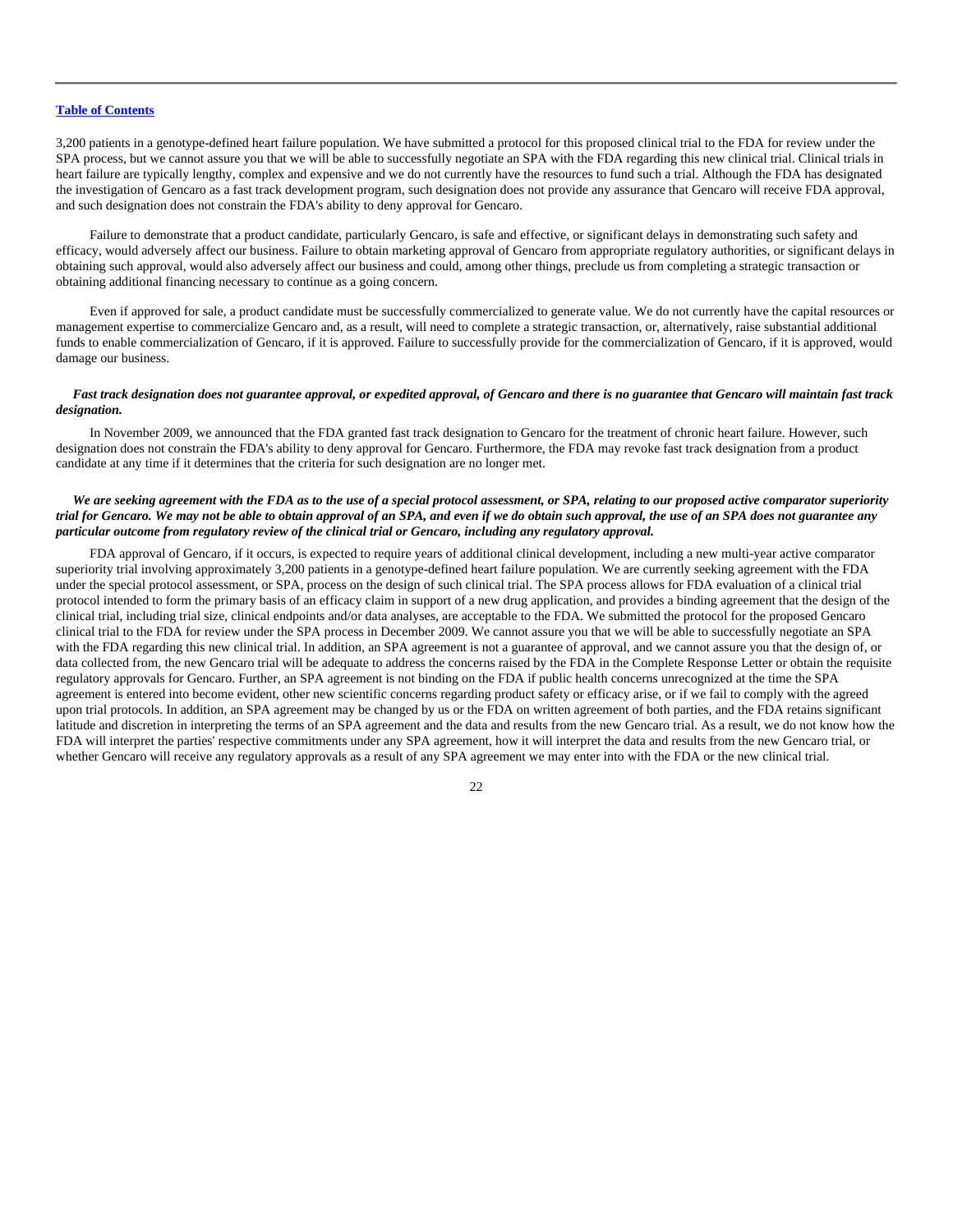3,200 patients in a genotype-defined heart failure population. We have submitted a protocol for this proposed clinical trial to the FDA for review under the SPA process, but we cannot assure you that we will be able to successfully negotiate an SPA with the FDA regarding this new clinical trial. Clinical trials in heart failure are typically lengthy, complex and expensive and we do not currently have the resources to fund such a trial. Although the FDA has designated the investigation of Gencaro as a fast track development program, such designation does not provide any assurance that Gencaro will receive FDA approval, and such designation does not constrain the FDA's ability to deny approval for Gencaro.

Failure to demonstrate that a product candidate, particularly Gencaro, is safe and effective, or significant delays in demonstrating such safety and efficacy, would adversely affect our business. Failure to obtain marketing approval of Gencaro from appropriate regulatory authorities, or significant delays in obtaining such approval, would also adversely affect our business and could, among other things, preclude us from completing a strategic transaction or obtaining additional financing necessary to continue as a going concern.

Even if approved for sale, a product candidate must be successfully commercialized to generate value. We do not currently have the capital resources or management expertise to commercialize Gencaro and, as a result, will need to complete a strategic transaction, or, alternatively, raise substantial additional funds to enable commercialization of Gencaro, if it is approved. Failure to successfully provide for the commercialization of Gencaro, if it is approved, would damage our business.

***Fast track designation does not guarantee approval, or expedited approval, of Gencaro and there is no guarantee that Gencaro will maintain fast track designation.***

In November 2009, we announced that the FDA granted fast track designation to Gencaro for the treatment of chronic heart failure. However, such designation does not constrain the FDA's ability to deny approval for Gencaro. Furthermore, the FDA may revoke fast track designation from a product candidate at any time if it determines that the criteria for such designation are no longer met.

***We are seeking agreement with the FDA as to the use of a special protocol assessment, or SPA, relating to our proposed active comparator superiority trial for Gencaro. We may not be able to obtain approval of an SPA, and even if we do obtain such approval, the use of an SPA does not guarantee any particular outcome from regulatory review of the clinical trial or Gencaro, including any regulatory approval.***

FDA approval of Gencaro, if it occurs, is expected to require years of additional clinical development, including a new multi-year active comparator superiority trial involving approximately 3,200 patients in a genotype-defined heart failure population. We are currently seeking agreement with the FDA under the special protocol assessment, or SPA, process on the design of such clinical trial. The SPA process allows for FDA evaluation of a clinical trial protocol intended to form the primary basis of an efficacy claim in support of a new drug application, and provides a binding agreement that the design of the clinical trial, including trial size, clinical endpoints and/or data analyses, are acceptable to the FDA. We submitted the protocol for the proposed Gencaro clinical trial to the FDA for review under the SPA process in December 2009. We cannot assure you that we will be able to successfully negotiate an SPA with the FDA regarding this new clinical trial. In addition, an SPA agreement is not a guarantee of approval, and we cannot assure you that the design of, or data collected from, the new Gencaro trial will be adequate to address the concerns raised by the FDA in the Complete Response Letter or obtain the requisite regulatory approvals for Gencaro. Further, an SPA agreement is not binding on the FDA if public health concerns unrecognized at the time the SPA agreement is entered into become evident, other new scientific concerns regarding product safety or efficacy arise, or if we fail to comply with the agreed upon trial protocols. In addition, an SPA agreement may be changed by us or the FDA on written agreement of both parties, and the FDA retains significant latitude and discretion in interpreting the terms of an SPA agreement and the data and results from the new Gencaro trial. As a result, we do not know how the FDA will interpret the parties' respective commitments under any SPA agreement, how it will interpret the data and results from the new Gencaro trial, or whether Gencaro will receive any regulatory approvals as a result of any SPA agreement we may enter into with the FDA or the new clinical trial.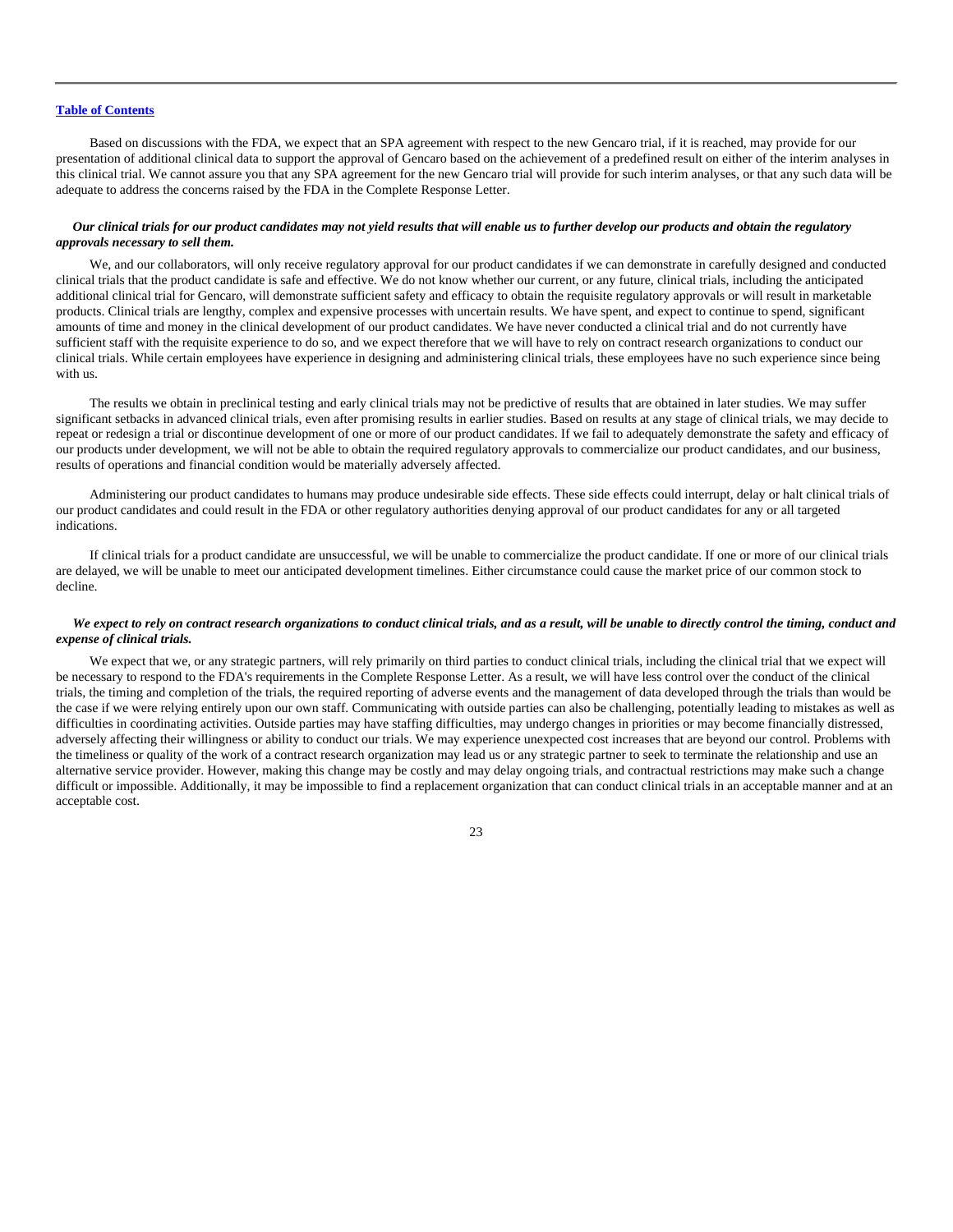Based on discussions with the FDA, we expect that an SPA agreement with respect to the new Gencaro trial, if it is reached, may provide for our presentation of additional clinical data to support the approval of Gencaro based on the achievement of a predefined result on either of the interim analyses in this clinical trial. We cannot assure you that any SPA agreement for the new Gencaro trial will provide for such interim analyses, or that any such data will be adequate to address the concerns raised by the FDA in the Complete Response Letter.

***Our clinical trials for our product candidates may not yield results that will enable us to further develop our products and obtain the regulatory approvals necessary to sell them.***

We, and our collaborators, will only receive regulatory approval for our product candidates if we can demonstrate in carefully designed and conducted clinical trials that the product candidate is safe and effective. We do not know whether our current, or any future, clinical trials, including the anticipated additional clinical trial for Gencaro, will demonstrate sufficient safety and efficacy to obtain the requisite regulatory approvals or will result in marketable products. Clinical trials are lengthy, complex and expensive processes with uncertain results. We have spent, and expect to continue to spend, significant amounts of time and money in the clinical development of our product candidates. We have never conducted a clinical trial and do not currently have sufficient staff with the requisite experience to do so, and we expect therefore that we will have to rely on contract research organizations to conduct our clinical trials. While certain employees have experience in designing and administering clinical trials, these employees have no such experience since being with us.

The results we obtain in preclinical testing and early clinical trials may not be predictive of results that are obtained in later studies. We may suffer significant setbacks in advanced clinical trials, even after promising results in earlier studies. Based on results at any stage of clinical trials, we may decide to repeat or redesign a trial or discontinue development of one or more of our product candidates. If we fail to adequately demonstrate the safety and efficacy of our products under development, we will not be able to obtain the required regulatory approvals to commercialize our product candidates, and our business, results of operations and financial condition would be materially adversely affected.

Administering our product candidates to humans may produce undesirable side effects. These side effects could interrupt, delay or halt clinical trials of our product candidates and could result in the FDA or other regulatory authorities denying approval of our product candidates for any or all targeted indications.

If clinical trials for a product candidate are unsuccessful, we will be unable to commercialize the product candidate. If one or more of our clinical trials are delayed, we will be unable to meet our anticipated development timelines. Either circumstance could cause the market price of our common stock to decline.

***We expect to rely on contract research organizations to conduct clinical trials, and as a result, will be unable to directly control the timing, conduct and expense of clinical trials.***

We expect that we, or any strategic partners, will rely primarily on third parties to conduct clinical trials, including the clinical trial that we expect will be necessary to respond to the FDA's requirements in the Complete Response Letter. As a result, we will have less control over the conduct of the clinical trials, the timing and completion of the trials, the required reporting of adverse events and the management of data developed through the trials than would be the case if we were relying entirely upon our own staff. Communicating with outside parties can also be challenging, potentially leading to mistakes as well as difficulties in coordinating activities. Outside parties may have staffing difficulties, may undergo changes in priorities or may become financially distressed, adversely affecting their willingness or ability to conduct our trials. We may experience unexpected cost increases that are beyond our control. Problems with the timeliness or quality of the work of a contract research organization may lead us or any strategic partner to seek to terminate the relationship and use an alternative service provider. However, making this change may be costly and may delay ongoing trials, and contractual restrictions may make such a change difficult or impossible. Additionally, it may be impossible to find a replacement organization that can conduct clinical trials in an acceptable manner and at an acceptable cost.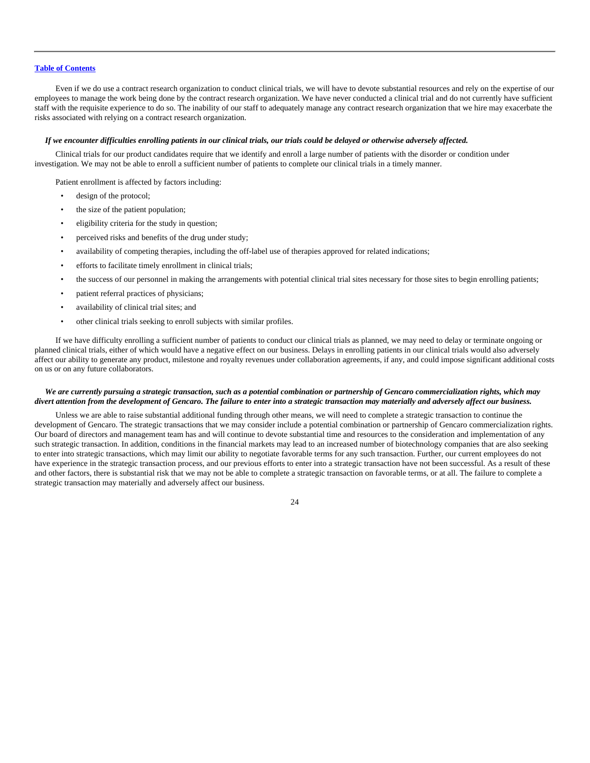Even if we do use a contract research organization to conduct clinical trials, we will have to devote substantial resources and rely on the expertise of our employees to manage the work being done by the contract research organization. We have never conducted a clinical trial and do not currently have sufficient staff with the requisite experience to do so. The inability of our staff to adequately manage any contract research organization that we hire may exacerbate the risks associated with relying on a contract research organization.

***If we encounter difficulties enrolling patients in our clinical trials, our trials could be delayed or otherwise adversely affected.***

Clinical trials for our product candidates require that we identify and enroll a large number of patients with the disorder or condition under investigation. We may not be able to enroll a sufficient number of patients to complete our clinical trials in a timely manner.

Patient enrollment is affected by factors including:

- design of the protocol;
- the size of the patient population;
- eligibility criteria for the study in question;
- perceived risks and benefits of the drug under study;
- availability of competing therapies, including the off-label use of therapies approved for related indications;
- efforts to facilitate timely enrollment in clinical trials;
- the success of our personnel in making the arrangements with potential clinical trial sites necessary for those sites to begin enrolling patients;
- patient referral practices of physicians;
- availability of clinical trial sites; and
- other clinical trials seeking to enroll subjects with similar profiles.

If we have difficulty enrolling a sufficient number of patients to conduct our clinical trials as planned, we may need to delay or terminate ongoing or planned clinical trials, either of which would have a negative effect on our business. Delays in enrolling patients in our clinical trials would also adversely affect our ability to generate any product, milestone and royalty revenues under collaboration agreements, if any, and could impose significant additional costs on us or on any future collaborators.

***We are currently pursuing a strategic transaction, such as a potential combination or partnership of Gencaro commercialization rights, which may divert attention from the development of Gencaro. The failure to enter into a strategic transaction may materially and adversely affect our business.***

Unless we are able to raise substantial additional funding through other means, we will need to complete a strategic transaction to continue the development of Gencaro. The strategic transactions that we may consider include a potential combination or partnership of Gencaro commercialization rights. Our board of directors and management team has and will continue to devote substantial time and resources to the consideration and implementation of any such strategic transaction. In addition, conditions in the financial markets may lead to an increased number of biotechnology companies that are also seeking to enter into strategic transactions, which may limit our ability to negotiate favorable terms for any such transaction. Further, our current employees do not have experience in the strategic transaction process, and our previous efforts to enter into a strategic transaction have not been successful. As a result of these and other factors, there is substantial risk that we may not be able to complete a strategic transaction on favorable terms, or at all. The failure to complete a strategic transaction may materially and adversely affect our business.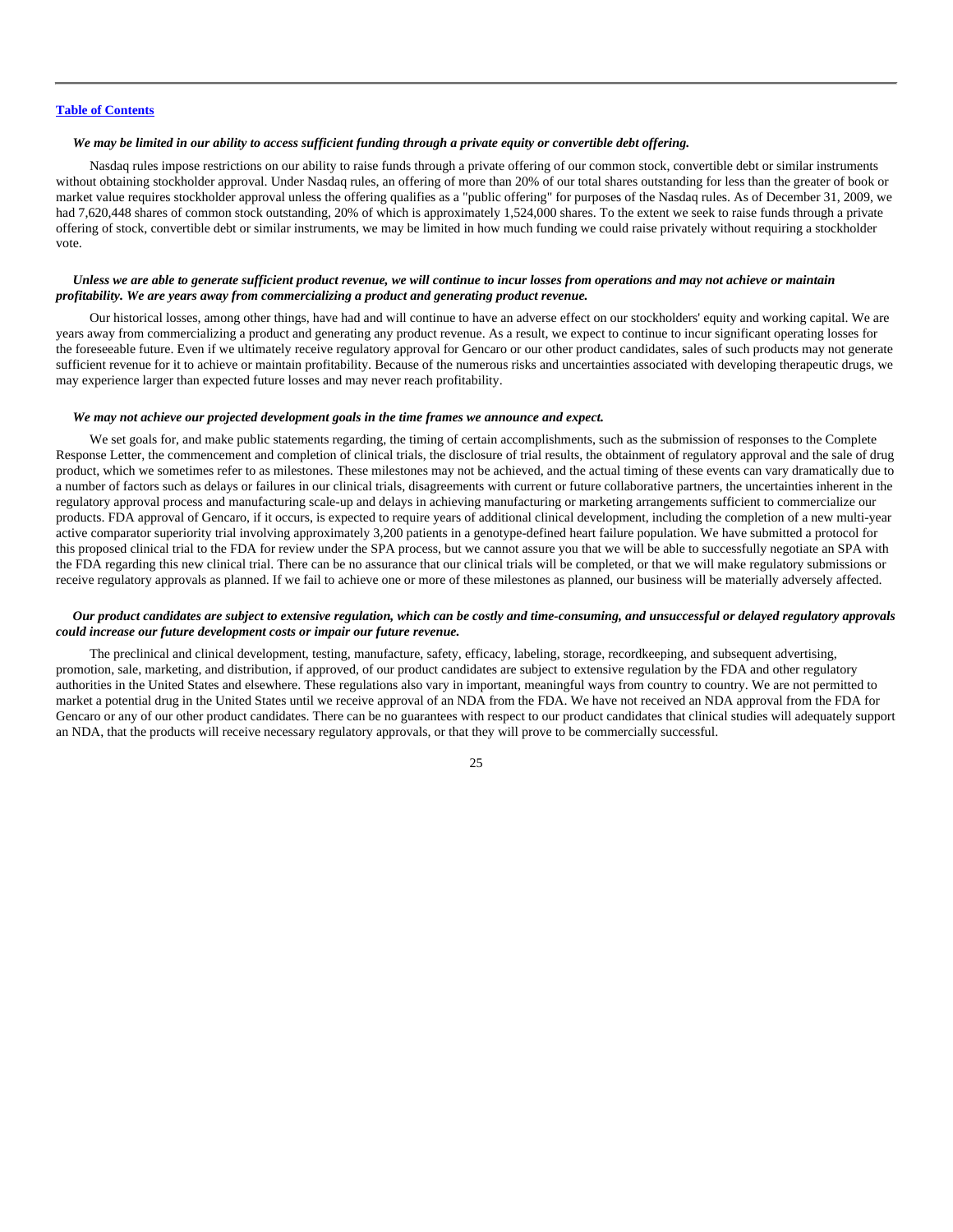***We may be limited in our ability to access sufficient funding through a private equity or convertible debt offering.***

Nasdaq rules impose restrictions on our ability to raise funds through a private offering of our common stock, convertible debt or similar instruments without obtaining stockholder approval. Under Nasdaq rules, an offering of more than 20% of our total shares outstanding for less than the greater of book or market value requires stockholder approval unless the offering qualifies as a "public offering" for purposes of the Nasdaq rules. As of December 31, 2009, we had 7,620,448 shares of common stock outstanding, 20% of which is approximately 1,524,000 shares. To the extent we seek to raise funds through a private offering of stock, convertible debt or similar instruments, we may be limited in how much funding we could raise privately without requiring a stockholder vote.

***Unless we are able to generate sufficient product revenue, we will continue to incur losses from operations and may not achieve or maintain profitability. We are years away from commercializing a product and generating product revenue.***

Our historical losses, among other things, have had and will continue to have an adverse effect on our stockholders' equity and working capital. We are years away from commercializing a product and generating any product revenue. As a result, we expect to continue to incur significant operating losses for the foreseeable future. Even if we ultimately receive regulatory approval for Gencaro or our other product candidates, sales of such products may not generate sufficient revenue for it to achieve or maintain profitability. Because of the numerous risks and uncertainties associated with developing therapeutic drugs, we may experience larger than expected future losses and may never reach profitability.

***We may not achieve our projected development goals in the time frames we announce and expect.***

We set goals for, and make public statements regarding, the timing of certain accomplishments, such as the submission of responses to the Complete Response Letter, the commencement and completion of clinical trials, the disclosure of trial results, the obtainment of regulatory approval and the sale of drug product, which we sometimes refer to as milestones. These milestones may not be achieved, and the actual timing of these events can vary dramatically due to a number of factors such as delays or failures in our clinical trials, disagreements with current or future collaborative partners, the uncertainties inherent in the regulatory approval process and manufacturing scale-up and delays in achieving manufacturing or marketing arrangements sufficient to commercialize our products. FDA approval of Gencaro, if it occurs, is expected to require years of additional clinical development, including the completion of a new multi-year active comparator superiority trial involving approximately 3,200 patients in a genotype-defined heart failure population. We have submitted a protocol for this proposed clinical trial to the FDA for review under the SPA process, but we cannot assure you that we will be able to successfully negotiate an SPA with the FDA regarding this new clinical trial. There can be no assurance that our clinical trials will be completed, or that we will make regulatory submissions or receive regulatory approvals as planned. If we fail to achieve one or more of these milestones as planned, our business will be materially adversely affected.

***Our product candidates are subject to extensive regulation, which can be costly and time-consuming, and unsuccessful or delayed regulatory approvals could increase our future development costs or impair our future revenue.***

The preclinical and clinical development, testing, manufacture, safety, efficacy, labeling, storage, recordkeeping, and subsequent advertising, promotion, sale, marketing, and distribution, if approved, of our product candidates are subject to extensive regulation by the FDA and other regulatory authorities in the United States and elsewhere. These regulations also vary in important, meaningful ways from country to country. We are not permitted to market a potential drug in the United States until we receive approval of an NDA from the FDA. We have not received an NDA approval from the FDA for Gencaro or any of our other product candidates. There can be no guarantees with respect to our product candidates that clinical studies will adequately support an NDA, that the products will receive necessary regulatory approvals, or that they will prove to be commercially successful.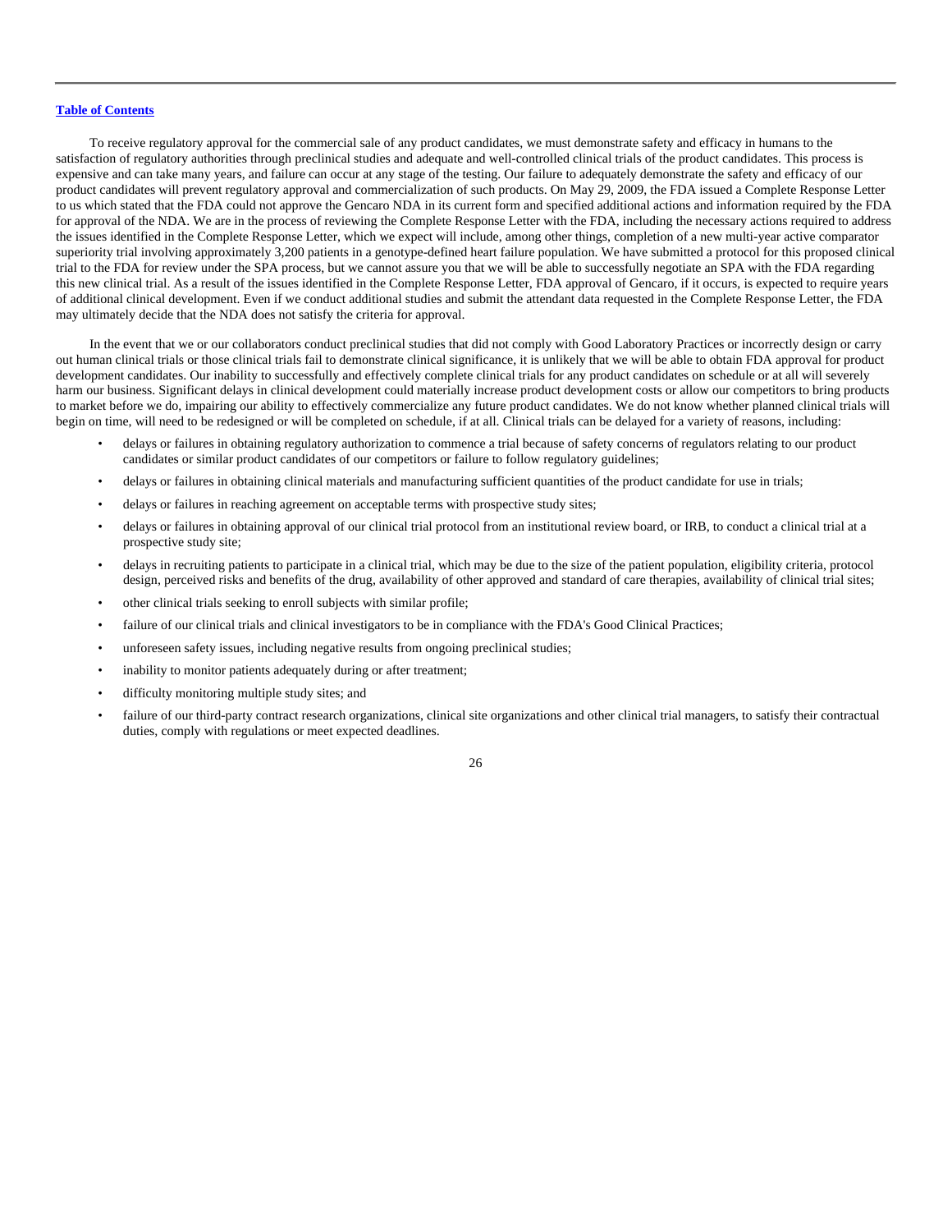To receive regulatory approval for the commercial sale of any product candidates, we must demonstrate safety and efficacy in humans to the satisfaction of regulatory authorities through preclinical studies and adequate and well-controlled clinical trials of the product candidates. This process is expensive and can take many years, and failure can occur at any stage of the testing. Our failure to adequately demonstrate the safety and efficacy of our product candidates will prevent regulatory approval and commercialization of such products. On May 29, 2009, the FDA issued a Complete Response Letter to us which stated that the FDA could not approve the Gencaro NDA in its current form and specified additional actions and information required by the FDA for approval of the NDA. We are in the process of reviewing the Complete Response Letter with the FDA, including the necessary actions required to address the issues identified in the Complete Response Letter, which we expect will include, among other things, completion of a new multi-year active comparator superiority trial involving approximately 3,200 patients in a genotype-defined heart failure population. We have submitted a protocol for this proposed clinical trial to the FDA for review under the SPA process, but we cannot assure you that we will be able to successfully negotiate an SPA with the FDA regarding this new clinical trial. As a result of the issues identified in the Complete Response Letter, FDA approval of Gencaro, if it occurs, is expected to require years of additional clinical development. Even if we conduct additional studies and submit the attendant data requested in the Complete Response Letter, the FDA may ultimately decide that the NDA does not satisfy the criteria for approval.

In the event that we or our collaborators conduct preclinical studies that did not comply with Good Laboratory Practices or incorrectly design or carry out human clinical trials or those clinical trials fail to demonstrate clinical significance, it is unlikely that we will be able to obtain FDA approval for product development candidates. Our inability to successfully and effectively complete clinical trials for any product candidates on schedule or at all will severely harm our business. Significant delays in clinical development could materially increase product development costs or allow our competitors to bring products to market before we do, impairing our ability to effectively commercialize any future product candidates. We do not know whether planned clinical trials will begin on time, will need to be redesigned or will be completed on schedule, if at all. Clinical trials can be delayed for a variety of reasons, including:

- delays or failures in obtaining regulatory authorization to commence a trial because of safety concerns of regulators relating to our product candidates or similar product candidates of our competitors or failure to follow regulatory guidelines;
- delays or failures in obtaining clinical materials and manufacturing sufficient quantities of the product candidate for use in trials;
- delays or failures in reaching agreement on acceptable terms with prospective study sites;
- delays or failures in obtaining approval of our clinical trial protocol from an institutional review board, or IRB, to conduct a clinical trial at a prospective study site;
- delays in recruiting patients to participate in a clinical trial, which may be due to the size of the patient population, eligibility criteria, protocol design, perceived risks and benefits of the drug, availability of other approved and standard of care therapies, availability of clinical trial sites;
- other clinical trials seeking to enroll subjects with similar profile;
- failure of our clinical trials and clinical investigators to be in compliance with the FDA's Good Clinical Practices;
- unforeseen safety issues, including negative results from ongoing preclinical studies;
- inability to monitor patients adequately during or after treatment;
- difficulty monitoring multiple study sites; and
- failure of our third-party contract research organizations, clinical site organizations and other clinical trial managers, to satisfy their contractual duties, comply with regulations or meet expected deadlines.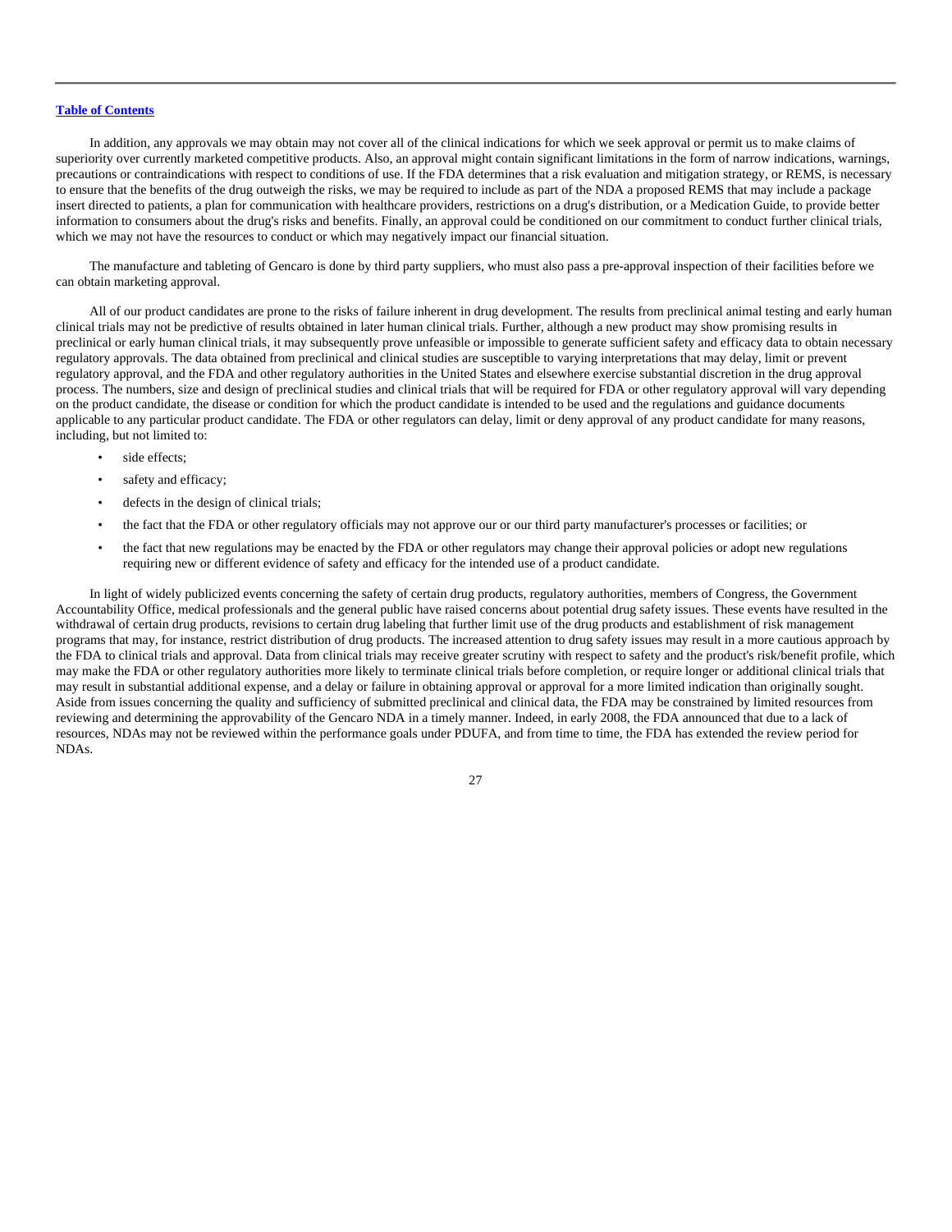In addition, any approvals we may obtain may not cover all of the clinical indications for which we seek approval or permit us to make claims of superiority over currently marketed competitive products. Also, an approval might contain significant limitations in the form of narrow indications, warnings, precautions or contraindications with respect to conditions of use. If the FDA determines that a risk evaluation and mitigation strategy, or REMS, is necessary to ensure that the benefits of the drug outweigh the risks, we may be required to include as part of the NDA a proposed REMS that may include a package insert directed to patients, a plan for communication with healthcare providers, restrictions on a drug's distribution, or a Medication Guide, to provide better information to consumers about the drug's risks and benefits. Finally, an approval could be conditioned on our commitment to conduct further clinical trials, which we may not have the resources to conduct or which may negatively impact our financial situation.

The manufacture and tableting of Gencaro is done by third party suppliers, who must also pass a pre-approval inspection of their facilities before we can obtain marketing approval.

All of our product candidates are prone to the risks of failure inherent in drug development. The results from preclinical animal testing and early human clinical trials may not be predictive of results obtained in later human clinical trials. Further, although a new product may show promising results in preclinical or early human clinical trials, it may subsequently prove unfeasible or impossible to generate sufficient safety and efficacy data to obtain necessary regulatory approvals. The data obtained from preclinical and clinical studies are susceptible to varying interpretations that may delay, limit or prevent regulatory approval, and the FDA and other regulatory authorities in the United States and elsewhere exercise substantial discretion in the drug approval process. The numbers, size and design of preclinical studies and clinical trials that will be required for FDA or other regulatory approval will vary depending on the product candidate, the disease or condition for which the product candidate is intended to be used and the regulations and guidance documents applicable to any particular product candidate. The FDA or other regulators can delay, limit or deny approval of any product candidate for many reasons, including, but not limited to:

- side effects;
- safety and efficacy;
- defects in the design of clinical trials;
- the fact that the FDA or other regulatory officials may not approve our or our third party manufacturer's processes or facilities; or
- the fact that new regulations may be enacted by the FDA or other regulators may change their approval policies or adopt new regulations requiring new or different evidence of safety and efficacy for the intended use of a product candidate.

In light of widely publicized events concerning the safety of certain drug products, regulatory authorities, members of Congress, the Government Accountability Office, medical professionals and the general public have raised concerns about potential drug safety issues. These events have resulted in the withdrawal of certain drug products, revisions to certain drug labeling that further limit use of the drug products and establishment of risk management programs that may, for instance, restrict distribution of drug products. The increased attention to drug safety issues may result in a more cautious approach by the FDA to clinical trials and approval. Data from clinical trials may receive greater scrutiny with respect to safety and the product's risk/benefit profile, which may make the FDA or other regulatory authorities more likely to terminate clinical trials before completion, or require longer or additional clinical trials that may result in substantial additional expense, and a delay or failure in obtaining approval or approval for a more limited indication than originally sought. Aside from issues concerning the quality and sufficiency of submitted preclinical and clinical data, the FDA may be constrained by limited resources from reviewing and determining the approvability of the Gencaro NDA in a timely manner. Indeed, in early 2008, the FDA announced that due to a lack of resources, NDAs may not be reviewed within the performance goals under PDUFA, and from time to time, the FDA has extended the review period for NDAs.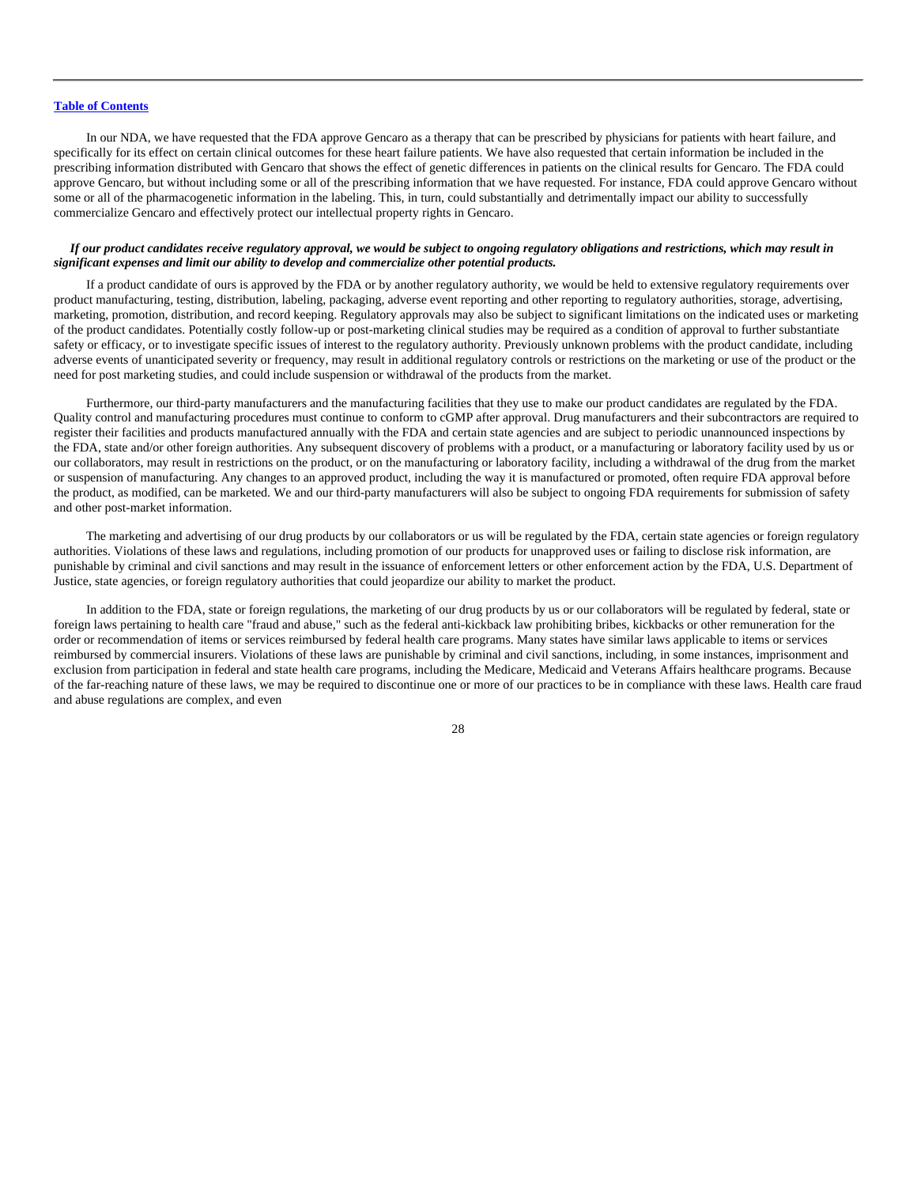In our NDA, we have requested that the FDA approve Gencaro as a therapy that can be prescribed by physicians for patients with heart failure, and specifically for its effect on certain clinical outcomes for these heart failure patients. We have also requested that certain information be included in the prescribing information distributed with Gencaro that shows the effect of genetic differences in patients on the clinical results for Gencaro. The FDA could approve Gencaro, but without including some or all of the prescribing information that we have requested. For instance, FDA could approve Gencaro without some or all of the pharmacogenetic information in the labeling. This, in turn, could substantially and detrimentally impact our ability to successfully commercialize Gencaro and effectively protect our intellectual property rights in Gencaro.

***If our product candidates receive regulatory approval, we would be subject to ongoing regulatory obligations and restrictions, which may result in significant expenses and limit our ability to develop and commercialize other potential products.***

If a product candidate of ours is approved by the FDA or by another regulatory authority, we would be held to extensive regulatory requirements over product manufacturing, testing, distribution, labeling, packaging, adverse event reporting and other reporting to regulatory authorities, storage, advertising, marketing, promotion, distribution, and record keeping. Regulatory approvals may also be subject to significant limitations on the indicated uses or marketing of the product candidates. Potentially costly follow-up or post-marketing clinical studies may be required as a condition of approval to further substantiate safety or efficacy, or to investigate specific issues of interest to the regulatory authority. Previously unknown problems with the product candidate, including adverse events of unanticipated severity or frequency, may result in additional regulatory controls or restrictions on the marketing or use of the product or the need for post marketing studies, and could include suspension or withdrawal of the products from the market.

Furthermore, our third-party manufacturers and the manufacturing facilities that they use to make our product candidates are regulated by the FDA. Quality control and manufacturing procedures must continue to conform to cGMP after approval. Drug manufacturers and their subcontractors are required to register their facilities and products manufactured annually with the FDA and certain state agencies and are subject to periodic unannounced inspections by the FDA, state and/or other foreign authorities. Any subsequent discovery of problems with a product, or a manufacturing or laboratory facility used by us or our collaborators, may result in restrictions on the product, or on the manufacturing or laboratory facility, including a withdrawal of the drug from the market or suspension of manufacturing. Any changes to an approved product, including the way it is manufactured or promoted, often require FDA approval before the product, as modified, can be marketed. We and our third-party manufacturers will also be subject to ongoing FDA requirements for submission of safety and other post-market information.

The marketing and advertising of our drug products by our collaborators or us will be regulated by the FDA, certain state agencies or foreign regulatory authorities. Violations of these laws and regulations, including promotion of our products for unapproved uses or failing to disclose risk information, are punishable by criminal and civil sanctions and may result in the issuance of enforcement letters or other enforcement action by the FDA, U.S. Department of Justice, state agencies, or foreign regulatory authorities that could jeopardize our ability to market the product.

In addition to the FDA, state or foreign regulations, the marketing of our drug products by us or our collaborators will be regulated by federal, state or foreign laws pertaining to health care "fraud and abuse," such as the federal anti-kickback law prohibiting bribes, kickbacks or other remuneration for the order or recommendation of items or services reimbursed by federal health care programs. Many states have similar laws applicable to items or services reimbursed by commercial insurers. Violations of these laws are punishable by criminal and civil sanctions, including, in some instances, imprisonment and exclusion from participation in federal and state health care programs, including the Medicare, Medicaid and Veterans Affairs healthcare programs. Because of the far-reaching nature of these laws, we may be required to discontinue one or more of our practices to be in compliance with these laws. Health care fraud and abuse regulations are complex, and even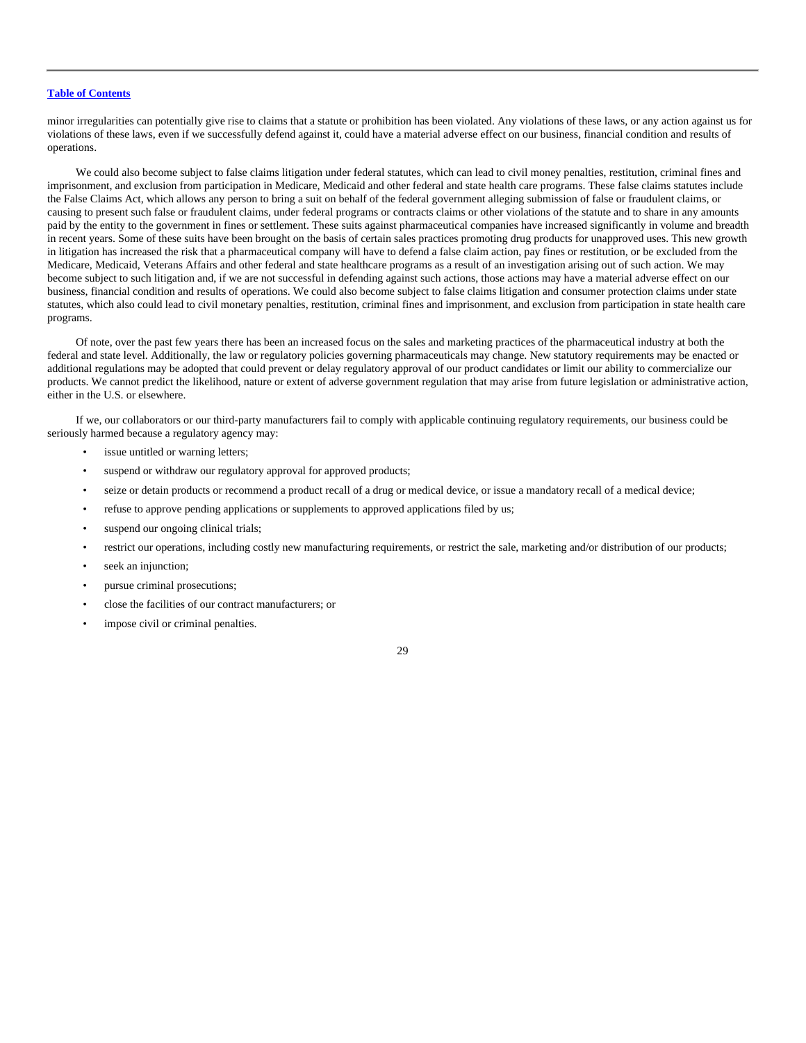minor irregularities can potentially give rise to claims that a statute or prohibition has been violated. Any violations of these laws, or any action against us for violations of these laws, even if we successfully defend against it, could have a material adverse effect on our business, financial condition and results of operations.

We could also become subject to false claims litigation under federal statutes, which can lead to civil money penalties, restitution, criminal fines and imprisonment, and exclusion from participation in Medicare, Medicaid and other federal and state health care programs. These false claims statutes include the False Claims Act, which allows any person to bring a suit on behalf of the federal government alleging submission of false or fraudulent claims, or causing to present such false or fraudulent claims, under federal programs or contracts claims or other violations of the statute and to share in any amounts paid by the entity to the government in fines or settlement. These suits against pharmaceutical companies have increased significantly in volume and breadth in recent years. Some of these suits have been brought on the basis of certain sales practices promoting drug products for unapproved uses. This new growth in litigation has increased the risk that a pharmaceutical company will have to defend a false claim action, pay fines or restitution, or be excluded from the Medicare, Medicaid, Veterans Affairs and other federal and state healthcare programs as a result of an investigation arising out of such action. We may become subject to such litigation and, if we are not successful in defending against such actions, those actions may have a material adverse effect on our business, financial condition and results of operations. We could also become subject to false claims litigation and consumer protection claims under state statutes, which also could lead to civil monetary penalties, restitution, criminal fines and imprisonment, and exclusion from participation in state health care programs.

Of note, over the past few years there has been an increased focus on the sales and marketing practices of the pharmaceutical industry at both the federal and state level. Additionally, the law or regulatory policies governing pharmaceuticals may change. New statutory requirements may be enacted or additional regulations may be adopted that could prevent or delay regulatory approval of our product candidates or limit our ability to commercialize our products. We cannot predict the likelihood, nature or extent of adverse government regulation that may arise from future legislation or administrative action, either in the U.S. or elsewhere.

If we, our collaborators or our third-party manufacturers fail to comply with applicable continuing regulatory requirements, our business could be seriously harmed because a regulatory agency may:

- issue untitled or warning letters;
- suspend or withdraw our regulatory approval for approved products;
- seize or detain products or recommend a product recall of a drug or medical device, or issue a mandatory recall of a medical device;
- refuse to approve pending applications or supplements to approved applications filed by us;
- suspend our ongoing clinical trials;
- restrict our operations, including costly new manufacturing requirements, or restrict the sale, marketing and/or distribution of our products;
- seek an injunction;
- pursue criminal prosecutions;
- close the facilities of our contract manufacturers; or
- impose civil or criminal penalties.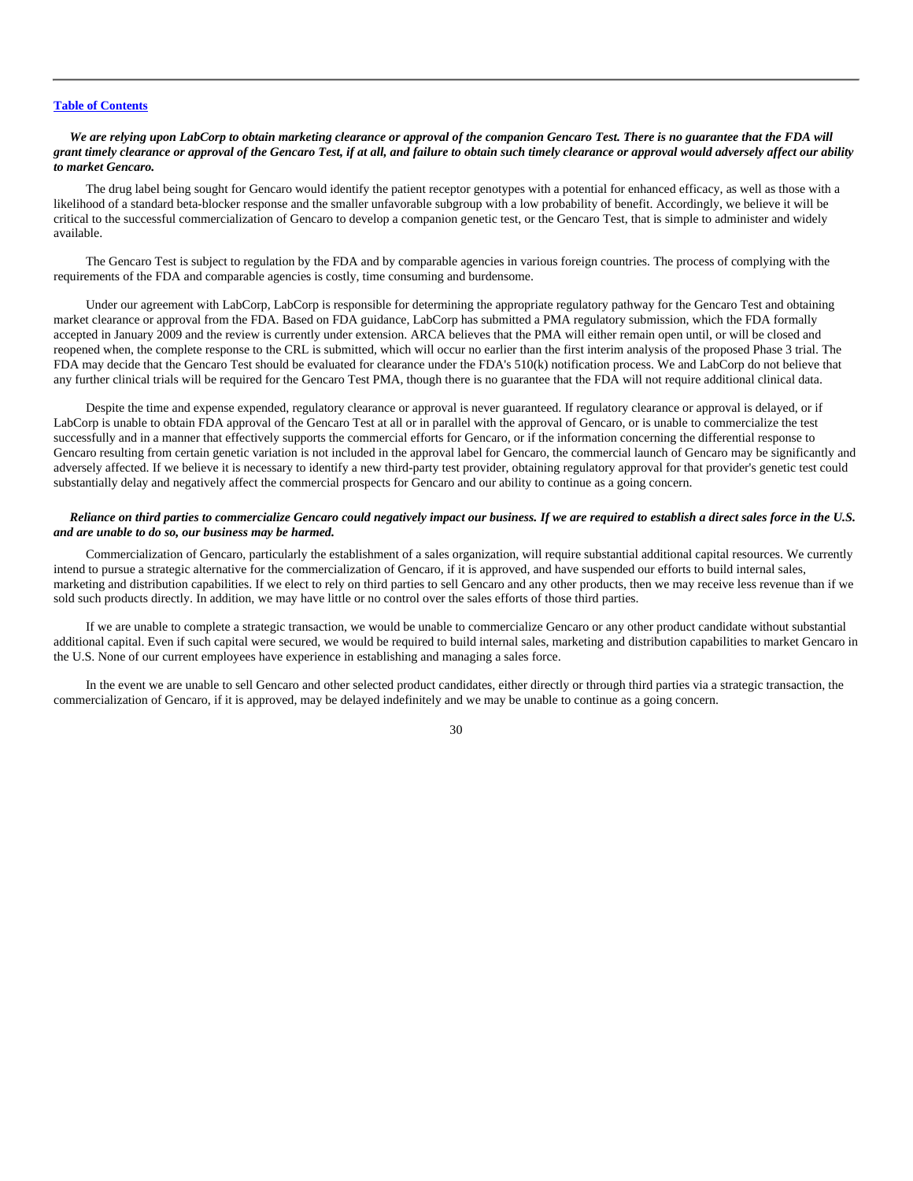***We are relying upon LabCorp to obtain marketing clearance or approval of the companion Gencaro Test. There is no guarantee that the FDA will grant timely clearance or approval of the Gencaro Test, if at all, and failure to obtain such timely clearance or approval would adversely affect our ability to market Gencaro.***

The drug label being sought for Gencaro would identify the patient receptor genotypes with a potential for enhanced efficacy, as well as those with a likelihood of a standard beta-blocker response and the smaller unfavorable subgroup with a low probability of benefit. Accordingly, we believe it will be critical to the successful commercialization of Gencaro to develop a companion genetic test, or the Gencaro Test, that is simple to administer and widely available.

The Gencaro Test is subject to regulation by the FDA and by comparable agencies in various foreign countries. The process of complying with the requirements of the FDA and comparable agencies is costly, time consuming and burdensome.

Under our agreement with LabCorp, LabCorp is responsible for determining the appropriate regulatory pathway for the Gencaro Test and obtaining market clearance or approval from the FDA. Based on FDA guidance, LabCorp has submitted a PMA regulatory submission, which the FDA formally accepted in January 2009 and the review is currently under extension. ARCA believes that the PMA will either remain open until, or will be closed and reopened when, the complete response to the CRL is submitted, which will occur no earlier than the first interim analysis of the proposed Phase 3 trial. The FDA may decide that the Gencaro Test should be evaluated for clearance under the FDA's 510(k) notification process. We and LabCorp do not believe that any further clinical trials will be required for the Gencaro Test PMA, though there is no guarantee that the FDA will not require additional clinical data.

Despite the time and expense expended, regulatory clearance or approval is never guaranteed. If regulatory clearance or approval is delayed, or if LabCorp is unable to obtain FDA approval of the Gencaro Test at all or in parallel with the approval of Gencaro, or is unable to commercialize the test successfully and in a manner that effectively supports the commercial efforts for Gencaro, or if the information concerning the differential response to Gencaro resulting from certain genetic variation is not included in the approval label for Gencaro, the commercial launch of Gencaro may be significantly and adversely affected. If we believe it is necessary to identify a new third-party test provider, obtaining regulatory approval for that provider's genetic test could substantially delay and negatively affect the commercial prospects for Gencaro and our ability to continue as a going concern.

***Reliance on third parties to commercialize Gencaro could negatively impact our business. If we are required to establish a direct sales force in the U.S. and are unable to do so, our business may be harmed.***

Commercialization of Gencaro, particularly the establishment of a sales organization, will require substantial additional capital resources. We currently intend to pursue a strategic alternative for the commercialization of Gencaro, if it is approved, and have suspended our efforts to build internal sales, marketing and distribution capabilities. If we elect to rely on third parties to sell Gencaro and any other products, then we may receive less revenue than if we sold such products directly. In addition, we may have little or no control over the sales efforts of those third parties.

If we are unable to complete a strategic transaction, we would be unable to commercialize Gencaro or any other product candidate without substantial additional capital. Even if such capital were secured, we would be required to build internal sales, marketing and distribution capabilities to market Gencaro in the U.S. None of our current employees have experience in establishing and managing a sales force.

In the event we are unable to sell Gencaro and other selected product candidates, either directly or through third parties via a strategic transaction, the commercialization of Gencaro, if it is approved, may be delayed indefinitely and we may be unable to continue as a going concern.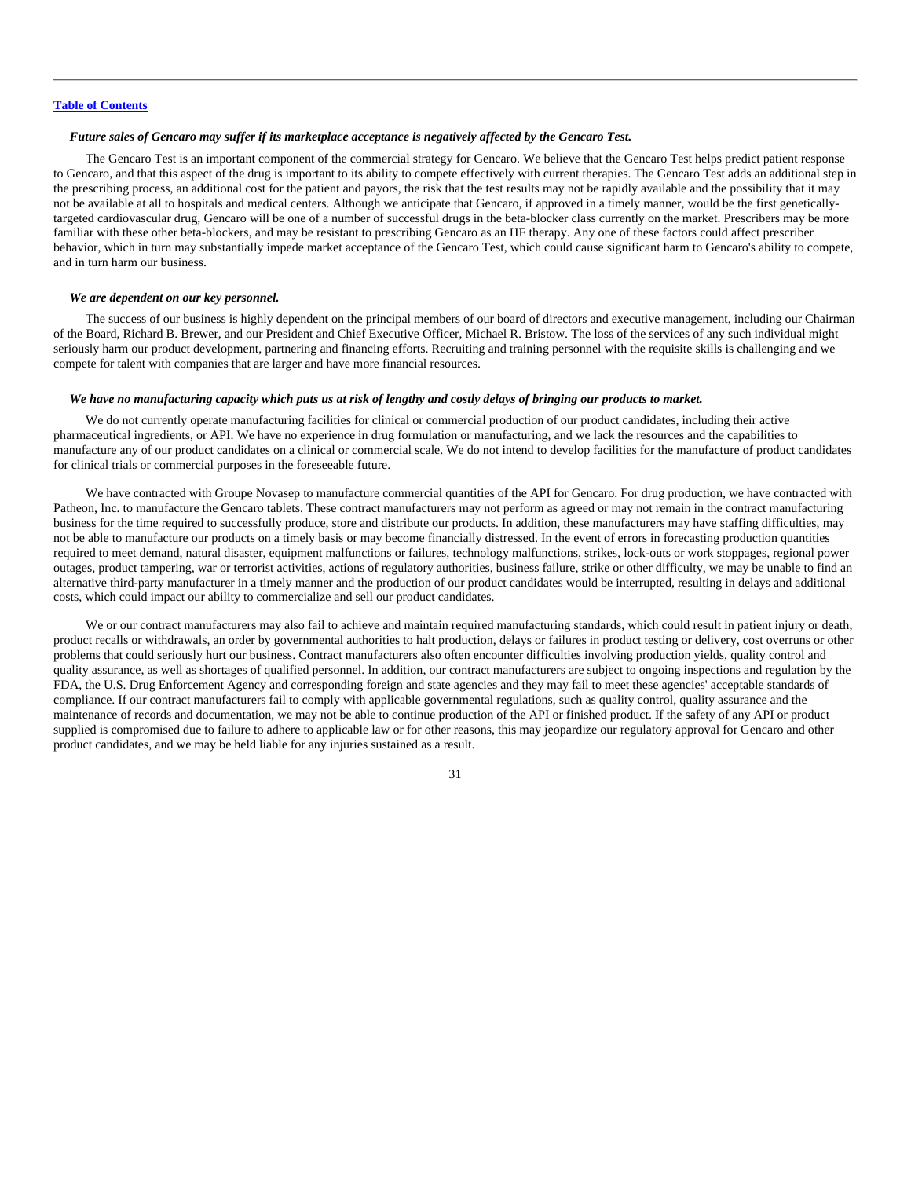*Future sales of Gencaro may suffer if its marketplace acceptance is negatively affected by the Gencaro Test.*

The Gencaro Test is an important component of the commercial strategy for Gencaro. We believe that the Gencaro Test helps predict patient response to Gencaro, and that this aspect of the drug is important to its ability to compete effectively with current therapies. The Gencaro Test adds an additional step in the prescribing process, an additional cost for the patient and payors, the risk that the test results may not be rapidly available and the possibility that it may not be available at all to hospitals and medical centers. Although we anticipate that Gencaro, if approved in a timely manner, would be the first genetically-targeted cardiovascular drug, Gencaro will be one of a number of successful drugs in the beta-blocker class currently on the market. Prescribers may be more familiar with these other beta-blockers, and may be resistant to prescribing Gencaro as an HF therapy. Any one of these factors could affect prescriber behavior, which in turn may substantially impede market acceptance of the Gencaro Test, which could cause significant harm to Gencaro's ability to compete, and in turn harm our business.

*We are dependent on our key personnel.*

The success of our business is highly dependent on the principal members of our board of directors and executive management, including our Chairman of the Board, Richard B. Brewer, and our President and Chief Executive Officer, Michael R. Bristow. The loss of the services of any such individual might seriously harm our product development, partnering and financing efforts. Recruiting and training personnel with the requisite skills is challenging and we compete for talent with companies that are larger and have more financial resources.

*We have no manufacturing capacity which puts us at risk of lengthy and costly delays of bringing our products to market.*

We do not currently operate manufacturing facilities for clinical or commercial production of our product candidates, including their active pharmaceutical ingredients, or API. We have no experience in drug formulation or manufacturing, and we lack the resources and the capabilities to manufacture any of our product candidates on a clinical or commercial scale. We do not intend to develop facilities for the manufacture of product candidates for clinical trials or commercial purposes in the foreseeable future.

We have contracted with Groupe Novasep to manufacture commercial quantities of the API for Gencaro. For drug production, we have contracted with Patheon, Inc. to manufacture the Gencaro tablets. These contract manufacturers may not perform as agreed or may not remain in the contract manufacturing business for the time required to successfully produce, store and distribute our products. In addition, these manufacturers may have staffing difficulties, may not be able to manufacture our products on a timely basis or may become financially distressed. In the event of errors in forecasting production quantities required to meet demand, natural disaster, equipment malfunctions or failures, technology malfunctions, strikes, lock-outs or work stoppages, regional power outages, product tampering, war or terrorist activities, actions of regulatory authorities, business failure, strike or other difficulty, we may be unable to find an alternative third-party manufacturer in a timely manner and the production of our product candidates would be interrupted, resulting in delays and additional costs, which could impact our ability to commercialize and sell our product candidates.

We or our contract manufacturers may also fail to achieve and maintain required manufacturing standards, which could result in patient injury or death, product recalls or withdrawals, an order by governmental authorities to halt production, delays or failures in product testing or delivery, cost overruns or other problems that could seriously hurt our business. Contract manufacturers also often encounter difficulties involving production yields, quality control and quality assurance, as well as shortages of qualified personnel. In addition, our contract manufacturers are subject to ongoing inspections and regulation by the FDA, the U.S. Drug Enforcement Agency and corresponding foreign and state agencies and they may fail to meet these agencies' acceptable standards of compliance. If our contract manufacturers fail to comply with applicable governmental regulations, such as quality control, quality assurance and the maintenance of records and documentation, we may not be able to continue production of the API or finished product. If the safety of any API or product supplied is compromised due to failure to adhere to applicable law or for other reasons, this may jeopardize our regulatory approval for Gencaro and other product candidates, and we may be held liable for any injuries sustained as a result.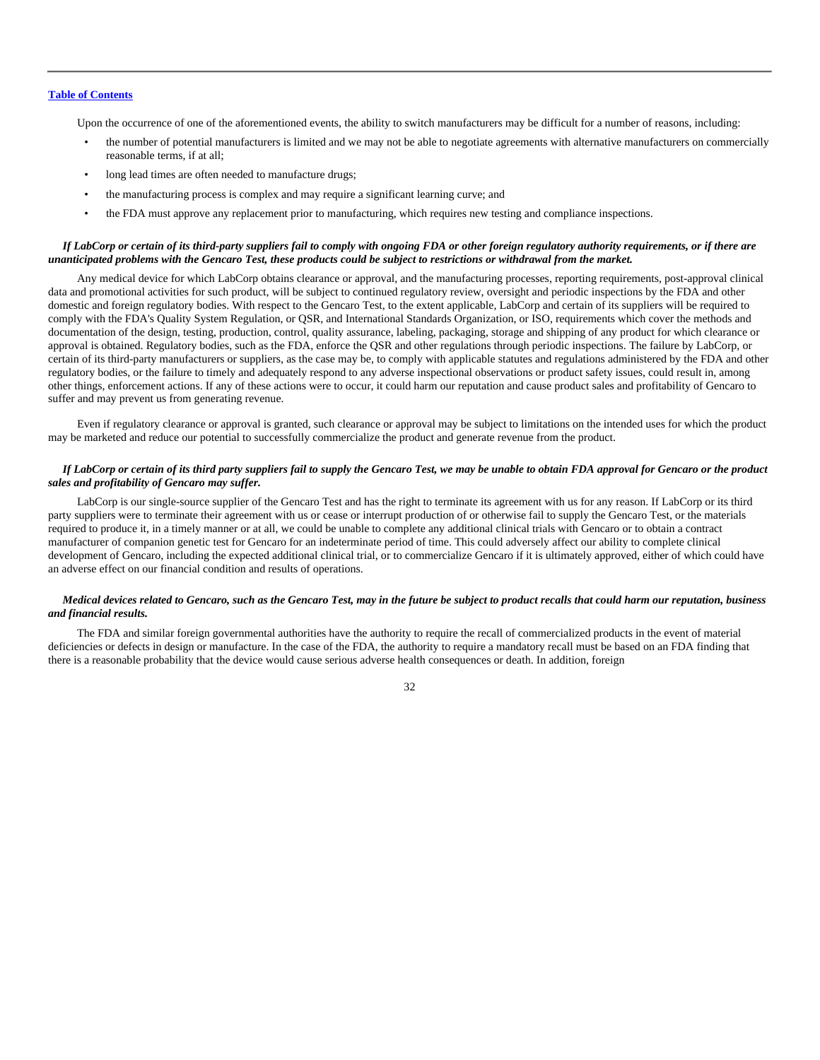Upon the occurrence of one of the aforementioned events, the ability to switch manufacturers may be difficult for a number of reasons, including:

- the number of potential manufacturers is limited and we may not be able to negotiate agreements with alternative manufacturers on commercially reasonable terms, if at all;
- long lead times are often needed to manufacture drugs;
- the manufacturing process is complex and may require a significant learning curve; and
- the FDA must approve any replacement prior to manufacturing, which requires new testing and compliance inspections.

***If LabCorp or certain of its third-party suppliers fail to comply with ongoing FDA or other foreign regulatory authority requirements, or if there are unanticipated problems with the Gencaro Test, these products could be subject to restrictions or withdrawal from the market.***

Any medical device for which LabCorp obtains clearance or approval, and the manufacturing processes, reporting requirements, post-approval clinical data and promotional activities for such product, will be subject to continued regulatory review, oversight and periodic inspections by the FDA and other domestic and foreign regulatory bodies. With respect to the Gencaro Test, to the extent applicable, LabCorp and certain of its suppliers will be required to comply with the FDA's Quality System Regulation, or QSR, and International Standards Organization, or ISO, requirements which cover the methods and documentation of the design, testing, production, control, quality assurance, labeling, packaging, storage and shipping of any product for which clearance or approval is obtained. Regulatory bodies, such as the FDA, enforce the QSR and other regulations through periodic inspections. The failure by LabCorp, or certain of its third-party manufacturers or suppliers, as the case may be, to comply with applicable statutes and regulations administered by the FDA and other regulatory bodies, or the failure to timely and adequately respond to any adverse inspectional observations or product safety issues, could result in, among other things, enforcement actions. If any of these actions were to occur, it could harm our reputation and cause product sales and profitability of Gencaro to suffer and may prevent us from generating revenue.

Even if regulatory clearance or approval is granted, such clearance or approval may be subject to limitations on the intended uses for which the product may be marketed and reduce our potential to successfully commercialize the product and generate revenue from the product.

***If LabCorp or certain of its third party suppliers fail to supply the Gencaro Test, we may be unable to obtain FDA approval for Gencaro or the product sales and profitability of Gencaro may suffer.***

LabCorp is our single-source supplier of the Gencaro Test and has the right to terminate its agreement with us for any reason. If LabCorp or its third party suppliers were to terminate their agreement with us or cease or interrupt production of or otherwise fail to supply the Gencaro Test, or the materials required to produce it, in a timely manner or at all, we could be unable to complete any additional clinical trials with Gencaro or to obtain a contract manufacturer of companion genetic test for Gencaro for an indeterminate period of time. This could adversely affect our ability to complete clinical development of Gencaro, including the expected additional clinical trial, or to commercialize Gencaro if it is ultimately approved, either of which could have an adverse effect on our financial condition and results of operations.

***Medical devices related to Gencaro, such as the Gencaro Test, may in the future be subject to product recalls that could harm our reputation, business and financial results.***

The FDA and similar foreign governmental authorities have the authority to require the recall of commercialized products in the event of material deficiencies or defects in design or manufacture. In the case of the FDA, the authority to require a mandatory recall must be based on an FDA finding that there is a reasonable probability that the device would cause serious adverse health consequences or death. In addition, foreign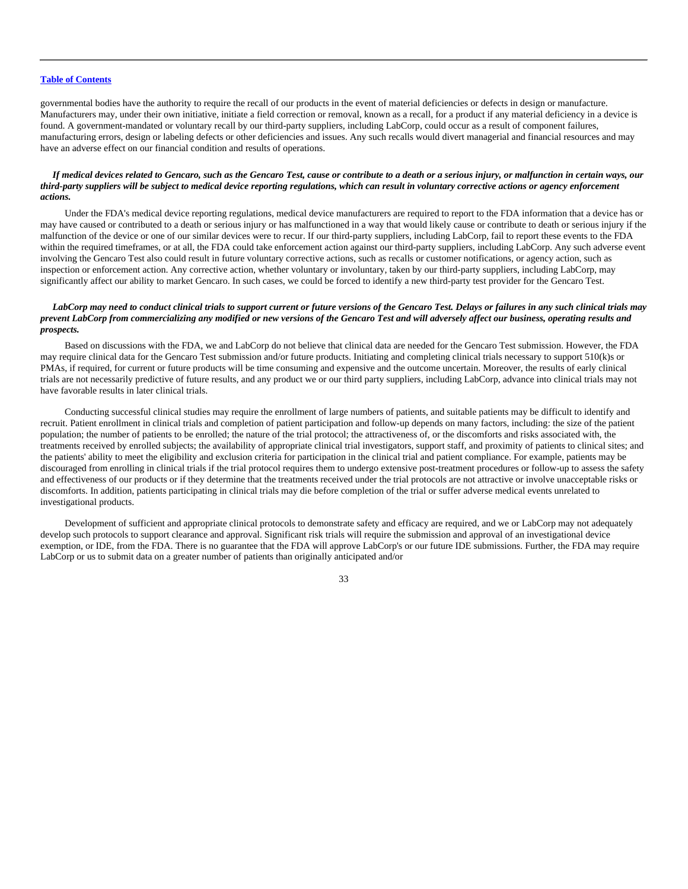governmental bodies have the authority to require the recall of our products in the event of material deficiencies or defects in design or manufacture. Manufacturers may, under their own initiative, initiate a field correction or removal, known as a recall, for a product if any material deficiency in a device is found. A government-mandated or voluntary recall by our third-party suppliers, including LabCorp, could occur as a result of component failures, manufacturing errors, design or labeling defects or other deficiencies and issues. Any such recalls would divert managerial and financial resources and may have an adverse effect on our financial condition and results of operations.

***If medical devices related to Gencaro, such as the Gencaro Test, cause or contribute to a death or a serious injury, or malfunction in certain ways, our third-party suppliers will be subject to medical device reporting regulations, which can result in voluntary corrective actions or agency enforcement actions.***

Under the FDA's medical device reporting regulations, medical device manufacturers are required to report to the FDA information that a device has or may have caused or contributed to a death or serious injury or has malfunctioned in a way that would likely cause or contribute to death or serious injury if the malfunction of the device or one of our similar devices were to recur. If our third-party suppliers, including LabCorp, fail to report these events to the FDA within the required timeframes, or at all, the FDA could take enforcement action against our third-party suppliers, including LabCorp. Any such adverse event involving the Gencaro Test also could result in future voluntary corrective actions, such as recalls or customer notifications, or agency action, such as inspection or enforcement action. Any corrective action, whether voluntary or involuntary, taken by our third-party suppliers, including LabCorp, may significantly affect our ability to market Gencaro. In such cases, we could be forced to identify a new third-party test provider for the Gencaro Test.

***LabCorp may need to conduct clinical trials to support current or future versions of the Gencaro Test. Delays or failures in any such clinical trials may prevent LabCorp from commercializing any modified or new versions of the Gencaro Test and will adversely affect our business, operating results and prospects.***

Based on discussions with the FDA, we and LabCorp do not believe that clinical data are needed for the Gencaro Test submission. However, the FDA may require clinical data for the Gencaro Test submission and/or future products. Initiating and completing clinical trials necessary to support 510(k)s or PMAs, if required, for current or future products will be time consuming and expensive and the outcome uncertain. Moreover, the results of early clinical trials are not necessarily predictive of future results, and any product we or our third party suppliers, including LabCorp, advance into clinical trials may not have favorable results in later clinical trials.

Conducting successful clinical studies may require the enrollment of large numbers of patients, and suitable patients may be difficult to identify and recruit. Patient enrollment in clinical trials and completion of patient participation and follow-up depends on many factors, including: the size of the patient population; the number of patients to be enrolled; the nature of the trial protocol; the attractiveness of, or the discomforts and risks associated with, the treatments received by enrolled subjects; the availability of appropriate clinical trial investigators, support staff, and proximity of patients to clinical sites; and the patients' ability to meet the eligibility and exclusion criteria for participation in the clinical trial and patient compliance. For example, patients may be discouraged from enrolling in clinical trials if the trial protocol requires them to undergo extensive post-treatment procedures or follow-up to assess the safety and effectiveness of our products or if they determine that the treatments received under the trial protocols are not attractive or involve unacceptable risks or discomforts. In addition, patients participating in clinical trials may die before completion of the trial or suffer adverse medical events unrelated to investigational products.

Development of sufficient and appropriate clinical protocols to demonstrate safety and efficacy are required, and we or LabCorp may not adequately develop such protocols to support clearance and approval. Significant risk trials will require the submission and approval of an investigational device exemption, or IDE, from the FDA. There is no guarantee that the FDA will approve LabCorp's or our future IDE submissions. Further, the FDA may require LabCorp or us to submit data on a greater number of patients than originally anticipated and/or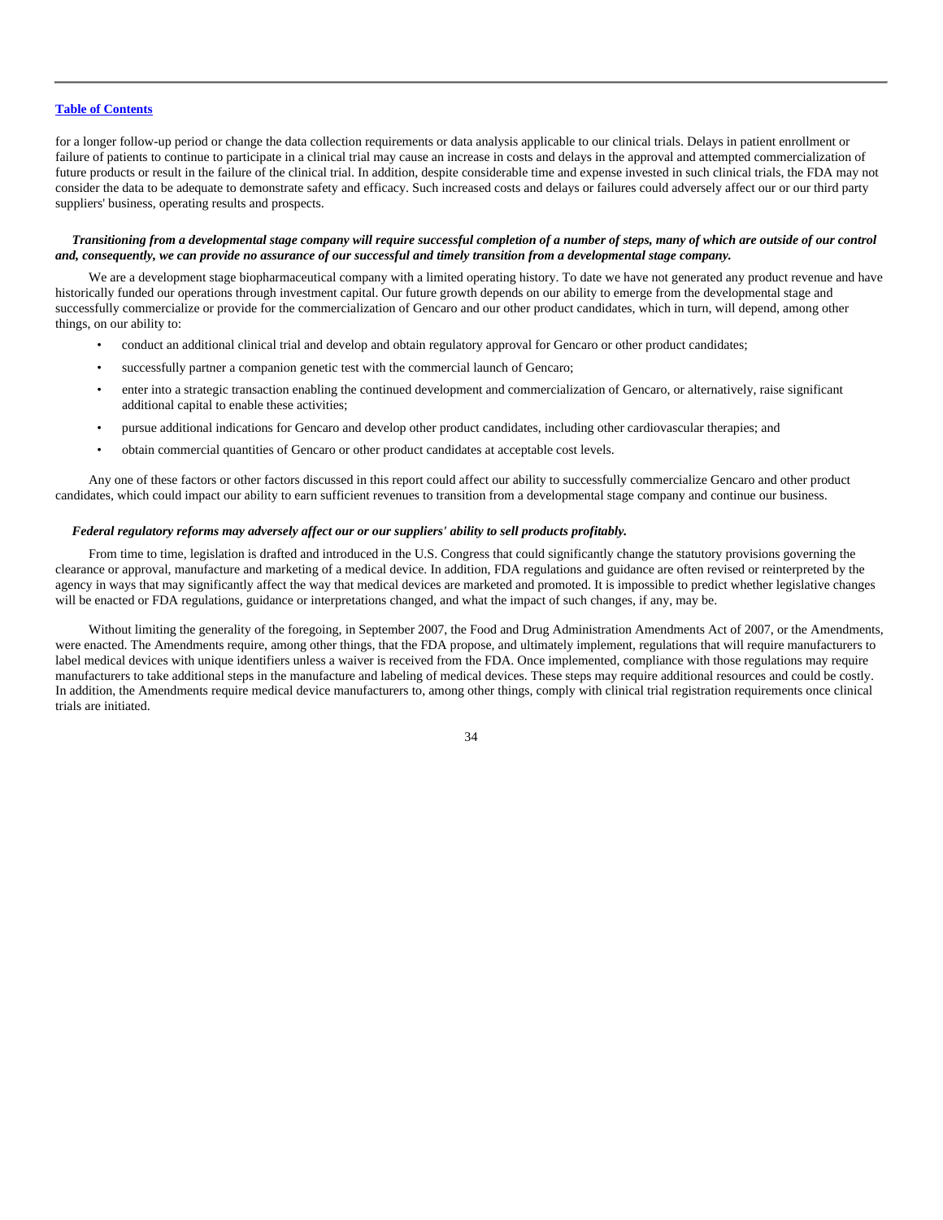for a longer follow-up period or change the data collection requirements or data analysis applicable to our clinical trials. Delays in patient enrollment or failure of patients to continue to participate in a clinical trial may cause an increase in costs and delays in the approval and attempted commercialization of future products or result in the failure of the clinical trial. In addition, despite considerable time and expense invested in such clinical trials, the FDA may not consider the data to be adequate to demonstrate safety and efficacy. Such increased costs and delays or failures could adversely affect our or our third party suppliers' business, operating results and prospects.

***Transitioning from a developmental stage company will require successful completion of a number of steps, many of which are outside of our control and, consequently, we can provide no assurance of our successful and timely transition from a developmental stage company.***

We are a development stage biopharmaceutical company with a limited operating history. To date we have not generated any product revenue and have historically funded our operations through investment capital. Our future growth depends on our ability to emerge from the developmental stage and successfully commercialize or provide for the commercialization of Gencaro and our other product candidates, which in turn, will depend, among other things, on our ability to:

- conduct an additional clinical trial and develop and obtain regulatory approval for Gencaro or other product candidates;
- successfully partner a companion genetic test with the commercial launch of Gencaro;
- enter into a strategic transaction enabling the continued development and commercialization of Gencaro, or alternatively, raise significant additional capital to enable these activities;
- pursue additional indications for Gencaro and develop other product candidates, including other cardiovascular therapies; and
- obtain commercial quantities of Gencaro or other product candidates at acceptable cost levels.

Any one of these factors or other factors discussed in this report could affect our ability to successfully commercialize Gencaro and other product candidates, which could impact our ability to earn sufficient revenues to transition from a developmental stage company and continue our business.

***Federal regulatory reforms may adversely affect our or our suppliers' ability to sell products profitably.***

From time to time, legislation is drafted and introduced in the U.S. Congress that could significantly change the statutory provisions governing the clearance or approval, manufacture and marketing of a medical device. In addition, FDA regulations and guidance are often revised or reinterpreted by the agency in ways that may significantly affect the way that medical devices are marketed and promoted. It is impossible to predict whether legislative changes will be enacted or FDA regulations, guidance or interpretations changed, and what the impact of such changes, if any, may be.

Without limiting the generality of the foregoing, in September 2007, the Food and Drug Administration Amendments Act of 2007, or the Amendments, were enacted. The Amendments require, among other things, that the FDA propose, and ultimately implement, regulations that will require manufacturers to label medical devices with unique identifiers unless a waiver is received from the FDA. Once implemented, compliance with those regulations may require manufacturers to take additional steps in the manufacture and labeling of medical devices. These steps may require additional resources and could be costly. In addition, the Amendments require medical device manufacturers to, among other things, comply with clinical trial registration requirements once clinical trials are initiated.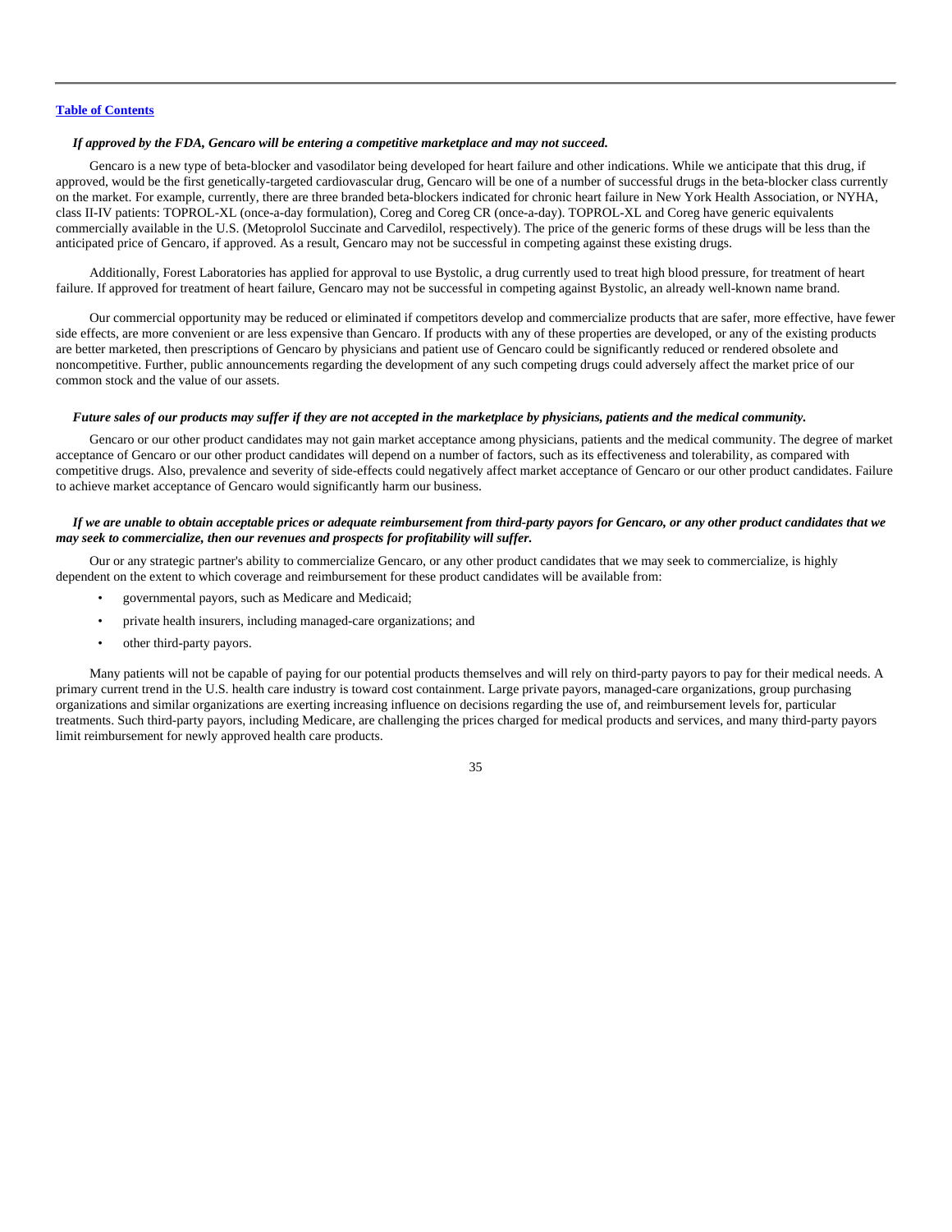*If approved by the FDA, Gencaro will be entering a competitive marketplace and may not succeed.*

Gencaro is a new type of beta-blocker and vasodilator being developed for heart failure and other indications. While we anticipate that this drug, if approved, would be the first genetically-targeted cardiovascular drug, Gencaro will be one of a number of successful drugs in the beta-blocker class currently on the market. For example, currently, there are three branded beta-blockers indicated for chronic heart failure in New York Health Association, or NYHA, class II-IV patients: TOPROL-XL (once-a-day formulation), Coreg and Coreg CR (once-a-day). TOPROL-XL and Coreg have generic equivalents commercially available in the U.S. (Metoprolol Succinate and Carvedilol, respectively). The price of the generic forms of these drugs will be less than the anticipated price of Gencaro, if approved. As a result, Gencaro may not be successful in competing against these existing drugs.

Additionally, Forest Laboratories has applied for approval to use Bystolic, a drug currently used to treat high blood pressure, for treatment of heart failure. If approved for treatment of heart failure, Gencaro may not be successful in competing against Bystolic, an already well-known name brand.

Our commercial opportunity may be reduced or eliminated if competitors develop and commercialize products that are safer, more effective, have fewer side effects, are more convenient or are less expensive than Gencaro. If products with any of these properties are developed, or any of the existing products are better marketed, then prescriptions of Gencaro by physicians and patient use of Gencaro could be significantly reduced or rendered obsolete and noncompetitive. Further, public announcements regarding the development of any such competing drugs could adversely affect the market price of our common stock and the value of our assets.

***Future sales of our products may suffer if they are not accepted in the marketplace by physicians, patients and the medical community.***

Gencaro or our other product candidates may not gain market acceptance among physicians, patients and the medical community. The degree of market acceptance of Gencaro or our other product candidates will depend on a number of factors, such as its effectiveness and tolerability, as compared with competitive drugs. Also, prevalence and severity of side-effects could negatively affect market acceptance of Gencaro or our other product candidates. Failure to achieve market acceptance of Gencaro would significantly harm our business.

***If we are unable to obtain acceptable prices or adequate reimbursement from third-party payors for Gencaro, or any other product candidates that we may seek to commercialize, then our revenues and prospects for profitability will suffer.***

Our or any strategic partner's ability to commercialize Gencaro, or any other product candidates that we may seek to commercialize, is highly dependent on the extent to which coverage and reimbursement for these product candidates will be available from:

- governmental payors, such as Medicare and Medicaid;
- private health insurers, including managed-care organizations; and
- other third-party payors.

Many patients will not be capable of paying for our potential products themselves and will rely on third-party payors to pay for their medical needs. A primary current trend in the U.S. health care industry is toward cost containment. Large private payors, managed-care organizations, group purchasing organizations and similar organizations are exerting increasing influence on decisions regarding the use of, and reimbursement levels for, particular treatments. Such third-party payors, including Medicare, are challenging the prices charged for medical products and services, and many third-party payors limit reimbursement for newly approved health care products.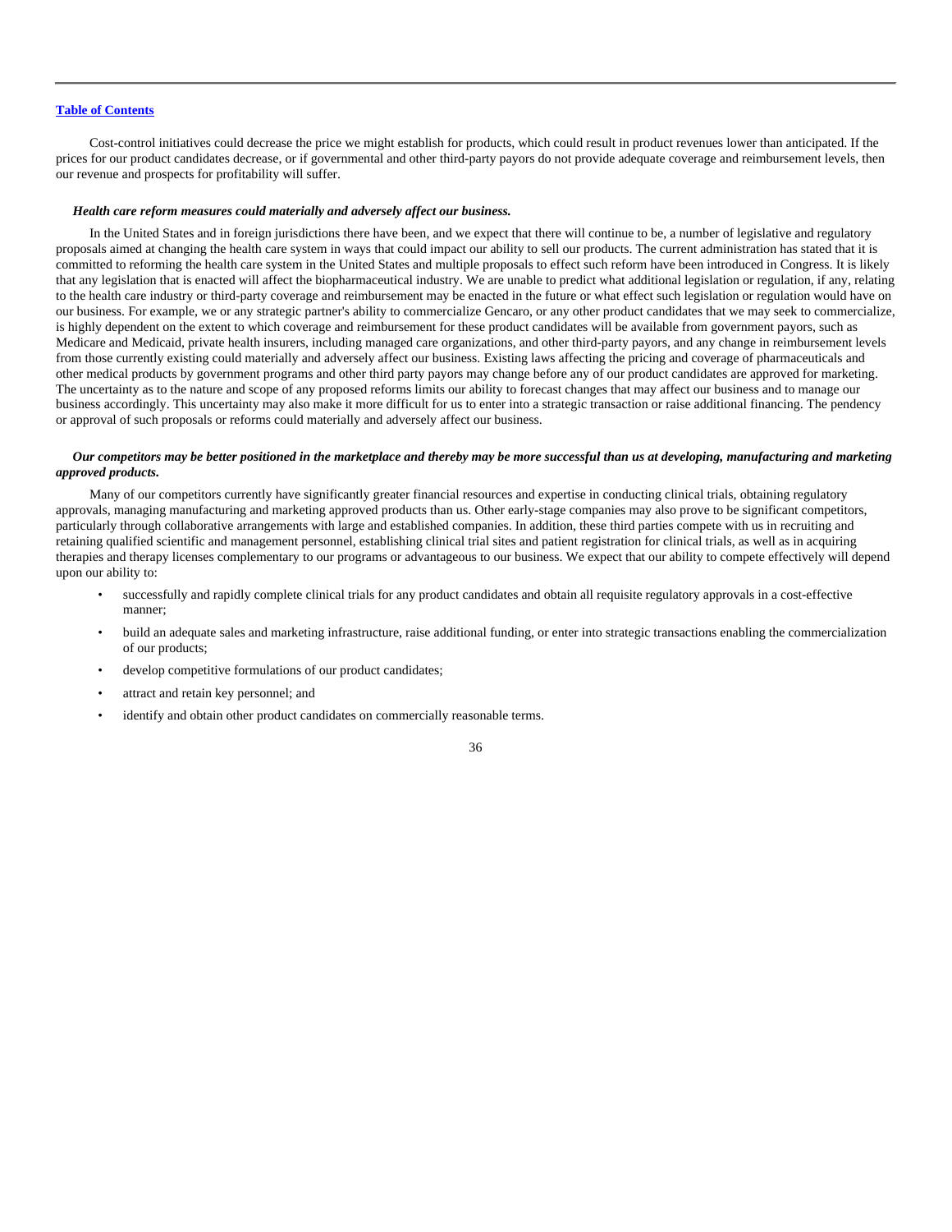Cost-control initiatives could decrease the price we might establish for products, which could result in product revenues lower than anticipated. If the prices for our product candidates decrease, or if governmental and other third-party payors do not provide adequate coverage and reimbursement levels, then our revenue and prospects for profitability will suffer.

***Health care reform measures could materially and adversely affect our business.***

In the United States and in foreign jurisdictions there have been, and we expect that there will continue to be, a number of legislative and regulatory proposals aimed at changing the health care system in ways that could impact our ability to sell our products. The current administration has stated that it is committed to reforming the health care system in the United States and multiple proposals to effect such reform have been introduced in Congress. It is likely that any legislation that is enacted will affect the biopharmaceutical industry. We are unable to predict what additional legislation or regulation, if any, relating to the health care industry or third-party coverage and reimbursement may be enacted in the future or what effect such legislation or regulation would have on our business. For example, we or any strategic partner's ability to commercialize Gencaro, or any other product candidates that we may seek to commercialize, is highly dependent on the extent to which coverage and reimbursement for these product candidates will be available from government payors, such as Medicare and Medicaid, private health insurers, including managed care organizations, and other third-party payors, and any change in reimbursement levels from those currently existing could materially and adversely affect our business. Existing laws affecting the pricing and coverage of pharmaceuticals and other medical products by government programs and other third party payors may change before any of our product candidates are approved for marketing. The uncertainty as to the nature and scope of any proposed reforms limits our ability to forecast changes that may affect our business and to manage our business accordingly. This uncertainty may also make it more difficult for us to enter into a strategic transaction or raise additional financing. The pendency or approval of such proposals or reforms could materially and adversely affect our business.

***Our competitors may be better positioned in the marketplace and thereby may be more successful than us at developing, manufacturing and marketing approved products.***

Many of our competitors currently have significantly greater financial resources and expertise in conducting clinical trials, obtaining regulatory approvals, managing manufacturing and marketing approved products than us. Other early-stage companies may also prove to be significant competitors, particularly through collaborative arrangements with large and established companies. In addition, these third parties compete with us in recruiting and retaining qualified scientific and management personnel, establishing clinical trial sites and patient registration for clinical trials, as well as in acquiring therapies and therapy licenses complementary to our programs or advantageous to our business. We expect that our ability to compete effectively will depend upon our ability to:

- successfully and rapidly complete clinical trials for any product candidates and obtain all requisite regulatory approvals in a cost-effective manner;
- build an adequate sales and marketing infrastructure, raise additional funding, or enter into strategic transactions enabling the commercialization of our products;
- develop competitive formulations of our product candidates;
- attract and retain key personnel; and
- identify and obtain other product candidates on commercially reasonable terms.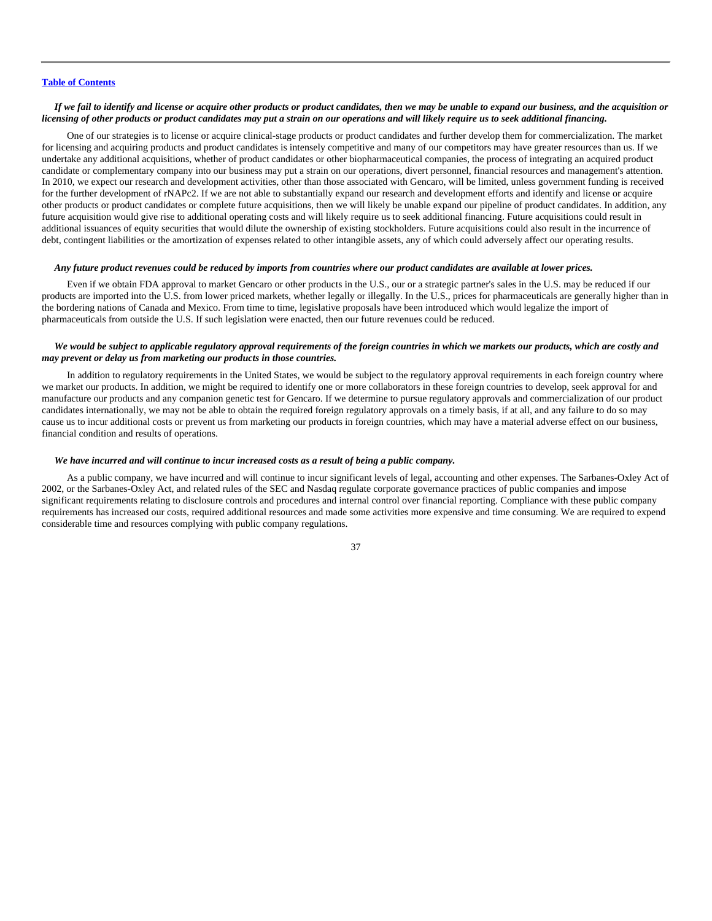*If we fail to identify and license or acquire other products or product candidates, then we may be unable to expand our business, and the acquisition or licensing of other products or product candidates may put a strain on our operations and will likely require us to seek additional financing.*

One of our strategies is to license or acquire clinical-stage products or product candidates and further develop them for commercialization. The market for licensing and acquiring products and product candidates is intensely competitive and many of our competitors may have greater resources than us. If we undertake any additional acquisitions, whether of product candidates or other biopharmaceutical companies, the process of integrating an acquired product candidate or complementary company into our business may put a strain on our operations, divert personnel, financial resources and management's attention. In 2010, we expect our research and development activities, other than those associated with Gencaro, will be limited, unless government funding is received for the further development of rNAPc2. If we are not able to substantially expand our research and development efforts and identify and license or acquire other products or product candidates or complete future acquisitions, then we will likely be unable expand our pipeline of product candidates. In addition, any future acquisition would give rise to additional operating costs and will likely require us to seek additional financing. Future acquisitions could result in additional issuances of equity securities that would dilute the ownership of existing stockholders. Future acquisitions could also result in the incurrence of debt, contingent liabilities or the amortization of expenses related to other intangible assets, any of which could adversely affect our operating results.

*Any future product revenues could be reduced by imports from countries where our product candidates are available at lower prices.*

Even if we obtain FDA approval to market Gencaro or other products in the U.S., our or a strategic partner's sales in the U.S. may be reduced if our products are imported into the U.S. from lower priced markets, whether legally or illegally. In the U.S., prices for pharmaceuticals are generally higher than in the bordering nations of Canada and Mexico. From time to time, legislative proposals have been introduced which would legalize the import of pharmaceuticals from outside the U.S. If such legislation were enacted, then our future revenues could be reduced.

*We would be subject to applicable regulatory approval requirements of the foreign countries in which we markets our products, which are costly and may prevent or delay us from marketing our products in those countries.*

In addition to regulatory requirements in the United States, we would be subject to the regulatory approval requirements in each foreign country where we market our products. In addition, we might be required to identify one or more collaborators in these foreign countries to develop, seek approval for and manufacture our products and any companion genetic test for Gencaro. If we determine to pursue regulatory approvals and commercialization of our product candidates internationally, we may not be able to obtain the required foreign regulatory approvals on a timely basis, if at all, and any failure to do so may cause us to incur additional costs or prevent us from marketing our products in foreign countries, which may have a material adverse effect on our business, financial condition and results of operations.

*We have incurred and will continue to incur increased costs as a result of being a public company.*

As a public company, we have incurred and will continue to incur significant levels of legal, accounting and other expenses. The Sarbanes-Oxley Act of 2002, or the Sarbanes-Oxley Act, and related rules of the SEC and Nasdaq regulate corporate governance practices of public companies and impose significant requirements relating to disclosure controls and procedures and internal control over financial reporting. Compliance with these public company requirements has increased our costs, required additional resources and made some activities more expensive and time consuming. We are required to expend considerable time and resources complying with public company regulations.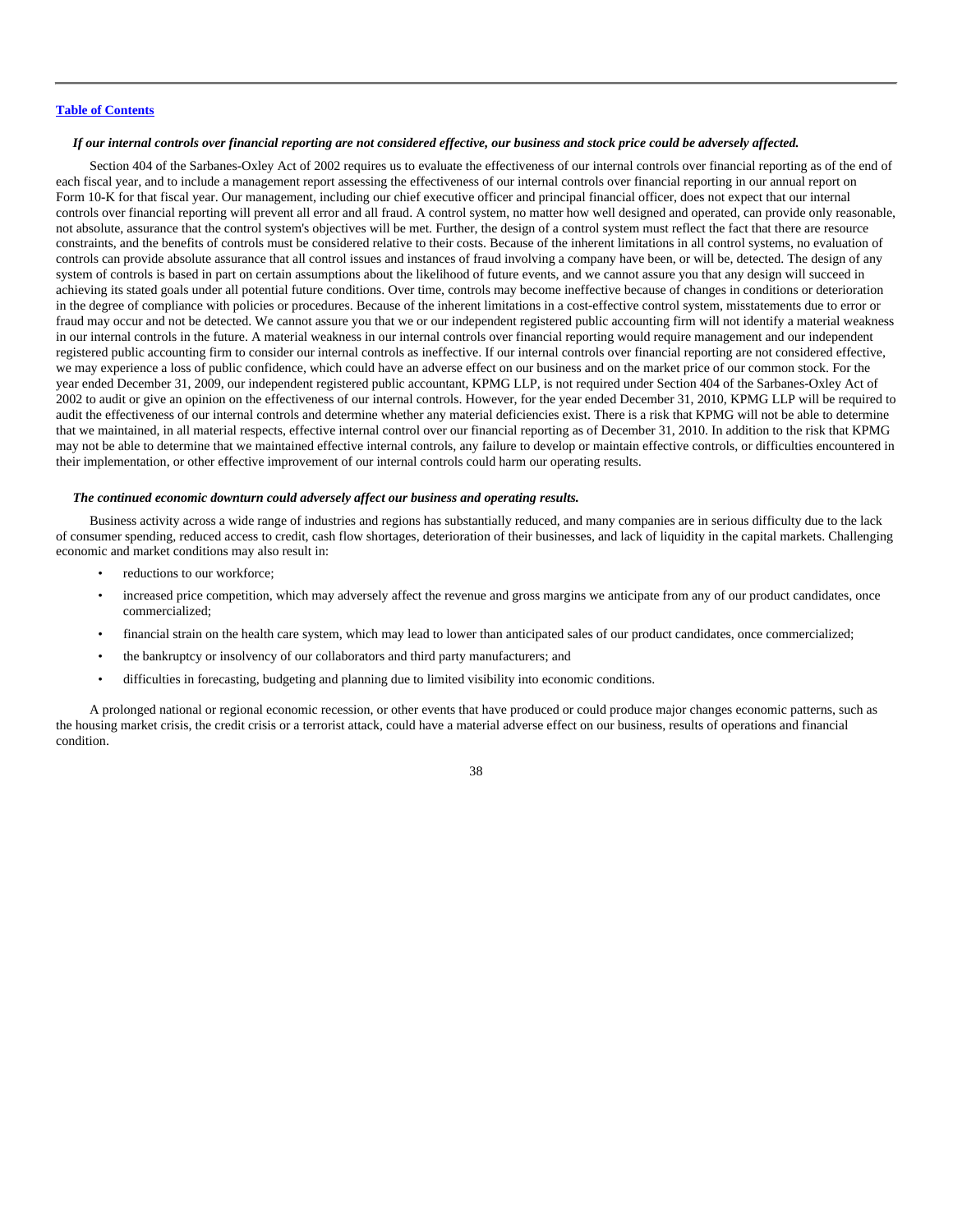*If our internal controls over financial reporting are not considered effective, our business and stock price could be adversely affected.*

Section 404 of the Sarbanes-Oxley Act of 2002 requires us to evaluate the effectiveness of our internal controls over financial reporting as of the end of each fiscal year, and to include a management report assessing the effectiveness of our internal controls over financial reporting in our annual report on Form 10-K for that fiscal year. Our management, including our chief executive officer and principal financial officer, does not expect that our internal controls over financial reporting will prevent all error and all fraud. A control system, no matter how well designed and operated, can provide only reasonable, not absolute, assurance that the control system's objectives will be met. Further, the design of a control system must reflect the fact that there are resource constraints, and the benefits of controls must be considered relative to their costs. Because of the inherent limitations in all control systems, no evaluation of controls can provide absolute assurance that all control issues and instances of fraud involving a company have been, or will be, detected. The design of any system of controls is based in part on certain assumptions about the likelihood of future events, and we cannot assure you that any design will succeed in achieving its stated goals under all potential future conditions. Over time, controls may become ineffective because of changes in conditions or deterioration in the degree of compliance with policies or procedures. Because of the inherent limitations in a cost-effective control system, misstatements due to error or fraud may occur and not be detected. We cannot assure you that we or our independent registered public accounting firm will not identify a material weakness in our internal controls in the future. A material weakness in our internal controls over financial reporting would require management and our independent registered public accounting firm to consider our internal controls as ineffective. If our internal controls over financial reporting are not considered effective, we may experience a loss of public confidence, which could have an adverse effect on our business and on the market price of our common stock. For the year ended December 31, 2009, our independent registered public accountant, KPMG LLP, is not required under Section 404 of the Sarbanes-Oxley Act of 2002 to audit or give an opinion on the effectiveness of our internal controls. However, for the year ended December 31, 2010, KPMG LLP will be required to audit the effectiveness of our internal controls and determine whether any material deficiencies exist. There is a risk that KPMG will not be able to determine that we maintained, in all material respects, effective internal control over our financial reporting as of December 31, 2010. In addition to the risk that KPMG may not be able to determine that we maintained effective internal controls, any failure to develop or maintain effective controls, or difficulties encountered in their implementation, or other effective improvement of our internal controls could harm our operating results.

***The continued economic downturn could adversely affect our business and operating results.***

Business activity across a wide range of industries and regions has substantially reduced, and many companies are in serious difficulty due to the lack of consumer spending, reduced access to credit, cash flow shortages, deterioration of their businesses, and lack of liquidity in the capital markets. Challenging economic and market conditions may also result in:

- reductions to our workforce;
- increased price competition, which may adversely affect the revenue and gross margins we anticipate from any of our product candidates, once commercialized;
- financial strain on the health care system, which may lead to lower than anticipated sales of our product candidates, once commercialized;
- the bankruptcy or insolvency of our collaborators and third party manufacturers; and
- difficulties in forecasting, budgeting and planning due to limited visibility into economic conditions.

A prolonged national or regional economic recession, or other events that have produced or could produce major changes economic patterns, such as the housing market crisis, the credit crisis or a terrorist attack, could have a material adverse effect on our business, results of operations and financial condition.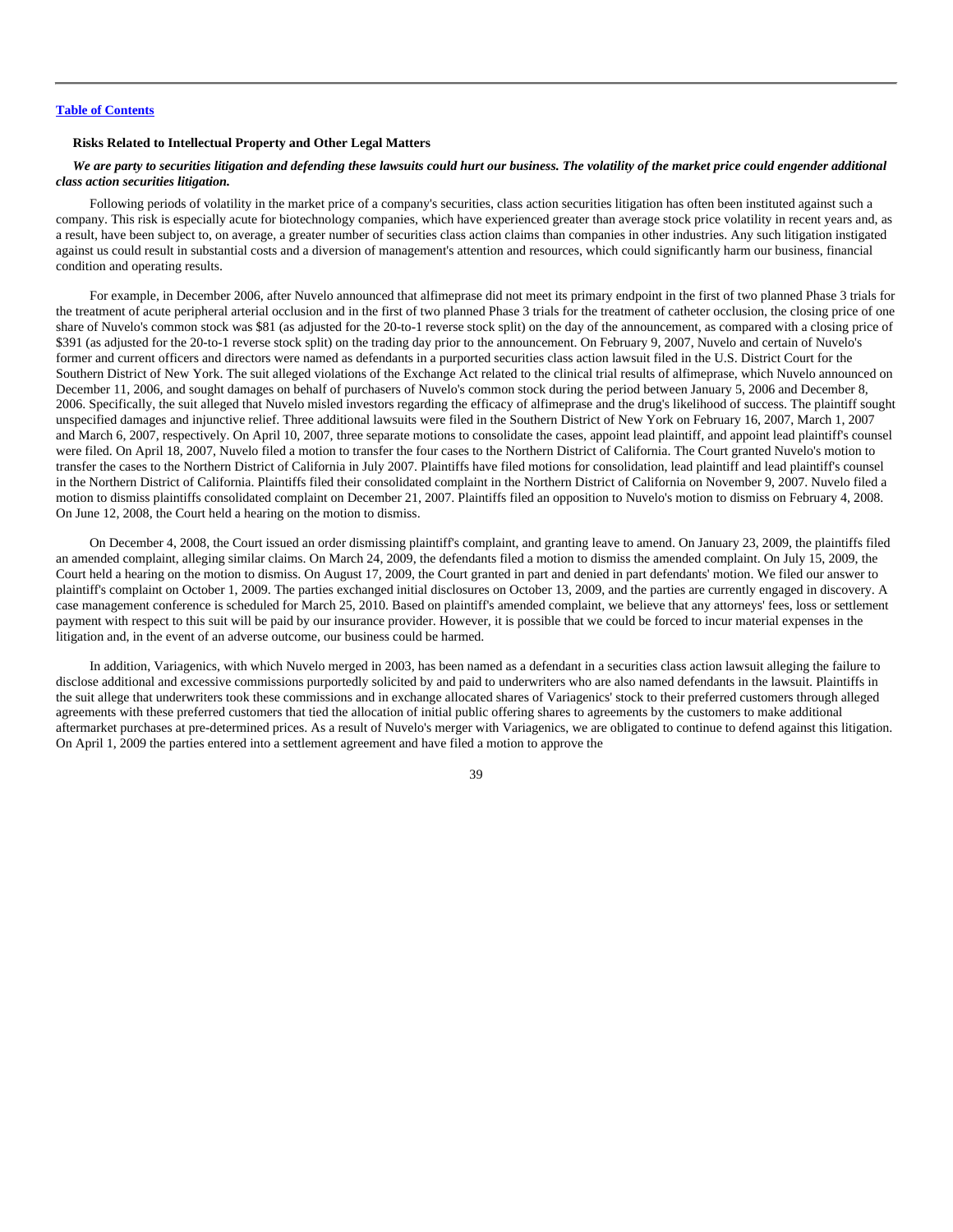[Table of Contents](#)

### Risks Related to Intellectual Property and Other Legal Matters

***We are party to securities litigation and defending these lawsuits could hurt our business. The volatility of the market price could engender additional class action securities litigation.***

Following periods of volatility in the market price of a company's securities, class action securities litigation has often been instituted against such a company. This risk is especially acute for biotechnology companies, which have experienced greater than average stock price volatility in recent years and, as a result, have been subject to, on average, a greater number of securities class action claims than companies in other industries. Any such litigation instigated against us could result in substantial costs and a diversion of management's attention and resources, which could significantly harm our business, financial condition and operating results.

For example, in December 2006, after Nuvelo announced that alfimeprase did not meet its primary endpoint in the first of two planned Phase 3 trials for the treatment of acute peripheral arterial occlusion and in the first of two planned Phase 3 trials for the treatment of catheter occlusion, the closing price of one share of Nuvelo's common stock was $81 (as adjusted for the 20-to-1 reverse stock split) on the day of the announcement, as compared with a closing price of $391 (as adjusted for the 20-to-1 reverse stock split) on the trading day prior to the announcement. On February 9, 2007, Nuvelo and certain of Nuvelo's former and current officers and directors were named as defendants in a purported securities class action lawsuit filed in the U.S. District Court for the Southern District of New York. The suit alleged violations of the Exchange Act related to the clinical trial results of alfimeprase, which Nuvelo announced on December 11, 2006, and sought damages on behalf of purchasers of Nuvelo's common stock during the period between January 5, 2006 and December 8, 2006. Specifically, the suit alleged that Nuvelo misled investors regarding the efficacy of alfimeprase and the drug's likelihood of success. The plaintiff sought unspecified damages and injunctive relief. Three additional lawsuits were filed in the Southern District of New York on February 16, 2007, March 1, 2007 and March 6, 2007, respectively. On April 10, 2007, three separate motions to consolidate the cases, appoint lead plaintiff, and appoint lead plaintiff's counsel were filed. On April 18, 2007, Nuvelo filed a motion to transfer the four cases to the Northern District of California. The Court granted Nuvelo's motion to transfer the cases to the Northern District of California in July 2007. Plaintiffs have filed motions for consolidation, lead plaintiff and lead plaintiff's counsel in the Northern District of California. Plaintiffs filed their consolidated complaint in the Northern District of California on November 9, 2007. Nuvelo filed a motion to dismiss plaintiffs consolidated complaint on December 21, 2007. Plaintiffs filed an opposition to Nuvelo's motion to dismiss on February 4, 2008. On June 12, 2008, the Court held a hearing on the motion to dismiss.

On December 4, 2008, the Court issued an order dismissing plaintiff's complaint, and granting leave to amend. On January 23, 2009, the plaintiffs filed an amended complaint, alleging similar claims. On March 24, 2009, the defendants filed a motion to dismiss the amended complaint. On July 15, 2009, the Court held a hearing on the motion to dismiss. On August 17, 2009, the Court granted in part and denied in part defendants' motion. We filed our answer to plaintiff's complaint on October 1, 2009. The parties exchanged initial disclosures on October 13, 2009, and the parties are currently engaged in discovery. A case management conference is scheduled for March 25, 2010. Based on plaintiff's amended complaint, we believe that any attorneys' fees, loss or settlement payment with respect to this suit will be paid by our insurance provider. However, it is possible that we could be forced to incur material expenses in the litigation and, in the event of an adverse outcome, our business could be harmed.

In addition, Variagenics, with which Nuvelo merged in 2003, has been named as a defendant in a securities class action lawsuit alleging the failure to disclose additional and excessive commissions purportedly solicited by and paid to underwriters who are also named defendants in the lawsuit. Plaintiffs in the suit allege that underwriters took these commissions and in exchange allocated shares of Variagenics' stock to their preferred customers through alleged agreements with these preferred customers that tied the allocation of initial public offering shares to agreements by the customers to make additional aftermarket purchases at pre-determined prices. As a result of Nuvelo's merger with Variagenics, we are obligated to continue to defend against this litigation. On April 1, 2009 the parties entered into a settlement agreement and have filed a motion to approve the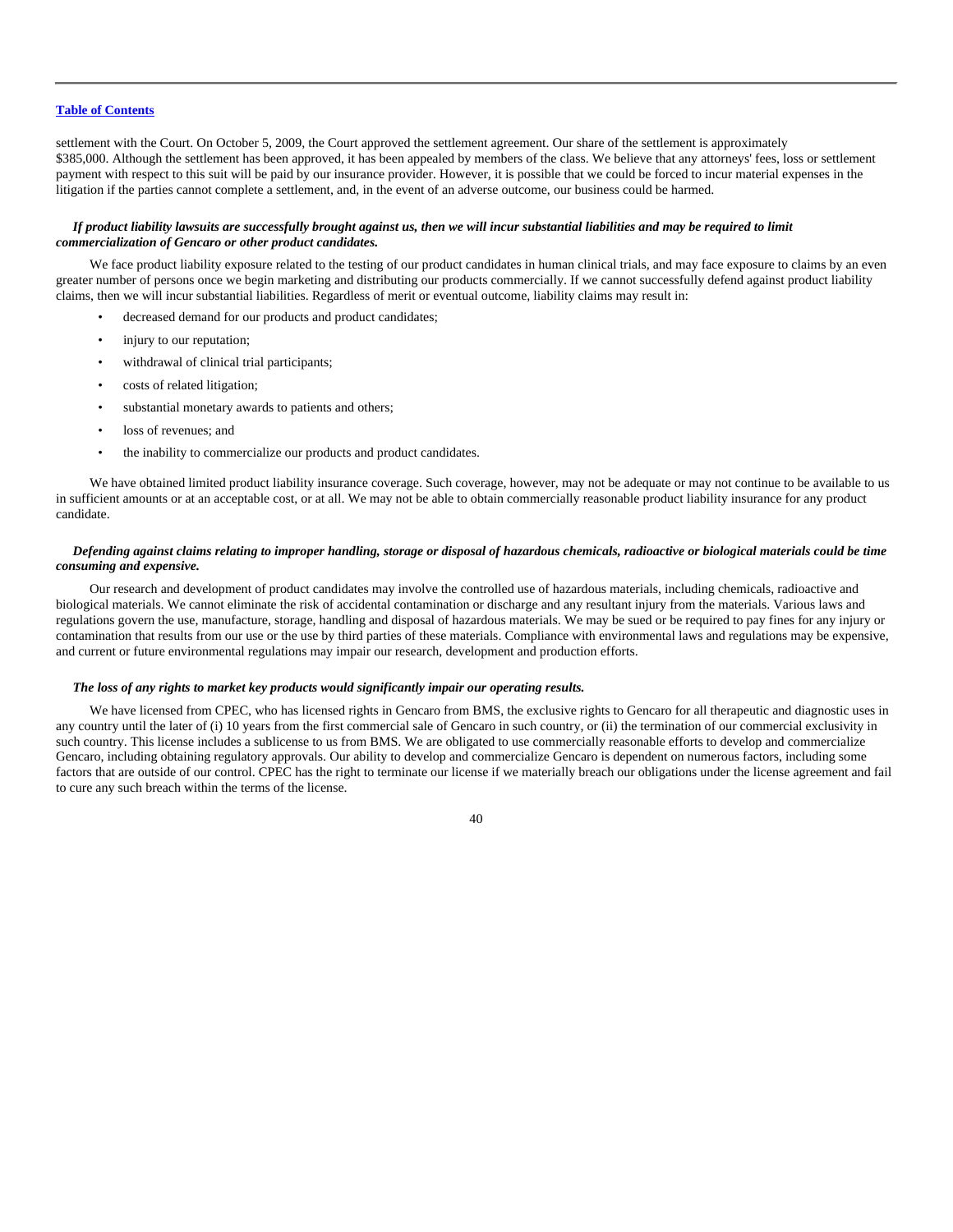settlement with the Court. On October 5, 2009, the Court approved the settlement agreement. Our share of the settlement is approximately $385,000. Although the settlement has been approved, it has been appealed by members of the class. We believe that any attorneys' fees, loss or settlement payment with respect to this suit will be paid by our insurance provider. However, it is possible that we could be forced to incur material expenses in the litigation if the parties cannot complete a settlement, and, in the event of an adverse outcome, our business could be harmed.

***If product liability lawsuits are successfully brought against us, then we will incur substantial liabilities and may be required to limit commercialization of Gencaro or other product candidates.***

We face product liability exposure related to the testing of our product candidates in human clinical trials, and may face exposure to claims by an even greater number of persons once we begin marketing and distributing our products commercially. If we cannot successfully defend against product liability claims, then we will incur substantial liabilities. Regardless of merit or eventual outcome, liability claims may result in:

- decreased demand for our products and product candidates;
- injury to our reputation;
- withdrawal of clinical trial participants;
- costs of related litigation;
- substantial monetary awards to patients and others;
- loss of revenues; and
- the inability to commercialize our products and product candidates.

We have obtained limited product liability insurance coverage. Such coverage, however, may not be adequate or may not continue to be available to us in sufficient amounts or at an acceptable cost, or at all. We may not be able to obtain commercially reasonable product liability insurance for any product candidate.

***Defending against claims relating to improper handling, storage or disposal of hazardous chemicals, radioactive or biological materials could be time consuming and expensive.***

Our research and development of product candidates may involve the controlled use of hazardous materials, including chemicals, radioactive and biological materials. We cannot eliminate the risk of accidental contamination or discharge and any resultant injury from the materials. Various laws and regulations govern the use, manufacture, storage, handling and disposal of hazardous materials. We may be sued or be required to pay fines for any injury or contamination that results from our use or the use by third parties of these materials. Compliance with environmental laws and regulations may be expensive, and current or future environmental regulations may impair our research, development and production efforts.

***The loss of any rights to market key products would significantly impair our operating results.***

We have licensed from CPEC, who has licensed rights in Gencaro from BMS, the exclusive rights to Gencaro for all therapeutic and diagnostic uses in any country until the later of (i) 10 years from the first commercial sale of Gencaro in such country, or (ii) the termination of our commercial exclusivity in such country. This license includes a sublicense to us from BMS. We are obligated to use commercially reasonable efforts to develop and commercialize Gencaro, including obtaining regulatory approvals. Our ability to develop and commercialize Gencaro is dependent on numerous factors, including some factors that are outside of our control. CPEC has the right to terminate our license if we materially breach our obligations under the license agreement and fail to cure any such breach within the terms of the license.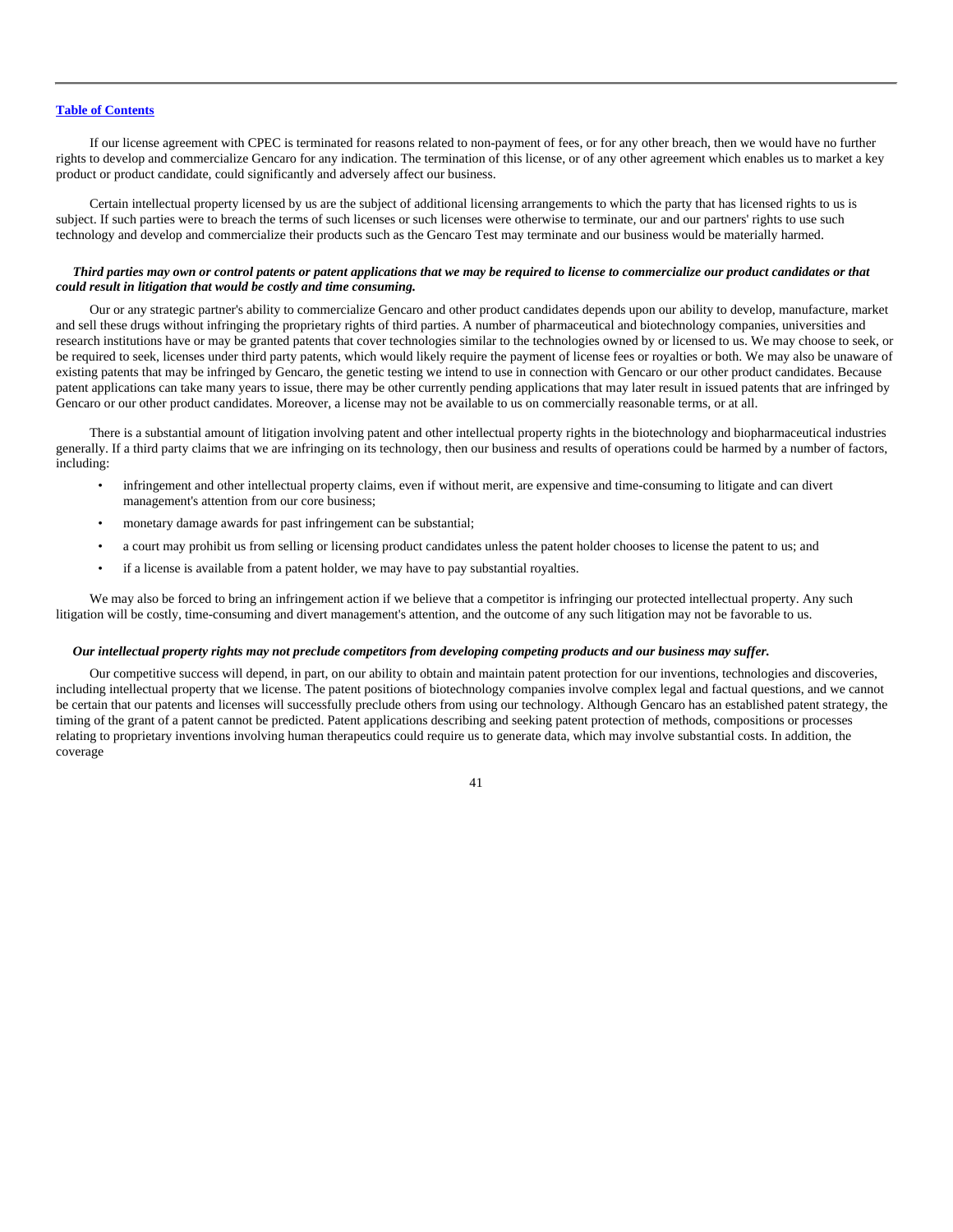If our license agreement with CPEC is terminated for reasons related to non-payment of fees, or for any other breach, then we would have no further rights to develop and commercialize Gencaro for any indication. The termination of this license, or of any other agreement which enables us to market a key product or product candidate, could significantly and adversely affect our business.

Certain intellectual property licensed by us are the subject of additional licensing arrangements to which the party that has licensed rights to us is subject. If such parties were to breach the terms of such licenses or such licenses were otherwise to terminate, our and our partners' rights to use such technology and develop and commercialize their products such as the Gencaro Test may terminate and our business would be materially harmed.

***Third parties may own or control patents or patent applications that we may be required to license to commercialize our product candidates or that could result in litigation that would be costly and time consuming.***

Our or any strategic partner's ability to commercialize Gencaro and other product candidates depends upon our ability to develop, manufacture, market and sell these drugs without infringing the proprietary rights of third parties. A number of pharmaceutical and biotechnology companies, universities and research institutions have or may be granted patents that cover technologies similar to the technologies owned by or licensed to us. We may choose to seek, or be required to seek, licenses under third party patents, which would likely require the payment of license fees or royalties or both. We may also be unaware of existing patents that may be infringed by Gencaro, the genetic testing we intend to use in connection with Gencaro or our other product candidates. Because patent applications can take many years to issue, there may be other currently pending applications that may later result in issued patents that are infringed by Gencaro or our other product candidates. Moreover, a license may not be available to us on commercially reasonable terms, or at all.

There is a substantial amount of litigation involving patent and other intellectual property rights in the biotechnology and biopharmaceutical industries generally. If a third party claims that we are infringing on its technology, then our business and results of operations could be harmed by a number of factors, including:

- infringement and other intellectual property claims, even if without merit, are expensive and time-consuming to litigate and can divert management's attention from our core business;
- monetary damage awards for past infringement can be substantial;
- a court may prohibit us from selling or licensing product candidates unless the patent holder chooses to license the patent to us; and
- if a license is available from a patent holder, we may have to pay substantial royalties.

We may also be forced to bring an infringement action if we believe that a competitor is infringing our protected intellectual property. Any such litigation will be costly, time-consuming and divert management's attention, and the outcome of any such litigation may not be favorable to us.

***Our intellectual property rights may not preclude competitors from developing competing products and our business may suffer.***

Our competitive success will depend, in part, on our ability to obtain and maintain patent protection for our inventions, technologies and discoveries, including intellectual property that we license. The patent positions of biotechnology companies involve complex legal and factual questions, and we cannot be certain that our patents and licenses will successfully preclude others from using our technology. Although Gencaro has an established patent strategy, the timing of the grant of a patent cannot be predicted. Patent applications describing and seeking patent protection of methods, compositions or processes relating to proprietary inventions involving human therapeutics could require us to generate data, which may involve substantial costs. In addition, the coverage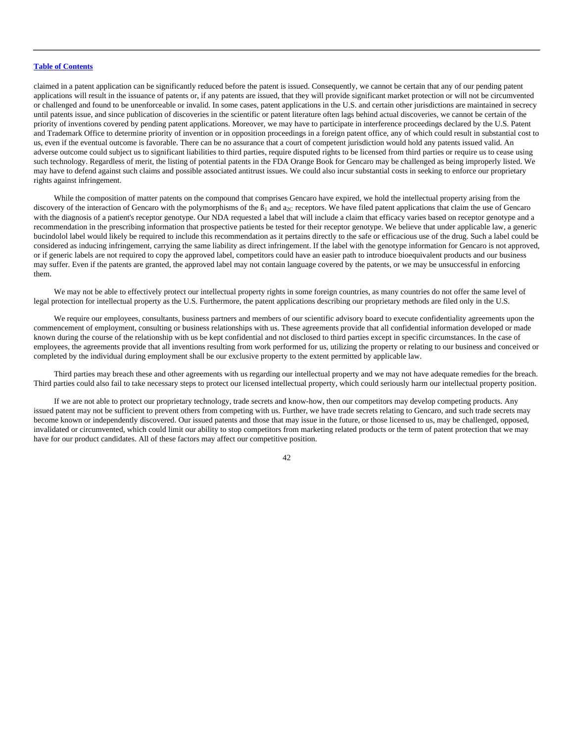claimed in a patent application can be significantly reduced before the patent is issued. Consequently, we cannot be certain that any of our pending patent applications will result in the issuance of patents or, if any patents are issued, that they will provide significant market protection or will not be circumvented or challenged and found to be unenforceable or invalid. In some cases, patent applications in the U.S. and certain other jurisdictions are maintained in secrecy until patents issue, and since publication of discoveries in the scientific or patent literature often lags behind actual discoveries, we cannot be certain of the priority of inventions covered by pending patent applications. Moreover, we may have to participate in interference proceedings declared by the U.S. Patent and Trademark Office to determine priority of invention or in opposition proceedings in a foreign patent office, any of which could result in substantial cost to us, even if the eventual outcome is favorable. There can be no assurance that a court of competent jurisdiction would hold any patents issued valid. An adverse outcome could subject us to significant liabilities to third parties, require disputed rights to be licensed from third parties or require us to cease using such technology. Regardless of merit, the listing of potential patents in the FDA Orange Book for Gencaro may be challenged as being improperly listed. We may have to defend against such claims and possible associated antitrust issues. We could also incur substantial costs in seeking to enforce our proprietary rights against infringement.

While the composition of matter patents on the compound that comprises Gencaro have expired, we hold the intellectual property arising from the discovery of the interaction of Gencaro with the polymorphisms of the $ß_1$ and $a_{2C}$ receptors. We have filed patent applications that claim the use of Gencaro with the diagnosis of a patient's receptor genotype. Our NDA requested a label that will include a claim that efficacy varies based on receptor genotype and a recommendation in the prescribing information that prospective patients be tested for their receptor genotype. We believe that under applicable law, a generic bucindolol label would likely be required to include this recommendation as it pertains directly to the safe or efficacious use of the drug. Such a label could be considered as inducing infringement, carrying the same liability as direct infringement. If the label with the genotype information for Gencaro is not approved, or if generic labels are not required to copy the approved label, competitors could have an easier path to introduce bioequivalent products and our business may suffer. Even if the patents are granted, the approved label may not contain language covered by the patents, or we may be unsuccessful in enforcing them.

We may not be able to effectively protect our intellectual property rights in some foreign countries, as many countries do not offer the same level of legal protection for intellectual property as the U.S. Furthermore, the patent applications describing our proprietary methods are filed only in the U.S.

We require our employees, consultants, business partners and members of our scientific advisory board to execute confidentiality agreements upon the commencement of employment, consulting or business relationships with us. These agreements provide that all confidential information developed or made known during the course of the relationship with us be kept confidential and not disclosed to third parties except in specific circumstances. In the case of employees, the agreements provide that all inventions resulting from work performed for us, utilizing the property or relating to our business and conceived or completed by the individual during employment shall be our exclusive property to the extent permitted by applicable law.

Third parties may breach these and other agreements with us regarding our intellectual property and we may not have adequate remedies for the breach. Third parties could also fail to take necessary steps to protect our licensed intellectual property, which could seriously harm our intellectual property position.

If we are not able to protect our proprietary technology, trade secrets and know-how, then our competitors may develop competing products. Any issued patent may not be sufficient to prevent others from competing with us. Further, we have trade secrets relating to Gencaro, and such trade secrets may become known or independently discovered. Our issued patents and those that may issue in the future, or those licensed to us, may be challenged, opposed, invalidated or circumvented, which could limit our ability to stop competitors from marketing related products or the term of patent protection that we may have for our product candidates. All of these factors may affect our competitive position.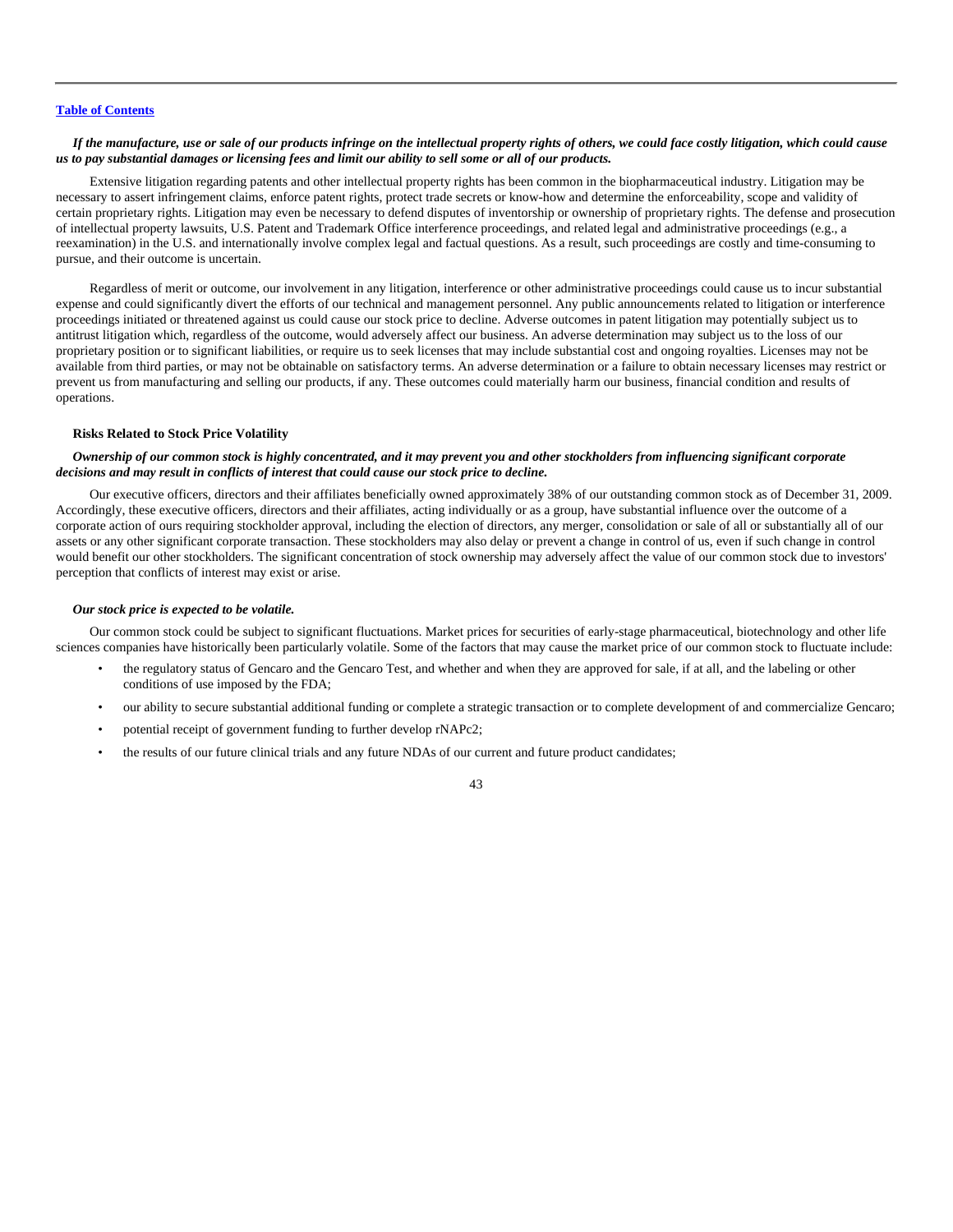***If the manufacture, use or sale of our products infringe on the intellectual property rights of others, we could face costly litigation, which could cause us to pay substantial damages or licensing fees and limit our ability to sell some or all of our products.***

Extensive litigation regarding patents and other intellectual property rights has been common in the biopharmaceutical industry. Litigation may be necessary to assert infringement claims, enforce patent rights, protect trade secrets or know-how and determine the enforceability, scope and validity of certain proprietary rights. Litigation may even be necessary to defend disputes of inventorship or ownership of proprietary rights. The defense and prosecution of intellectual property lawsuits, U.S. Patent and Trademark Office interference proceedings, and related legal and administrative proceedings (e.g., a reexamination) in the U.S. and internationally involve complex legal and factual questions. As a result, such proceedings are costly and time-consuming to pursue, and their outcome is uncertain.

Regardless of merit or outcome, our involvement in any litigation, interference or other administrative proceedings could cause us to incur substantial expense and could significantly divert the efforts of our technical and management personnel. Any public announcements related to litigation or interference proceedings initiated or threatened against us could cause our stock price to decline. Adverse outcomes in patent litigation may potentially subject us to antitrust litigation which, regardless of the outcome, would adversely affect our business. An adverse determination may subject us to the loss of our proprietary position or to significant liabilities, or require us to seek licenses that may include substantial cost and ongoing royalties. Licenses may not be available from third parties, or may not be obtainable on satisfactory terms. An adverse determination or a failure to obtain necessary licenses may restrict or prevent us from manufacturing and selling our products, if any. These outcomes could materially harm our business, financial condition and results of operations.

**Risks Related to Stock Price Volatility**

***Ownership of our common stock is highly concentrated, and it may prevent you and other stockholders from influencing significant corporate decisions and may result in conflicts of interest that could cause our stock price to decline.***

Our executive officers, directors and their affiliates beneficially owned approximately 38% of our outstanding common stock as of December 31, 2009. Accordingly, these executive officers, directors and their affiliates, acting individually or as a group, have substantial influence over the outcome of a corporate action of ours requiring stockholder approval, including the election of directors, any merger, consolidation or sale of all or substantially all of our assets or any other significant corporate transaction. These stockholders may also delay or prevent a change in control of us, even if such change in control would benefit our other stockholders. The significant concentration of stock ownership may adversely affect the value of our common stock due to investors' perception that conflicts of interest may exist or arise.

***Our stock price is expected to be volatile.***

Our common stock could be subject to significant fluctuations. Market prices for securities of early-stage pharmaceutical, biotechnology and other life sciences companies have historically been particularly volatile. Some of the factors that may cause the market price of our common stock to fluctuate include:

- the regulatory status of Gencaro and the Gencaro Test, and whether and when they are approved for sale, if at all, and the labeling or other conditions of use imposed by the FDA;
- our ability to secure substantial additional funding or complete a strategic transaction or to complete development of and commercialize Gencaro;
- potential receipt of government funding to further develop rNAPc2;
- the results of our future clinical trials and any future NDAs of our current and future product candidates;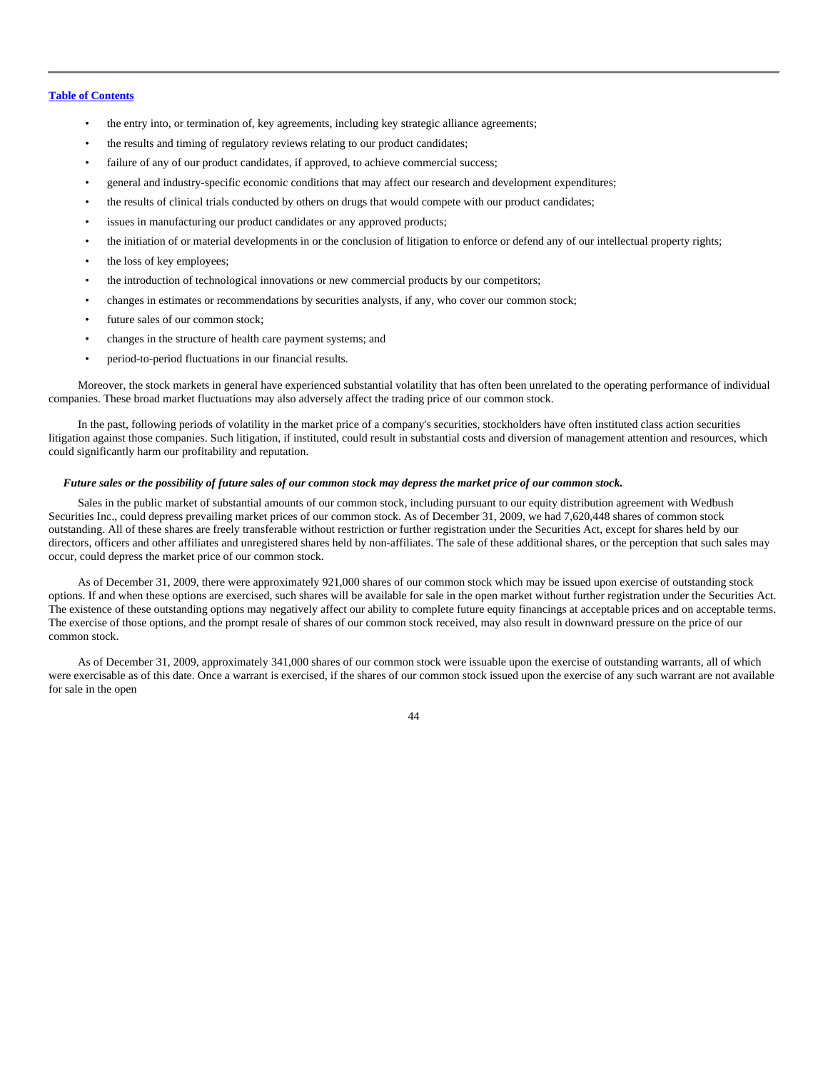- the entry into, or termination of, key agreements, including key strategic alliance agreements;
- the results and timing of regulatory reviews relating to our product candidates;
- failure of any of our product candidates, if approved, to achieve commercial success;
- general and industry-specific economic conditions that may affect our research and development expenditures;
- the results of clinical trials conducted by others on drugs that would compete with our product candidates;
- issues in manufacturing our product candidates or any approved products;
- the initiation of or material developments in or the conclusion of litigation to enforce or defend any of our intellectual property rights;
- the loss of key employees;
- the introduction of technological innovations or new commercial products by our competitors;
- changes in estimates or recommendations by securities analysts, if any, who cover our common stock;
- future sales of our common stock;
- changes in the structure of health care payment systems; and
- period-to-period fluctuations in our financial results.

Moreover, the stock markets in general have experienced substantial volatility that has often been unrelated to the operating performance of individual companies. These broad market fluctuations may also adversely affect the trading price of our common stock.

In the past, following periods of volatility in the market price of a company's securities, stockholders have often instituted class action securities litigation against those companies. Such litigation, if instituted, could result in substantial costs and diversion of management attention and resources, which could significantly harm our profitability and reputation.

***Future sales or the possibility of future sales of our common stock may depress the market price of our common stock.***

Sales in the public market of substantial amounts of our common stock, including pursuant to our equity distribution agreement with Wedbush Securities Inc., could depress prevailing market prices of our common stock. As of December 31, 2009, we had 7,620,448 shares of common stock outstanding. All of these shares are freely transferable without restriction or further registration under the Securities Act, except for shares held by our directors, officers and other affiliates and unregistered shares held by non-affiliates. The sale of these additional shares, or the perception that such sales may occur, could depress the market price of our common stock.

As of December 31, 2009, there were approximately 921,000 shares of our common stock which may be issued upon exercise of outstanding stock options. If and when these options are exercised, such shares will be available for sale in the open market without further registration under the Securities Act. The existence of these outstanding options may negatively affect our ability to complete future equity financings at acceptable prices and on acceptable terms. The exercise of those options, and the prompt resale of shares of our common stock received, may also result in downward pressure on the price of our common stock.

As of December 31, 2009, approximately 341,000 shares of our common stock were issuable upon the exercise of outstanding warrants, all of which were exercisable as of this date. Once a warrant is exercised, if the shares of our common stock issued upon the exercise of any such warrant are not available for sale in the open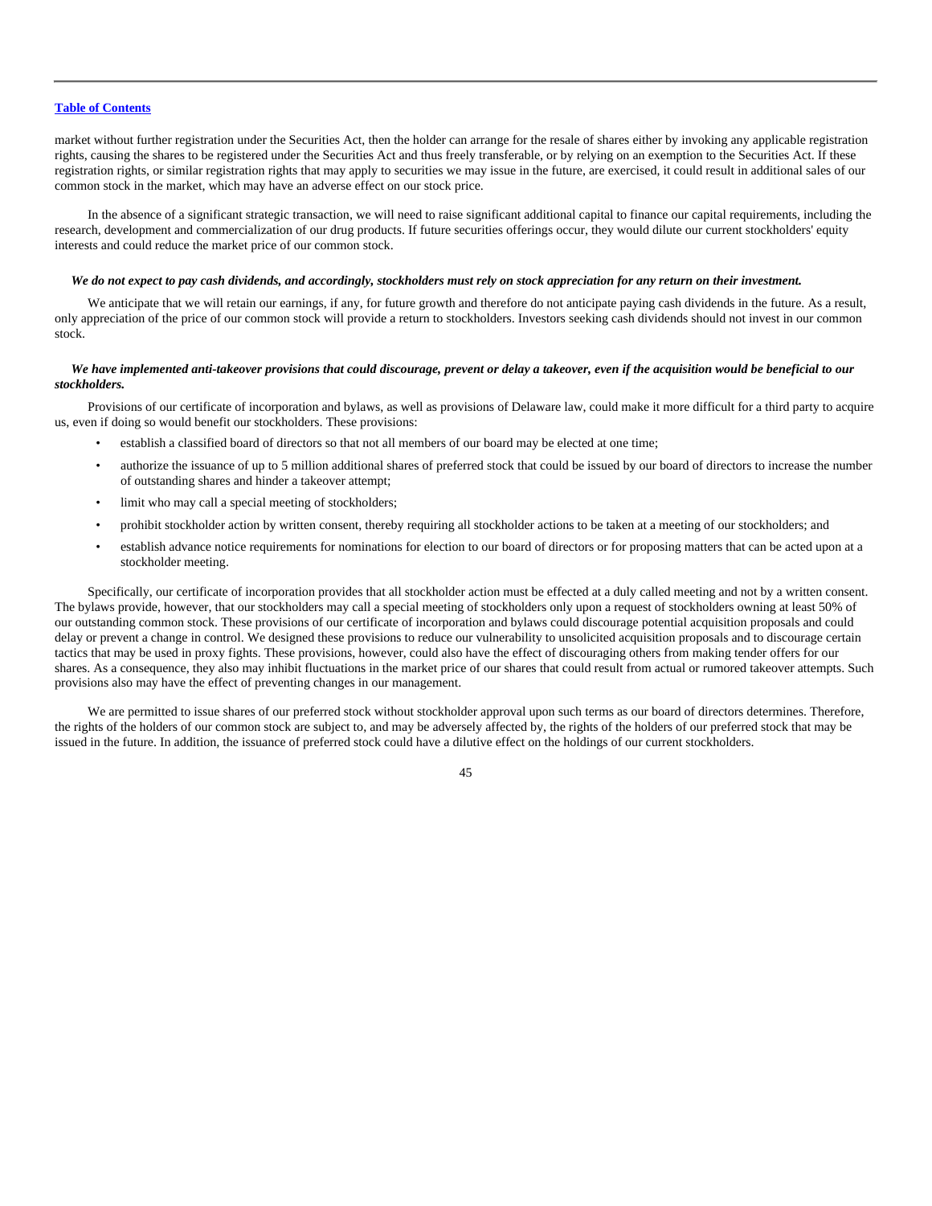market without further registration under the Securities Act, then the holder can arrange for the resale of shares either by invoking any applicable registration rights, causing the shares to be registered under the Securities Act and thus freely transferable, or by relying on an exemption to the Securities Act. If these registration rights, or similar registration rights that may apply to securities we may issue in the future, are exercised, it could result in additional sales of our common stock in the market, which may have an adverse effect on our stock price.

In the absence of a significant strategic transaction, we will need to raise significant additional capital to finance our capital requirements, including the research, development and commercialization of our drug products. If future securities offerings occur, they would dilute our current stockholders' equity interests and could reduce the market price of our common stock.

***We do not expect to pay cash dividends, and accordingly, stockholders must rely on stock appreciation for any return on their investment.***

We anticipate that we will retain our earnings, if any, for future growth and therefore do not anticipate paying cash dividends in the future. As a result, only appreciation of the price of our common stock will provide a return to stockholders. Investors seeking cash dividends should not invest in our common stock.

***We have implemented anti-takeover provisions that could discourage, prevent or delay a takeover, even if the acquisition would be beneficial to our stockholders.***

Provisions of our certificate of incorporation and bylaws, as well as provisions of Delaware law, could make it more difficult for a third party to acquire us, even if doing so would benefit our stockholders. These provisions:

- establish a classified board of directors so that not all members of our board may be elected at one time;
- authorize the issuance of up to 5 million additional shares of preferred stock that could be issued by our board of directors to increase the number of outstanding shares and hinder a takeover attempt;
- limit who may call a special meeting of stockholders;
- prohibit stockholder action by written consent, thereby requiring all stockholder actions to be taken at a meeting of our stockholders; and
- establish advance notice requirements for nominations for election to our board of directors or for proposing matters that can be acted upon at a stockholder meeting.

Specifically, our certificate of incorporation provides that all stockholder action must be effected at a duly called meeting and not by a written consent. The bylaws provide, however, that our stockholders may call a special meeting of stockholders only upon a request of stockholders owning at least 50% of our outstanding common stock. These provisions of our certificate of incorporation and bylaws could discourage potential acquisition proposals and could delay or prevent a change in control. We designed these provisions to reduce our vulnerability to unsolicited acquisition proposals and to discourage certain tactics that may be used in proxy fights. These provisions, however, could also have the effect of discouraging others from making tender offers for our shares. As a consequence, they also may inhibit fluctuations in the market price of our shares that could result from actual or rumored takeover attempts. Such provisions also may have the effect of preventing changes in our management.

We are permitted to issue shares of our preferred stock without stockholder approval upon such terms as our board of directors determines. Therefore, the rights of the holders of our common stock are subject to, and may be adversely affected by, the rights of the holders of our preferred stock that may be issued in the future. In addition, the issuance of preferred stock could have a dilutive effect on the holdings of our current stockholders.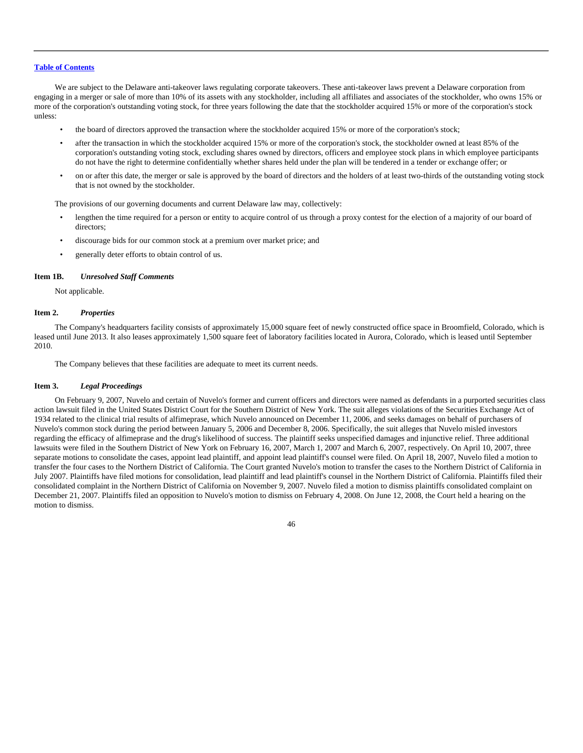[Table of Contents](#)

We are subject to the Delaware anti-takeover laws regulating corporate takeovers. These anti-takeover laws prevent a Delaware corporation from engaging in a merger or sale of more than 10% of its assets with any stockholder, including all affiliates and associates of the stockholder, who owns 15% or more of the corporation's outstanding voting stock, for three years following the date that the stockholder acquired 15% or more of the corporation's stock unless:

- the board of directors approved the transaction where the stockholder acquired 15% or more of the corporation's stock;
- after the transaction in which the stockholder acquired 15% or more of the corporation's stock, the stockholder owned at least 85% of the corporation's outstanding voting stock, excluding shares owned by directors, officers and employee stock plans in which employee participants do not have the right to determine confidentially whether shares held under the plan will be tendered in a tender or exchange offer; or
- on or after this date, the merger or sale is approved by the board of directors and the holders of at least two-thirds of the outstanding voting stock that is not owned by the stockholder.

The provisions of our governing documents and current Delaware law may, collectively:

- lengthen the time required for a person or entity to acquire control of us through a proxy contest for the election of a majority of our board of directors;
- discourage bids for our common stock at a premium over market price; and
- generally deter efforts to obtain control of us.

### Item 1B. *Unresolved Staff Comments*

Not applicable.

### Item 2. *Properties*

The Company's headquarters facility consists of approximately 15,000 square feet of newly constructed office space in Broomfield, Colorado, which is leased until June 2013. It also leases approximately 1,500 square feet of laboratory facilities located in Aurora, Colorado, which is leased until September 2010.

The Company believes that these facilities are adequate to meet its current needs.

### Item 3. *Legal Proceedings*

On February 9, 2007, Nuvelo and certain of Nuvelo's former and current officers and directors were named as defendants in a purported securities class action lawsuit filed in the United States District Court for the Southern District of New York. The suit alleges violations of the Securities Exchange Act of 1934 related to the clinical trial results of alfimeprase, which Nuvelo announced on December 11, 2006, and seeks damages on behalf of purchasers of Nuvelo's common stock during the period between January 5, 2006 and December 8, 2006. Specifically, the suit alleges that Nuvelo misled investors regarding the efficacy of alfimeprase and the drug's likelihood of success. The plaintiff seeks unspecified damages and injunctive relief. Three additional lawsuits were filed in the Southern District of New York on February 16, 2007, March 1, 2007 and March 6, 2007, respectively. On April 10, 2007, three separate motions to consolidate the cases, appoint lead plaintiff, and appoint lead plaintiff's counsel were filed. On April 18, 2007, Nuvelo filed a motion to transfer the four cases to the Northern District of California. The Court granted Nuvelo's motion to transfer the cases to the Northern District of California in July 2007. Plaintiffs have filed motions for consolidation, lead plaintiff and lead plaintiff's counsel in the Northern District of California. Plaintiffs filed their consolidated complaint in the Northern District of California on November 9, 2007. Nuvelo filed a motion to dismiss plaintiffs consolidated complaint on December 21, 2007. Plaintiffs filed an opposition to Nuvelo's motion to dismiss on February 4, 2008. On June 12, 2008, the Court held a hearing on the motion to dismiss.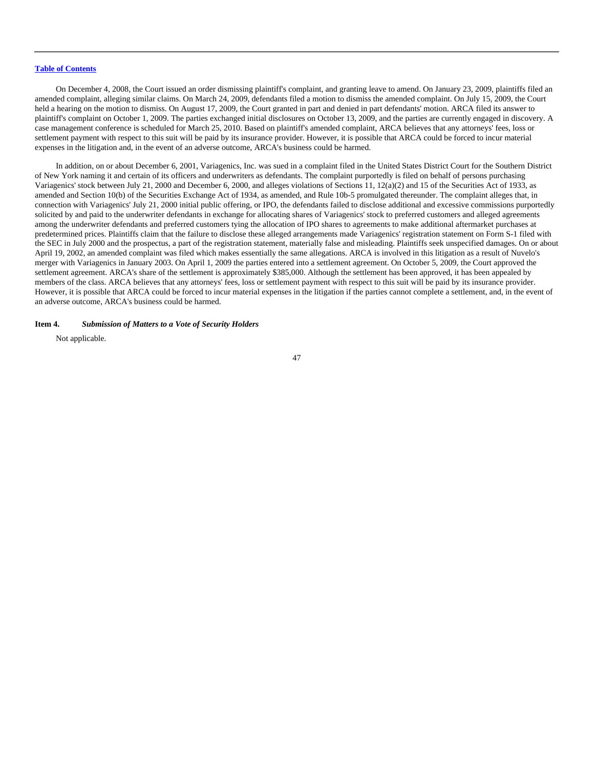On December 4, 2008, the Court issued an order dismissing plaintiff's complaint, and granting leave to amend. On January 23, 2009, plaintiffs filed an amended complaint, alleging similar claims. On March 24, 2009, defendants filed a motion to dismiss the amended complaint. On July 15, 2009, the Court held a hearing on the motion to dismiss. On August 17, 2009, the Court granted in part and denied in part defendants' motion. ARCA filed its answer to plaintiff's complaint on October 1, 2009. The parties exchanged initial disclosures on October 13, 2009, and the parties are currently engaged in discovery. A case management conference is scheduled for March 25, 2010. Based on plaintiff's amended complaint, ARCA believes that any attorneys' fees, loss or settlement payment with respect to this suit will be paid by its insurance provider. However, it is possible that ARCA could be forced to incur material expenses in the litigation and, in the event of an adverse outcome, ARCA's business could be harmed.

In addition, on or about December 6, 2001, Variagenics, Inc. was sued in a complaint filed in the United States District Court for the Southern District of New York naming it and certain of its officers and underwriters as defendants. The complaint purportedly is filed on behalf of persons purchasing Variagenics' stock between July 21, 2000 and December 6, 2000, and alleges violations of Sections 11, 12(a)(2) and 15 of the Securities Act of 1933, as amended and Section 10(b) of the Securities Exchange Act of 1934, as amended, and Rule 10b-5 promulgated thereunder. The complaint alleges that, in connection with Variagenics' July 21, 2000 initial public offering, or IPO, the defendants failed to disclose additional and excessive commissions purportedly solicited by and paid to the underwriter defendants in exchange for allocating shares of Variagenics' stock to preferred customers and alleged agreements among the underwriter defendants and preferred customers tying the allocation of IPO shares to agreements to make additional aftermarket purchases at predetermined prices. Plaintiffs claim that the failure to disclose these alleged arrangements made Variagenics' registration statement on Form S-1 filed with the SEC in July 2000 and the prospectus, a part of the registration statement, materially false and misleading. Plaintiffs seek unspecified damages. On or about April 19, 2002, an amended complaint was filed which makes essentially the same allegations. ARCA is involved in this litigation as a result of Nuvelo's merger with Variagenics in January 2003. On April 1, 2009 the parties entered into a settlement agreement. On October 5, 2009, the Court approved the settlement agreement. ARCA's share of the settlement is approximately $385,000. Although the settlement has been approved, it has been appealed by members of the class. ARCA believes that any attorneys' fees, loss or settlement payment with respect to this suit will be paid by its insurance provider. However, it is possible that ARCA could be forced to incur material expenses in the litigation if the parties cannot complete a settlement, and, in the event of an adverse outcome, ARCA's business could be harmed.

**Item 4.** ***Submission of Matters to a Vote of Security Holders***

Not applicable.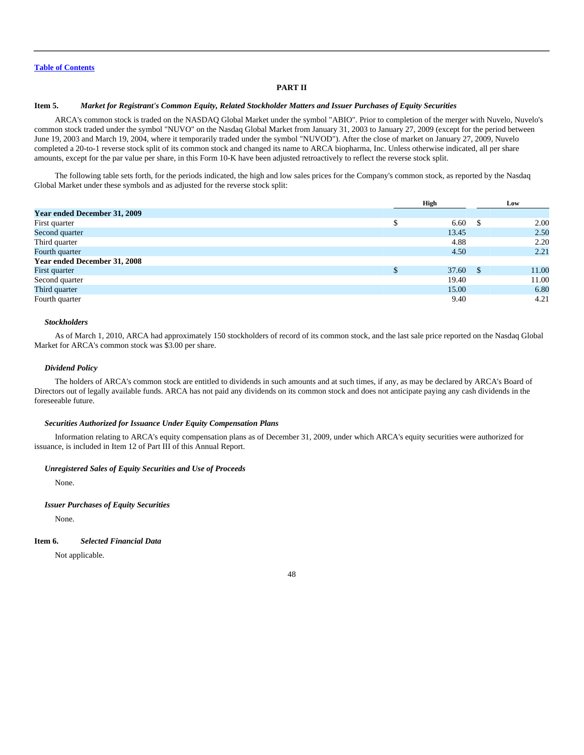[Table of Contents](#)

# PART II

## Item 5. *Market for Registrant's Common Equity, Related Stockholder Matters and Issuer Purchases of Equity Securities*

ARCA's common stock is traded on the NASDAQ Global Market under the symbol "ABIO". Prior to completion of the merger with Nuvelo, Nuvelo's common stock traded under the symbol "NUVO" on the Nasdaq Global Market from January 31, 2003 to January 27, 2009 (except for the period between June 19, 2003 and March 19, 2004, where it temporarily traded under the symbol "NUVOD"). After the close of market on January 27, 2009, Nuvelo completed a 20-to-1 reverse stock split of its common stock and changed its name to ARCA biopharma, Inc. Unless otherwise indicated, all per share amounts, except for the par value per share, in this Form 10-K have been adjusted retroactively to reflect the reverse stock split.

The following table sets forth, for the periods indicated, the high and low sales prices for the Company's common stock, as reported by the Nasdaq Global Market under these symbols and as adjusted for the reverse stock split:

| | High | Low |
|---|---|---|
| **Year ended December 31, 2009** | | |
| First quarter | $ 6.60 | $ 2.00 |
| Second quarter | 13.45 | 2.50 |
| Third quarter | 4.88 | 2.20 |
| Fourth quarter | 4.50 | 2.21 |
| **Year ended December 31, 2008** | | |
| First quarter | $ 37.60 | $ 11.00 |
| Second quarter | 19.40 | 11.00 |
| Third quarter | 15.00 | 6.80 |
| Fourth quarter | 9.40 | 4.21 |

### *Stockholders*

As of March 1, 2010, ARCA had approximately 150 stockholders of record of its common stock, and the last sale price reported on the Nasdaq Global Market for ARCA's common stock was $3.00 per share.

### *Dividend Policy*

The holders of ARCA's common stock are entitled to dividends in such amounts and at such times, if any, as may be declared by ARCA's Board of Directors out of legally available funds. ARCA has not paid any dividends on its common stock and does not anticipate paying any cash dividends in the foreseeable future.

### *Securities Authorized for Issuance Under Equity Compensation Plans*

Information relating to ARCA's equity compensation plans as of December 31, 2009, under which ARCA's equity securities were authorized for issuance, is included in Item 12 of Part III of this Annual Report.

### *Unregistered Sales of Equity Securities and Use of Proceeds*

None.

### *Issuer Purchases of Equity Securities*

None.

## Item 6. *Selected Financial Data*

Not applicable.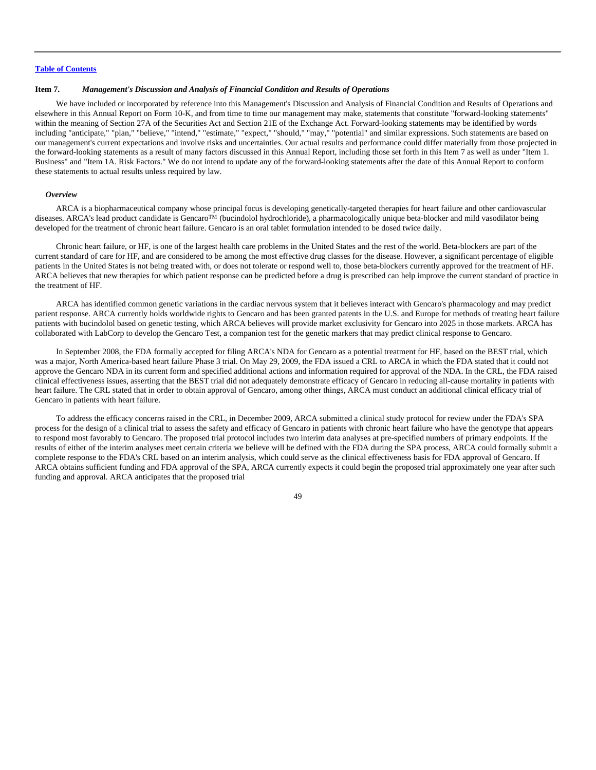[Table of Contents](#)

**Item 7.** ***Management's Discussion and Analysis of Financial Condition and Results of Operations***

We have included or incorporated by reference into this Management's Discussion and Analysis of Financial Condition and Results of Operations and elsewhere in this Annual Report on Form 10-K, and from time to time our management may make, statements that constitute "forward-looking statements" within the meaning of Section 27A of the Securities Act and Section 21E of the Exchange Act. Forward-looking statements may be identified by words including "anticipate," "plan," "believe," "intend," "estimate," "expect," "should," "may," "potential" and similar expressions. Such statements are based on our management's current expectations and involve risks and uncertainties. Our actual results and performance could differ materially from those projected in the forward-looking statements as a result of many factors discussed in this Annual Report, including those set forth in this Item 7 as well as under "Item 1. Business" and "Item 1A. Risk Factors." We do not intend to update any of the forward-looking statements after the date of this Annual Report to conform these statements to actual results unless required by law.

***Overview***

ARCA is a biopharmaceutical company whose principal focus is developing genetically-targeted therapies for heart failure and other cardiovascular diseases. ARCA's lead product candidate is Gencaro™ (bucindolol hydrochloride), a pharmacologically unique beta-blocker and mild vasodilator being developed for the treatment of chronic heart failure. Gencaro is an oral tablet formulation intended to be dosed twice daily.

Chronic heart failure, or HF, is one of the largest health care problems in the United States and the rest of the world. Beta-blockers are part of the current standard of care for HF, and are considered to be among the most effective drug classes for the disease. However, a significant percentage of eligible patients in the United States is not being treated with, or does not tolerate or respond well to, those beta-blockers currently approved for the treatment of HF. ARCA believes that new therapies for which patient response can be predicted before a drug is prescribed can help improve the current standard of practice in the treatment of HF.

ARCA has identified common genetic variations in the cardiac nervous system that it believes interact with Gencaro's pharmacology and may predict patient response. ARCA currently holds worldwide rights to Gencaro and has been granted patents in the U.S. and Europe for methods of treating heart failure patients with bucindolol based on genetic testing, which ARCA believes will provide market exclusivity for Gencaro into 2025 in those markets. ARCA has collaborated with LabCorp to develop the Gencaro Test, a companion test for the genetic markers that may predict clinical response to Gencaro.

In September 2008, the FDA formally accepted for filing ARCA's NDA for Gencaro as a potential treatment for HF, based on the BEST trial, which was a major, North America-based heart failure Phase 3 trial. On May 29, 2009, the FDA issued a CRL to ARCA in which the FDA stated that it could not approve the Gencaro NDA in its current form and specified additional actions and information required for approval of the NDA. In the CRL, the FDA raised clinical effectiveness issues, asserting that the BEST trial did not adequately demonstrate efficacy of Gencaro in reducing all-cause mortality in patients with heart failure. The CRL stated that in order to obtain approval of Gencaro, among other things, ARCA must conduct an additional clinical efficacy trial of Gencaro in patients with heart failure.

To address the efficacy concerns raised in the CRL, in December 2009, ARCA submitted a clinical study protocol for review under the FDA's SPA process for the design of a clinical trial to assess the safety and efficacy of Gencaro in patients with chronic heart failure who have the genotype that appears to respond most favorably to Gencaro. The proposed trial protocol includes two interim data analyses at pre-specified numbers of primary endpoints. If the results of either of the interim analyses meet certain criteria we believe will be defined with the FDA during the SPA process, ARCA could formally submit a complete response to the FDA's CRL based on an interim analysis, which could serve as the clinical effectiveness basis for FDA approval of Gencaro. If ARCA obtains sufficient funding and FDA approval of the SPA, ARCA currently expects it could begin the proposed trial approximately one year after such funding and approval. ARCA anticipates that the proposed trial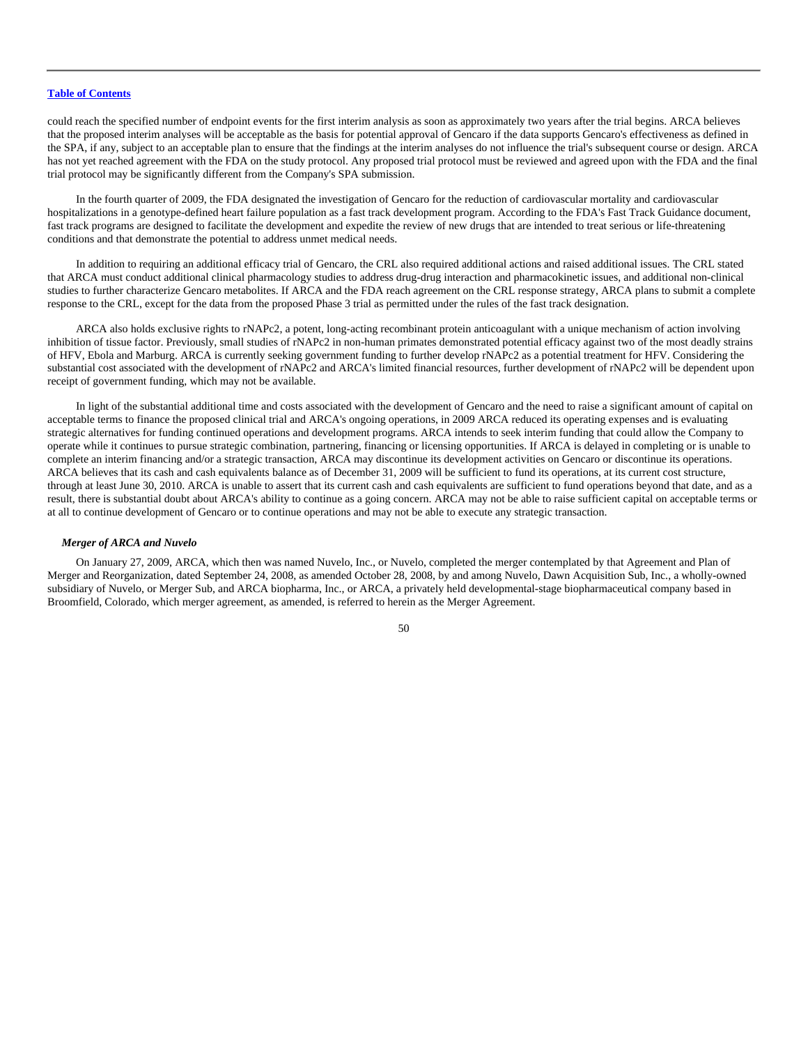could reach the specified number of endpoint events for the first interim analysis as soon as approximately two years after the trial begins. ARCA believes that the proposed interim analyses will be acceptable as the basis for potential approval of Gencaro if the data supports Gencaro's effectiveness as defined in the SPA, if any, subject to an acceptable plan to ensure that the findings at the interim analyses do not influence the trial's subsequent course or design. ARCA has not yet reached agreement with the FDA on the study protocol. Any proposed trial protocol must be reviewed and agreed upon with the FDA and the final trial protocol may be significantly different from the Company's SPA submission.

In the fourth quarter of 2009, the FDA designated the investigation of Gencaro for the reduction of cardiovascular mortality and cardiovascular hospitalizations in a genotype-defined heart failure population as a fast track development program. According to the FDA's Fast Track Guidance document, fast track programs are designed to facilitate the development and expedite the review of new drugs that are intended to treat serious or life-threatening conditions and that demonstrate the potential to address unmet medical needs.

In addition to requiring an additional efficacy trial of Gencaro, the CRL also required additional actions and raised additional issues. The CRL stated that ARCA must conduct additional clinical pharmacology studies to address drug-drug interaction and pharmacokinetic issues, and additional non-clinical studies to further characterize Gencaro metabolites. If ARCA and the FDA reach agreement on the CRL response strategy, ARCA plans to submit a complete response to the CRL, except for the data from the proposed Phase 3 trial as permitted under the rules of the fast track designation.

ARCA also holds exclusive rights to rNAPc2, a potent, long-acting recombinant protein anticoagulant with a unique mechanism of action involving inhibition of tissue factor. Previously, small studies of rNAPc2 in non-human primates demonstrated potential efficacy against two of the most deadly strains of HFV, Ebola and Marburg. ARCA is currently seeking government funding to further develop rNAPc2 as a potential treatment for HFV. Considering the substantial cost associated with the development of rNAPc2 and ARCA's limited financial resources, further development of rNAPc2 will be dependent upon receipt of government funding, which may not be available.

In light of the substantial additional time and costs associated with the development of Gencaro and the need to raise a significant amount of capital on acceptable terms to finance the proposed clinical trial and ARCA's ongoing operations, in 2009 ARCA reduced its operating expenses and is evaluating strategic alternatives for funding continued operations and development programs. ARCA intends to seek interim funding that could allow the Company to operate while it continues to pursue strategic combination, partnering, financing or licensing opportunities. If ARCA is delayed in completing or is unable to complete an interim financing and/or a strategic transaction, ARCA may discontinue its development activities on Gencaro or discontinue its operations. ARCA believes that its cash and cash equivalents balance as of December 31, 2009 will be sufficient to fund its operations, at its current cost structure, through at least June 30, 2010. ARCA is unable to assert that its current cash and cash equivalents are sufficient to fund operations beyond that date, and as a result, there is substantial doubt about ARCA's ability to continue as a going concern. ARCA may not be able to raise sufficient capital on acceptable terms or at all to continue development of Gencaro or to continue operations and may not be able to execute any strategic transaction.

***Merger of ARCA and Nuvelo***

On January 27, 2009, ARCA, which then was named Nuvelo, Inc., or Nuvelo, completed the merger contemplated by that Agreement and Plan of Merger and Reorganization, dated September 24, 2008, as amended October 28, 2008, by and among Nuvelo, Dawn Acquisition Sub, Inc., a wholly-owned subsidiary of Nuvelo, or Merger Sub, and ARCA biopharma, Inc., or ARCA, a privately held developmental-stage biopharmaceutical company based in Broomfield, Colorado, which merger agreement, as amended, is referred to herein as the Merger Agreement.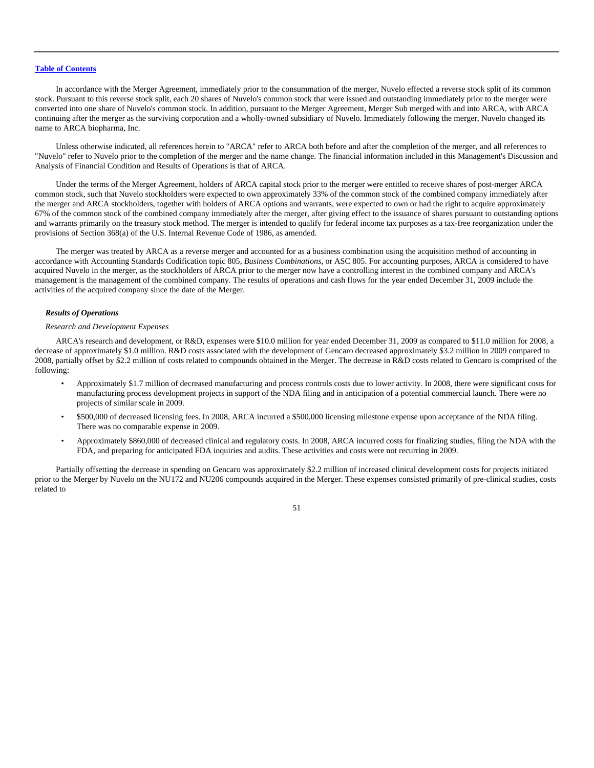[Table of Contents](#)

In accordance with the Merger Agreement, immediately prior to the consummation of the merger, Nuvelo effected a reverse stock split of its common stock. Pursuant to this reverse stock split, each 20 shares of Nuvelo's common stock that were issued and outstanding immediately prior to the merger were converted into one share of Nuvelo's common stock. In addition, pursuant to the Merger Agreement, Merger Sub merged with and into ARCA, with ARCA continuing after the merger as the surviving corporation and a wholly-owned subsidiary of Nuvelo. Immediately following the merger, Nuvelo changed its name to ARCA biopharma, Inc.

Unless otherwise indicated, all references herein to "ARCA" refer to ARCA both before and after the completion of the merger, and all references to "Nuvelo" refer to Nuvelo prior to the completion of the merger and the name change. The financial information included in this Management's Discussion and Analysis of Financial Condition and Results of Operations is that of ARCA.

Under the terms of the Merger Agreement, holders of ARCA capital stock prior to the merger were entitled to receive shares of post-merger ARCA common stock, such that Nuvelo stockholders were expected to own approximately 33% of the common stock of the combined company immediately after the merger and ARCA stockholders, together with holders of ARCA options and warrants, were expected to own or had the right to acquire approximately 67% of the common stock of the combined company immediately after the merger, after giving effect to the issuance of shares pursuant to outstanding options and warrants primarily on the treasury stock method. The merger is intended to qualify for federal income tax purposes as a tax-free reorganization under the provisions of Section 368(a) of the U.S. Internal Revenue Code of 1986, as amended.

The merger was treated by ARCA as a reverse merger and accounted for as a business combination using the acquisition method of accounting in accordance with Accounting Standards Codification topic 805, *Business Combinations*, or ASC 805. For accounting purposes, ARCA is considered to have acquired Nuvelo in the merger, as the stockholders of ARCA prior to the merger now have a controlling interest in the combined company and ARCA's management is the management of the combined company. The results of operations and cash flows for the year ended December 31, 2009 include the activities of the acquired company since the date of the Merger.

***Results of Operations***

*Research and Development Expenses*

ARCA's research and development, or R&D, expenses were $10.0 million for year ended December 31, 2009 as compared to $11.0 million for 2008, a decrease of approximately $1.0 million. R&D costs associated with the development of Gencaro decreased approximately $3.2 million in 2009 compared to 2008, partially offset by $2.2 million of costs related to compounds obtained in the Merger. The decrease in R&D costs related to Gencaro is comprised of the following:

- Approximately $1.7 million of decreased manufacturing and process controls costs due to lower activity. In 2008, there were significant costs for manufacturing process development projects in support of the NDA filing and in anticipation of a potential commercial launch. There were no projects of similar scale in 2009.
- $500,000 of decreased licensing fees. In 2008, ARCA incurred a $500,000 licensing milestone expense upon acceptance of the NDA filing. There was no comparable expense in 2009.
- Approximately $860,000 of decreased clinical and regulatory costs. In 2008, ARCA incurred costs for finalizing studies, filing the NDA with the FDA, and preparing for anticipated FDA inquiries and audits. These activities and costs were not recurring in 2009.

Partially offsetting the decrease in spending on Gencaro was approximately $2.2 million of increased clinical development costs for projects initiated prior to the Merger by Nuvelo on the NU172 and NU206 compounds acquired in the Merger. These expenses consisted primarily of pre-clinical studies, costs related to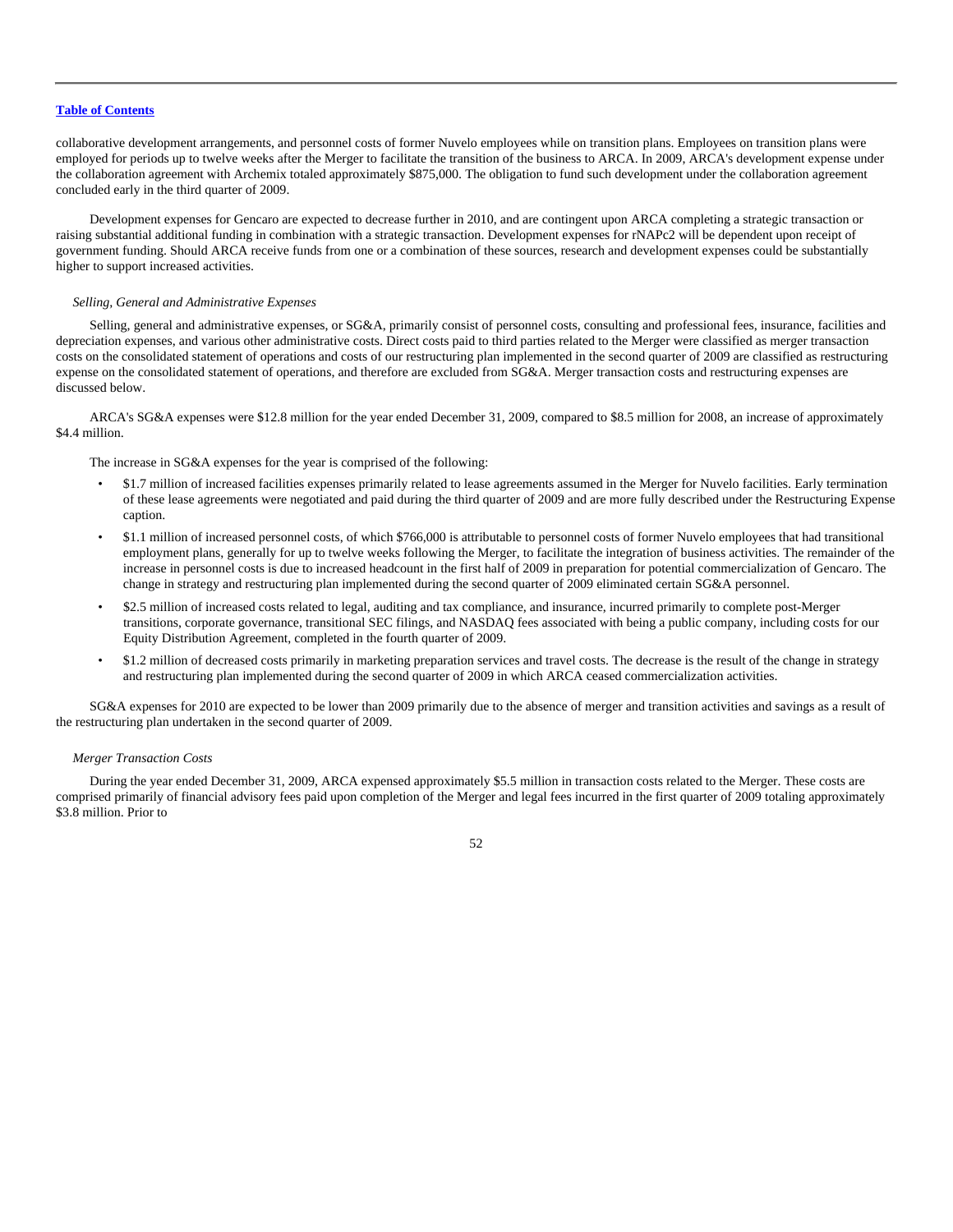collaborative development arrangements, and personnel costs of former Nuvelo employees while on transition plans. Employees on transition plans were employed for periods up to twelve weeks after the Merger to facilitate the transition of the business to ARCA. In 2009, ARCA's development expense under the collaboration agreement with Archemix totaled approximately $875,000. The obligation to fund such development under the collaboration agreement concluded early in the third quarter of 2009.

Development expenses for Gencaro are expected to decrease further in 2010, and are contingent upon ARCA completing a strategic transaction or raising substantial additional funding in combination with a strategic transaction. Development expenses for rNAPc2 will be dependent upon receipt of government funding. Should ARCA receive funds from one or a combination of these sources, research and development expenses could be substantially higher to support increased activities.

*Selling, General and Administrative Expenses*

Selling, general and administrative expenses, or SG&A, primarily consist of personnel costs, consulting and professional fees, insurance, facilities and depreciation expenses, and various other administrative costs. Direct costs paid to third parties related to the Merger were classified as merger transaction costs on the consolidated statement of operations and costs of our restructuring plan implemented in the second quarter of 2009 are classified as restructuring expense on the consolidated statement of operations, and therefore are excluded from SG&A. Merger transaction costs and restructuring expenses are discussed below.

ARCA's SG&A expenses were $12.8 million for the year ended December 31, 2009, compared to $8.5 million for 2008, an increase of approximately $4.4 million.

The increase in SG&A expenses for the year is comprised of the following:

- $1.7 million of increased facilities expenses primarily related to lease agreements assumed in the Merger for Nuvelo facilities. Early termination of these lease agreements were negotiated and paid during the third quarter of 2009 and are more fully described under the Restructuring Expense caption.
- $1.1 million of increased personnel costs, of which $766,000 is attributable to personnel costs of former Nuvelo employees that had transitional employment plans, generally for up to twelve weeks following the Merger, to facilitate the integration of business activities. The remainder of the increase in personnel costs is due to increased headcount in the first half of 2009 in preparation for potential commercialization of Gencaro. The change in strategy and restructuring plan implemented during the second quarter of 2009 eliminated certain SG&A personnel.
- $2.5 million of increased costs related to legal, auditing and tax compliance, and insurance, incurred primarily to complete post-Merger transitions, corporate governance, transitional SEC filings, and NASDAQ fees associated with being a public company, including costs for our Equity Distribution Agreement, completed in the fourth quarter of 2009.
- $1.2 million of decreased costs primarily in marketing preparation services and travel costs. The decrease is the result of the change in strategy and restructuring plan implemented during the second quarter of 2009 in which ARCA ceased commercialization activities.

SG&A expenses for 2010 are expected to be lower than 2009 primarily due to the absence of merger and transition activities and savings as a result of the restructuring plan undertaken in the second quarter of 2009.

*Merger Transaction Costs*

During the year ended December 31, 2009, ARCA expensed approximately $5.5 million in transaction costs related to the Merger. These costs are comprised primarily of financial advisory fees paid upon completion of the Merger and legal fees incurred in the first quarter of 2009 totaling approximately $3.8 million. Prior to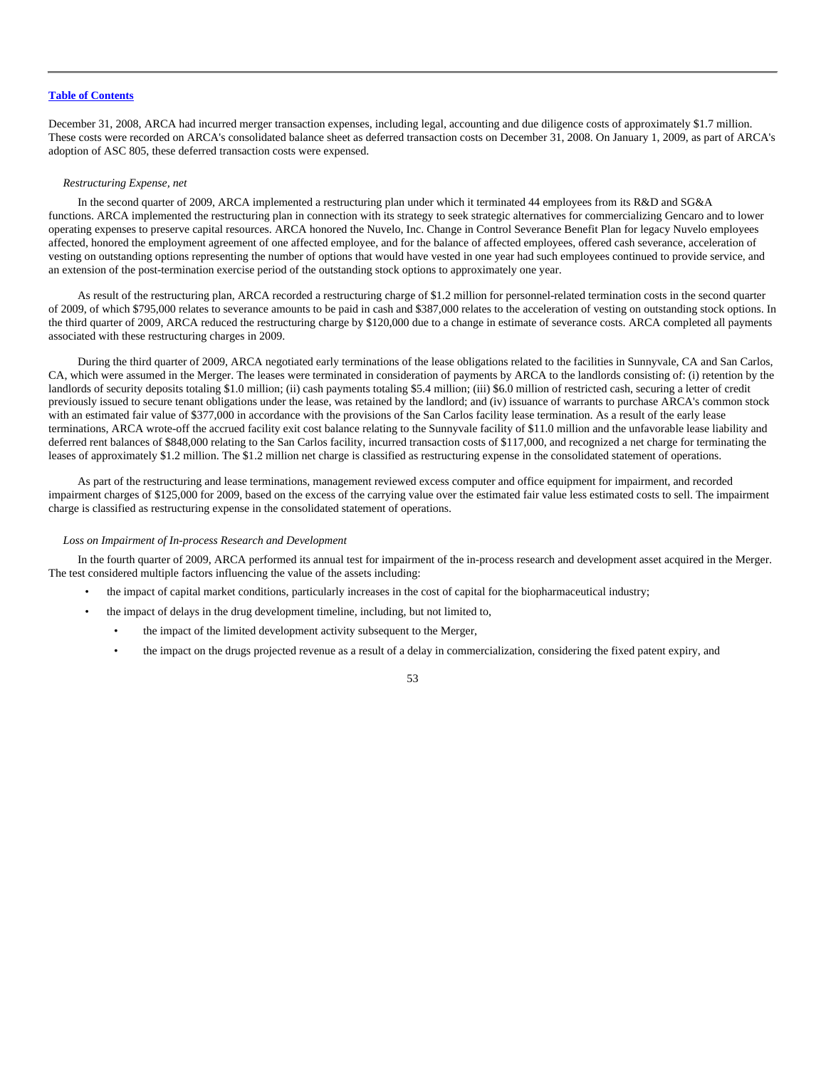December 31, 2008, ARCA had incurred merger transaction expenses, including legal, accounting and due diligence costs of approximately $1.7 million. These costs were recorded on ARCA's consolidated balance sheet as deferred transaction costs on December 31, 2008. On January 1, 2009, as part of ARCA's adoption of ASC 805, these deferred transaction costs were expensed.

*Restructuring Expense, net*

In the second quarter of 2009, ARCA implemented a restructuring plan under which it terminated 44 employees from its R&D and SG&A functions. ARCA implemented the restructuring plan in connection with its strategy to seek strategic alternatives for commercializing Gencaro and to lower operating expenses to preserve capital resources. ARCA honored the Nuvelo, Inc. Change in Control Severance Benefit Plan for legacy Nuvelo employees affected, honored the employment agreement of one affected employee, and for the balance of affected employees, offered cash severance, acceleration of vesting on outstanding options representing the number of options that would have vested in one year had such employees continued to provide service, and an extension of the post-termination exercise period of the outstanding stock options to approximately one year.

As result of the restructuring plan, ARCA recorded a restructuring charge of $1.2 million for personnel-related termination costs in the second quarter of 2009, of which $795,000 relates to severance amounts to be paid in cash and $387,000 relates to the acceleration of vesting on outstanding stock options. In the third quarter of 2009, ARCA reduced the restructuring charge by $120,000 due to a change in estimate of severance costs. ARCA completed all payments associated with these restructuring charges in 2009.

During the third quarter of 2009, ARCA negotiated early terminations of the lease obligations related to the facilities in Sunnyvale, CA and San Carlos, CA, which were assumed in the Merger. The leases were terminated in consideration of payments by ARCA to the landlords consisting of: (i) retention by the landlords of security deposits totaling $1.0 million; (ii) cash payments totaling $5.4 million; (iii) $6.0 million of restricted cash, securing a letter of credit previously issued to secure tenant obligations under the lease, was retained by the landlord; and (iv) issuance of warrants to purchase ARCA's common stock with an estimated fair value of $377,000 in accordance with the provisions of the San Carlos facility lease termination. As a result of the early lease terminations, ARCA wrote-off the accrued facility exit cost balance relating to the Sunnyvale facility of $11.0 million and the unfavorable lease liability and deferred rent balances of $848,000 relating to the San Carlos facility, incurred transaction costs of $117,000, and recognized a net charge for terminating the leases of approximately $1.2 million. The $1.2 million net charge is classified as restructuring expense in the consolidated statement of operations.

As part of the restructuring and lease terminations, management reviewed excess computer and office equipment for impairment, and recorded impairment charges of $125,000 for 2009, based on the excess of the carrying value over the estimated fair value less estimated costs to sell. The impairment charge is classified as restructuring expense in the consolidated statement of operations.

*Loss on Impairment of In-process Research and Development*

In the fourth quarter of 2009, ARCA performed its annual test for impairment of the in-process research and development asset acquired in the Merger. The test considered multiple factors influencing the value of the assets including:

- the impact of capital market conditions, particularly increases in the cost of capital for the biopharmaceutical industry;
- the impact of delays in the drug development timeline, including, but not limited to,
  - the impact of the limited development activity subsequent to the Merger,
  - the impact on the drugs projected revenue as a result of a delay in commercialization, considering the fixed patent expiry, and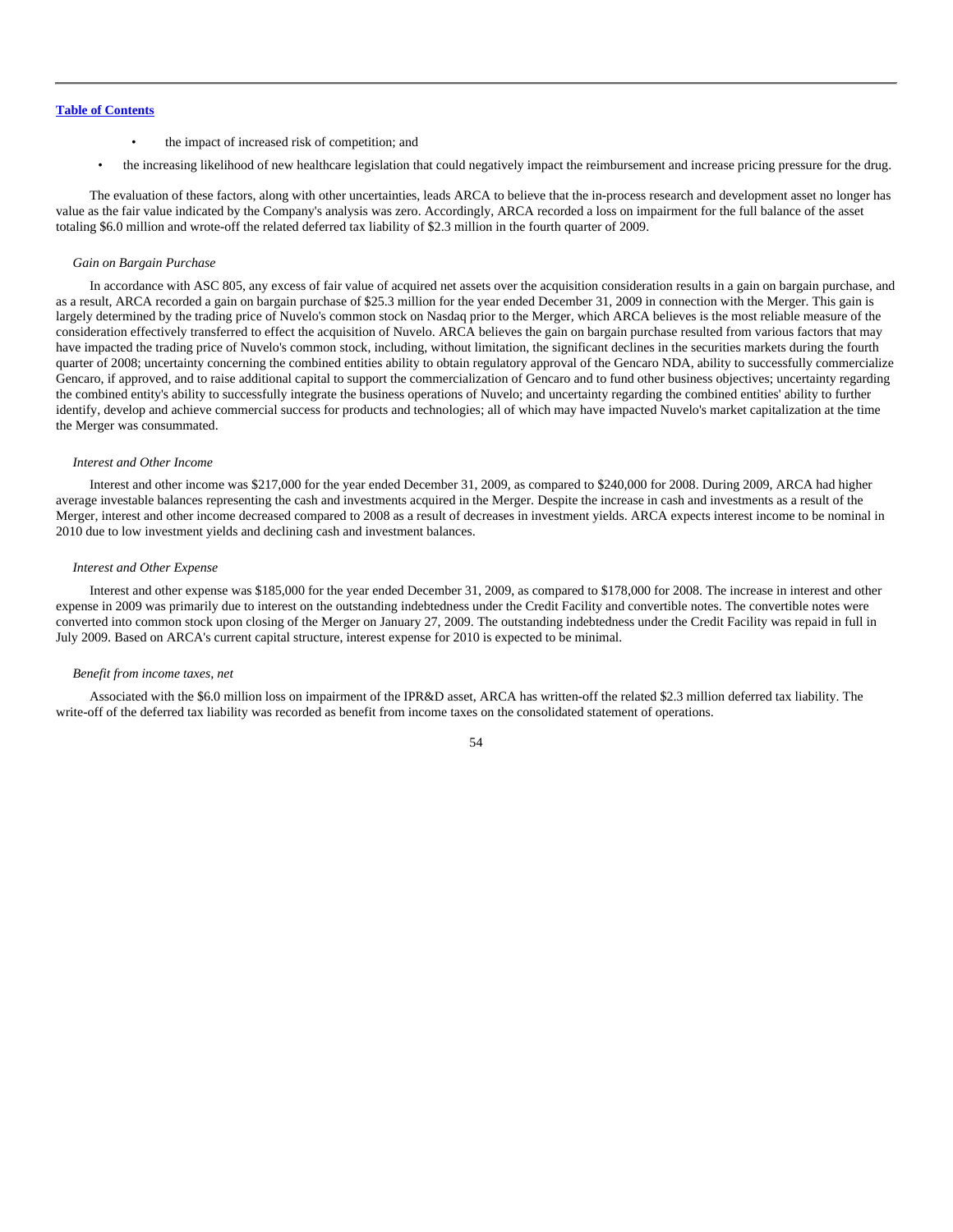- the impact of increased risk of competition; and
- the increasing likelihood of new healthcare legislation that could negatively impact the reimbursement and increase pricing pressure for the drug.

The evaluation of these factors, along with other uncertainties, leads ARCA to believe that the in-process research and development asset no longer has value as the fair value indicated by the Company's analysis was zero. Accordingly, ARCA recorded a loss on impairment for the full balance of the asset totaling $6.0 million and wrote-off the related deferred tax liability of $2.3 million in the fourth quarter of 2009.

*Gain on Bargain Purchase*

In accordance with ASC 805, any excess of fair value of acquired net assets over the acquisition consideration results in a gain on bargain purchase, and as a result, ARCA recorded a gain on bargain purchase of $25.3 million for the year ended December 31, 2009 in connection with the Merger. This gain is largely determined by the trading price of Nuvelo's common stock on Nasdaq prior to the Merger, which ARCA believes is the most reliable measure of the consideration effectively transferred to effect the acquisition of Nuvelo. ARCA believes the gain on bargain purchase resulted from various factors that may have impacted the trading price of Nuvelo's common stock, including, without limitation, the significant declines in the securities markets during the fourth quarter of 2008; uncertainty concerning the combined entities ability to obtain regulatory approval of the Gencaro NDA, ability to successfully commercialize Gencaro, if approved, and to raise additional capital to support the commercialization of Gencaro and to fund other business objectives; uncertainty regarding the combined entity's ability to successfully integrate the business operations of Nuvelo; and uncertainty regarding the combined entities' ability to further identify, develop and achieve commercial success for products and technologies; all of which may have impacted Nuvelo's market capitalization at the time the Merger was consummated.

*Interest and Other Income*

Interest and other income was $217,000 for the year ended December 31, 2009, as compared to $240,000 for 2008. During 2009, ARCA had higher average investable balances representing the cash and investments acquired in the Merger. Despite the increase in cash and investments as a result of the Merger, interest and other income decreased compared to 2008 as a result of decreases in investment yields. ARCA expects interest income to be nominal in 2010 due to low investment yields and declining cash and investment balances.

*Interest and Other Expense*

Interest and other expense was $185,000 for the year ended December 31, 2009, as compared to $178,000 for 2008. The increase in interest and other expense in 2009 was primarily due to interest on the outstanding indebtedness under the Credit Facility and convertible notes. The convertible notes were converted into common stock upon closing of the Merger on January 27, 2009. The outstanding indebtedness under the Credit Facility was repaid in full in July 2009. Based on ARCA's current capital structure, interest expense for 2010 is expected to be minimal.

*Benefit from income taxes, net*

Associated with the $6.0 million loss on impairment of the IPR&D asset, ARCA has written-off the related $2.3 million deferred tax liability. The write-off of the deferred tax liability was recorded as benefit from income taxes on the consolidated statement of operations.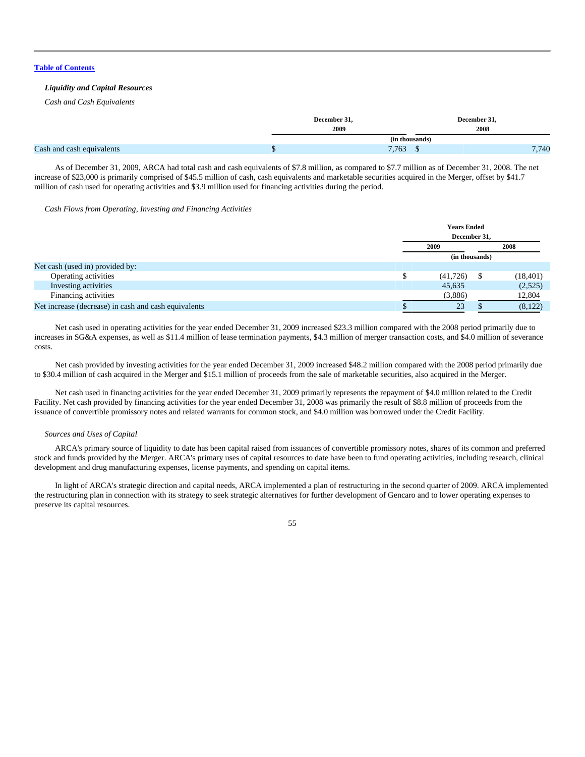[Table of Contents](#)

***Liquidity and Capital Resources***

*Cash and Cash Equivalents*

| | December 31, 2009 | December 31, 2008 |
|---|---|---|
| | (in thousands) | |
| Cash and cash equivalents | $ 7,763 | $ 7,740 |

As of December 31, 2009, ARCA had total cash and cash equivalents of $7.8 million, as compared to $7.7 million as of December 31, 2008. The net increase of $23,000 is primarily comprised of $45.5 million of cash, cash equivalents and marketable securities acquired in the Merger, offset by $41.7 million of cash used for operating activities and $3.9 million used for financing activities during the period.

*Cash Flows from Operating, Investing and Financing Activities*

| | Years Ended December 31, | |
|---|---|---|
| | 2009 | 2008 |
| | (in thousands) | |
| Net cash (used in) provided by: | | |
| Operating activities | $ (41,726) | $ (18,401) |
| Investing activities | 45,635 | (2,525) |
| Financing activities | (3,886) | 12,804 |
| Net increase (decrease) in cash and cash equivalents | $ 23 | $ (8,122) |

Net cash used in operating activities for the year ended December 31, 2009 increased $23.3 million compared with the 2008 period primarily due to increases in SG&A expenses, as well as $11.4 million of lease termination payments, $4.3 million of merger transaction costs, and $4.0 million of severance costs.

Net cash provided by investing activities for the year ended December 31, 2009 increased $48.2 million compared with the 2008 period primarily due to $30.4 million of cash acquired in the Merger and $15.1 million of proceeds from the sale of marketable securities, also acquired in the Merger.

Net cash used in financing activities for the year ended December 31, 2009 primarily represents the repayment of $4.0 million related to the Credit Facility. Net cash provided by financing activities for the year ended December 31, 2008 was primarily the result of $8.8 million of proceeds from the issuance of convertible promissory notes and related warrants for common stock, and $4.0 million was borrowed under the Credit Facility.

*Sources and Uses of Capital*

ARCA's primary source of liquidity to date has been capital raised from issuances of convertible promissory notes, shares of its common and preferred stock and funds provided by the Merger. ARCA's primary uses of capital resources to date have been to fund operating activities, including research, clinical development and drug manufacturing expenses, license payments, and spending on capital items.

In light of ARCA's strategic direction and capital needs, ARCA implemented a plan of restructuring in the second quarter of 2009. ARCA implemented the restructuring plan in connection with its strategy to seek strategic alternatives for further development of Gencaro and to lower operating expenses to preserve its capital resources.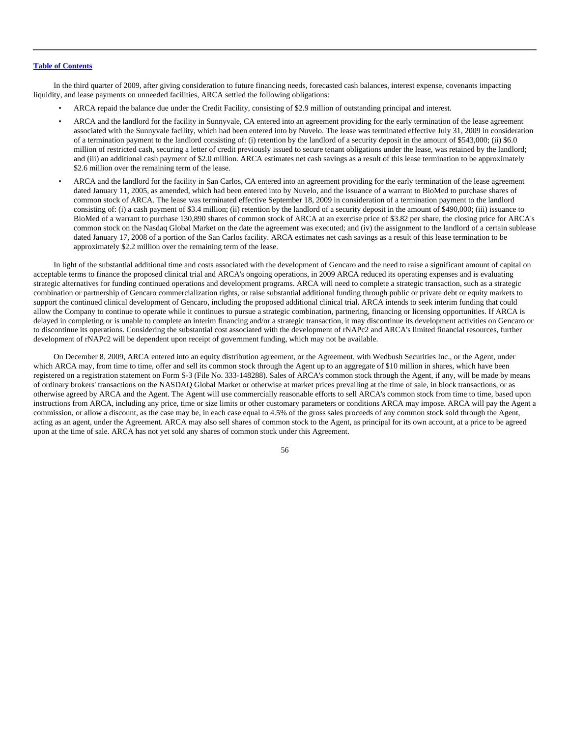[Table of Contents](#)

In the third quarter of 2009, after giving consideration to future financing needs, forecasted cash balances, interest expense, covenants impacting liquidity, and lease payments on unneeded facilities, ARCA settled the following obligations:

- ARCA repaid the balance due under the Credit Facility, consisting of $2.9 million of outstanding principal and interest.
- ARCA and the landlord for the facility in Sunnyvale, CA entered into an agreement providing for the early termination of the lease agreement associated with the Sunnyvale facility, which had been entered into by Nuvelo. The lease was terminated effective July 31, 2009 in consideration of a termination payment to the landlord consisting of: (i) retention by the landlord of a security deposit in the amount of $543,000; (ii) $6.0 million of restricted cash, securing a letter of credit previously issued to secure tenant obligations under the lease, was retained by the landlord; and (iii) an additional cash payment of $2.0 million. ARCA estimates net cash savings as a result of this lease termination to be approximately $2.6 million over the remaining term of the lease.
- ARCA and the landlord for the facility in San Carlos, CA entered into an agreement providing for the early termination of the lease agreement dated January 11, 2005, as amended, which had been entered into by Nuvelo, and the issuance of a warrant to BioMed to purchase shares of common stock of ARCA. The lease was terminated effective September 18, 2009 in consideration of a termination payment to the landlord consisting of: (i) a cash payment of $3.4 million; (ii) retention by the landlord of a security deposit in the amount of $490,000; (iii) issuance to BioMed of a warrant to purchase 130,890 shares of common stock of ARCA at an exercise price of $3.82 per share, the closing price for ARCA's common stock on the Nasdaq Global Market on the date the agreement was executed; and (iv) the assignment to the landlord of a certain sublease dated January 17, 2008 of a portion of the San Carlos facility. ARCA estimates net cash savings as a result of this lease termination to be approximately $2.2 million over the remaining term of the lease.

In light of the substantial additional time and costs associated with the development of Gencaro and the need to raise a significant amount of capital on acceptable terms to finance the proposed clinical trial and ARCA's ongoing operations, in 2009 ARCA reduced its operating expenses and is evaluating strategic alternatives for funding continued operations and development programs. ARCA will need to complete a strategic transaction, such as a strategic combination or partnership of Gencaro commercialization rights, or raise substantial additional funding through public or private debt or equity markets to support the continued clinical development of Gencaro, including the proposed additional clinical trial. ARCA intends to seek interim funding that could allow the Company to continue to operate while it continues to pursue a strategic combination, partnering, financing or licensing opportunities. If ARCA is delayed in completing or is unable to complete an interim financing and/or a strategic transaction, it may discontinue its development activities on Gencaro or to discontinue its operations. Considering the substantial cost associated with the development of rNAPc2 and ARCA's limited financial resources, further development of rNAPc2 will be dependent upon receipt of government funding, which may not be available.

On December 8, 2009, ARCA entered into an equity distribution agreement, or the Agreement, with Wedbush Securities Inc., or the Agent, under which ARCA may, from time to time, offer and sell its common stock through the Agent up to an aggregate of $10 million in shares, which have been registered on a registration statement on Form S-3 (File No. 333-148288). Sales of ARCA's common stock through the Agent, if any, will be made by means of ordinary brokers' transactions on the NASDAQ Global Market or otherwise at market prices prevailing at the time of sale, in block transactions, or as otherwise agreed by ARCA and the Agent. The Agent will use commercially reasonable efforts to sell ARCA's common stock from time to time, based upon instructions from ARCA, including any price, time or size limits or other customary parameters or conditions ARCA may impose. ARCA will pay the Agent a commission, or allow a discount, as the case may be, in each case equal to 4.5% of the gross sales proceeds of any common stock sold through the Agent, acting as an agent, under the Agreement. ARCA may also sell shares of common stock to the Agent, as principal for its own account, at a price to be agreed upon at the time of sale. ARCA has not yet sold any shares of common stock under this Agreement.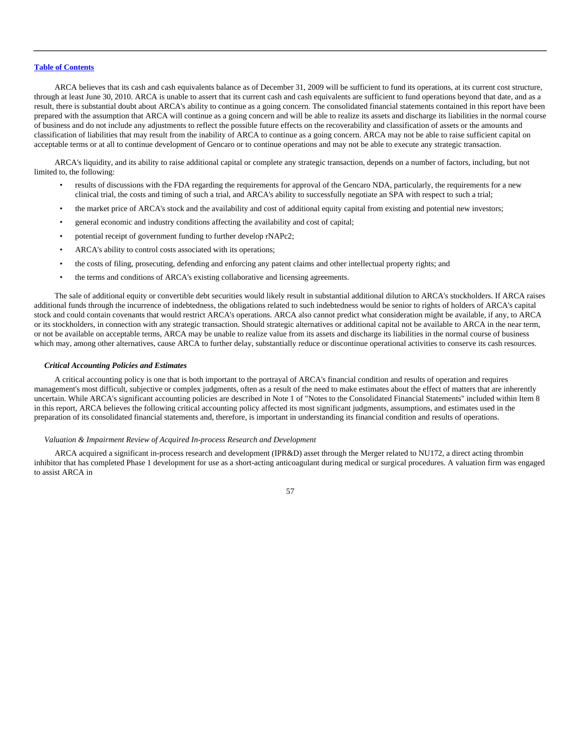ARCA believes that its cash and cash equivalents balance as of December 31, 2009 will be sufficient to fund its operations, at its current cost structure, through at least June 30, 2010. ARCA is unable to assert that its current cash and cash equivalents are sufficient to fund operations beyond that date, and as a result, there is substantial doubt about ARCA's ability to continue as a going concern. The consolidated financial statements contained in this report have been prepared with the assumption that ARCA will continue as a going concern and will be able to realize its assets and discharge its liabilities in the normal course of business and do not include any adjustments to reflect the possible future effects on the recoverability and classification of assets or the amounts and classification of liabilities that may result from the inability of ARCA to continue as a going concern. ARCA may not be able to raise sufficient capital on acceptable terms or at all to continue development of Gencaro or to continue operations and may not be able to execute any strategic transaction.

ARCA's liquidity, and its ability to raise additional capital or complete any strategic transaction, depends on a number of factors, including, but not limited to, the following:

- results of discussions with the FDA regarding the requirements for approval of the Gencaro NDA, particularly, the requirements for a new clinical trial, the costs and timing of such a trial, and ARCA's ability to successfully negotiate an SPA with respect to such a trial;
- the market price of ARCA's stock and the availability and cost of additional equity capital from existing and potential new investors;
- general economic and industry conditions affecting the availability and cost of capital;
- potential receipt of government funding to further develop rNAPc2;
- ARCA's ability to control costs associated with its operations;
- the costs of filing, prosecuting, defending and enforcing any patent claims and other intellectual property rights; and
- the terms and conditions of ARCA's existing collaborative and licensing agreements.

The sale of additional equity or convertible debt securities would likely result in substantial additional dilution to ARCA's stockholders. If ARCA raises additional funds through the incurrence of indebtedness, the obligations related to such indebtedness would be senior to rights of holders of ARCA's capital stock and could contain covenants that would restrict ARCA's operations. ARCA also cannot predict what consideration might be available, if any, to ARCA or its stockholders, in connection with any strategic transaction. Should strategic alternatives or additional capital not be available to ARCA in the near term, or not be available on acceptable terms, ARCA may be unable to realize value from its assets and discharge its liabilities in the normal course of business which may, among other alternatives, cause ARCA to further delay, substantially reduce or discontinue operational activities to conserve its cash resources.

### *Critical Accounting Policies and Estimates*

A critical accounting policy is one that is both important to the portrayal of ARCA's financial condition and results of operation and requires management's most difficult, subjective or complex judgments, often as a result of the need to make estimates about the effect of matters that are inherently uncertain. While ARCA's significant accounting policies are described in Note 1 of "Notes to the Consolidated Financial Statements" included within Item 8 in this report, ARCA believes the following critical accounting policy affected its most significant judgments, assumptions, and estimates used in the preparation of its consolidated financial statements and, therefore, is important in understanding its financial condition and results of operations.

*Valuation & Impairment Review of Acquired In-process Research and Development*

ARCA acquired a significant in-process research and development (IPR&D) asset through the Merger related to NU172, a direct acting thrombin inhibitor that has completed Phase 1 development for use as a short-acting anticoagulant during medical or surgical procedures. A valuation firm was engaged to assist ARCA in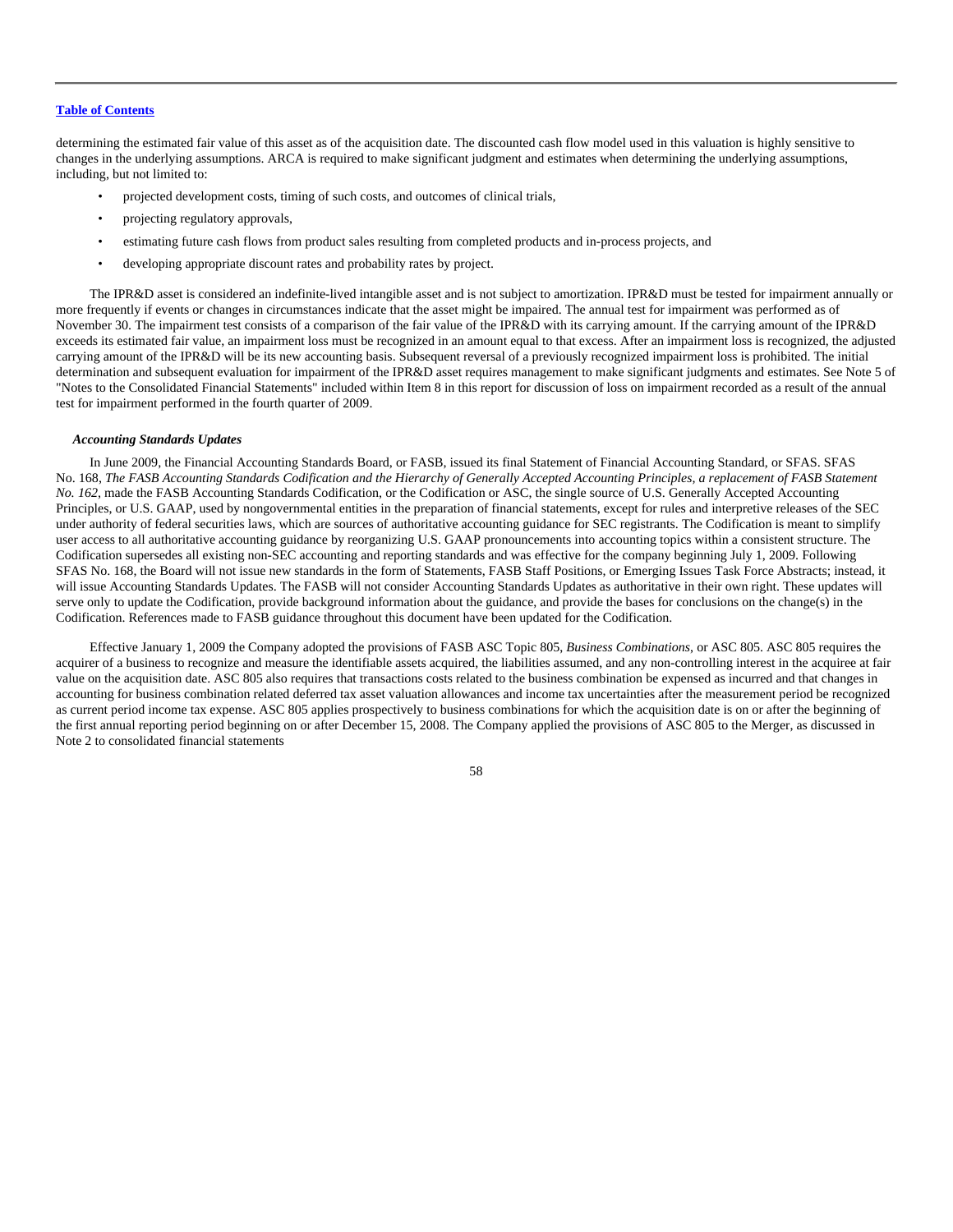determining the estimated fair value of this asset as of the acquisition date. The discounted cash flow model used in this valuation is highly sensitive to changes in the underlying assumptions. ARCA is required to make significant judgment and estimates when determining the underlying assumptions, including, but not limited to:

- projected development costs, timing of such costs, and outcomes of clinical trials,
- projecting regulatory approvals,
- estimating future cash flows from product sales resulting from completed products and in-process projects, and
- developing appropriate discount rates and probability rates by project.

The IPR&D asset is considered an indefinite-lived intangible asset and is not subject to amortization. IPR&D must be tested for impairment annually or more frequently if events or changes in circumstances indicate that the asset might be impaired. The annual test for impairment was performed as of November 30. The impairment test consists of a comparison of the fair value of the IPR&D with its carrying amount. If the carrying amount of the IPR&D exceeds its estimated fair value, an impairment loss must be recognized in an amount equal to that excess. After an impairment loss is recognized, the adjusted carrying amount of the IPR&D will be its new accounting basis. Subsequent reversal of a previously recognized impairment loss is prohibited. The initial determination and subsequent evaluation for impairment of the IPR&D asset requires management to make significant judgments and estimates. See Note 5 of "Notes to the Consolidated Financial Statements" included within Item 8 in this report for discussion of loss on impairment recorded as a result of the annual test for impairment performed in the fourth quarter of 2009.

***Accounting Standards Updates***

In June 2009, the Financial Accounting Standards Board, or FASB, issued its final Statement of Financial Accounting Standard, or SFAS. SFAS No. 168, *The FASB Accounting Standards Codification and the Hierarchy of Generally Accepted Accounting Principles, a replacement of FASB Statement No. 162*, made the FASB Accounting Standards Codification, or the Codification or ASC, the single source of U.S. Generally Accepted Accounting Principles, or U.S. GAAP, used by nongovernmental entities in the preparation of financial statements, except for rules and interpretive releases of the SEC under authority of federal securities laws, which are sources of authoritative accounting guidance for SEC registrants. The Codification is meant to simplify user access to all authoritative accounting guidance by reorganizing U.S. GAAP pronouncements into accounting topics within a consistent structure. The Codification supersedes all existing non-SEC accounting and reporting standards and was effective for the company beginning July 1, 2009. Following SFAS No. 168, the Board will not issue new standards in the form of Statements, FASB Staff Positions, or Emerging Issues Task Force Abstracts; instead, it will issue Accounting Standards Updates. The FASB will not consider Accounting Standards Updates as authoritative in their own right. These updates will serve only to update the Codification, provide background information about the guidance, and provide the bases for conclusions on the change(s) in the Codification. References made to FASB guidance throughout this document have been updated for the Codification.

Effective January 1, 2009 the Company adopted the provisions of FASB ASC Topic 805, *Business Combinations*, or ASC 805. ASC 805 requires the acquirer of a business to recognize and measure the identifiable assets acquired, the liabilities assumed, and any non-controlling interest in the acquiree at fair value on the acquisition date. ASC 805 also requires that transactions costs related to the business combination be expensed as incurred and that changes in accounting for business combination related deferred tax asset valuation allowances and income tax uncertainties after the measurement period be recognized as current period income tax expense. ASC 805 applies prospectively to business combinations for which the acquisition date is on or after the beginning of the first annual reporting period beginning on or after December 15, 2008. The Company applied the provisions of ASC 805 to the Merger, as discussed in Note 2 to consolidated financial statements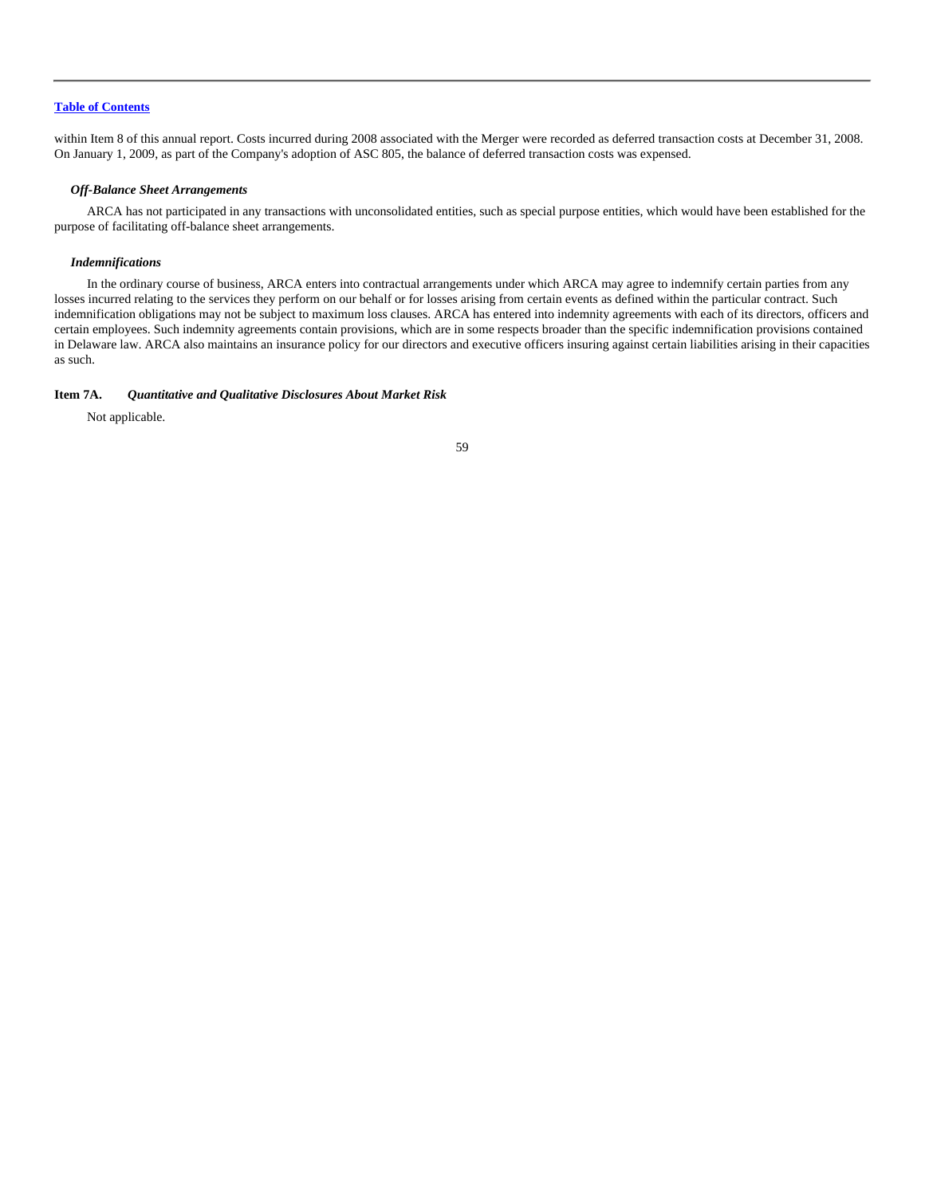within Item 8 of this annual report. Costs incurred during 2008 associated with the Merger were recorded as deferred transaction costs at December 31, 2008. On January 1, 2009, as part of the Company's adoption of ASC 805, the balance of deferred transaction costs was expensed.

### *Off-Balance Sheet Arrangements*

ARCA has not participated in any transactions with unconsolidated entities, such as special purpose entities, which would have been established for the purpose of facilitating off-balance sheet arrangements.

### *Indemnifications*

In the ordinary course of business, ARCA enters into contractual arrangements under which ARCA may agree to indemnify certain parties from any losses incurred relating to the services they perform on our behalf or for losses arising from certain events as defined within the particular contract. Such indemnification obligations may not be subject to maximum loss clauses. ARCA has entered into indemnity agreements with each of its directors, officers and certain employees. Such indemnity agreements contain provisions, which are in some respects broader than the specific indemnification provisions contained in Delaware law. ARCA also maintains an insurance policy for our directors and executive officers insuring against certain liabilities arising in their capacities as such.

## Item 7A. *Quantitative and Qualitative Disclosures About Market Risk*

Not applicable.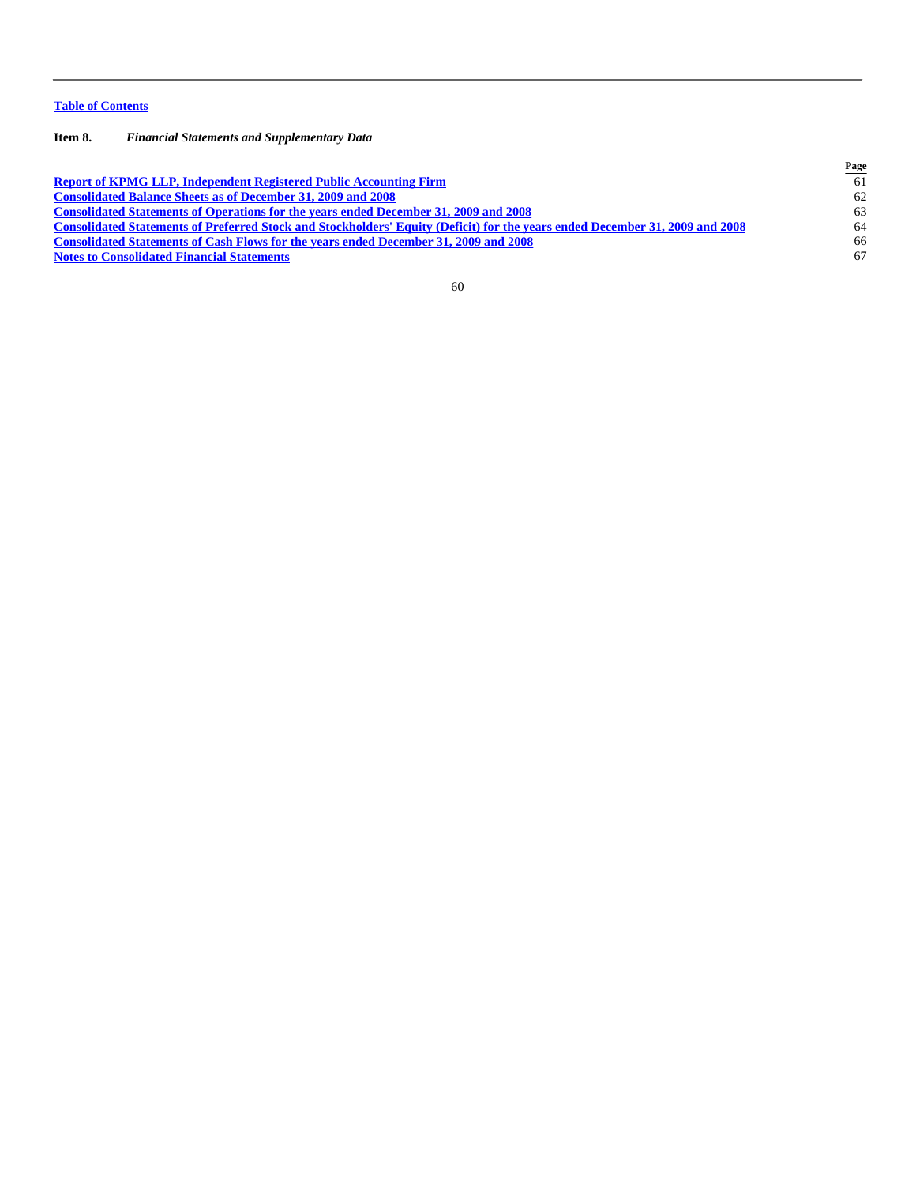Table of Contents

**Item 8.** ***Financial Statements and Supplementary Data***

| | Page |
|---|---|
| **Report of KPMG LLP, Independent Registered Public Accounting Firm** | 61 |
| **Consolidated Balance Sheets as of December 31, 2009 and 2008** | 62 |
| **Consolidated Statements of Operations for the years ended December 31, 2009 and 2008** | 63 |
| **Consolidated Statements of Preferred Stock and Stockholders' Equity (Deficit) for the years ended December 31, 2009 and 2008** | 64 |
| **Consolidated Statements of Cash Flows for the years ended December 31, 2009 and 2008** | 66 |
| **Notes to Consolidated Financial Statements** | 67 |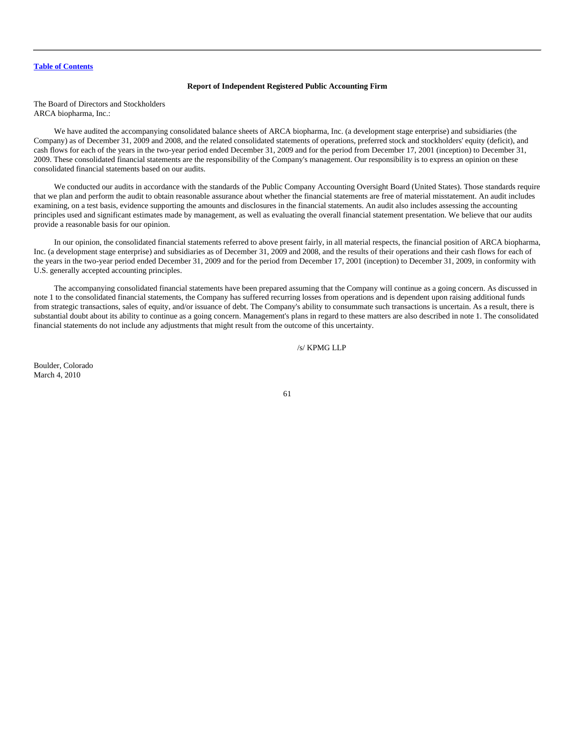[Table of Contents](#)

### Report of Independent Registered Public Accounting Firm

The Board of Directors and Stockholders
ARCA biopharma, Inc.:

We have audited the accompanying consolidated balance sheets of ARCA biopharma, Inc. (a development stage enterprise) and subsidiaries (the Company) as of December 31, 2009 and 2008, and the related consolidated statements of operations, preferred stock and stockholders' equity (deficit), and cash flows for each of the years in the two-year period ended December 31, 2009 and for the period from December 17, 2001 (inception) to December 31, 2009. These consolidated financial statements are the responsibility of the Company's management. Our responsibility is to express an opinion on these consolidated financial statements based on our audits.

We conducted our audits in accordance with the standards of the Public Company Accounting Oversight Board (United States). Those standards require that we plan and perform the audit to obtain reasonable assurance about whether the financial statements are free of material misstatement. An audit includes examining, on a test basis, evidence supporting the amounts and disclosures in the financial statements. An audit also includes assessing the accounting principles used and significant estimates made by management, as well as evaluating the overall financial statement presentation. We believe that our audits provide a reasonable basis for our opinion.

In our opinion, the consolidated financial statements referred to above present fairly, in all material respects, the financial position of ARCA biopharma, Inc. (a development stage enterprise) and subsidiaries as of December 31, 2009 and 2008, and the results of their operations and their cash flows for each of the years in the two-year period ended December 31, 2009 and for the period from December 17, 2001 (inception) to December 31, 2009, in conformity with U.S. generally accepted accounting principles.

The accompanying consolidated financial statements have been prepared assuming that the Company will continue as a going concern. As discussed in note 1 to the consolidated financial statements, the Company has suffered recurring losses from operations and is dependent upon raising additional funds from strategic transactions, sales of equity, and/or issuance of debt. The Company's ability to consummate such transactions is uncertain. As a result, there is substantial doubt about its ability to continue as a going concern. Management's plans in regard to these matters are also described in note 1. The consolidated financial statements do not include any adjustments that might result from the outcome of this uncertainty.

/s/ KPMG LLP

Boulder, Colorado
March 4, 2010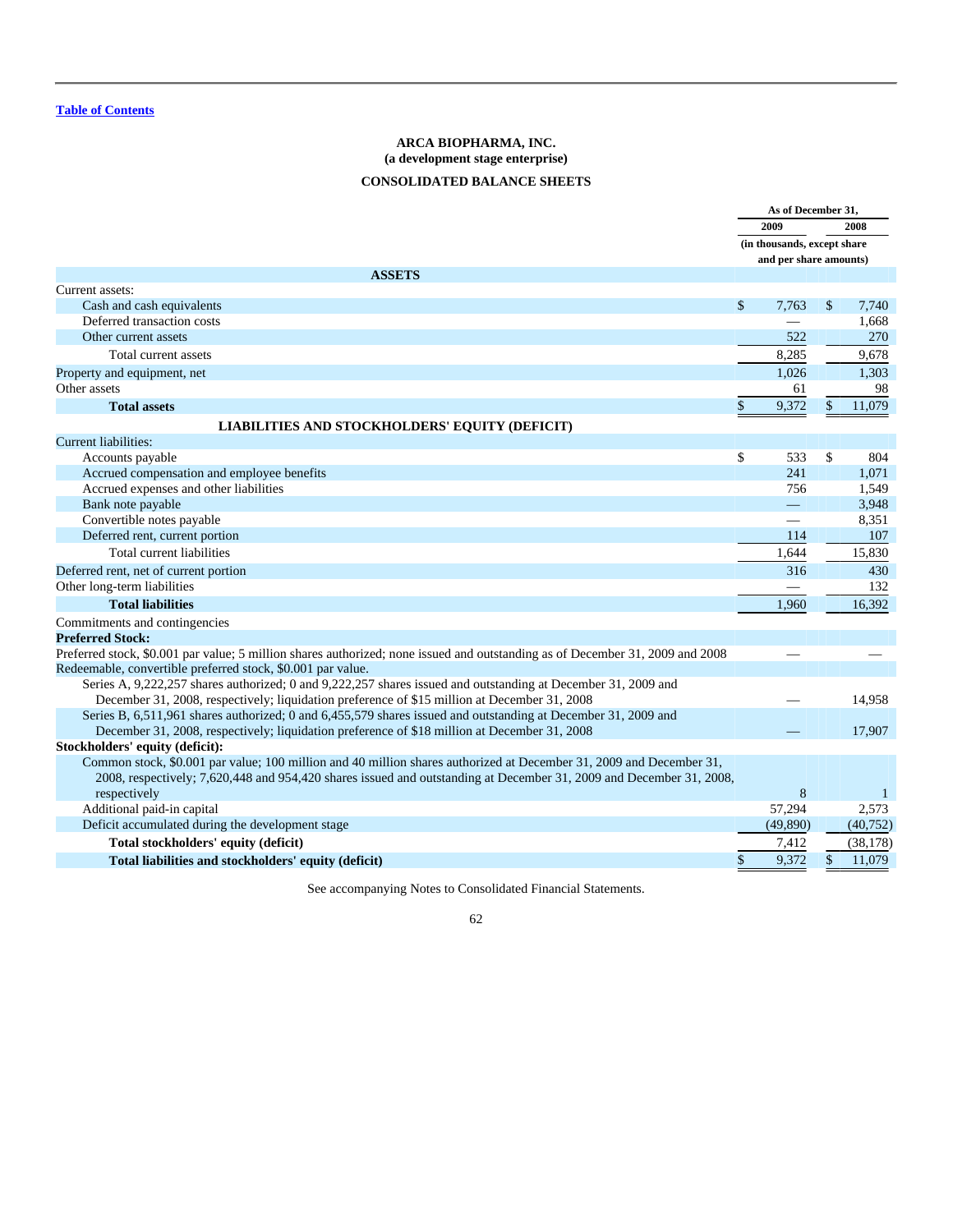[Table of Contents](#)

**ARCA BIOPHARMA, INC.**
**(a development stage enterprise)**

**CONSOLIDATED BALANCE SHEETS**

| | As of December 31, | |
|---|---|---|
| | 2009 | 2008 |
| | (in thousands, except share and per share amounts) | |
| **ASSETS** | | |
| Current assets: | | |
| Cash and cash equivalents | $ 7,763 | $ 7,740 |
| Deferred transaction costs | — | 1,668 |
| Other current assets | 522 | 270 |
| Total current assets | 8,285 | 9,678 |
| Property and equipment, net | 1,026 | 1,303 |
| Other assets | 61 | 98 |
| **Total assets** | $ 9,372 | $ 11,079 |
| **LIABILITIES AND STOCKHOLDERS' EQUITY (DEFICIT)** | | |
| Current liabilities: | | |
| Accounts payable | $ 533 | $ 804 |
| Accrued compensation and employee benefits | 241 | 1,071 |
| Accrued expenses and other liabilities | 756 | 1,549 |
| Bank note payable | — | 3,948 |
| Convertible notes payable | — | 8,351 |
| Deferred rent, current portion | 114 | 107 |
| Total current liabilities | 1,644 | 15,830 |
| Deferred rent, net of current portion | 316 | 430 |
| Other long-term liabilities | — | 132 |
| **Total liabilities** | 1,960 | 16,392 |
| Commitments and contingencies | | |
| **Preferred Stock:** | | |
| Preferred stock, $0.001 par value; 5 million shares authorized; none issued and outstanding as of December 31, 2009 and 2008 | — | — |
| Redeemable, convertible preferred stock, $0.001 par value. | | |
| Series A, 9,222,257 shares authorized; 0 and 9,222,257 shares issued and outstanding at December 31, 2009 and December 31, 2008, respectively; liquidation preference of $15 million at December 31, 2008 | — | 14,958 |
| Series B, 6,511,961 shares authorized; 0 and 6,455,579 shares issued and outstanding at December 31, 2009 and December 31, 2008, respectively; liquidation preference of $18 million at December 31, 2008 | — | 17,907 |
| **Stockholders' equity (deficit):** | | |
| Common stock, $0.001 par value; 100 million and 40 million shares authorized at December 31, 2009 and December 31, 2008, respectively; 7,620,448 and 954,420 shares issued and outstanding at December 31, 2009 and December 31, 2008, respectively | 8 | 1 |
| Additional paid-in capital | 57,294 | 2,573 |
| Deficit accumulated during the development stage | (49,890) | (40,752) |
| **Total stockholders' equity (deficit)** | 7,412 | (38,178) |
| **Total liabilities and stockholders' equity (deficit)** | $ 9,372 | $ 11,079 |

See accompanying Notes to Consolidated Financial Statements.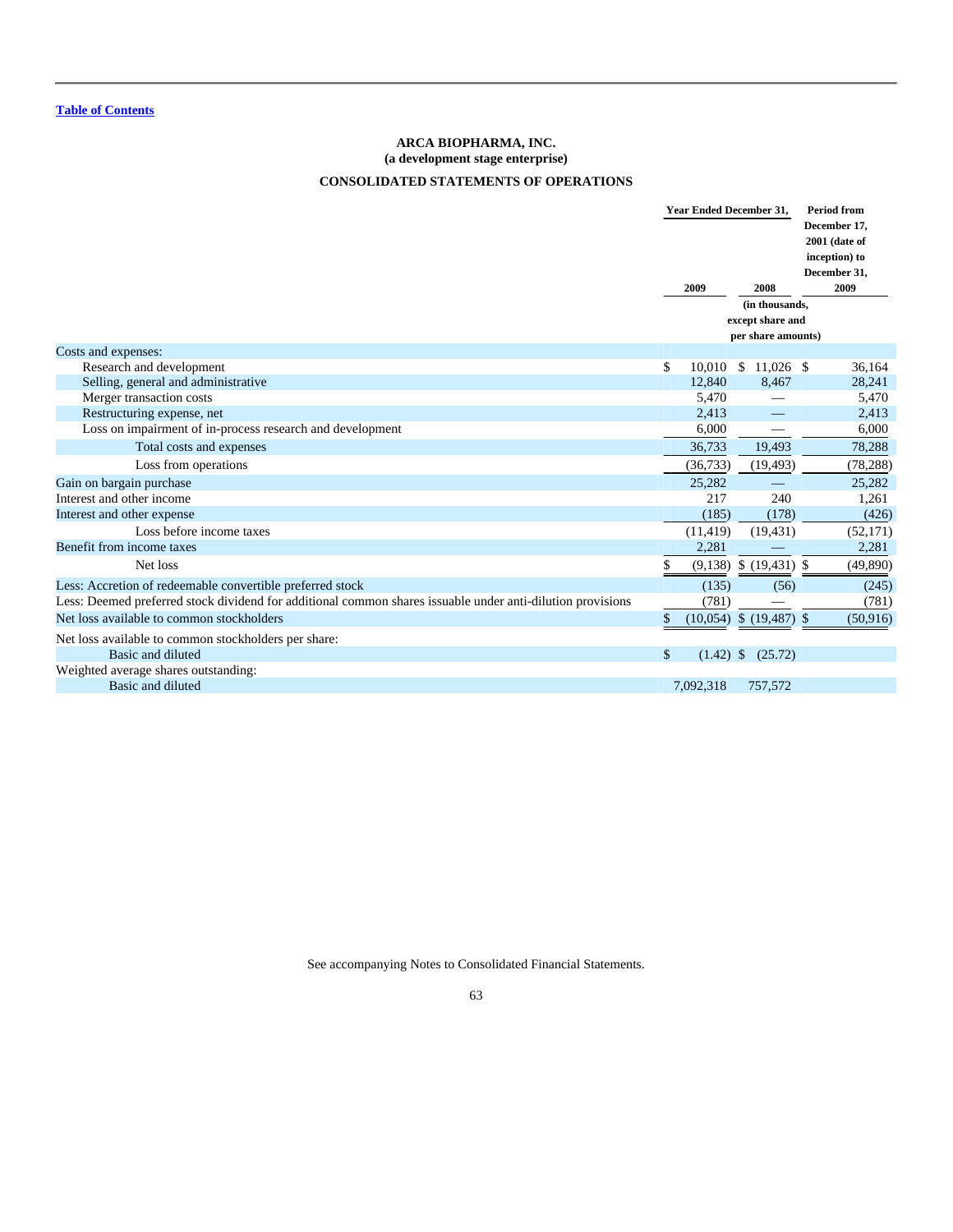[Table of Contents](#)

**ARCA BIOPHARMA, INC.**
**(a development stage enterprise)**

**CONSOLIDATED STATEMENTS OF OPERATIONS**

| | Year Ended December 31, 2009 | Year Ended December 31, 2008 | Period from December 17, 2001 (date of inception) to December 31, 2009 |
|---|---|---|---|
| | (in thousands, except share and per share amounts) | | |
| Costs and expenses: | | | |
| Research and development | $ 10,010 | $ 11,026 | $ 36,164 |
| Selling, general and administrative | 12,840 | 8,467 | 28,241 |
| Merger transaction costs | 5,470 | — | 5,470 |
| Restructuring expense, net | 2,413 | — | 2,413 |
| Loss on impairment of in-process research and development | 6,000 | — | 6,000 |
| Total costs and expenses | 36,733 | 19,493 | 78,288 |
| Loss from operations | (36,733) | (19,493) | (78,288) |
| Gain on bargain purchase | 25,282 | — | 25,282 |
| Interest and other income | 217 | 240 | 1,261 |
| Interest and other expense | (185) | (178) | (426) |
| Loss before income taxes | (11,419) | (19,431) | (52,171) |
| Benefit from income taxes | 2,281 | — | 2,281 |
| Net loss | $ (9,138) | $ (19,431) | $ (49,890) |
| Less: Accretion of redeemable convertible preferred stock | (135) | (56) | (245) |
| Less: Deemed preferred stock dividend for additional common shares issuable under anti-dilution provisions | (781) | — | (781) |
| Net loss available to common stockholders | $ (10,054) | $ (19,487) | $ (50,916) |
| Net loss available to common stockholders per share: | | | |
| Basic and diluted | $ (1.42) | $ (25.72) | |
| Weighted average shares outstanding: | | | |
| Basic and diluted | 7,092,318 | 757,572 | |

See accompanying Notes to Consolidated Financial Statements.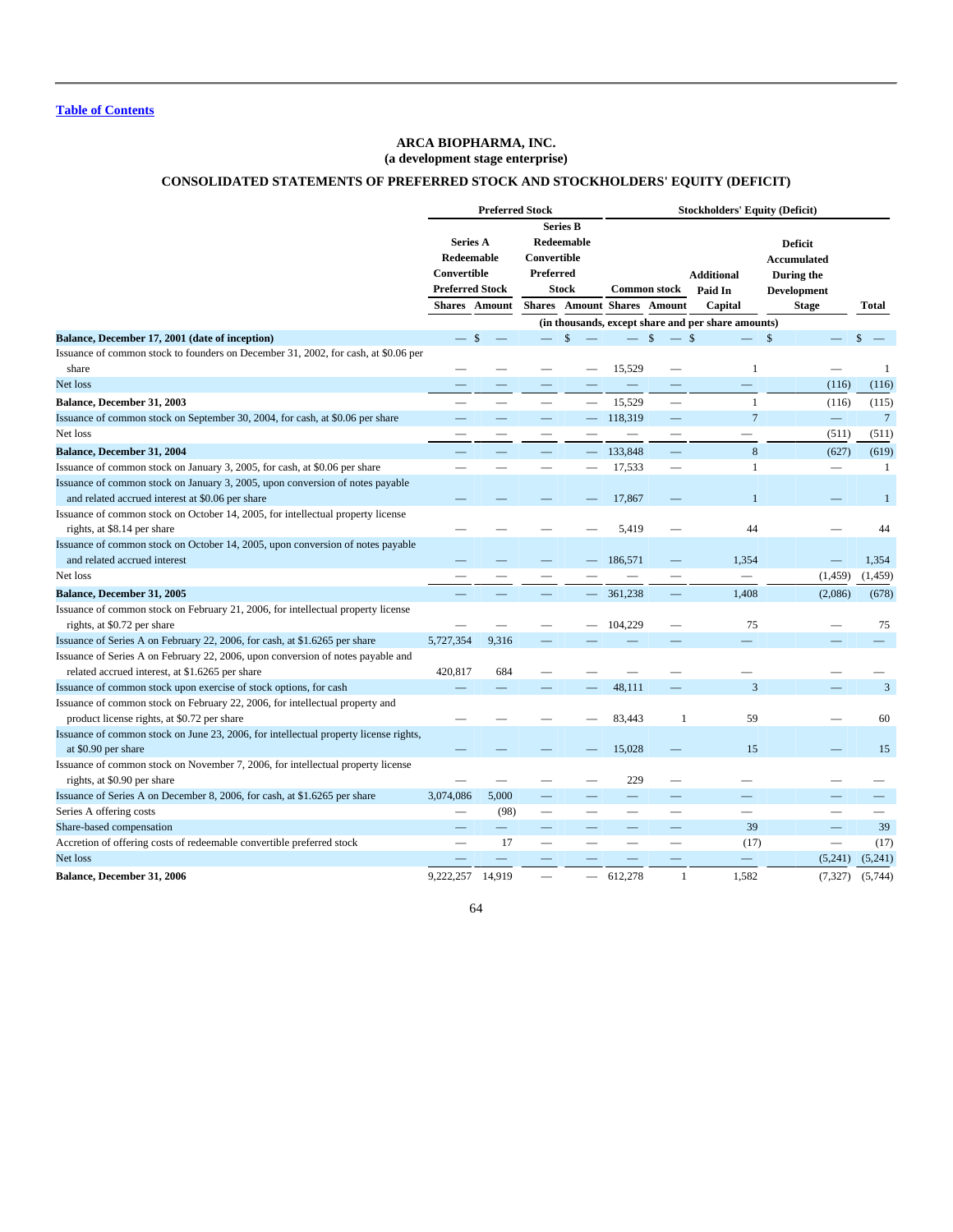[Table of Contents](#)

## ARCA BIOPHARMA, INC.
## (a development stage enterprise)

## CONSOLIDATED STATEMENTS OF PREFERRED STOCK AND STOCKHOLDERS' EQUITY (DEFICIT)

| | Preferred Stock | | | | Stockholders' Equity (Deficit) | | | | |
|---|---|---|---|---|---|---|---|---|---|
| | Series A Redeemable Convertible Preferred Stock | | Series B Redeemable Convertible Preferred Stock | | Common stock | | Additional Paid In Capital | Deficit Accumulated During the Development Stage | Total |
| | Shares | Amount | Shares | Amount | Shares | Amount | | | |
| | (in thousands, except share and per share amounts) | | | | | | | | |
| **Balance, December 17, 2001 (date of inception)** | — | $ — | — | $ — | — | $ — | $ — | $ — | $ — |
| Issuance of common stock to founders on December 31, 2002, for cash, at $0.06 per share | — | — | — | — | 15,529 | — | 1 | — | 1 |
| Net loss | — | — | — | — | — | — | — | (116) | (116) |
| **Balance, December 31, 2003** | — | — | — | — | 15,529 | — | 1 | (116) | (115) |
| Issuance of common stock on September 30, 2004, for cash, at $0.06 per share | — | — | — | — | 118,319 | — | 7 | — | 7 |
| Net loss | — | — | — | — | — | — | — | (511) | (511) |
| **Balance, December 31, 2004** | — | — | — | — | 133,848 | — | 8 | (627) | (619) |
| Issuance of common stock on January 3, 2005, for cash, at $0.06 per share | — | — | — | — | 17,533 | — | 1 | — | 1 |
| Issuance of common stock on January 3, 2005, upon conversion of notes payable and related accrued interest at $0.06 per share | — | — | — | — | 17,867 | — | 1 | — | 1 |
| Issuance of common stock on October 14, 2005, for intellectual property license rights, at $8.14 per share | — | — | — | — | 5,419 | — | 44 | — | 44 |
| Issuance of common stock on October 14, 2005, upon conversion of notes payable and related accrued interest | — | — | — | — | 186,571 | — | 1,354 | — | 1,354 |
| Net loss | — | — | — | — | — | — | — | (1,459) | (1,459) |
| **Balance, December 31, 2005** | — | — | — | — | 361,238 | — | 1,408 | (2,086) | (678) |
| Issuance of common stock on February 21, 2006, for intellectual property license rights, at $0.72 per share | — | — | — | — | 104,229 | — | 75 | — | 75 |
| Issuance of Series A on February 22, 2006, for cash, at $1.6265 per share | 5,727,354 | 9,316 | — | — | — | — | — | — | — |
| Issuance of Series A on February 22, 2006, upon conversion of notes payable and related accrued interest, at $1.6265 per share | 420,817 | 684 | — | — | — | — | — | — | — |
| Issuance of common stock upon exercise of stock options, for cash | — | — | — | — | 48,111 | — | 3 | — | 3 |
| Issuance of common stock on February 22, 2006, for intellectual property and product license rights, at $0.72 per share | — | — | — | — | 83,443 | 1 | 59 | — | 60 |
| Issuance of common stock on June 23, 2006, for intellectual property license rights, at $0.90 per share | — | — | — | — | 15,028 | — | 15 | — | 15 |
| Issuance of common stock on November 7, 2006, for intellectual property license rights, at $0.90 per share | — | — | — | — | 229 | — | — | — | — |
| Issuance of Series A on December 8, 2006, for cash, at $1.6265 per share | 3,074,086 | 5,000 | — | — | — | — | — | — | — |
| Series A offering costs | — | (98) | — | — | — | — | — | — | — |
| Share-based compensation | — | — | — | — | — | — | 39 | — | 39 |
| Accretion of offering costs of redeemable convertible preferred stock | — | 17 | — | — | — | — | (17) | — | (17) |
| Net loss | — | — | — | — | — | — | — | (5,241) | (5,241) |
| **Balance, December 31, 2006** | 9,222,257 | 14,919 | — | — | 612,278 | 1 | 1,582 | (7,327) | (5,744) |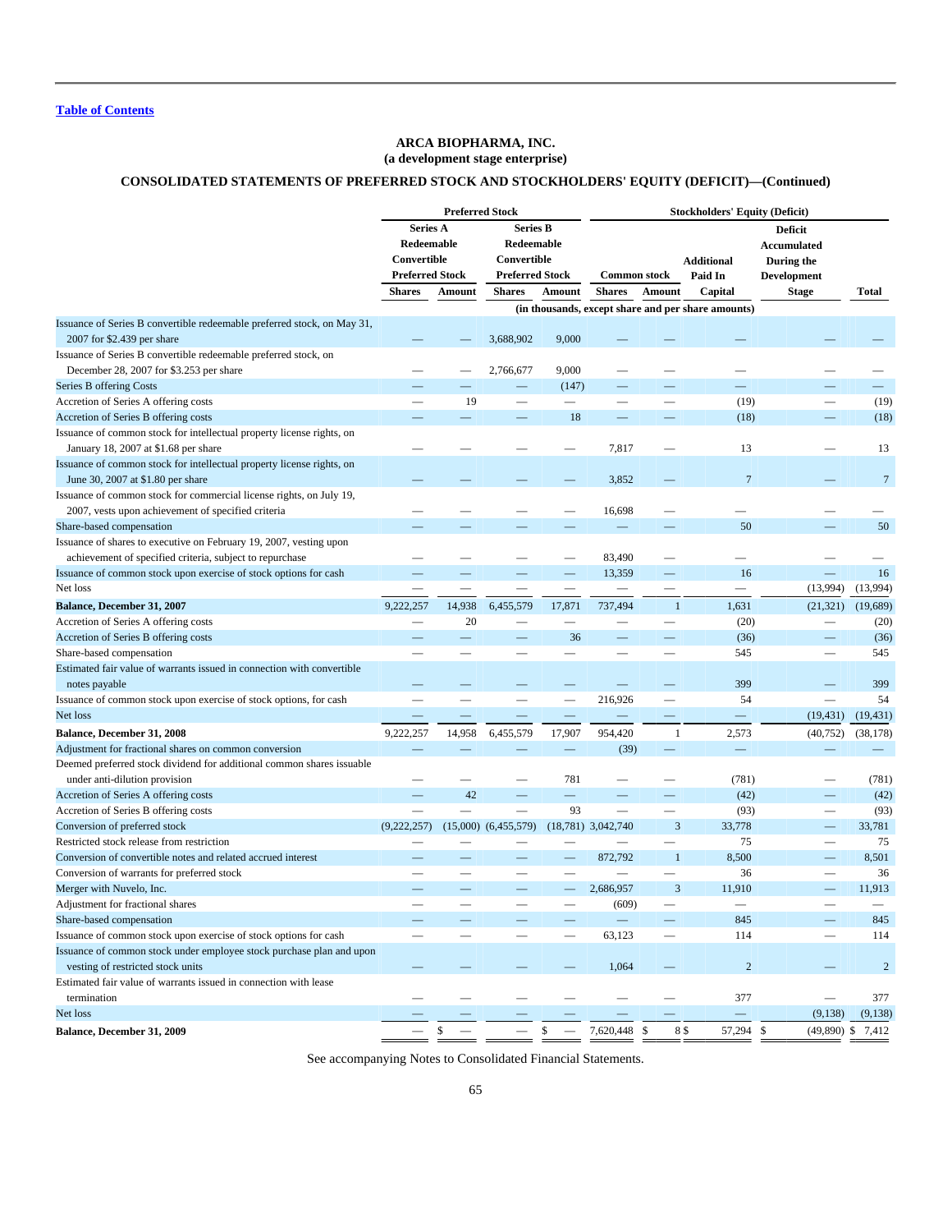[Table of Contents]

**ARCA BIOPHARMA, INC.**
**(a development stage enterprise)**

**CONSOLIDATED STATEMENTS OF PREFERRED STOCK AND STOCKHOLDERS' EQUITY (DEFICIT)—(Continued)**

| | Preferred Stock | | | | Stockholders' Equity (Deficit) | | | | |
|---|---|---|---|---|---|---|---|---|---|
| | Series A Redeemable Convertible Preferred Stock | | Series B Redeemable Convertible Preferred Stock | | Common stock | | Additional Paid In Capital | Deficit Accumulated During the Development Stage | Total |
| | Shares | Amount | Shares | Amount | Shares | Amount | | | |
| | (in thousands, except share and per share amounts) | | | | | | | | |
| Issuance of Series B convertible redeemable preferred stock, on May 31, 2007 for $2.439 per share | — | — | 3,688,902 | 9,000 | — | — | — | — | — |
| Issuance of Series B convertible redeemable preferred stock, on December 28, 2007 for $3.253 per share | — | — | 2,766,677 | 9,000 | — | — | — | — | — |
| Series B offering Costs | — | — | — | (147) | — | — | — | — | — |
| Accretion of Series A offering costs | — | 19 | — | — | — | — | (19) | — | (19) |
| Accretion of Series B offering costs | — | — | — | 18 | — | — | (18) | — | (18) |
| Issuance of common stock for intellectual property license rights, on January 18, 2007 at $1.68 per share | — | — | — | — | 7,817 | — | 13 | — | 13 |
| Issuance of common stock for intellectual property license rights, on June 30, 2007 at $1.80 per share | — | — | — | — | 3,852 | — | 7 | — | 7 |
| Issuance of common stock for commercial license rights, on July 19, 2007, vests upon achievement of specified criteria | — | — | — | — | 16,698 | — | — | — | — |
| Share-based compensation | — | — | — | — | — | — | 50 | — | 50 |
| Issuance of shares to executive on February 19, 2007, vesting upon achievement of specified criteria, subject to repurchase | — | — | — | — | 83,490 | — | — | — | — |
| Issuance of common stock upon exercise of stock options for cash | — | — | — | — | 13,359 | — | 16 | — | 16 |
| Net loss | — | — | — | — | — | — | — | (13,994) | (13,994) |
| **Balance, December 31, 2007** | 9,222,257 | 14,938 | 6,455,579 | 17,871 | 737,494 | 1 | 1,631 | (21,321) | (19,689) |
| Accretion of Series A offering costs | — | 20 | — | — | — | — | (20) | — | (20) |
| Accretion of Series B offering costs | — | — | — | 36 | — | — | (36) | — | (36) |
| Share-based compensation | — | — | — | — | — | — | 545 | — | 545 |
| Estimated fair value of warrants issued in connection with convertible notes payable | — | — | — | — | — | — | 399 | — | 399 |
| Issuance of common stock upon exercise of stock options, for cash | — | — | — | — | 216,926 | — | 54 | — | 54 |
| Net loss | — | — | — | — | — | — | — | (19,431) | (19,431) |
| **Balance, December 31, 2008** | 9,222,257 | 14,958 | 6,455,579 | 17,907 | 954,420 | 1 | 2,573 | (40,752) | (38,178) |
| Adjustment for fractional shares on common conversion | — | — | — | — | (39) | — | — | — | — |
| Deemed preferred stock dividend for additional common shares issuable under anti-dilution provision | — | — | — | 781 | — | — | (781) | — | (781) |
| Accretion of Series A offering costs | — | 42 | — | — | — | — | (42) | — | (42) |
| Accretion of Series B offering costs | — | — | — | 93 | — | — | (93) | — | (93) |
| Conversion of preferred stock | (9,222,257) | (15,000) | (6,455,579) | (18,781) | 3,042,740 | 3 | 33,778 | — | 33,781 |
| Restricted stock release from restriction | — | — | — | — | — | — | 75 | — | 75 |
| Conversion of convertible notes and related accrued interest | — | — | — | — | 872,792 | 1 | 8,500 | — | 8,501 |
| Conversion of warrants for preferred stock | — | — | — | — | — | — | 36 | — | 36 |
| Merger with Nuvelo, Inc. | — | — | — | — | 2,686,957 | 3 | 11,910 | — | 11,913 |
| Adjustment for fractional shares | — | — | — | — | (609) | — | — | — | — |
| Share-based compensation | — | — | — | — | — | — | 845 | — | 845 |
| Issuance of common stock upon exercise of stock options for cash | — | — | — | — | 63,123 | — | 114 | — | 114 |
| Issuance of common stock under employee stock purchase plan and upon vesting of restricted stock units | — | — | — | — | 1,064 | — | 2 | — | 2 |
| Estimated fair value of warrants issued in connection with lease termination | — | — | — | — | — | — | 377 | — | 377 |
| Net loss | — | — | — | — | — | — | — | (9,138) | (9,138) |
| **Balance, December 31, 2009** | — | $ — | — | $ — | 7,620,448 | $ 8 | $ 57,294 | $ (49,890) | $ 7,412 |

See accompanying Notes to Consolidated Financial Statements.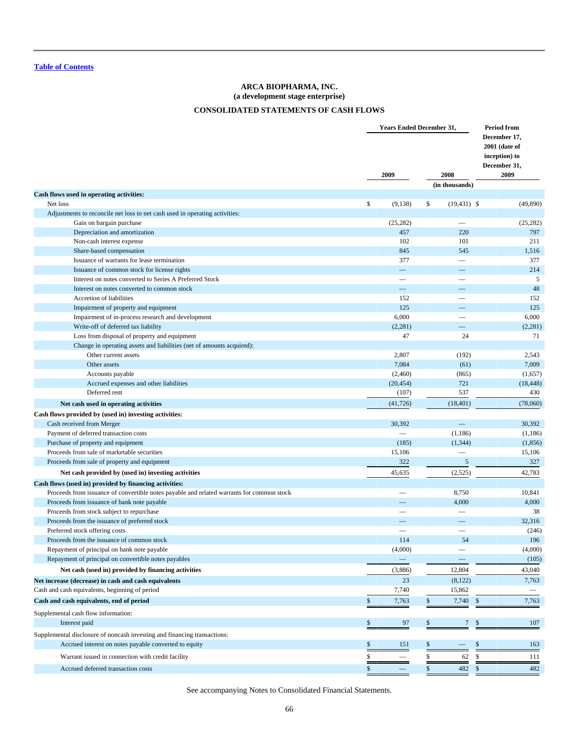[Table of Contents](#)

# ARCA BIOPHARMA, INC.
## (a development stage enterprise)

## CONSOLIDATED STATEMENTS OF CASH FLOWS

| | Years Ended December 31, 2009 | Years Ended December 31, 2008 | Period from December 17, 2001 (date of inception) to December 31, 2009 |
|---|---|---|---|
| | | (in thousands) | |
| **Cash flows used in operating activities:** | | | |
| Net loss | $ (9,138) | $ (19,431) | $ (49,890) |
| Adjustments to reconcile net loss to net cash used in operating activities: | | | |
| Gain on bargain purchase | (25,282) | — | (25,282) |
| Depreciation and amortization | 457 | 220 | 797 |
| Non-cash interest expense | 102 | 101 | 211 |
| Share-based compensation | 845 | 545 | 1,516 |
| Issuance of warrants for lease termination | 377 | — | 377 |
| Issuance of common stock for license rights | — | — | 214 |
| Interest on notes converted to Series A Preferred Stock | — | — | 5 |
| Interest on notes converted to common stock | — | — | 48 |
| Accretion of liabilities | 152 | — | 152 |
| Impairment of property and equipment | 125 | — | 125 |
| Impairment of in-process research and development | 6,000 | — | 6,000 |
| Write-off of deferred tax liability | (2,281) | — | (2,281) |
| Loss from disposal of property and equipment | 47 | 24 | 71 |
| Change in operating assets and liabilities (net of amounts acquired): | | | |
| Other current assets | 2,807 | (192) | 2,543 |
| Other assets | 7,084 | (61) | 7,009 |
| Accounts payable | (2,460) | (865) | (1,657) |
| Accrued expenses and other liabilities | (20,454) | 721 | (18,448) |
| Deferred rent | (107) | 537 | 430 |
| **Net cash used in operating activities** | (41,726) | (18,401) | (78,060) |
| **Cash flows provided by (used in) investing activities:** | | | |
| Cash received from Merger | 30,392 | — | 30,392 |
| Payment of deferred transaction costs | — | (1,186) | (1,186) |
| Purchase of property and equipment | (185) | (1,344) | (1,856) |
| Proceeds from sale of marketable securities | 15,106 | — | 15,106 |
| Proceeds from sale of property and equipment | 322 | 5 | 327 |
| **Net cash provided by (used in) investing activities** | 45,635 | (2,525) | 42,783 |
| **Cash flows (used in) provided by financing activities:** | | | |
| Proceeds from issuance of convertible notes payable and related warrants for common stock | — | 8,750 | 10,841 |
| Proceeds from issuance of bank note payable | — | 4,000 | 4,000 |
| Proceeds from stock subject to repurchase | — | — | 38 |
| Proceeds from the issuance of preferred stock | — | — | 32,316 |
| Preferred stock offering costs | — | — | (246) |
| Proceeds from the issuance of common stock | 114 | 54 | 196 |
| Repayment of principal on bank note payable | (4,000) | — | (4,000) |
| Repayment of principal on convertible notes payables | — | — | (105) |
| **Net cash (used in) provided by financing activities** | (3,886) | 12,804 | 43,040 |
| **Net increase (decrease) in cash and cash equivalents** | 23 | (8,122) | 7,763 |
| Cash and cash equivalents, beginning of period | 7,740 | 15,862 | — |
| **Cash and cash equivalents, end of period** | $ 7,763 | $ 7,740 | $ 7,763 |
| Supplemental cash flow information: | | | |
| Interest paid | $ 97 | $ 7 | $ 107 |
| Supplemental disclosure of noncash investing and financing transactions: | | | |
| Accrued interest on notes payable converted to equity | $ 151 | $ — | $ 163 |
| Warrant issued in connection with credit facility | $ — | $ 62 | $ 111 |
| Accrued deferred transaction costs | $ — | $ 482 | $ 482 |

See accompanying Notes to Consolidated Financial Statements.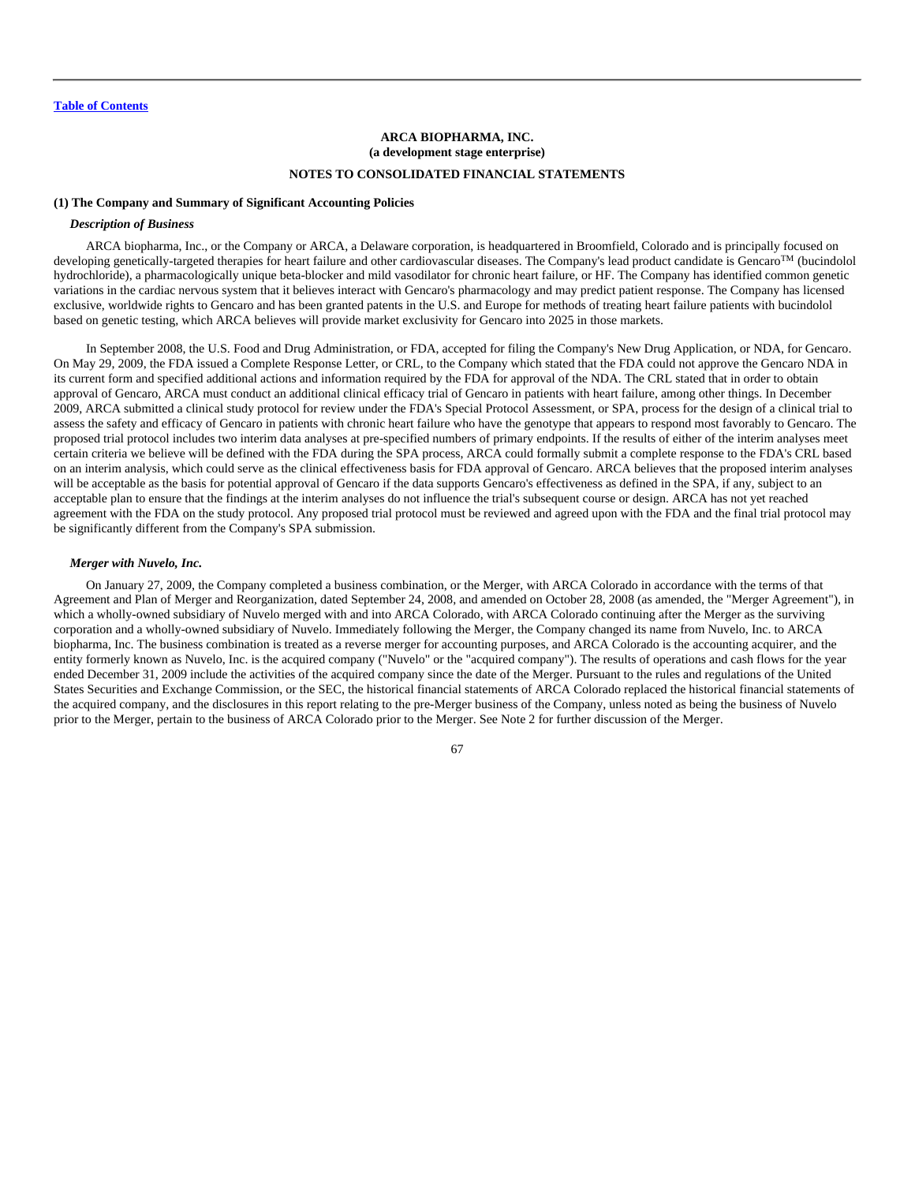[Table of Contents](#)

**ARCA BIOPHARMA, INC.**
**(a development stage enterprise)**

**NOTES TO CONSOLIDATED FINANCIAL STATEMENTS**

**(1) The Company and Summary of Significant Accounting Policies**

***Description of Business***

ARCA biopharma, Inc., or the Company or ARCA, a Delaware corporation, is headquartered in Broomfield, Colorado and is principally focused on developing genetically-targeted therapies for heart failure and other cardiovascular diseases. The Company's lead product candidate is Gencaro™ (bucindolol hydrochloride), a pharmacologically unique beta-blocker and mild vasodilator for chronic heart failure, or HF. The Company has identified common genetic variations in the cardiac nervous system that it believes interact with Gencaro's pharmacology and may predict patient response. The Company has licensed exclusive, worldwide rights to Gencaro and has been granted patents in the U.S. and Europe for methods of treating heart failure patients with bucindolol based on genetic testing, which ARCA believes will provide market exclusivity for Gencaro into 2025 in those markets.

In September 2008, the U.S. Food and Drug Administration, or FDA, accepted for filing the Company's New Drug Application, or NDA, for Gencaro. On May 29, 2009, the FDA issued a Complete Response Letter, or CRL, to the Company which stated that the FDA could not approve the Gencaro NDA in its current form and specified additional actions and information required by the FDA for approval of the NDA. The CRL stated that in order to obtain approval of Gencaro, ARCA must conduct an additional clinical efficacy trial of Gencaro in patients with heart failure, among other things. In December 2009, ARCA submitted a clinical study protocol for review under the FDA's Special Protocol Assessment, or SPA, process for the design of a clinical trial to assess the safety and efficacy of Gencaro in patients with chronic heart failure who have the genotype that appears to respond most favorably to Gencaro. The proposed trial protocol includes two interim data analyses at pre-specified numbers of primary endpoints. If the results of either of the interim analyses meet certain criteria we believe will be defined with the FDA during the SPA process, ARCA could formally submit a complete response to the FDA's CRL based on an interim analysis, which could serve as the clinical effectiveness basis for FDA approval of Gencaro. ARCA believes that the proposed interim analyses will be acceptable as the basis for potential approval of Gencaro if the data supports Gencaro's effectiveness as defined in the SPA, if any, subject to an acceptable plan to ensure that the findings at the interim analyses do not influence the trial's subsequent course or design. ARCA has not yet reached agreement with the FDA on the study protocol. Any proposed trial protocol must be reviewed and agreed upon with the FDA and the final trial protocol may be significantly different from the Company's SPA submission.

***Merger with Nuvelo, Inc.***

On January 27, 2009, the Company completed a business combination, or the Merger, with ARCA Colorado in accordance with the terms of that Agreement and Plan of Merger and Reorganization, dated September 24, 2008, and amended on October 28, 2008 (as amended, the "Merger Agreement"), in which a wholly-owned subsidiary of Nuvelo merged with and into ARCA Colorado, with ARCA Colorado continuing after the Merger as the surviving corporation and a wholly-owned subsidiary of Nuvelo. Immediately following the Merger, the Company changed its name from Nuvelo, Inc. to ARCA biopharma, Inc. The business combination is treated as a reverse merger for accounting purposes, and ARCA Colorado is the accounting acquirer, and the entity formerly known as Nuvelo, Inc. is the acquired company ("Nuvelo" or the "acquired company"). The results of operations and cash flows for the year ended December 31, 2009 include the activities of the acquired company since the date of the Merger. Pursuant to the rules and regulations of the United States Securities and Exchange Commission, or the SEC, the historical financial statements of ARCA Colorado replaced the historical financial statements of the acquired company, and the disclosures in this report relating to the pre-Merger business of the Company, unless noted as being the business of Nuvelo prior to the Merger, pertain to the business of ARCA Colorado prior to the Merger. See Note 2 for further discussion of the Merger.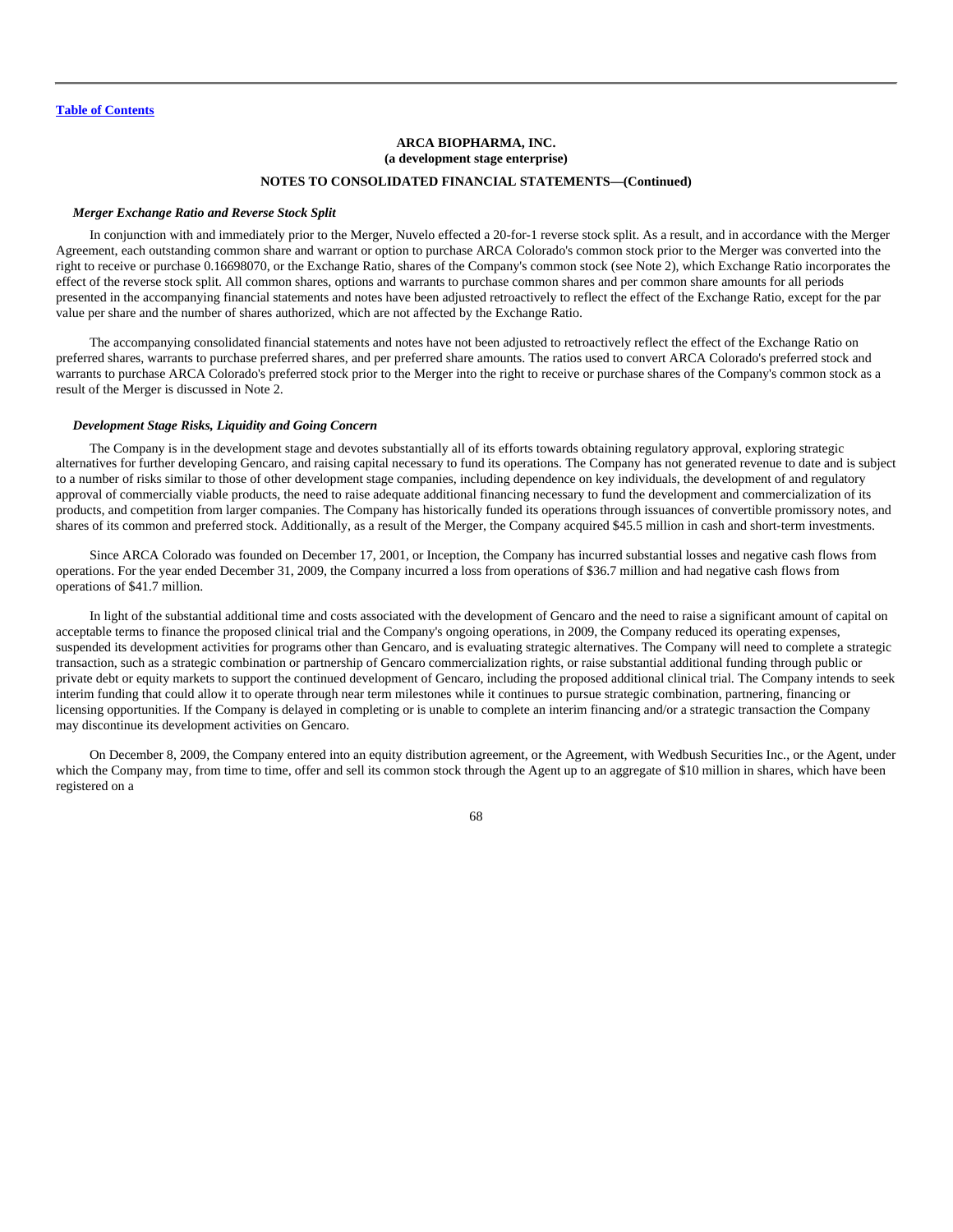**ARCA BIOPHARMA, INC.**
**(a development stage enterprise)**

**NOTES TO CONSOLIDATED FINANCIAL STATEMENTS—(Continued)**

***Merger Exchange Ratio and Reverse Stock Split***

In conjunction with and immediately prior to the Merger, Nuvelo effected a 20-for-1 reverse stock split. As a result, and in accordance with the Merger Agreement, each outstanding common share and warrant or option to purchase ARCA Colorado's common stock prior to the Merger was converted into the right to receive or purchase 0.16698070, or the Exchange Ratio, shares of the Company's common stock (see Note 2), which Exchange Ratio incorporates the effect of the reverse stock split. All common shares, options and warrants to purchase common shares and per common share amounts for all periods presented in the accompanying financial statements and notes have been adjusted retroactively to reflect the effect of the Exchange Ratio, except for the par value per share and the number of shares authorized, which are not affected by the Exchange Ratio.

The accompanying consolidated financial statements and notes have not been adjusted to retroactively reflect the effect of the Exchange Ratio on preferred shares, warrants to purchase preferred shares, and per preferred share amounts. The ratios used to convert ARCA Colorado's preferred stock and warrants to purchase ARCA Colorado's preferred stock prior to the Merger into the right to receive or purchase shares of the Company's common stock as a result of the Merger is discussed in Note 2.

***Development Stage Risks, Liquidity and Going Concern***

The Company is in the development stage and devotes substantially all of its efforts towards obtaining regulatory approval, exploring strategic alternatives for further developing Gencaro, and raising capital necessary to fund its operations. The Company has not generated revenue to date and is subject to a number of risks similar to those of other development stage companies, including dependence on key individuals, the development of and regulatory approval of commercially viable products, the need to raise adequate additional financing necessary to fund the development and commercialization of its products, and competition from larger companies. The Company has historically funded its operations through issuances of convertible promissory notes, and shares of its common and preferred stock. Additionally, as a result of the Merger, the Company acquired $45.5 million in cash and short-term investments.

Since ARCA Colorado was founded on December 17, 2001, or Inception, the Company has incurred substantial losses and negative cash flows from operations. For the year ended December 31, 2009, the Company incurred a loss from operations of $36.7 million and had negative cash flows from operations of $41.7 million.

In light of the substantial additional time and costs associated with the development of Gencaro and the need to raise a significant amount of capital on acceptable terms to finance the proposed clinical trial and the Company's ongoing operations, in 2009, the Company reduced its operating expenses, suspended its development activities for programs other than Gencaro, and is evaluating strategic alternatives. The Company will need to complete a strategic transaction, such as a strategic combination or partnership of Gencaro commercialization rights, or raise substantial additional funding through public or private debt or equity markets to support the continued development of Gencaro, including the proposed additional clinical trial. The Company intends to seek interim funding that could allow it to operate through near term milestones while it continues to pursue strategic combination, partnering, financing or licensing opportunities. If the Company is delayed in completing or is unable to complete an interim financing and/or a strategic transaction the Company may discontinue its development activities on Gencaro.

On December 8, 2009, the Company entered into an equity distribution agreement, or the Agreement, with Wedbush Securities Inc., or the Agent, under which the Company may, from time to time, offer and sell its common stock through the Agent up to an aggregate of $10 million in shares, which have been registered on a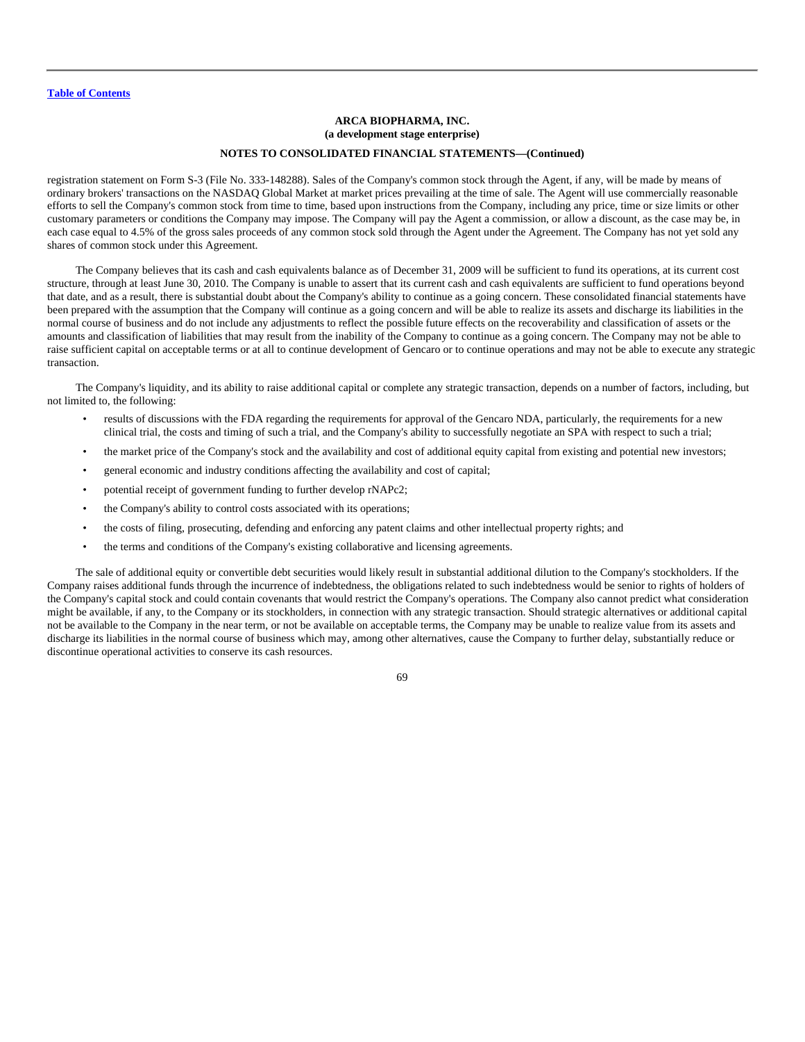registration statement on Form S-3 (File No. 333-148288). Sales of the Company's common stock through the Agent, if any, will be made by means of ordinary brokers' transactions on the NASDAQ Global Market at market prices prevailing at the time of sale. The Agent will use commercially reasonable efforts to sell the Company's common stock from time to time, based upon instructions from the Company, including any price, time or size limits or other customary parameters or conditions the Company may impose. The Company will pay the Agent a commission, or allow a discount, as the case may be, in each case equal to 4.5% of the gross sales proceeds of any common stock sold through the Agent under the Agreement. The Company has not yet sold any shares of common stock under this Agreement.

The Company believes that its cash and cash equivalents balance as of December 31, 2009 will be sufficient to fund its operations, at its current cost structure, through at least June 30, 2010. The Company is unable to assert that its current cash and cash equivalents are sufficient to fund operations beyond that date, and as a result, there is substantial doubt about the Company's ability to continue as a going concern. These consolidated financial statements have been prepared with the assumption that the Company will continue as a going concern and will be able to realize its assets and discharge its liabilities in the normal course of business and do not include any adjustments to reflect the possible future effects on the recoverability and classification of assets or the amounts and classification of liabilities that may result from the inability of the Company to continue as a going concern. The Company may not be able to raise sufficient capital on acceptable terms or at all to continue development of Gencaro or to continue operations and may not be able to execute any strategic transaction.

The Company's liquidity, and its ability to raise additional capital or complete any strategic transaction, depends on a number of factors, including, but not limited to, the following:

- results of discussions with the FDA regarding the requirements for approval of the Gencaro NDA, particularly, the requirements for a new clinical trial, the costs and timing of such a trial, and the Company's ability to successfully negotiate an SPA with respect to such a trial;
- the market price of the Company's stock and the availability and cost of additional equity capital from existing and potential new investors;
- general economic and industry conditions affecting the availability and cost of capital;
- potential receipt of government funding to further develop rNAPc2;
- the Company's ability to control costs associated with its operations;
- the costs of filing, prosecuting, defending and enforcing any patent claims and other intellectual property rights; and
- the terms and conditions of the Company's existing collaborative and licensing agreements.

The sale of additional equity or convertible debt securities would likely result in substantial additional dilution to the Company's stockholders. If the Company raises additional funds through the incurrence of indebtedness, the obligations related to such indebtedness would be senior to rights of holders of the Company's capital stock and could contain covenants that would restrict the Company's operations. The Company also cannot predict what consideration might be available, if any, to the Company or its stockholders, in connection with any strategic transaction. Should strategic alternatives or additional capital not be available to the Company in the near term, or not be available on acceptable terms, the Company may be unable to realize value from its assets and discharge its liabilities in the normal course of business which may, among other alternatives, cause the Company to further delay, substantially reduce or discontinue operational activities to conserve its cash resources.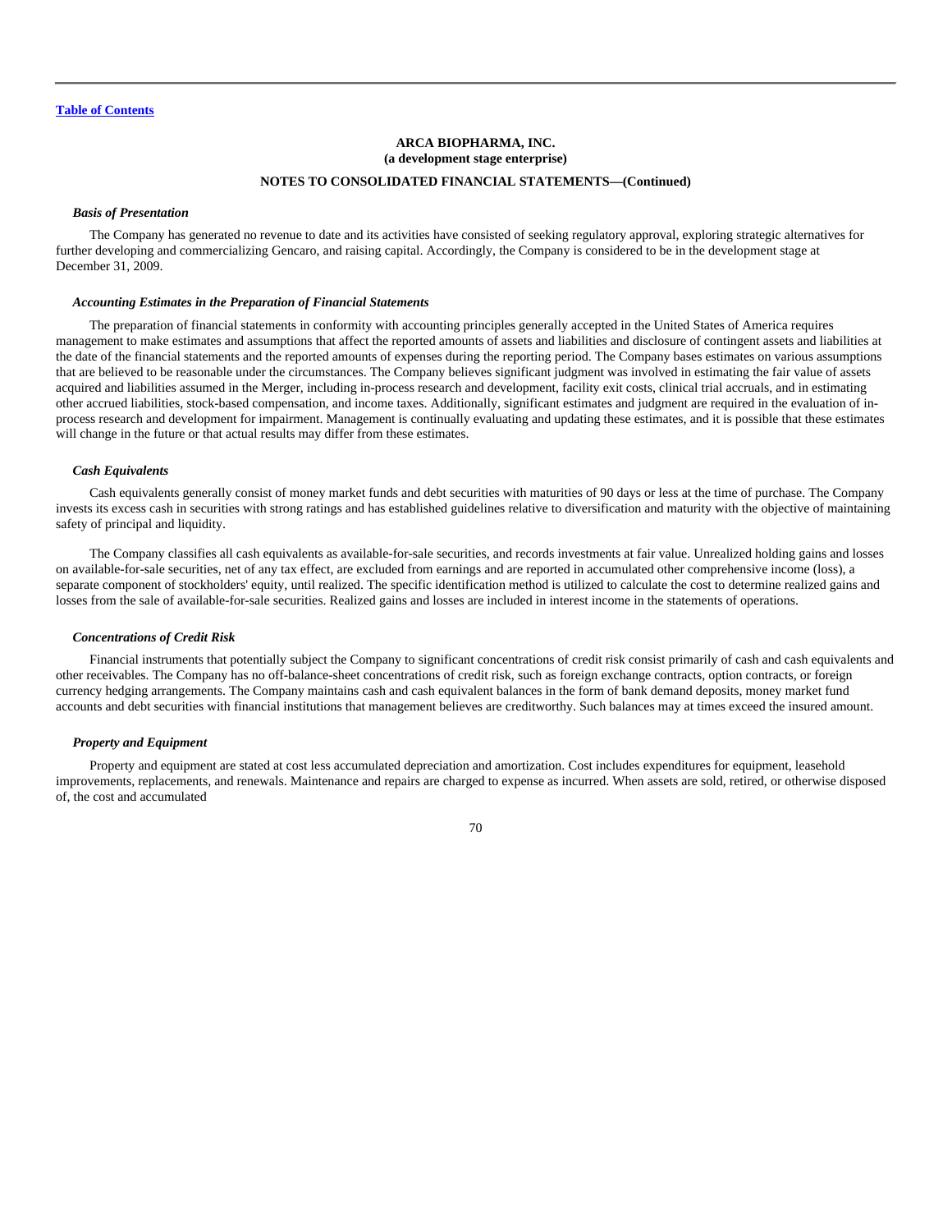**ARCA BIOPHARMA, INC.**
**(a development stage enterprise)**

**NOTES TO CONSOLIDATED FINANCIAL STATEMENTS—(Continued)**

***Basis of Presentation***

The Company has generated no revenue to date and its activities have consisted of seeking regulatory approval, exploring strategic alternatives for further developing and commercializing Gencaro, and raising capital. Accordingly, the Company is considered to be in the development stage at December 31, 2009.

***Accounting Estimates in the Preparation of Financial Statements***

The preparation of financial statements in conformity with accounting principles generally accepted in the United States of America requires management to make estimates and assumptions that affect the reported amounts of assets and liabilities and disclosure of contingent assets and liabilities at the date of the financial statements and the reported amounts of expenses during the reporting period. The Company bases estimates on various assumptions that are believed to be reasonable under the circumstances. The Company believes significant judgment was involved in estimating the fair value of assets acquired and liabilities assumed in the Merger, including in-process research and development, facility exit costs, clinical trial accruals, and in estimating other accrued liabilities, stock-based compensation, and income taxes. Additionally, significant estimates and judgment are required in the evaluation of in-process research and development for impairment. Management is continually evaluating and updating these estimates, and it is possible that these estimates will change in the future or that actual results may differ from these estimates.

***Cash Equivalents***

Cash equivalents generally consist of money market funds and debt securities with maturities of 90 days or less at the time of purchase. The Company invests its excess cash in securities with strong ratings and has established guidelines relative to diversification and maturity with the objective of maintaining safety of principal and liquidity.

The Company classifies all cash equivalents as available-for-sale securities, and records investments at fair value. Unrealized holding gains and losses on available-for-sale securities, net of any tax effect, are excluded from earnings and are reported in accumulated other comprehensive income (loss), a separate component of stockholders' equity, until realized. The specific identification method is utilized to calculate the cost to determine realized gains and losses from the sale of available-for-sale securities. Realized gains and losses are included in interest income in the statements of operations.

***Concentrations of Credit Risk***

Financial instruments that potentially subject the Company to significant concentrations of credit risk consist primarily of cash and cash equivalents and other receivables. The Company has no off-balance-sheet concentrations of credit risk, such as foreign exchange contracts, option contracts, or foreign currency hedging arrangements. The Company maintains cash and cash equivalent balances in the form of bank demand deposits, money market fund accounts and debt securities with financial institutions that management believes are creditworthy. Such balances may at times exceed the insured amount.

***Property and Equipment***

Property and equipment are stated at cost less accumulated depreciation and amortization. Cost includes expenditures for equipment, leasehold improvements, replacements, and renewals. Maintenance and repairs are charged to expense as incurred. When assets are sold, retired, or otherwise disposed of, the cost and accumulated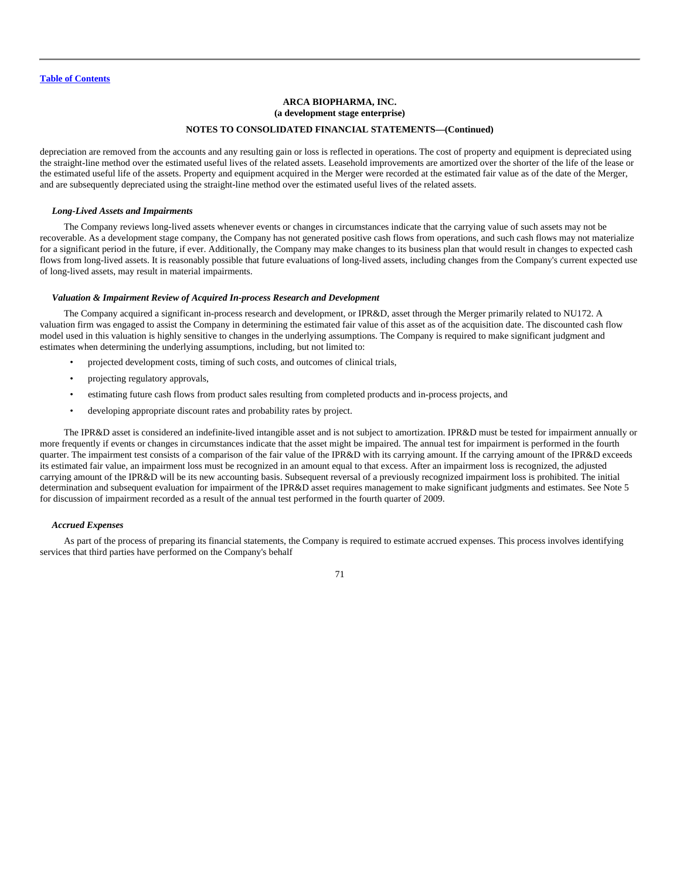**ARCA BIOPHARMA, INC.**
**(a development stage enterprise)**

**NOTES TO CONSOLIDATED FINANCIAL STATEMENTS—(Continued)**

depreciation are removed from the accounts and any resulting gain or loss is reflected in operations. The cost of property and equipment is depreciated using the straight-line method over the estimated useful lives of the related assets. Leasehold improvements are amortized over the shorter of the life of the lease or the estimated useful life of the assets. Property and equipment acquired in the Merger were recorded at the estimated fair value as of the date of the Merger, and are subsequently depreciated using the straight-line method over the estimated useful lives of the related assets.

***Long-Lived Assets and Impairments***

The Company reviews long-lived assets whenever events or changes in circumstances indicate that the carrying value of such assets may not be recoverable. As a development stage company, the Company has not generated positive cash flows from operations, and such cash flows may not materialize for a significant period in the future, if ever. Additionally, the Company may make changes to its business plan that would result in changes to expected cash flows from long-lived assets. It is reasonably possible that future evaluations of long-lived assets, including changes from the Company's current expected use of long-lived assets, may result in material impairments.

***Valuation & Impairment Review of Acquired In-process Research and Development***

The Company acquired a significant in-process research and development, or IPR&D, asset through the Merger primarily related to NU172. A valuation firm was engaged to assist the Company in determining the estimated fair value of this asset as of the acquisition date. The discounted cash flow model used in this valuation is highly sensitive to changes in the underlying assumptions. The Company is required to make significant judgment and estimates when determining the underlying assumptions, including, but not limited to:

- projected development costs, timing of such costs, and outcomes of clinical trials,
- projecting regulatory approvals,
- estimating future cash flows from product sales resulting from completed products and in-process projects, and
- developing appropriate discount rates and probability rates by project.

The IPR&D asset is considered an indefinite-lived intangible asset and is not subject to amortization. IPR&D must be tested for impairment annually or more frequently if events or changes in circumstances indicate that the asset might be impaired. The annual test for impairment is performed in the fourth quarter. The impairment test consists of a comparison of the fair value of the IPR&D with its carrying amount. If the carrying amount of the IPR&D exceeds its estimated fair value, an impairment loss must be recognized in an amount equal to that excess. After an impairment loss is recognized, the adjusted carrying amount of the IPR&D will be its new accounting basis. Subsequent reversal of a previously recognized impairment loss is prohibited. The initial determination and subsequent evaluation for impairment of the IPR&D asset requires management to make significant judgments and estimates. See Note 5 for discussion of impairment recorded as a result of the annual test performed in the fourth quarter of 2009.

***Accrued Expenses***

As part of the process of preparing its financial statements, the Company is required to estimate accrued expenses. This process involves identifying services that third parties have performed on the Company's behalf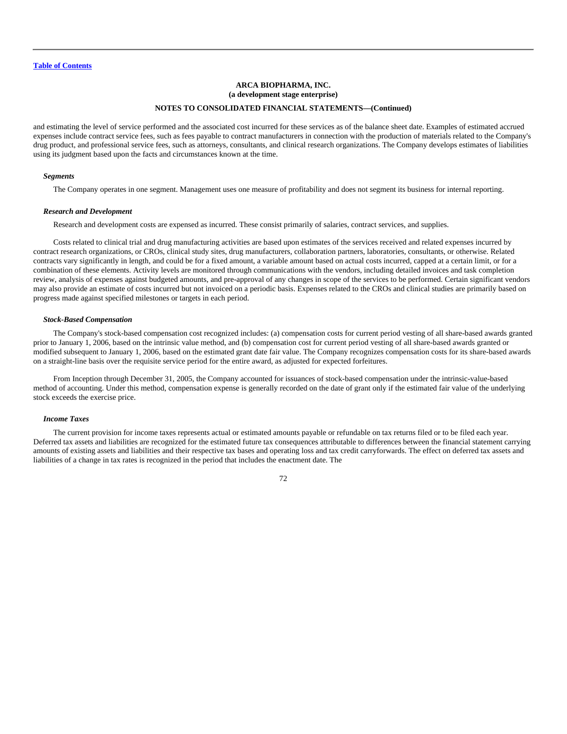and estimating the level of service performed and the associated cost incurred for these services as of the balance sheet date. Examples of estimated accrued expenses include contract service fees, such as fees payable to contract manufacturers in connection with the production of materials related to the Company's drug product, and professional service fees, such as attorneys, consultants, and clinical research organizations. The Company develops estimates of liabilities using its judgment based upon the facts and circumstances known at the time.

***Segments***

The Company operates in one segment. Management uses one measure of profitability and does not segment its business for internal reporting.

***Research and Development***

Research and development costs are expensed as incurred. These consist primarily of salaries, contract services, and supplies.

Costs related to clinical trial and drug manufacturing activities are based upon estimates of the services received and related expenses incurred by contract research organizations, or CROs, clinical study sites, drug manufacturers, collaboration partners, laboratories, consultants, or otherwise. Related contracts vary significantly in length, and could be for a fixed amount, a variable amount based on actual costs incurred, capped at a certain limit, or for a combination of these elements. Activity levels are monitored through communications with the vendors, including detailed invoices and task completion review, analysis of expenses against budgeted amounts, and pre-approval of any changes in scope of the services to be performed. Certain significant vendors may also provide an estimate of costs incurred but not invoiced on a periodic basis. Expenses related to the CROs and clinical studies are primarily based on progress made against specified milestones or targets in each period.

***Stock-Based Compensation***

The Company's stock-based compensation cost recognized includes: (a) compensation costs for current period vesting of all share-based awards granted prior to January 1, 2006, based on the intrinsic value method, and (b) compensation cost for current period vesting of all share-based awards granted or modified subsequent to January 1, 2006, based on the estimated grant date fair value. The Company recognizes compensation costs for its share-based awards on a straight-line basis over the requisite service period for the entire award, as adjusted for expected forfeitures.

From Inception through December 31, 2005, the Company accounted for issuances of stock-based compensation under the intrinsic-value-based method of accounting. Under this method, compensation expense is generally recorded on the date of grant only if the estimated fair value of the underlying stock exceeds the exercise price.

***Income Taxes***

The current provision for income taxes represents actual or estimated amounts payable or refundable on tax returns filed or to be filed each year. Deferred tax assets and liabilities are recognized for the estimated future tax consequences attributable to differences between the financial statement carrying amounts of existing assets and liabilities and their respective tax bases and operating loss and tax credit carryforwards. The effect on deferred tax assets and liabilities of a change in tax rates is recognized in the period that includes the enactment date. The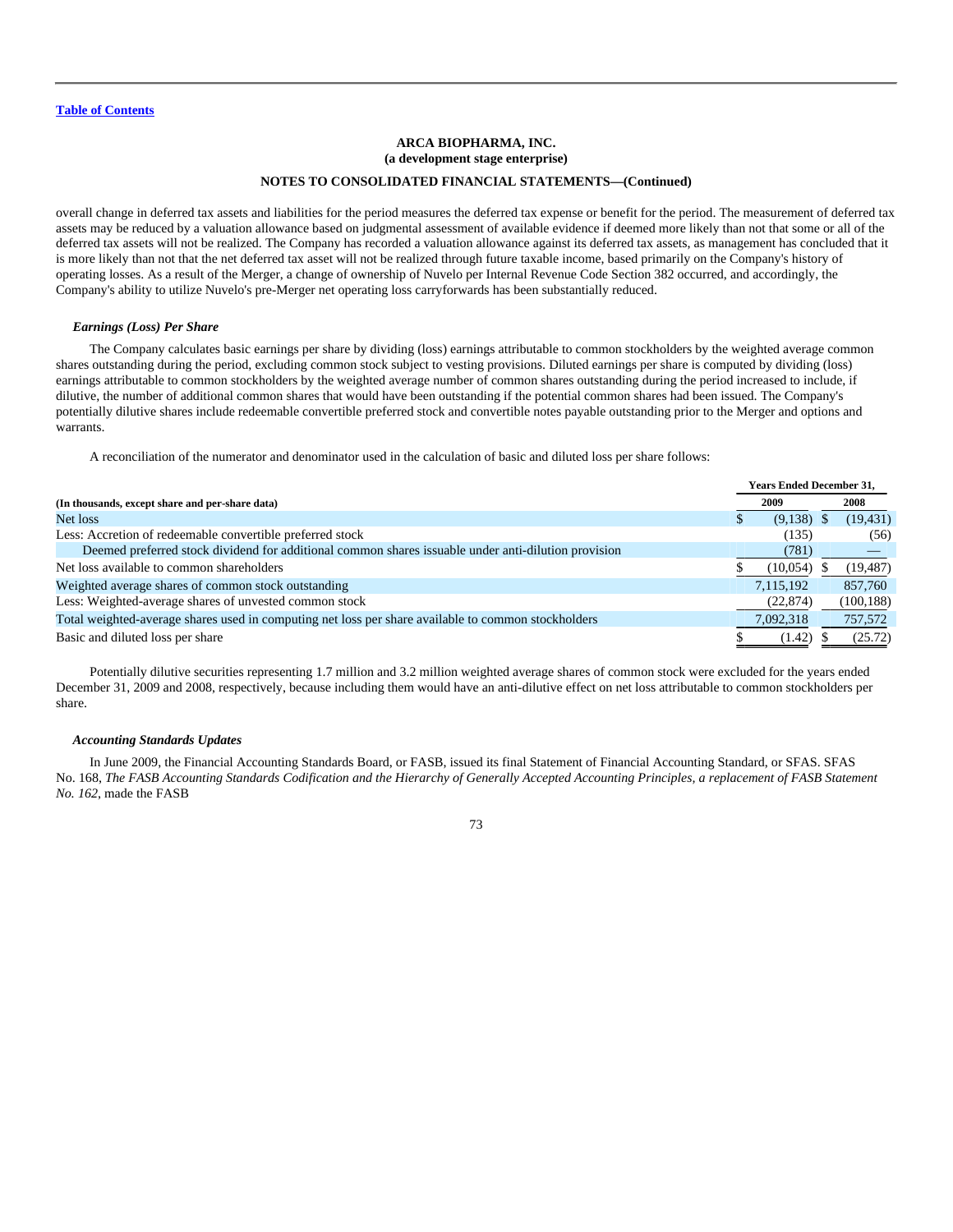overall change in deferred tax assets and liabilities for the period measures the deferred tax expense or benefit for the period. The measurement of deferred tax assets may be reduced by a valuation allowance based on judgmental assessment of available evidence if deemed more likely than not that some or all of the deferred tax assets will not be realized. The Company has recorded a valuation allowance against its deferred tax assets, as management has concluded that it is more likely than not that the net deferred tax asset will not be realized through future taxable income, based primarily on the Company's history of operating losses. As a result of the Merger, a change of ownership of Nuvelo per Internal Revenue Code Section 382 occurred, and accordingly, the Company's ability to utilize Nuvelo's pre-Merger net operating loss carryforwards has been substantially reduced.

***Earnings (Loss) Per Share***

The Company calculates basic earnings per share by dividing (loss) earnings attributable to common stockholders by the weighted average common shares outstanding during the period, excluding common stock subject to vesting provisions. Diluted earnings per share is computed by dividing (loss) earnings attributable to common stockholders by the weighted average number of common shares outstanding during the period increased to include, if dilutive, the number of additional common shares that would have been outstanding if the potential common shares had been issued. The Company's potentially dilutive shares include redeemable convertible preferred stock and convertible notes payable outstanding prior to the Merger and options and warrants.

A reconciliation of the numerator and denominator used in the calculation of basic and diluted loss per share follows:

| (In thousands, except share and per-share data) | Years Ended December 31, 2009 | 2008 |
|---|---|---|
| Net loss | $ (9,138) | $ (19,431) |
| Less: Accretion of redeemable convertible preferred stock | (135) | (56) |
| Deemed preferred stock dividend for additional common shares issuable under anti-dilution provision | (781) | — |
| Net loss available to common shareholders | $ (10,054) | $ (19,487) |
| Weighted average shares of common stock outstanding | 7,115,192 | 857,760 |
| Less: Weighted-average shares of unvested common stock | (22,874) | (100,188) |
| Total weighted-average shares used in computing net loss per share available to common stockholders | 7,092,318 | 757,572 |
| Basic and diluted loss per share | $ (1.42) | $ (25.72) |

Potentially dilutive securities representing 1.7 million and 3.2 million weighted average shares of common stock were excluded for the years ended December 31, 2009 and 2008, respectively, because including them would have an anti-dilutive effect on net loss attributable to common stockholders per share.

***Accounting Standards Updates***

In June 2009, the Financial Accounting Standards Board, or FASB, issued its final Statement of Financial Accounting Standard, or SFAS. SFAS No. 168, *The FASB Accounting Standards Codification and the Hierarchy of Generally Accepted Accounting Principles, a replacement of FASB Statement No. 162*, made the FASB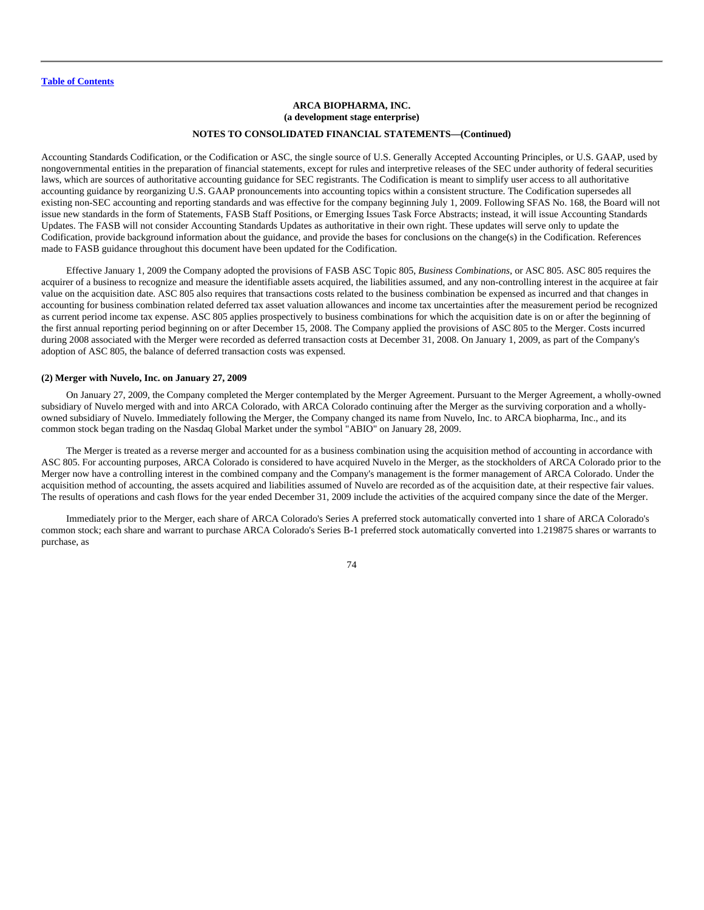Accounting Standards Codification, or the Codification or ASC, the single source of U.S. Generally Accepted Accounting Principles, or U.S. GAAP, used by nongovernmental entities in the preparation of financial statements, except for rules and interpretive releases of the SEC under authority of federal securities laws, which are sources of authoritative accounting guidance for SEC registrants. The Codification is meant to simplify user access to all authoritative accounting guidance by reorganizing U.S. GAAP pronouncements into accounting topics within a consistent structure. The Codification supersedes all existing non-SEC accounting and reporting standards and was effective for the company beginning July 1, 2009. Following SFAS No. 168, the Board will not issue new standards in the form of Statements, FASB Staff Positions, or Emerging Issues Task Force Abstracts; instead, it will issue Accounting Standards Updates. The FASB will not consider Accounting Standards Updates as authoritative in their own right. These updates will serve only to update the Codification, provide background information about the guidance, and provide the bases for conclusions on the change(s) in the Codification. References made to FASB guidance throughout this document have been updated for the Codification.

Effective January 1, 2009 the Company adopted the provisions of FASB ASC Topic 805, *Business Combinations*, or ASC 805. ASC 805 requires the acquirer of a business to recognize and measure the identifiable assets acquired, the liabilities assumed, and any non-controlling interest in the acquiree at fair value on the acquisition date. ASC 805 also requires that transactions costs related to the business combination be expensed as incurred and that changes in accounting for business combination related deferred tax asset valuation allowances and income tax uncertainties after the measurement period be recognized as current period income tax expense. ASC 805 applies prospectively to business combinations for which the acquisition date is on or after the beginning of the first annual reporting period beginning on or after December 15, 2008. The Company applied the provisions of ASC 805 to the Merger. Costs incurred during 2008 associated with the Merger were recorded as deferred transaction costs at December 31, 2008. On January 1, 2009, as part of the Company's adoption of ASC 805, the balance of deferred transaction costs was expensed.

**(2) Merger with Nuvelo, Inc. on January 27, 2009**

On January 27, 2009, the Company completed the Merger contemplated by the Merger Agreement. Pursuant to the Merger Agreement, a wholly-owned subsidiary of Nuvelo merged with and into ARCA Colorado, with ARCA Colorado continuing after the Merger as the surviving corporation and a wholly-owned subsidiary of Nuvelo. Immediately following the Merger, the Company changed its name from Nuvelo, Inc. to ARCA biopharma, Inc., and its common stock began trading on the Nasdaq Global Market under the symbol "ABIO" on January 28, 2009.

The Merger is treated as a reverse merger and accounted for as a business combination using the acquisition method of accounting in accordance with ASC 805. For accounting purposes, ARCA Colorado is considered to have acquired Nuvelo in the Merger, as the stockholders of ARCA Colorado prior to the Merger now have a controlling interest in the combined company and the Company's management is the former management of ARCA Colorado. Under the acquisition method of accounting, the assets acquired and liabilities assumed of Nuvelo are recorded as of the acquisition date, at their respective fair values. The results of operations and cash flows for the year ended December 31, 2009 include the activities of the acquired company since the date of the Merger.

Immediately prior to the Merger, each share of ARCA Colorado's Series A preferred stock automatically converted into 1 share of ARCA Colorado's common stock; each share and warrant to purchase ARCA Colorado's Series B-1 preferred stock automatically converted into 1.219875 shares or warrants to purchase, as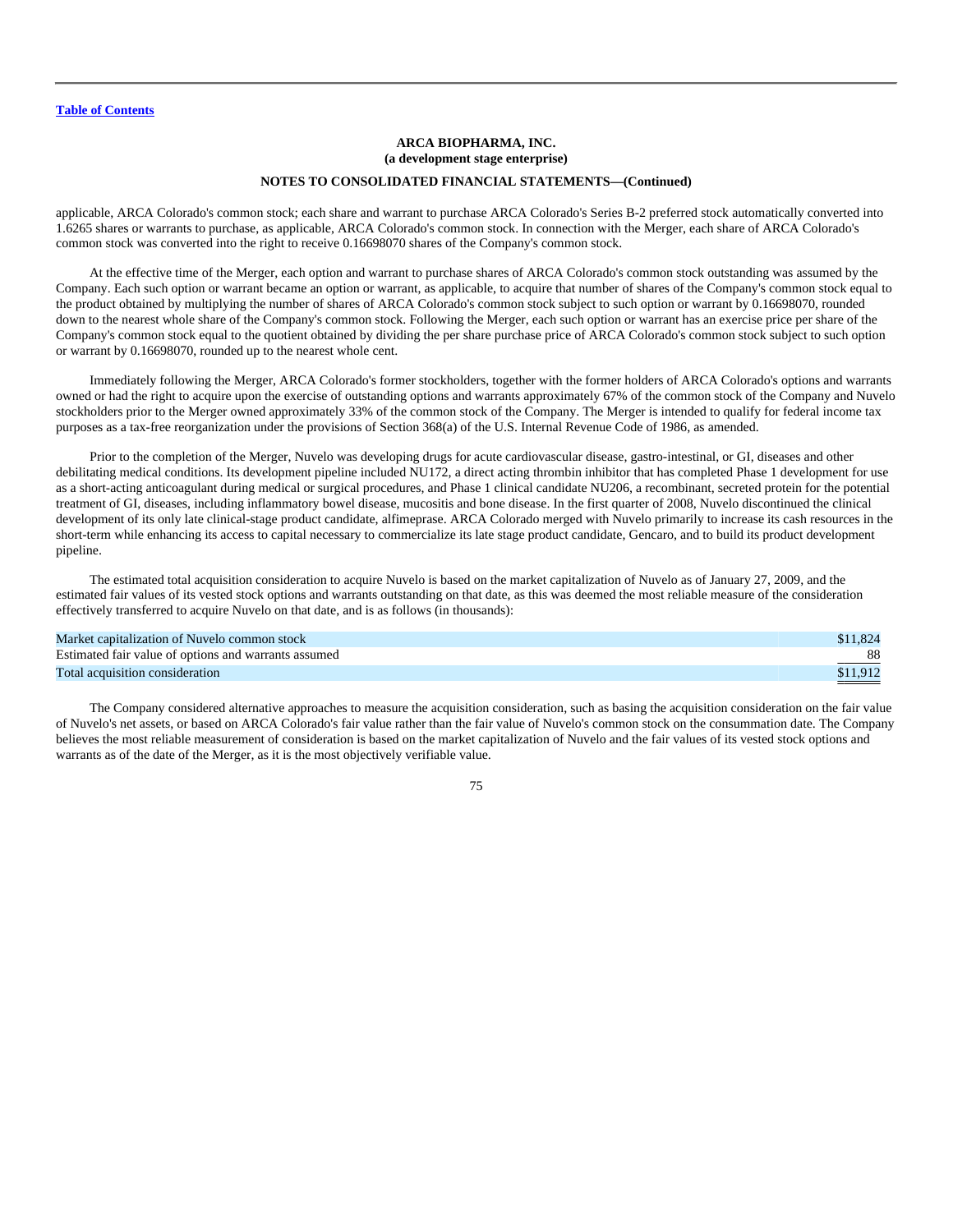**ARCA BIOPHARMA, INC.**
**(a development stage enterprise)**

**NOTES TO CONSOLIDATED FINANCIAL STATEMENTS—(Continued)**

applicable, ARCA Colorado's common stock; each share and warrant to purchase ARCA Colorado's Series B-2 preferred stock automatically converted into 1.6265 shares or warrants to purchase, as applicable, ARCA Colorado's common stock. In connection with the Merger, each share of ARCA Colorado's common stock was converted into the right to receive 0.16698070 shares of the Company's common stock.

At the effective time of the Merger, each option and warrant to purchase shares of ARCA Colorado's common stock outstanding was assumed by the Company. Each such option or warrant became an option or warrant, as applicable, to acquire that number of shares of the Company's common stock equal to the product obtained by multiplying the number of shares of ARCA Colorado's common stock subject to such option or warrant by 0.16698070, rounded down to the nearest whole share of the Company's common stock. Following the Merger, each such option or warrant has an exercise price per share of the Company's common stock equal to the quotient obtained by dividing the per share purchase price of ARCA Colorado's common stock subject to such option or warrant by 0.16698070, rounded up to the nearest whole cent.

Immediately following the Merger, ARCA Colorado's former stockholders, together with the former holders of ARCA Colorado's options and warrants owned or had the right to acquire upon the exercise of outstanding options and warrants approximately 67% of the common stock of the Company and Nuvelo stockholders prior to the Merger owned approximately 33% of the common stock of the Company. The Merger is intended to qualify for federal income tax purposes as a tax-free reorganization under the provisions of Section 368(a) of the U.S. Internal Revenue Code of 1986, as amended.

Prior to the completion of the Merger, Nuvelo was developing drugs for acute cardiovascular disease, gastro-intestinal, or GI, diseases and other debilitating medical conditions. Its development pipeline included NU172, a direct acting thrombin inhibitor that has completed Phase 1 development for use as a short-acting anticoagulant during medical or surgical procedures, and Phase 1 clinical candidate NU206, a recombinant, secreted protein for the potential treatment of GI, diseases, including inflammatory bowel disease, mucositis and bone disease. In the first quarter of 2008, Nuvelo discontinued the clinical development of its only late clinical-stage product candidate, alfimeprase. ARCA Colorado merged with Nuvelo primarily to increase its cash resources in the short-term while enhancing its access to capital necessary to commercialize its late stage product candidate, Gencaro, and to build its product development pipeline.

The estimated total acquisition consideration to acquire Nuvelo is based on the market capitalization of Nuvelo as of January 27, 2009, and the estimated fair values of its vested stock options and warrants outstanding on that date, as this was deemed the most reliable measure of the consideration effectively transferred to acquire Nuvelo on that date, and is as follows (in thousands):

| | |
|---|---|
| Market capitalization of Nuvelo common stock | $11,824 |
| Estimated fair value of options and warrants assumed | 88 |
| Total acquisition consideration | $11,912 |

The Company considered alternative approaches to measure the acquisition consideration, such as basing the acquisition consideration on the fair value of Nuvelo's net assets, or based on ARCA Colorado's fair value rather than the fair value of Nuvelo's common stock on the consummation date. The Company believes the most reliable measurement of consideration is based on the market capitalization of Nuvelo and the fair values of its vested stock options and warrants as of the date of the Merger, as it is the most objectively verifiable value.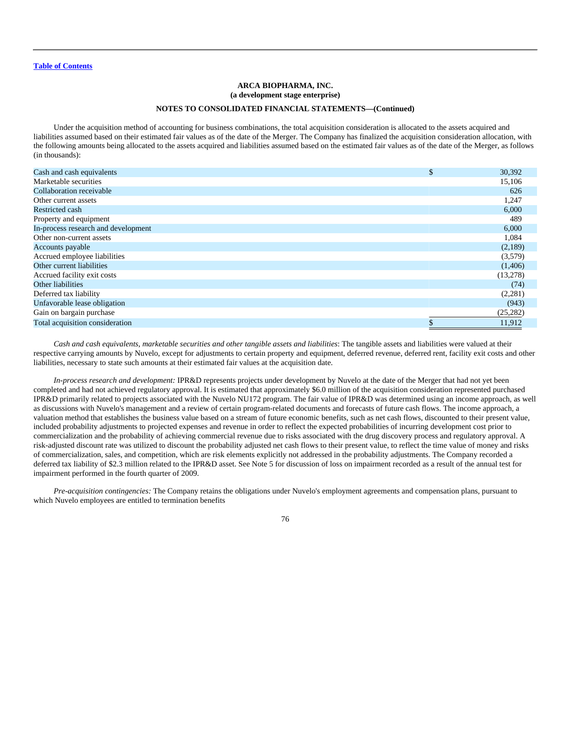[Table of Contents](#)

**ARCA BIOPHARMA, INC.**
**(a development stage enterprise)**

**NOTES TO CONSOLIDATED FINANCIAL STATEMENTS—(Continued)**

Under the acquisition method of accounting for business combinations, the total acquisition consideration is allocated to the assets acquired and liabilities assumed based on their estimated fair values as of the date of the Merger. The Company has finalized the acquisition consideration allocation, with the following amounts being allocated to the assets acquired and liabilities assumed based on the estimated fair values as of the date of the Merger, as follows (in thousands):

| | | |
|---|---|---|
| Cash and cash equivalents | $ | 30,392 |
| Marketable securities | | 15,106 |
| Collaboration receivable | | 626 |
| Other current assets | | 1,247 |
| Restricted cash | | 6,000 |
| Property and equipment | | 489 |
| In-process research and development | | 6,000 |
| Other non-current assets | | 1,084 |
| Accounts payable | | (2,189) |
| Accrued employee liabilities | | (3,579) |
| Other current liabilities | | (1,406) |
| Accrued facility exit costs | | (13,278) |
| Other liabilities | | (74) |
| Deferred tax liability | | (2,281) |
| Unfavorable lease obligation | | (943) |
| Gain on bargain purchase | | (25,282) |
| Total acquisition consideration | $ | 11,912 |

*Cash and cash equivalents, marketable securities and other tangible assets and liabilities*: The tangible assets and liabilities were valued at their respective carrying amounts by Nuvelo, except for adjustments to certain property and equipment, deferred revenue, deferred rent, facility exit costs and other liabilities, necessary to state such amounts at their estimated fair values at the acquisition date.

*In-process research and development:* IPR&D represents projects under development by Nuvelo at the date of the Merger that had not yet been completed and had not achieved regulatory approval. It is estimated that approximately $6.0 million of the acquisition consideration represented purchased IPR&D primarily related to projects associated with the Nuvelo NU172 program. The fair value of IPR&D was determined using an income approach, as well as discussions with Nuvelo's management and a review of certain program-related documents and forecasts of future cash flows. The income approach, a valuation method that establishes the business value based on a stream of future economic benefits, such as net cash flows, discounted to their present value, included probability adjustments to projected expenses and revenue in order to reflect the expected probabilities of incurring development cost prior to commercialization and the probability of achieving commercial revenue due to risks associated with the drug discovery process and regulatory approval. A risk-adjusted discount rate was utilized to discount the probability adjusted net cash flows to their present value, to reflect the time value of money and risks of commercialization, sales, and competition, which are risk elements explicitly not addressed in the probability adjustments. The Company recorded a deferred tax liability of $2.3 million related to the IPR&D asset. See Note 5 for discussion of loss on impairment recorded as a result of the annual test for impairment performed in the fourth quarter of 2009.

*Pre-acquisition contingencies:* The Company retains the obligations under Nuvelo's employment agreements and compensation plans, pursuant to which Nuvelo employees are entitled to termination benefits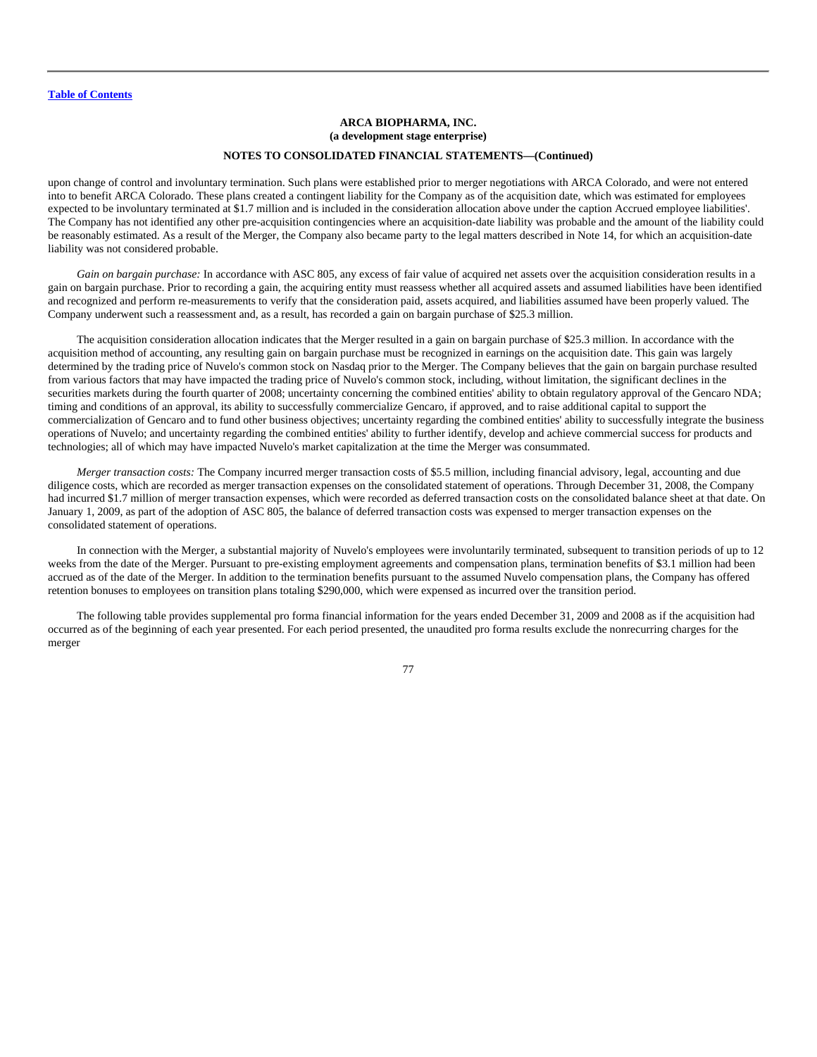upon change of control and involuntary termination. Such plans were established prior to merger negotiations with ARCA Colorado, and were not entered into to benefit ARCA Colorado. These plans created a contingent liability for the Company as of the acquisition date, which was estimated for employees expected to be involuntary terminated at $1.7 million and is included in the consideration allocation above under the caption Accrued employee liabilities'. The Company has not identified any other pre-acquisition contingencies where an acquisition-date liability was probable and the amount of the liability could be reasonably estimated. As a result of the Merger, the Company also became party to the legal matters described in Note 14, for which an acquisition-date liability was not considered probable.

*Gain on bargain purchase:* In accordance with ASC 805, any excess of fair value of acquired net assets over the acquisition consideration results in a gain on bargain purchase. Prior to recording a gain, the acquiring entity must reassess whether all acquired assets and assumed liabilities have been identified and recognized and perform re-measurements to verify that the consideration paid, assets acquired, and liabilities assumed have been properly valued. The Company underwent such a reassessment and, as a result, has recorded a gain on bargain purchase of $25.3 million.

The acquisition consideration allocation indicates that the Merger resulted in a gain on bargain purchase of $25.3 million. In accordance with the acquisition method of accounting, any resulting gain on bargain purchase must be recognized in earnings on the acquisition date. This gain was largely determined by the trading price of Nuvelo's common stock on Nasdaq prior to the Merger. The Company believes that the gain on bargain purchase resulted from various factors that may have impacted the trading price of Nuvelo's common stock, including, without limitation, the significant declines in the securities markets during the fourth quarter of 2008; uncertainty concerning the combined entities' ability to obtain regulatory approval of the Gencaro NDA; timing and conditions of an approval, its ability to successfully commercialize Gencaro, if approved, and to raise additional capital to support the commercialization of Gencaro and to fund other business objectives; uncertainty regarding the combined entities' ability to successfully integrate the business operations of Nuvelo; and uncertainty regarding the combined entities' ability to further identify, develop and achieve commercial success for products and technologies; all of which may have impacted Nuvelo's market capitalization at the time the Merger was consummated.

*Merger transaction costs:* The Company incurred merger transaction costs of $5.5 million, including financial advisory, legal, accounting and due diligence costs, which are recorded as merger transaction expenses on the consolidated statement of operations. Through December 31, 2008, the Company had incurred $1.7 million of merger transaction expenses, which were recorded as deferred transaction costs on the consolidated balance sheet at that date. On January 1, 2009, as part of the adoption of ASC 805, the balance of deferred transaction costs was expensed to merger transaction expenses on the consolidated statement of operations.

In connection with the Merger, a substantial majority of Nuvelo's employees were involuntarily terminated, subsequent to transition periods of up to 12 weeks from the date of the Merger. Pursuant to pre-existing employment agreements and compensation plans, termination benefits of $3.1 million had been accrued as of the date of the Merger. In addition to the termination benefits pursuant to the assumed Nuvelo compensation plans, the Company has offered retention bonuses to employees on transition plans totaling $290,000, which were expensed as incurred over the transition period.

The following table provides supplemental pro forma financial information for the years ended December 31, 2009 and 2008 as if the acquisition had occurred as of the beginning of each year presented. For each period presented, the unaudited pro forma results exclude the nonrecurring charges for the merger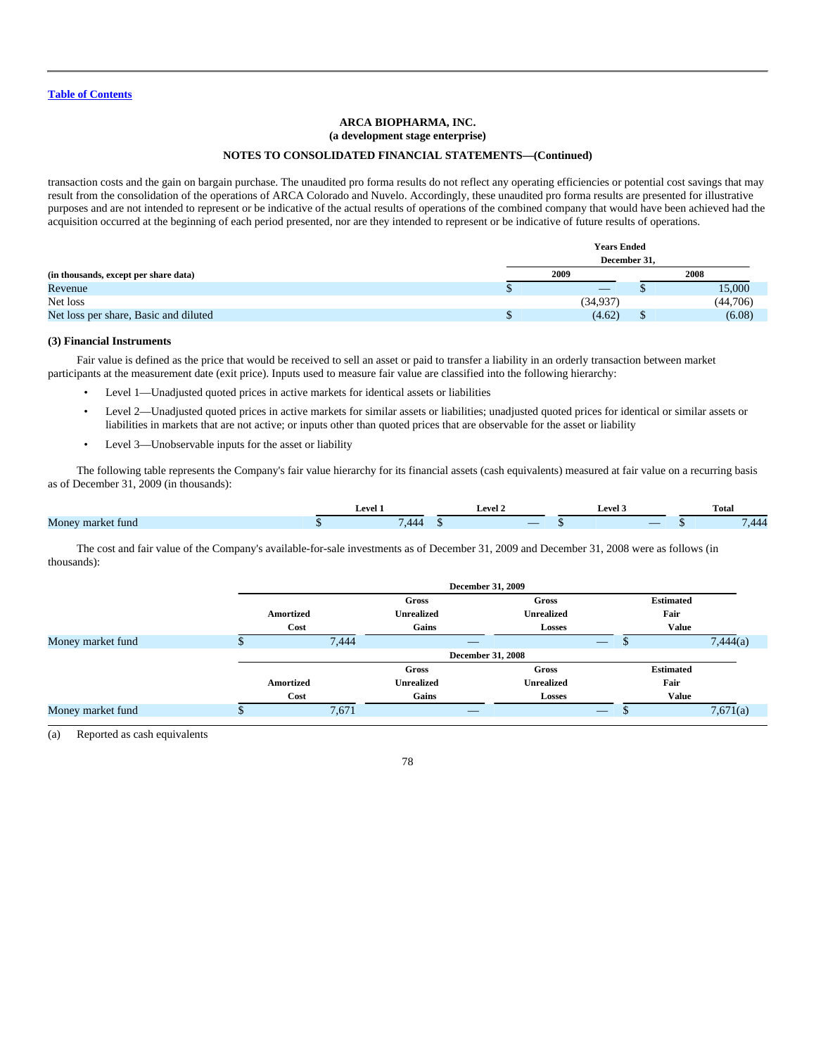ARCA BIOPHARMA, INC.
(a development stage enterprise)

NOTES TO CONSOLIDATED FINANCIAL STATEMENTS—(Continued)

transaction costs and the gain on bargain purchase. The unaudited pro forma results do not reflect any operating efficiencies or potential cost savings that may result from the consolidation of the operations of ARCA Colorado and Nuvelo. Accordingly, these unaudited pro forma results are presented for illustrative purposes and are not intended to represent or be indicative of the actual results of operations of the combined company that would have been achieved had the acquisition occurred at the beginning of each period presented, nor are they intended to represent or be indicative of future results of operations.

| (in thousands, except per share data) | Years Ended December 31, 2009 | Years Ended December 31, 2008 |
|---|---|---|
| Revenue | $ — | $ 15,000 |
| Net loss | (34,937) | (44,706) |
| Net loss per share, Basic and diluted | $ (4.62) | $ (6.08) |

### (3) Financial Instruments

Fair value is defined as the price that would be received to sell an asset or paid to transfer a liability in an orderly transaction between market participants at the measurement date (exit price). Inputs used to measure fair value are classified into the following hierarchy:

- Level 1—Unadjusted quoted prices in active markets for identical assets or liabilities
- Level 2—Unadjusted quoted prices in active markets for similar assets or liabilities; unadjusted quoted prices for identical or similar assets or liabilities in markets that are not active; or inputs other than quoted prices that are observable for the asset or liability
- Level 3—Unobservable inputs for the asset or liability

The following table represents the Company's fair value hierarchy for its financial assets (cash equivalents) measured at fair value on a recurring basis as of December 31, 2009 (in thousands):

| | Level 1 | Level 2 | Level 3 | Total |
|---|---|---|---|---|
| Money market fund | $ 7,444 | $ — | $ — | $ 7,444 |

The cost and fair value of the Company's available-for-sale investments as of December 31, 2009 and December 31, 2008 were as follows (in thousands):

| | December 31, 2009 | | | |
|---|---|---|---|---|
| | Amortized Cost | Gross Unrealized Gains | Gross Unrealized Losses | Estimated Fair Value |
| Money market fund | $ 7,444 | — | — | $ 7,444(a) |
| | December 31, 2008 | | | |
| | Amortized Cost | Gross Unrealized Gains | Gross Unrealized Losses | Estimated Fair Value |
| Money market fund | $ 7,671 | — | — | $ 7,671(a) |

(a) Reported as cash equivalents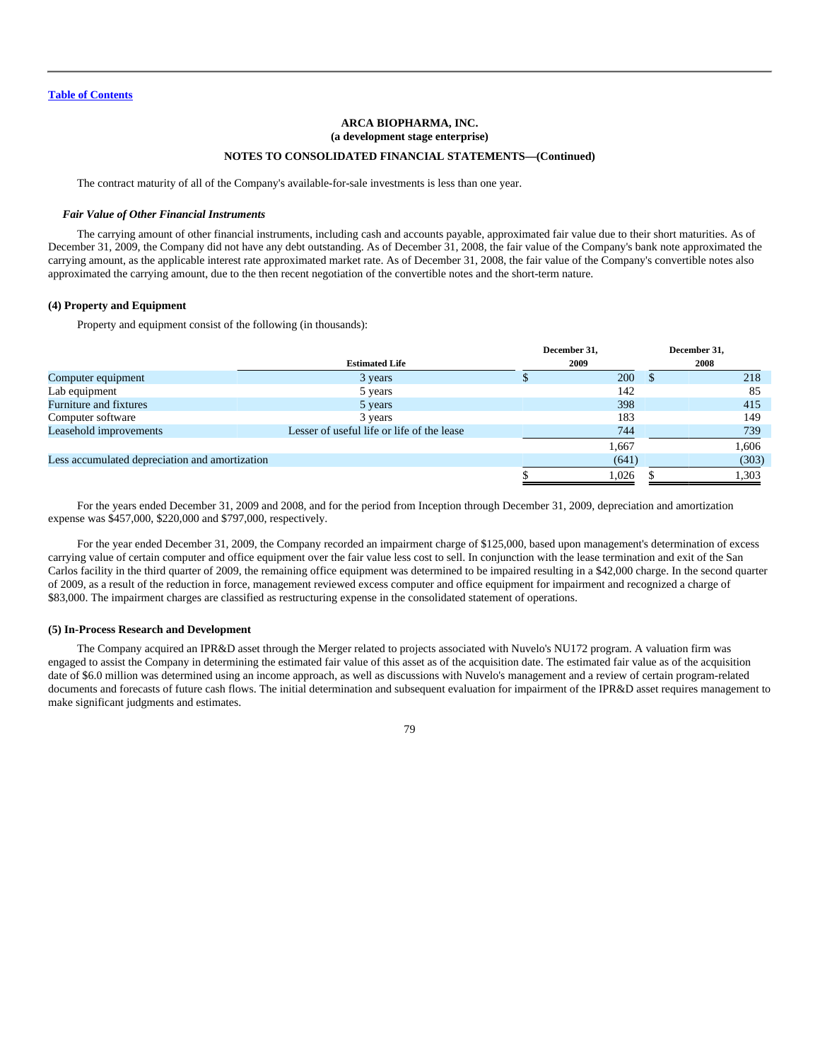ARCA BIOPHARMA, INC.
(a development stage enterprise)

NOTES TO CONSOLIDATED FINANCIAL STATEMENTS—(Continued)

The contract maturity of all of the Company's available-for-sale investments is less than one year.

### *Fair Value of Other Financial Instruments*

The carrying amount of other financial instruments, including cash and accounts payable, approximated fair value due to their short maturities. As of December 31, 2009, the Company did not have any debt outstanding. As of December 31, 2008, the fair value of the Company's bank note approximated the carrying amount, as the applicable interest rate approximated market rate. As of December 31, 2008, the fair value of the Company's convertible notes also approximated the carrying amount, due to the then recent negotiation of the convertible notes and the short-term nature.

## (4) Property and Equipment

Property and equipment consist of the following (in thousands):

| | Estimated Life | December 31, 2009 | December 31, 2008 |
|---|---|---|---|
| Computer equipment | 3 years | $ 200 | $ 218 |
| Lab equipment | 5 years | 142 | 85 |
| Furniture and fixtures | 5 years | 398 | 415 |
| Computer software | 3 years | 183 | 149 |
| Leasehold improvements | Lesser of useful life or life of the lease | 744 | 739 |
| | | 1,667 | 1,606 |
| Less accumulated depreciation and amortization | | (641) | (303) |
| | | $ 1,026 | $ 1,303 |

For the years ended December 31, 2009 and 2008, and for the period from Inception through December 31, 2009, depreciation and amortization expense was $457,000, $220,000 and $797,000, respectively.

For the year ended December 31, 2009, the Company recorded an impairment charge of $125,000, based upon management's determination of excess carrying value of certain computer and office equipment over the fair value less cost to sell. In conjunction with the lease termination and exit of the San Carlos facility in the third quarter of 2009, the remaining office equipment was determined to be impaired resulting in a $42,000 charge. In the second quarter of 2009, as a result of the reduction in force, management reviewed excess computer and office equipment for impairment and recognized a charge of $83,000. The impairment charges are classified as restructuring expense in the consolidated statement of operations.

## (5) In-Process Research and Development

The Company acquired an IPR&D asset through the Merger related to projects associated with Nuvelo's NU172 program. A valuation firm was engaged to assist the Company in determining the estimated fair value of this asset as of the acquisition date. The estimated fair value as of the acquisition date of $6.0 million was determined using an income approach, as well as discussions with Nuvelo's management and a review of certain program-related documents and forecasts of future cash flows. The initial determination and subsequent evaluation for impairment of the IPR&D asset requires management to make significant judgments and estimates.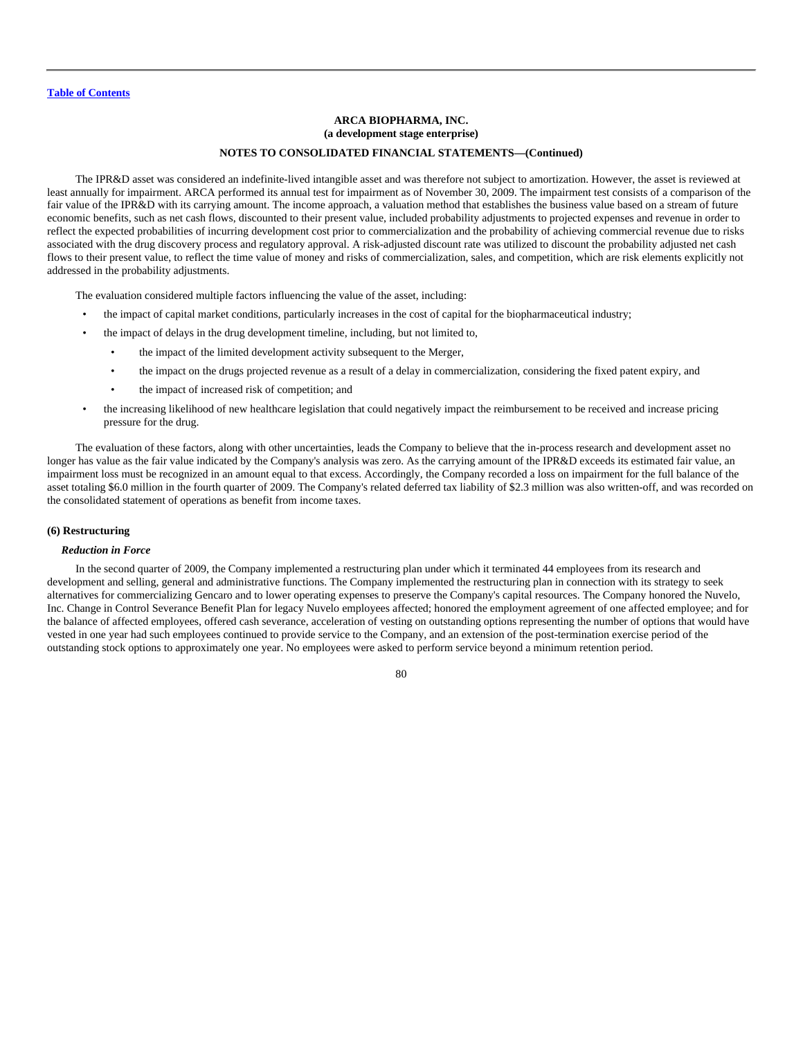The IPR&D asset was considered an indefinite-lived intangible asset and was therefore not subject to amortization. However, the asset is reviewed at least annually for impairment. ARCA performed its annual test for impairment as of November 30, 2009. The impairment test consists of a comparison of the fair value of the IPR&D with its carrying amount. The income approach, a valuation method that establishes the business value based on a stream of future economic benefits, such as net cash flows, discounted to their present value, included probability adjustments to projected expenses and revenue in order to reflect the expected probabilities of incurring development cost prior to commercialization and the probability of achieving commercial revenue due to risks associated with the drug discovery process and regulatory approval. A risk-adjusted discount rate was utilized to discount the probability adjusted net cash flows to their present value, to reflect the time value of money and risks of commercialization, sales, and competition, which are risk elements explicitly not addressed in the probability adjustments.

The evaluation considered multiple factors influencing the value of the asset, including:

- the impact of capital market conditions, particularly increases in the cost of capital for the biopharmaceutical industry;
- the impact of delays in the drug development timeline, including, but not limited to,
  - the impact of the limited development activity subsequent to the Merger,
  - the impact on the drugs projected revenue as a result of a delay in commercialization, considering the fixed patent expiry, and
  - the impact of increased risk of competition; and
- the increasing likelihood of new healthcare legislation that could negatively impact the reimbursement to be received and increase pricing pressure for the drug.

The evaluation of these factors, along with other uncertainties, leads the Company to believe that the in-process research and development asset no longer has value as the fair value indicated by the Company's analysis was zero. As the carrying amount of the IPR&D exceeds its estimated fair value, an impairment loss must be recognized in an amount equal to that excess. Accordingly, the Company recorded a loss on impairment for the full balance of the asset totaling $6.0 million in the fourth quarter of 2009. The Company's related deferred tax liability of $2.3 million was also written-off, and was recorded on the consolidated statement of operations as benefit from income taxes.

### (6) Restructuring

***Reduction in Force***

In the second quarter of 2009, the Company implemented a restructuring plan under which it terminated 44 employees from its research and development and selling, general and administrative functions. The Company implemented the restructuring plan in connection with its strategy to seek alternatives for commercializing Gencaro and to lower operating expenses to preserve the Company's capital resources. The Company honored the Nuvelo, Inc. Change in Control Severance Benefit Plan for legacy Nuvelo employees affected; honored the employment agreement of one affected employee; and for the balance of affected employees, offered cash severance, acceleration of vesting on outstanding options representing the number of options that would have vested in one year had such employees continued to provide service to the Company, and an extension of the post-termination exercise period of the outstanding stock options to approximately one year. No employees were asked to perform service beyond a minimum retention period.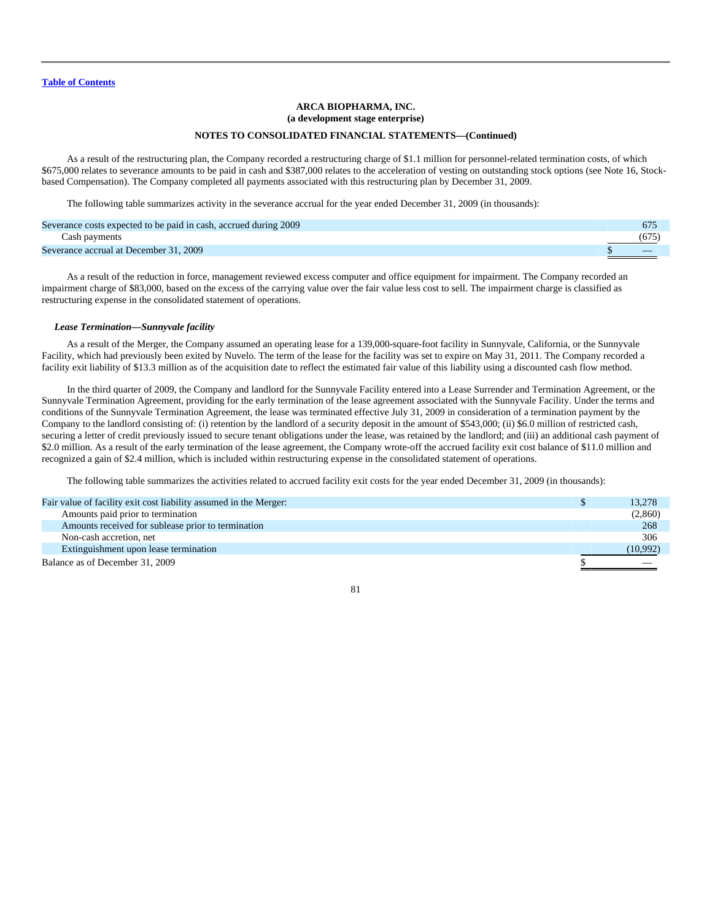**ARCA BIOPHARMA, INC.**
**(a development stage enterprise)**

**NOTES TO CONSOLIDATED FINANCIAL STATEMENTS—(Continued)**

As a result of the restructuring plan, the Company recorded a restructuring charge of $1.1 million for personnel-related termination costs, of which $675,000 relates to severance amounts to be paid in cash and $387,000 relates to the acceleration of vesting on outstanding stock options (see Note 16, Stock-based Compensation). The Company completed all payments associated with this restructuring plan by December 31, 2009.

The following table summarizes activity in the severance accrual for the year ended December 31, 2009 (in thousands):

| | |
|---|---|
| Severance costs expected to be paid in cash, accrued during 2009 | 675 |
| Cash payments | (675) |
| Severance accrual at December 31, 2009 | $ — |

As a result of the reduction in force, management reviewed excess computer and office equipment for impairment. The Company recorded an impairment charge of $83,000, based on the excess of the carrying value over the fair value less cost to sell. The impairment charge is classified as restructuring expense in the consolidated statement of operations.

***Lease Termination—Sunnyvale facility***

As a result of the Merger, the Company assumed an operating lease for a 139,000-square-foot facility in Sunnyvale, California, or the Sunnyvale Facility, which had previously been exited by Nuvelo. The term of the lease for the facility was set to expire on May 31, 2011. The Company recorded a facility exit liability of $13.3 million as of the acquisition date to reflect the estimated fair value of this liability using a discounted cash flow method.

In the third quarter of 2009, the Company and landlord for the Sunnyvale Facility entered into a Lease Surrender and Termination Agreement, or the Sunnyvale Termination Agreement, providing for the early termination of the lease agreement associated with the Sunnyvale Facility. Under the terms and conditions of the Sunnyvale Termination Agreement, the lease was terminated effective July 31, 2009 in consideration of a termination payment by the Company to the landlord consisting of: (i) retention by the landlord of a security deposit in the amount of $543,000; (ii) $6.0 million of restricted cash, securing a letter of credit previously issued to secure tenant obligations under the lease, was retained by the landlord; and (iii) an additional cash payment of $2.0 million. As a result of the early termination of the lease agreement, the Company wrote-off the accrued facility exit cost balance of $11.0 million and recognized a gain of $2.4 million, which is included within restructuring expense in the consolidated statement of operations.

The following table summarizes the activities related to accrued facility exit costs for the year ended December 31, 2009 (in thousands):

| | |
|---|---|
| Fair value of facility exit cost liability assumed in the Merger: | $ 13,278 |
| Amounts paid prior to termination | (2,860) |
| Amounts received for sublease prior to termination | 268 |
| Non-cash accretion, net | 306 |
| Extinguishment upon lease termination | (10,992) |
| Balance as of December 31, 2009 | $ — |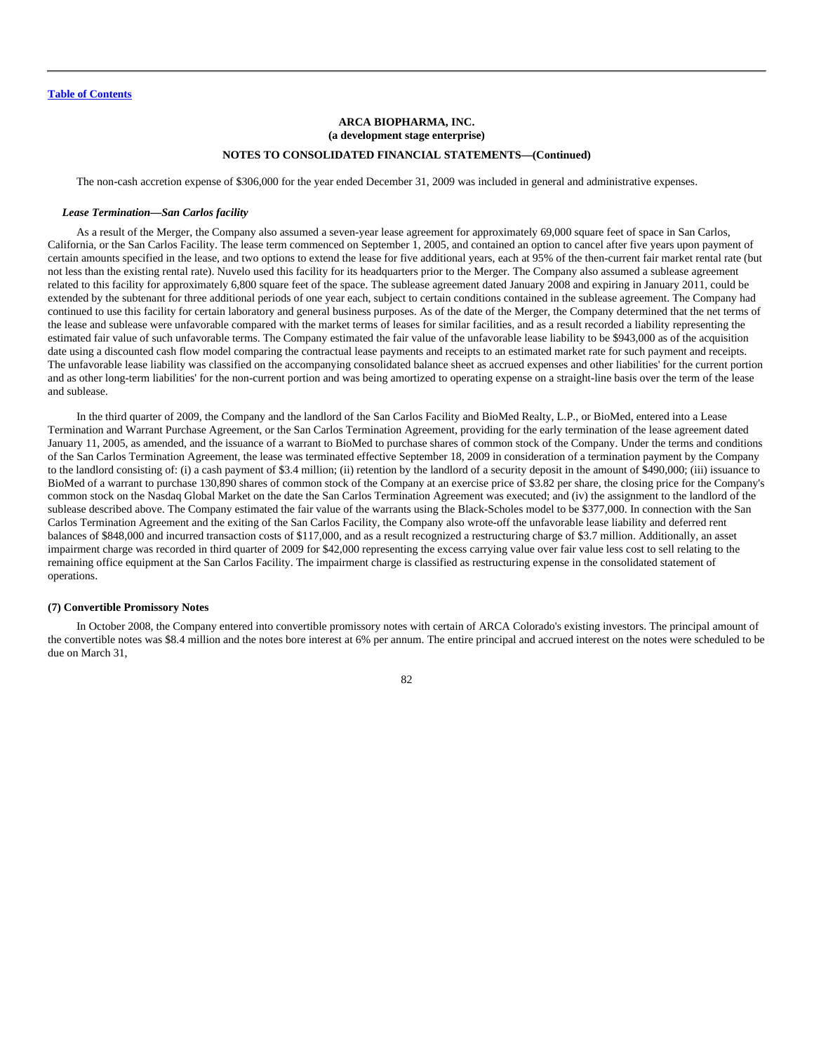The non-cash accretion expense of $306,000 for the year ended December 31, 2009 was included in general and administrative expenses.

***Lease Termination—San Carlos facility***

As a result of the Merger, the Company also assumed a seven-year lease agreement for approximately 69,000 square feet of space in San Carlos, California, or the San Carlos Facility. The lease term commenced on September 1, 2005, and contained an option to cancel after five years upon payment of certain amounts specified in the lease, and two options to extend the lease for five additional years, each at 95% of the then-current fair market rental rate (but not less than the existing rental rate). Nuvelo used this facility for its headquarters prior to the Merger. The Company also assumed a sublease agreement related to this facility for approximately 6,800 square feet of the space. The sublease agreement dated January 2008 and expiring in January 2011, could be extended by the subtenant for three additional periods of one year each, subject to certain conditions contained in the sublease agreement. The Company had continued to use this facility for certain laboratory and general business purposes. As of the date of the Merger, the Company determined that the net terms of the lease and sublease were unfavorable compared with the market terms of leases for similar facilities, and as a result recorded a liability representing the estimated fair value of such unfavorable terms. The Company estimated the fair value of the unfavorable lease liability to be $943,000 as of the acquisition date using a discounted cash flow model comparing the contractual lease payments and receipts to an estimated market rate for such payment and receipts. The unfavorable lease liability was classified on the accompanying consolidated balance sheet as accrued expenses and other liabilities' for the current portion and as other long-term liabilities' for the non-current portion and was being amortized to operating expense on a straight-line basis over the term of the lease and sublease.

In the third quarter of 2009, the Company and the landlord of the San Carlos Facility and BioMed Realty, L.P., or BioMed, entered into a Lease Termination and Warrant Purchase Agreement, or the San Carlos Termination Agreement, providing for the early termination of the lease agreement dated January 11, 2005, as amended, and the issuance of a warrant to BioMed to purchase shares of common stock of the Company. Under the terms and conditions of the San Carlos Termination Agreement, the lease was terminated effective September 18, 2009 in consideration of a termination payment by the Company to the landlord consisting of: (i) a cash payment of $3.4 million; (ii) retention by the landlord of a security deposit in the amount of $490,000; (iii) issuance to BioMed of a warrant to purchase 130,890 shares of common stock of the Company at an exercise price of $3.82 per share, the closing price for the Company's common stock on the Nasdaq Global Market on the date the San Carlos Termination Agreement was executed; and (iv) the assignment to the landlord of the sublease described above. The Company estimated the fair value of the warrants using the Black-Scholes model to be $377,000. In connection with the San Carlos Termination Agreement and the exiting of the San Carlos Facility, the Company also wrote-off the unfavorable lease liability and deferred rent balances of $848,000 and incurred transaction costs of $117,000, and as a result recognized a restructuring charge of $3.7 million. Additionally, an asset impairment charge was recorded in third quarter of 2009 for $42,000 representing the excess carrying value over fair value less cost to sell relating to the remaining office equipment at the San Carlos Facility. The impairment charge is classified as restructuring expense in the consolidated statement of operations.

**(7) Convertible Promissory Notes**

In October 2008, the Company entered into convertible promissory notes with certain of ARCA Colorado's existing investors. The principal amount of the convertible notes was $8.4 million and the notes bore interest at 6% per annum. The entire principal and accrued interest on the notes were scheduled to be due on March 31,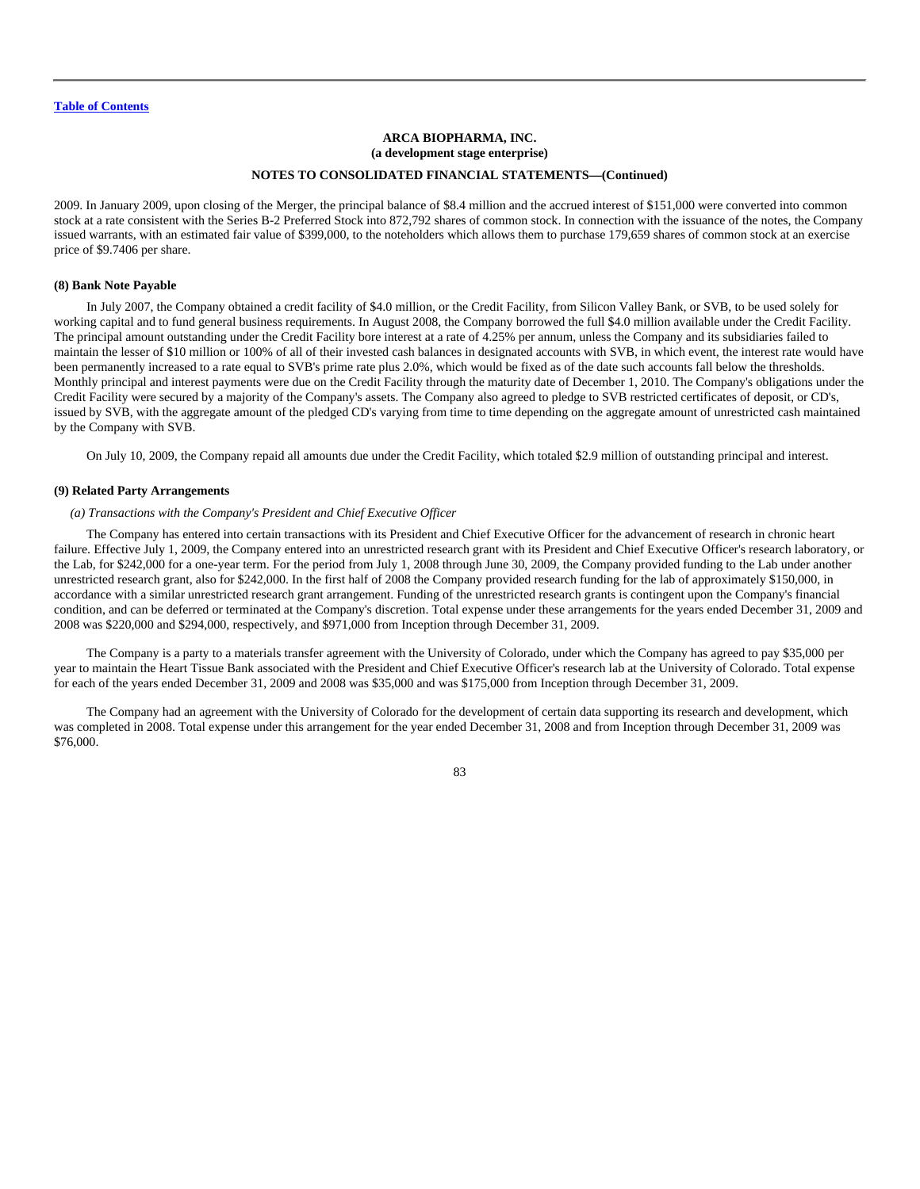2009. In January 2009, upon closing of the Merger, the principal balance of $8.4 million and the accrued interest of $151,000 were converted into common stock at a rate consistent with the Series B-2 Preferred Stock into 872,792 shares of common stock. In connection with the issuance of the notes, the Company issued warrants, with an estimated fair value of $399,000, to the noteholders which allows them to purchase 179,659 shares of common stock at an exercise price of $9.7406 per share.

#### (8) Bank Note Payable

In July 2007, the Company obtained a credit facility of $4.0 million, or the Credit Facility, from Silicon Valley Bank, or SVB, to be used solely for working capital and to fund general business requirements. In August 2008, the Company borrowed the full $4.0 million available under the Credit Facility. The principal amount outstanding under the Credit Facility bore interest at a rate of 4.25% per annum, unless the Company and its subsidiaries failed to maintain the lesser of $10 million or 100% of all of their invested cash balances in designated accounts with SVB, in which event, the interest rate would have been permanently increased to a rate equal to SVB's prime rate plus 2.0%, which would be fixed as of the date such accounts fall below the thresholds. Monthly principal and interest payments were due on the Credit Facility through the maturity date of December 1, 2010. The Company's obligations under the Credit Facility were secured by a majority of the Company's assets. The Company also agreed to pledge to SVB restricted certificates of deposit, or CD's, issued by SVB, with the aggregate amount of the pledged CD's varying from time to time depending on the aggregate amount of unrestricted cash maintained by the Company with SVB.

On July 10, 2009, the Company repaid all amounts due under the Credit Facility, which totaled $2.9 million of outstanding principal and interest.

#### (9) Related Party Arrangements

*(a) Transactions with the Company's President and Chief Executive Officer*

The Company has entered into certain transactions with its President and Chief Executive Officer for the advancement of research in chronic heart failure. Effective July 1, 2009, the Company entered into an unrestricted research grant with its President and Chief Executive Officer's research laboratory, or the Lab, for $242,000 for a one-year term. For the period from July 1, 2008 through June 30, 2009, the Company provided funding to the Lab under another unrestricted research grant, also for $242,000. In the first half of 2008 the Company provided research funding for the lab of approximately $150,000, in accordance with a similar unrestricted research grant arrangement. Funding of the unrestricted research grants is contingent upon the Company's financial condition, and can be deferred or terminated at the Company's discretion. Total expense under these arrangements for the years ended December 31, 2009 and 2008 was $220,000 and $294,000, respectively, and $971,000 from Inception through December 31, 2009.

The Company is a party to a materials transfer agreement with the University of Colorado, under which the Company has agreed to pay $35,000 per year to maintain the Heart Tissue Bank associated with the President and Chief Executive Officer's research lab at the University of Colorado. Total expense for each of the years ended December 31, 2009 and 2008 was $35,000 and was $175,000 from Inception through December 31, 2009.

The Company had an agreement with the University of Colorado for the development of certain data supporting its research and development, which was completed in 2008. Total expense under this arrangement for the year ended December 31, 2008 and from Inception through December 31, 2009 was $76,000.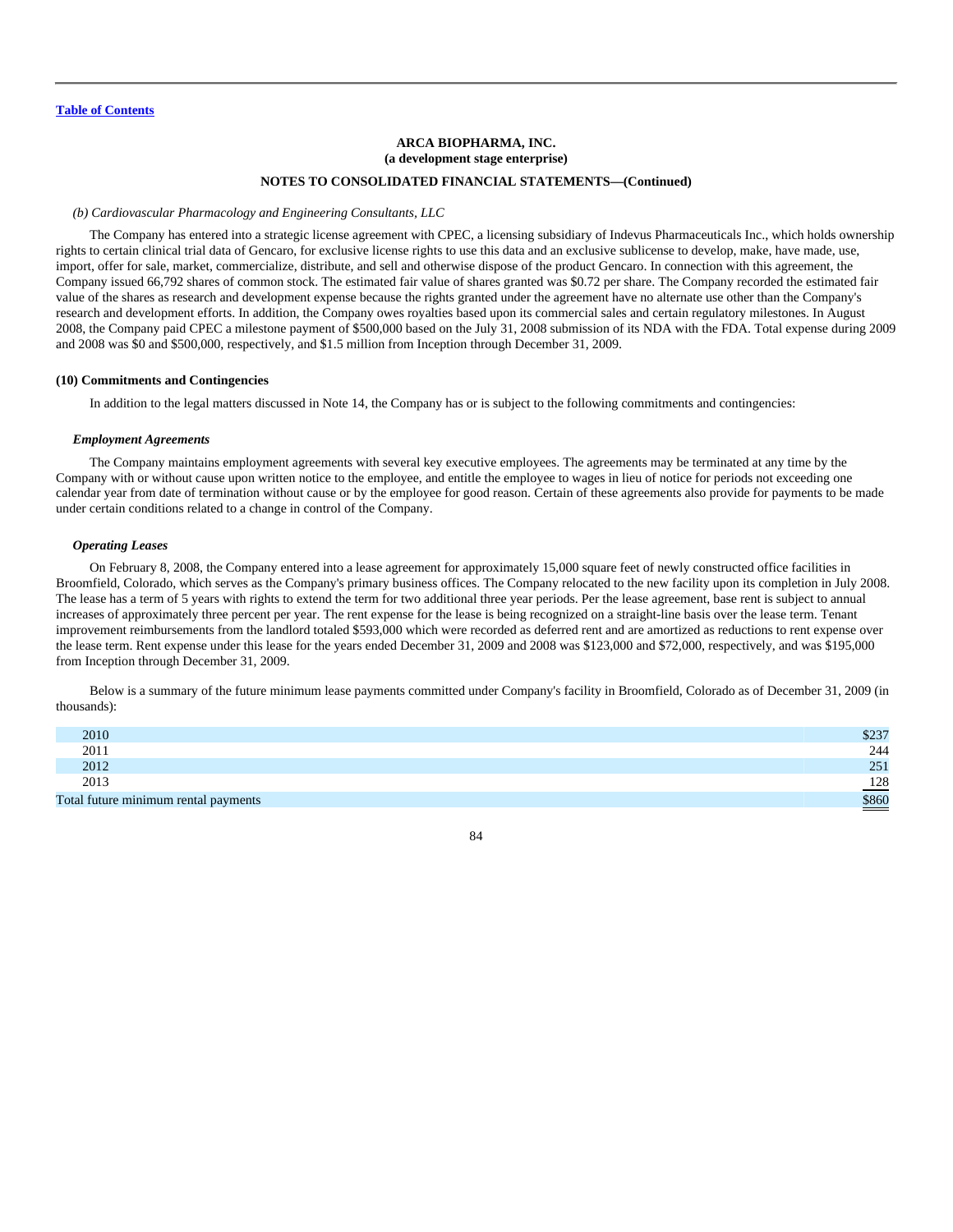**ARCA BIOPHARMA, INC.**
**(a development stage enterprise)**

**NOTES TO CONSOLIDATED FINANCIAL STATEMENTS—(Continued)**

*(b) Cardiovascular Pharmacology and Engineering Consultants, LLC*

The Company has entered into a strategic license agreement with CPEC, a licensing subsidiary of Indevus Pharmaceuticals Inc., which holds ownership rights to certain clinical trial data of Gencaro, for exclusive license rights to use this data and an exclusive sublicense to develop, make, have made, use, import, offer for sale, market, commercialize, distribute, and sell and otherwise dispose of the product Gencaro. In connection with this agreement, the Company issued 66,792 shares of common stock. The estimated fair value of shares granted was $0.72 per share. The Company recorded the estimated fair value of the shares as research and development expense because the rights granted under the agreement have no alternate use other than the Company's research and development efforts. In addition, the Company owes royalties based upon its commercial sales and certain regulatory milestones. In August 2008, the Company paid CPEC a milestone payment of $500,000 based on the July 31, 2008 submission of its NDA with the FDA. Total expense during 2009 and 2008 was $0 and $500,000, respectively, and $1.5 million from Inception through December 31, 2009.

## (10) Commitments and Contingencies

In addition to the legal matters discussed in Note 14, the Company has or is subject to the following commitments and contingencies:

### *Employment Agreements*

The Company maintains employment agreements with several key executive employees. The agreements may be terminated at any time by the Company with or without cause upon written notice to the employee, and entitle the employee to wages in lieu of notice for periods not exceeding one calendar year from date of termination without cause or by the employee for good reason. Certain of these agreements also provide for payments to be made under certain conditions related to a change in control of the Company.

### *Operating Leases*

On February 8, 2008, the Company entered into a lease agreement for approximately 15,000 square feet of newly constructed office facilities in Broomfield, Colorado, which serves as the Company's primary business offices. The Company relocated to the new facility upon its completion in July 2008. The lease has a term of 5 years with rights to extend the term for two additional three year periods. Per the lease agreement, base rent is subject to annual increases of approximately three percent per year. The rent expense for the lease is being recognized on a straight-line basis over the lease term. Tenant improvement reimbursements from the landlord totaled $593,000 which were recorded as deferred rent and are amortized as reductions to rent expense over the lease term. Rent expense under this lease for the years ended December 31, 2009 and 2008 was $123,000 and $72,000, respectively, and was $195,000 from Inception through December 31, 2009.

Below is a summary of the future minimum lease payments committed under Company's facility in Broomfield, Colorado as of December 31, 2009 (in thousands):

| | |
|---|---|
| 2010 | $237 |
| 2011 | 244 |
| 2012 | 251 |
| 2013 | 128 |
| Total future minimum rental payments | $860 |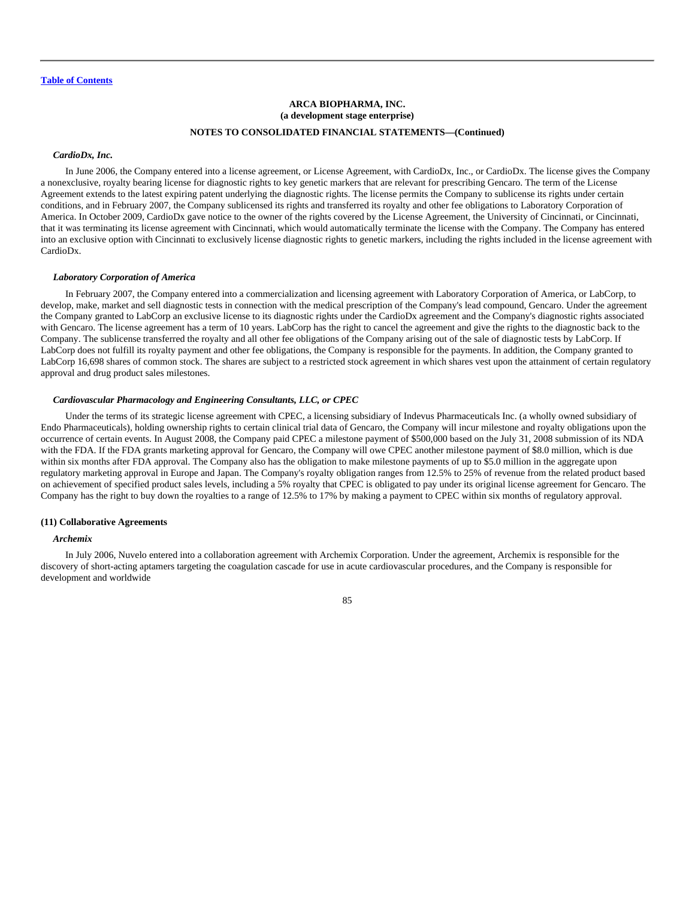***CardioDx, Inc.***

In June 2006, the Company entered into a license agreement, or License Agreement, with CardioDx, Inc., or CardioDx. The license gives the Company a nonexclusive, royalty bearing license for diagnostic rights to key genetic markers that are relevant for prescribing Gencaro. The term of the License Agreement extends to the latest expiring patent underlying the diagnostic rights. The license permits the Company to sublicense its rights under certain conditions, and in February 2007, the Company sublicensed its rights and transferred its royalty and other fee obligations to Laboratory Corporation of America. In October 2009, CardioDx gave notice to the owner of the rights covered by the License Agreement, the University of Cincinnati, or Cincinnati, that it was terminating its license agreement with Cincinnati, which would automatically terminate the license with the Company. The Company has entered into an exclusive option with Cincinnati to exclusively license diagnostic rights to genetic markers, including the rights included in the license agreement with CardioDx.

***Laboratory Corporation of America***

In February 2007, the Company entered into a commercialization and licensing agreement with Laboratory Corporation of America, or LabCorp, to develop, make, market and sell diagnostic tests in connection with the medical prescription of the Company's lead compound, Gencaro. Under the agreement the Company granted to LabCorp an exclusive license to its diagnostic rights under the CardioDx agreement and the Company's diagnostic rights associated with Gencaro. The license agreement has a term of 10 years. LabCorp has the right to cancel the agreement and give the rights to the diagnostic back to the Company. The sublicense transferred the royalty and all other fee obligations of the Company arising out of the sale of diagnostic tests by LabCorp. If LabCorp does not fulfill its royalty payment and other fee obligations, the Company is responsible for the payments. In addition, the Company granted to LabCorp 16,698 shares of common stock. The shares are subject to a restricted stock agreement in which shares vest upon the attainment of certain regulatory approval and drug product sales milestones.

***Cardiovascular Pharmacology and Engineering Consultants, LLC, or CPEC***

Under the terms of its strategic license agreement with CPEC, a licensing subsidiary of Indevus Pharmaceuticals Inc. (a wholly owned subsidiary of Endo Pharmaceuticals), holding ownership rights to certain clinical trial data of Gencaro, the Company will incur milestone and royalty obligations upon the occurrence of certain events. In August 2008, the Company paid CPEC a milestone payment of $500,000 based on the July 31, 2008 submission of its NDA with the FDA. If the FDA grants marketing approval for Gencaro, the Company will owe CPEC another milestone payment of $8.0 million, which is due within six months after FDA approval. The Company also has the obligation to make milestone payments of up to $5.0 million in the aggregate upon regulatory marketing approval in Europe and Japan. The Company's royalty obligation ranges from 12.5% to 25% of revenue from the related product based on achievement of specified product sales levels, including a 5% royalty that CPEC is obligated to pay under its original license agreement for Gencaro. The Company has the right to buy down the royalties to a range of 12.5% to 17% by making a payment to CPEC within six months of regulatory approval.

**(11) Collaborative Agreements**

***Archemix***

In July 2006, Nuvelo entered into a collaboration agreement with Archemix Corporation. Under the agreement, Archemix is responsible for the discovery of short-acting aptamers targeting the coagulation cascade for use in acute cardiovascular procedures, and the Company is responsible for development and worldwide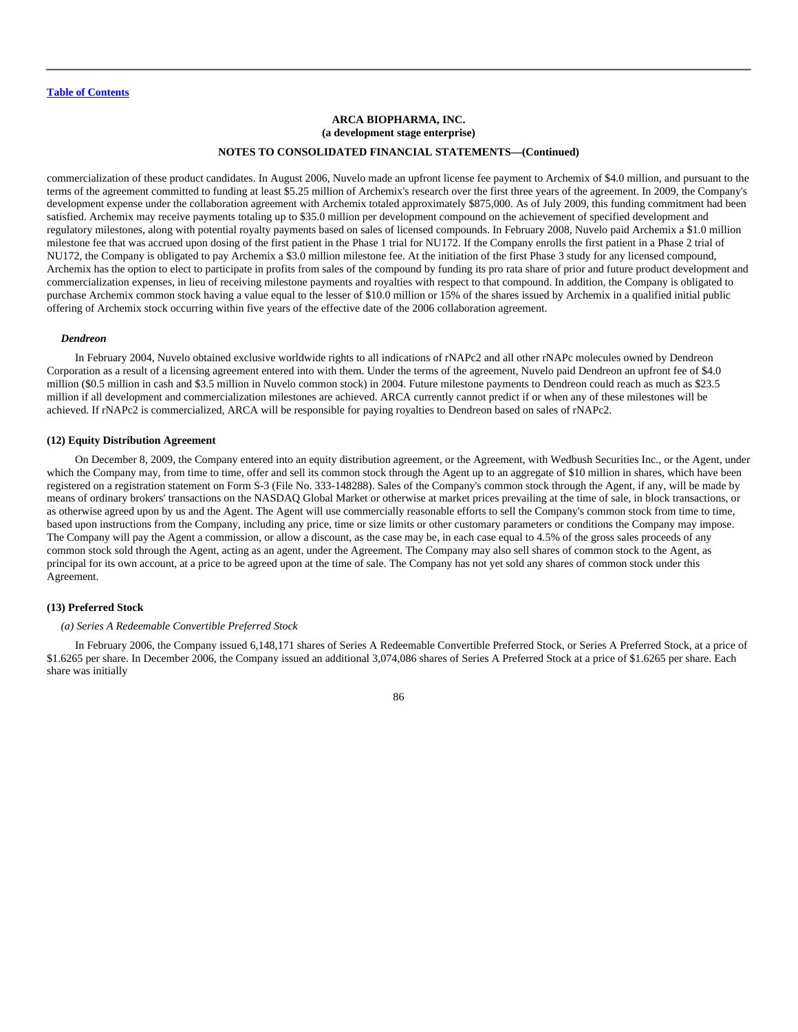commercialization of these product candidates. In August 2006, Nuvelo made an upfront license fee payment to Archemix of $4.0 million, and pursuant to the terms of the agreement committed to funding at least $5.25 million of Archemix's research over the first three years of the agreement. In 2009, the Company's development expense under the collaboration agreement with Archemix totaled approximately $875,000. As of July 2009, this funding commitment had been satisfied. Archemix may receive payments totaling up to $35.0 million per development compound on the achievement of specified development and regulatory milestones, along with potential royalty payments based on sales of licensed compounds. In February 2008, Nuvelo paid Archemix a $1.0 million milestone fee that was accrued upon dosing of the first patient in the Phase 1 trial for NU172. If the Company enrolls the first patient in a Phase 2 trial of NU172, the Company is obligated to pay Archemix a $3.0 million milestone fee. At the initiation of the first Phase 3 study for any licensed compound, Archemix has the option to elect to participate in profits from sales of the compound by funding its pro rata share of prior and future product development and commercialization expenses, in lieu of receiving milestone payments and royalties with respect to that compound. In addition, the Company is obligated to purchase Archemix common stock having a value equal to the lesser of $10.0 million or 15% of the shares issued by Archemix in a qualified initial public offering of Archemix stock occurring within five years of the effective date of the 2006 collaboration agreement.

***Dendreon***

In February 2004, Nuvelo obtained exclusive worldwide rights to all indications of rNAPc2 and all other rNAPc molecules owned by Dendreon Corporation as a result of a licensing agreement entered into with them. Under the terms of the agreement, Nuvelo paid Dendreon an upfront fee of $4.0 million ($0.5 million in cash and $3.5 million in Nuvelo common stock) in 2004. Future milestone payments to Dendreon could reach as much as $23.5 million if all development and commercialization milestones are achieved. ARCA currently cannot predict if or when any of these milestones will be achieved. If rNAPc2 is commercialized, ARCA will be responsible for paying royalties to Dendreon based on sales of rNAPc2.

**(12) Equity Distribution Agreement**

On December 8, 2009, the Company entered into an equity distribution agreement, or the Agreement, with Wedbush Securities Inc., or the Agent, under which the Company may, from time to time, offer and sell its common stock through the Agent up to an aggregate of $10 million in shares, which have been registered on a registration statement on Form S-3 (File No. 333-148288). Sales of the Company's common stock through the Agent, if any, will be made by means of ordinary brokers' transactions on the NASDAQ Global Market or otherwise at market prices prevailing at the time of sale, in block transactions, or as otherwise agreed upon by us and the Agent. The Agent will use commercially reasonable efforts to sell the Company's common stock from time to time, based upon instructions from the Company, including any price, time or size limits or other customary parameters or conditions the Company may impose. The Company will pay the Agent a commission, or allow a discount, as the case may be, in each case equal to 4.5% of the gross sales proceeds of any common stock sold through the Agent, acting as an agent, under the Agreement. The Company may also sell shares of common stock to the Agent, as principal for its own account, at a price to be agreed upon at the time of sale. The Company has not yet sold any shares of common stock under this Agreement.

**(13) Preferred Stock**

*(a) Series A Redeemable Convertible Preferred Stock*

In February 2006, the Company issued 6,148,171 shares of Series A Redeemable Convertible Preferred Stock, or Series A Preferred Stock, at a price of $1.6265 per share. In December 2006, the Company issued an additional 3,074,086 shares of Series A Preferred Stock at a price of $1.6265 per share. Each share was initially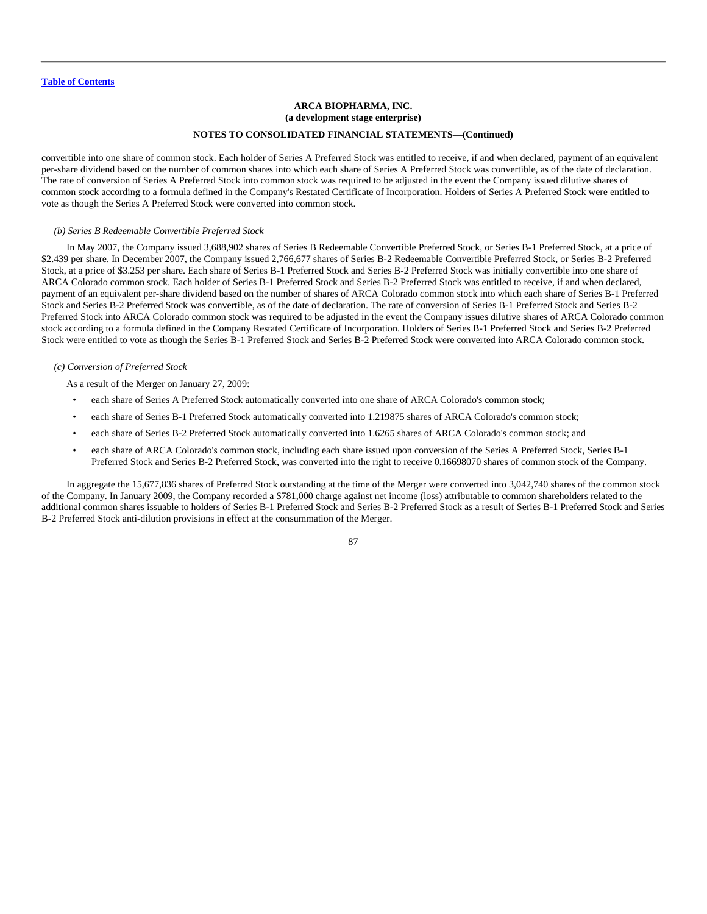convertible into one share of common stock. Each holder of Series A Preferred Stock was entitled to receive, if and when declared, payment of an equivalent per-share dividend based on the number of common shares into which each share of Series A Preferred Stock was convertible, as of the date of declaration. The rate of conversion of Series A Preferred Stock into common stock was required to be adjusted in the event the Company issued dilutive shares of common stock according to a formula defined in the Company's Restated Certificate of Incorporation. Holders of Series A Preferred Stock were entitled to vote as though the Series A Preferred Stock were converted into common stock.

*(b) Series B Redeemable Convertible Preferred Stock*

In May 2007, the Company issued 3,688,902 shares of Series B Redeemable Convertible Preferred Stock, or Series B-1 Preferred Stock, at a price of \$2.439 per share. In December 2007, the Company issued 2,766,677 shares of Series B-2 Redeemable Convertible Preferred Stock, or Series B-2 Preferred Stock, at a price of \$3.253 per share. Each share of Series B-1 Preferred Stock and Series B-2 Preferred Stock was initially convertible into one share of ARCA Colorado common stock. Each holder of Series B-1 Preferred Stock and Series B-2 Preferred Stock was entitled to receive, if and when declared, payment of an equivalent per-share dividend based on the number of shares of ARCA Colorado common stock into which each share of Series B-1 Preferred Stock and Series B-2 Preferred Stock was convertible, as of the date of declaration. The rate of conversion of Series B-1 Preferred Stock and Series B-2 Preferred Stock into ARCA Colorado common stock was required to be adjusted in the event the Company issues dilutive shares of ARCA Colorado common stock according to a formula defined in the Company Restated Certificate of Incorporation. Holders of Series B-1 Preferred Stock and Series B-2 Preferred Stock were entitled to vote as though the Series B-1 Preferred Stock and Series B-2 Preferred Stock were converted into ARCA Colorado common stock.

*(c) Conversion of Preferred Stock*

As a result of the Merger on January 27, 2009:

- each share of Series A Preferred Stock automatically converted into one share of ARCA Colorado's common stock;
- each share of Series B-1 Preferred Stock automatically converted into 1.219875 shares of ARCA Colorado's common stock;
- each share of Series B-2 Preferred Stock automatically converted into 1.6265 shares of ARCA Colorado's common stock; and
- each share of ARCA Colorado's common stock, including each share issued upon conversion of the Series A Preferred Stock, Series B-1 Preferred Stock and Series B-2 Preferred Stock, was converted into the right to receive 0.16698070 shares of common stock of the Company.

In aggregate the 15,677,836 shares of Preferred Stock outstanding at the time of the Merger were converted into 3,042,740 shares of the common stock of the Company. In January 2009, the Company recorded a \$781,000 charge against net income (loss) attributable to common shareholders related to the additional common shares issuable to holders of Series B-1 Preferred Stock and Series B-2 Preferred Stock as a result of Series B-1 Preferred Stock and Series B-2 Preferred Stock anti-dilution provisions in effect at the consummation of the Merger.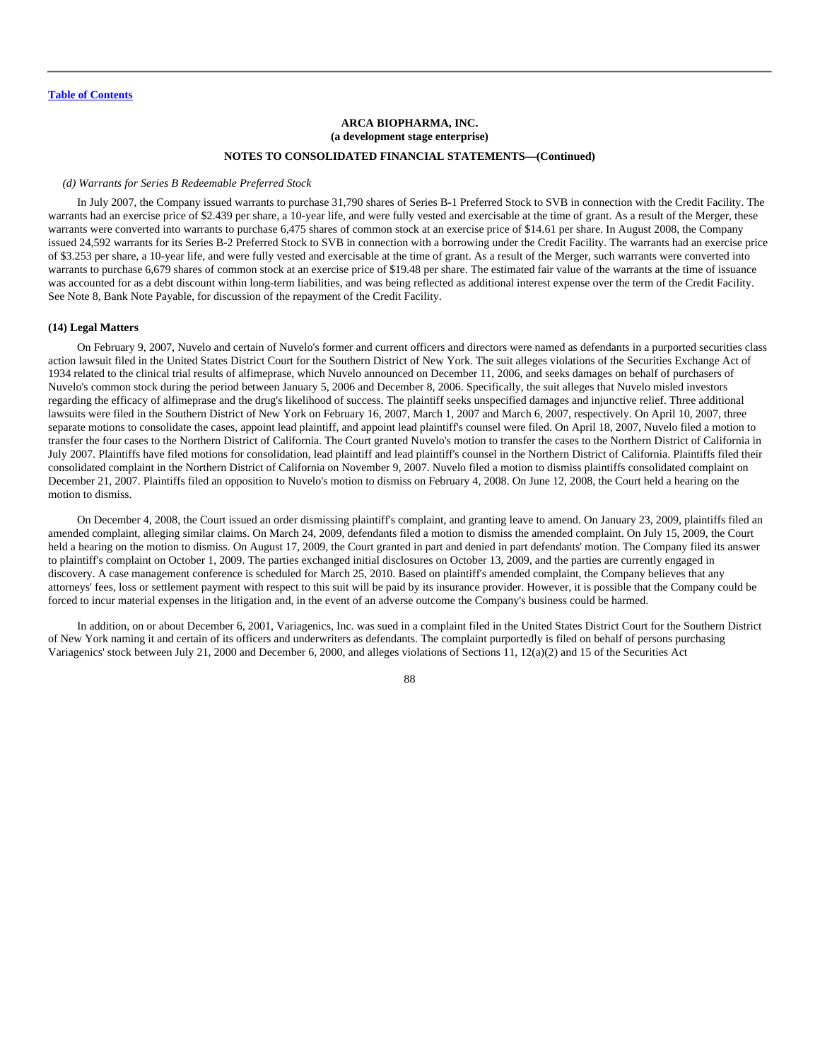**ARCA BIOPHARMA, INC.**
**(a development stage enterprise)**

**NOTES TO CONSOLIDATED FINANCIAL STATEMENTS—(Continued)**

*(d) Warrants for Series B Redeemable Preferred Stock*

In July 2007, the Company issued warrants to purchase 31,790 shares of Series B-1 Preferred Stock to SVB in connection with the Credit Facility. The warrants had an exercise price of $2.439 per share, a 10-year life, and were fully vested and exercisable at the time of grant. As a result of the Merger, these warrants were converted into warrants to purchase 6,475 shares of common stock at an exercise price of $14.61 per share. In August 2008, the Company issued 24,592 warrants for its Series B-2 Preferred Stock to SVB in connection with a borrowing under the Credit Facility. The warrants had an exercise price of $3.253 per share, a 10-year life, and were fully vested and exercisable at the time of grant. As a result of the Merger, such warrants were converted into warrants to purchase 6,679 shares of common stock at an exercise price of $19.48 per share. The estimated fair value of the warrants at the time of issuance was accounted for as a debt discount within long-term liabilities, and was being reflected as additional interest expense over the term of the Credit Facility. See Note 8, Bank Note Payable, for discussion of the repayment of the Credit Facility.

**(14) Legal Matters**

On February 9, 2007, Nuvelo and certain of Nuvelo's former and current officers and directors were named as defendants in a purported securities class action lawsuit filed in the United States District Court for the Southern District of New York. The suit alleges violations of the Securities Exchange Act of 1934 related to the clinical trial results of alfimeprase, which Nuvelo announced on December 11, 2006, and seeks damages on behalf of purchasers of Nuvelo's common stock during the period between January 5, 2006 and December 8, 2006. Specifically, the suit alleges that Nuvelo misled investors regarding the efficacy of alfimeprase and the drug's likelihood of success. The plaintiff seeks unspecified damages and injunctive relief. Three additional lawsuits were filed in the Southern District of New York on February 16, 2007, March 1, 2007 and March 6, 2007, respectively. On April 10, 2007, three separate motions to consolidate the cases, appoint lead plaintiff, and appoint lead plaintiff's counsel were filed. On April 18, 2007, Nuvelo filed a motion to transfer the four cases to the Northern District of California. The Court granted Nuvelo's motion to transfer the cases to the Northern District of California in July 2007. Plaintiffs have filed motions for consolidation, lead plaintiff and lead plaintiff's counsel in the Northern District of California. Plaintiffs filed their consolidated complaint in the Northern District of California on November 9, 2007. Nuvelo filed a motion to dismiss plaintiffs consolidated complaint on December 21, 2007. Plaintiffs filed an opposition to Nuvelo's motion to dismiss on February 4, 2008. On June 12, 2008, the Court held a hearing on the motion to dismiss.

On December 4, 2008, the Court issued an order dismissing plaintiff's complaint, and granting leave to amend. On January 23, 2009, plaintiffs filed an amended complaint, alleging similar claims. On March 24, 2009, defendants filed a motion to dismiss the amended complaint. On July 15, 2009, the Court held a hearing on the motion to dismiss. On August 17, 2009, the Court granted in part and denied in part defendants' motion. The Company filed its answer to plaintiff's complaint on October 1, 2009. The parties exchanged initial disclosures on October 13, 2009, and the parties are currently engaged in discovery. A case management conference is scheduled for March 25, 2010. Based on plaintiff's amended complaint, the Company believes that any attorneys' fees, loss or settlement payment with respect to this suit will be paid by its insurance provider. However, it is possible that the Company could be forced to incur material expenses in the litigation and, in the event of an adverse outcome the Company's business could be harmed.

In addition, on or about December 6, 2001, Variagenics, Inc. was sued in a complaint filed in the United States District Court for the Southern District of New York naming it and certain of its officers and underwriters as defendants. The complaint purportedly is filed on behalf of persons purchasing Variagenics' stock between July 21, 2000 and December 6, 2000, and alleges violations of Sections 11, 12(a)(2) and 15 of the Securities Act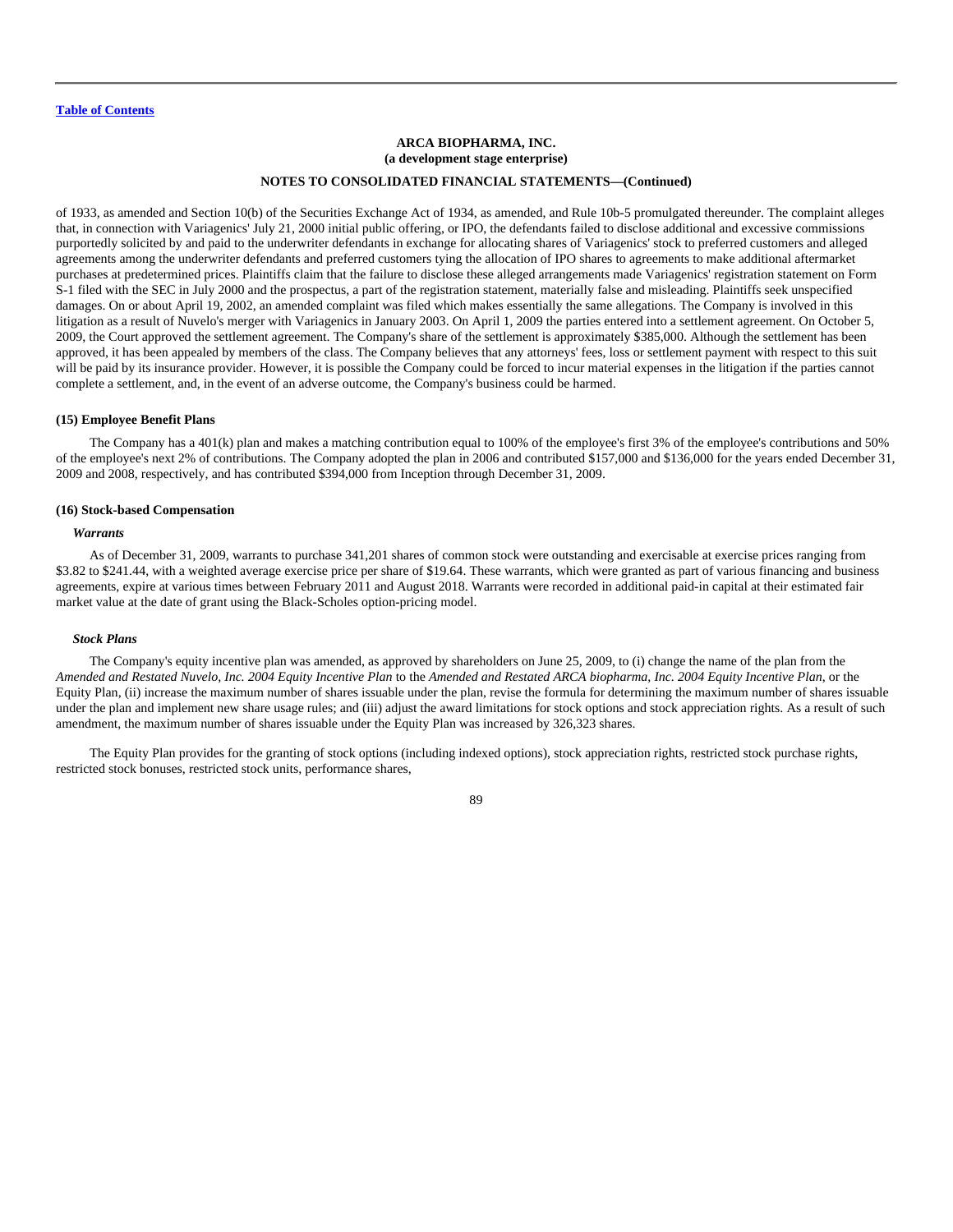**ARCA BIOPHARMA, INC.**
**(a development stage enterprise)**

**NOTES TO CONSOLIDATED FINANCIAL STATEMENTS—(Continued)**

of 1933, as amended and Section 10(b) of the Securities Exchange Act of 1934, as amended, and Rule 10b-5 promulgated thereunder. The complaint alleges that, in connection with Variagenics' July 21, 2000 initial public offering, or IPO, the defendants failed to disclose additional and excessive commissions purportedly solicited by and paid to the underwriter defendants in exchange for allocating shares of Variagenics' stock to preferred customers and alleged agreements among the underwriter defendants and preferred customers tying the allocation of IPO shares to agreements to make additional aftermarket purchases at predetermined prices. Plaintiffs claim that the failure to disclose these alleged arrangements made Variagenics' registration statement on Form S-1 filed with the SEC in July 2000 and the prospectus, a part of the registration statement, materially false and misleading. Plaintiffs seek unspecified damages. On or about April 19, 2002, an amended complaint was filed which makes essentially the same allegations. The Company is involved in this litigation as a result of Nuvelo's merger with Variagenics in January 2003. On April 1, 2009 the parties entered into a settlement agreement. On October 5, 2009, the Court approved the settlement agreement. The Company's share of the settlement is approximately $385,000. Although the settlement has been approved, it has been appealed by members of the class. The Company believes that any attorneys' fees, loss or settlement payment with respect to this suit will be paid by its insurance provider. However, it is possible the Company could be forced to incur material expenses in the litigation if the parties cannot complete a settlement, and, in the event of an adverse outcome, the Company's business could be harmed.

**(15) Employee Benefit Plans**

The Company has a 401(k) plan and makes a matching contribution equal to 100% of the employee's first 3% of the employee's contributions and 50% of the employee's next 2% of contributions. The Company adopted the plan in 2006 and contributed $157,000 and $136,000 for the years ended December 31, 2009 and 2008, respectively, and has contributed $394,000 from Inception through December 31, 2009.

**(16) Stock-based Compensation**

***Warrants***

As of December 31, 2009, warrants to purchase 341,201 shares of common stock were outstanding and exercisable at exercise prices ranging from $3.82 to $241.44, with a weighted average exercise price per share of $19.64. These warrants, which were granted as part of various financing and business agreements, expire at various times between February 2011 and August 2018. Warrants were recorded in additional paid-in capital at their estimated fair market value at the date of grant using the Black-Scholes option-pricing model.

***Stock Plans***

The Company's equity incentive plan was amended, as approved by shareholders on June 25, 2009, to (i) change the name of the plan from the *Amended and Restated Nuvelo, Inc. 2004 Equity Incentive Plan* to the *Amended and Restated ARCA biopharma, Inc. 2004 Equity Incentive Plan,* or the Equity Plan, (ii) increase the maximum number of shares issuable under the plan, revise the formula for determining the maximum number of shares issuable under the plan and implement new share usage rules; and (iii) adjust the award limitations for stock options and stock appreciation rights. As a result of such amendment, the maximum number of shares issuable under the Equity Plan was increased by 326,323 shares.

The Equity Plan provides for the granting of stock options (including indexed options), stock appreciation rights, restricted stock purchase rights, restricted stock bonuses, restricted stock units, performance shares,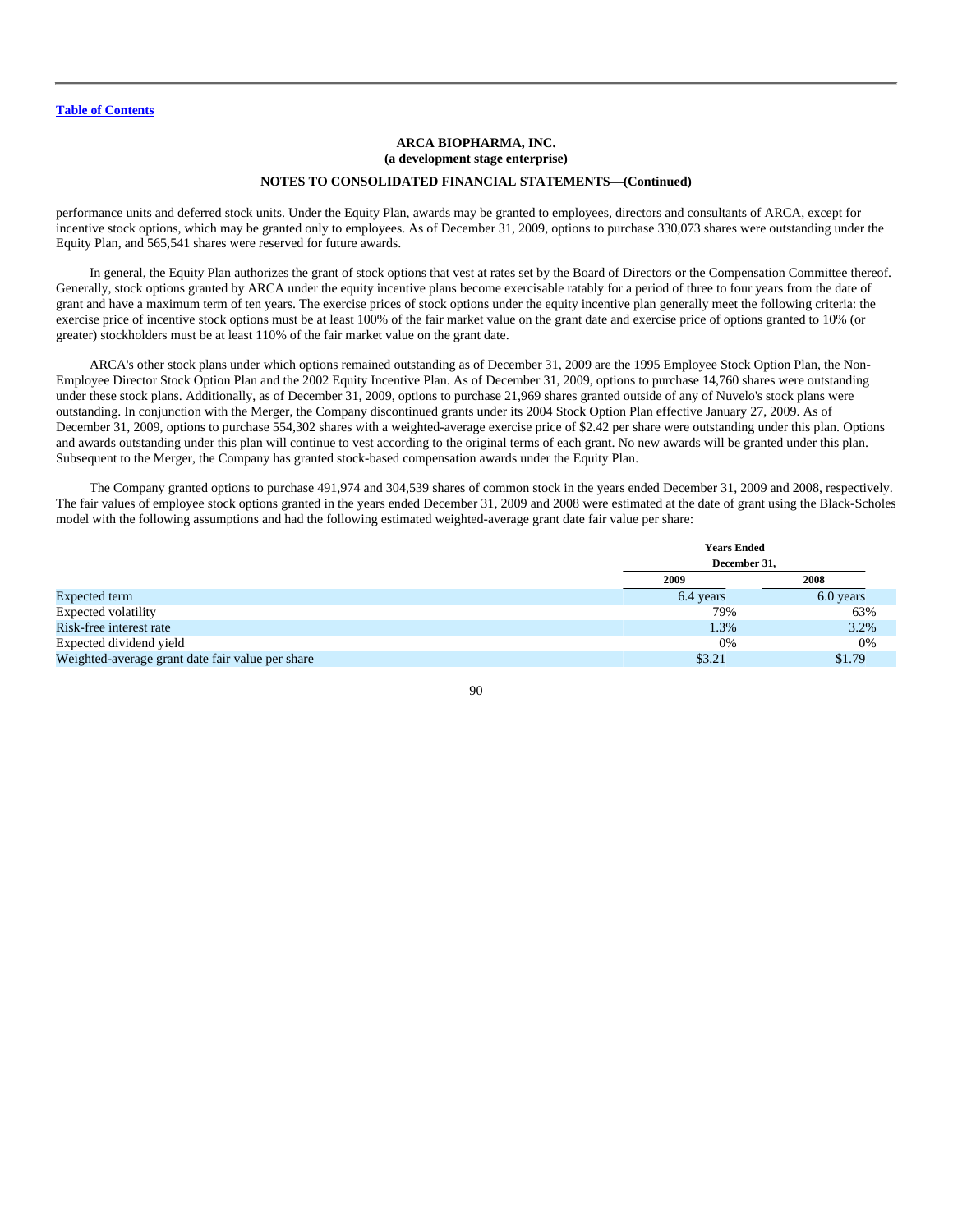**ARCA BIOPHARMA, INC.**
**(a development stage enterprise)**

**NOTES TO CONSOLIDATED FINANCIAL STATEMENTS—(Continued)**

performance units and deferred stock units. Under the Equity Plan, awards may be granted to employees, directors and consultants of ARCA, except for incentive stock options, which may be granted only to employees. As of December 31, 2009, options to purchase 330,073 shares were outstanding under the Equity Plan, and 565,541 shares were reserved for future awards.

In general, the Equity Plan authorizes the grant of stock options that vest at rates set by the Board of Directors or the Compensation Committee thereof. Generally, stock options granted by ARCA under the equity incentive plans become exercisable ratably for a period of three to four years from the date of grant and have a maximum term of ten years. The exercise prices of stock options under the equity incentive plan generally meet the following criteria: the exercise price of incentive stock options must be at least 100% of the fair market value on the grant date and exercise price of options granted to 10% (or greater) stockholders must be at least 110% of the fair market value on the grant date.

ARCA's other stock plans under which options remained outstanding as of December 31, 2009 are the 1995 Employee Stock Option Plan, the Non-Employee Director Stock Option Plan and the 2002 Equity Incentive Plan. As of December 31, 2009, options to purchase 14,760 shares were outstanding under these stock plans. Additionally, as of December 31, 2009, options to purchase 21,969 shares granted outside of any of Nuvelo's stock plans were outstanding. In conjunction with the Merger, the Company discontinued grants under its 2004 Stock Option Plan effective January 27, 2009. As of December 31, 2009, options to purchase 554,302 shares with a weighted-average exercise price of $2.42 per share were outstanding under this plan. Options and awards outstanding under this plan will continue to vest according to the original terms of each grant. No new awards will be granted under this plan. Subsequent to the Merger, the Company has granted stock-based compensation awards under the Equity Plan.

The Company granted options to purchase 491,974 and 304,539 shares of common stock in the years ended December 31, 2009 and 2008, respectively. The fair values of employee stock options granted in the years ended December 31, 2009 and 2008 were estimated at the date of grant using the Black-Scholes model with the following assumptions and had the following estimated weighted-average grant date fair value per share:

| | Years Ended December 31, | |
|---|---|---|
| | 2009 | 2008 |
| Expected term | 6.4 years | 6.0 years |
| Expected volatility | 79% | 63% |
| Risk-free interest rate | 1.3% | 3.2% |
| Expected dividend yield | 0% | 0% |
| Weighted-average grant date fair value per share | $3.21 | $1.79 |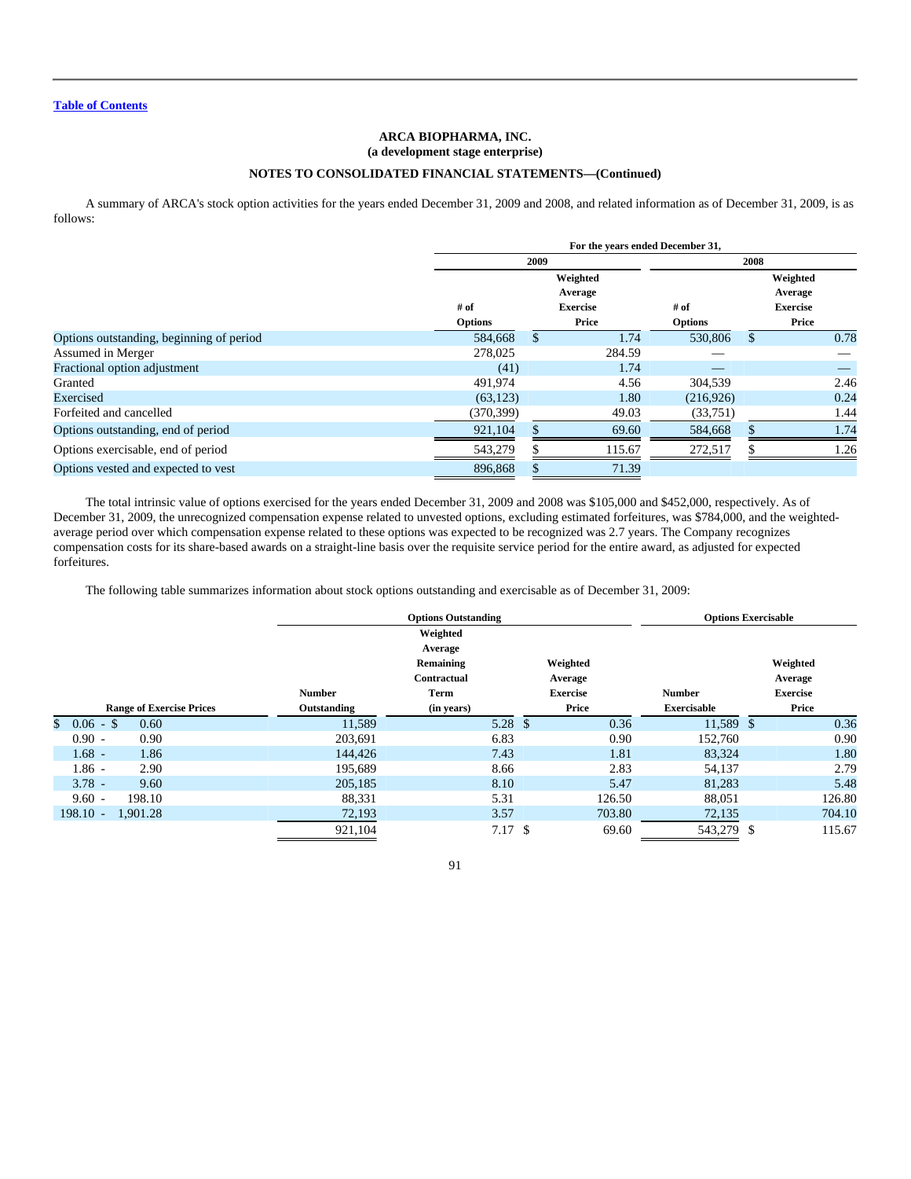[Table of Contents](#)

**ARCA BIOPHARMA, INC.**
**(a development stage enterprise)**

**NOTES TO CONSOLIDATED FINANCIAL STATEMENTS—(Continued)**

A summary of ARCA's stock option activities for the years ended December 31, 2009 and 2008, and related information as of December 31, 2009, is as follows:

| | For the years ended December 31, | | | |
|---|---|---|---|---|
| | 2009 | | 2008 | |
| | # of Options | Weighted Average Exercise Price | # of Options | Weighted Average Exercise Price |
| Options outstanding, beginning of period | 584,668 | $ 1.74 | 530,806 | $ 0.78 |
| Assumed in Merger | 278,025 | 284.59 | — | — |
| Fractional option adjustment | (41) | 1.74 | — | — |
| Granted | 491,974 | 4.56 | 304,539 | 2.46 |
| Exercised | (63,123) | 1.80 | (216,926) | 0.24 |
| Forfeited and cancelled | (370,399) | 49.03 | (33,751) | 1.44 |
| Options outstanding, end of period | 921,104 | $ 69.60 | 584,668 | $ 1.74 |
| Options exercisable, end of period | 543,279 | $ 115.67 | 272,517 | $ 1.26 |
| Options vested and expected to vest | 896,868 | $ 71.39 | | |

The total intrinsic value of options exercised for the years ended December 31, 2009 and 2008 was $105,000 and $452,000, respectively. As of December 31, 2009, the unrecognized compensation expense related to unvested options, excluding estimated forfeitures, was $784,000, and the weighted-average period over which compensation expense related to these options was expected to be recognized was 2.7 years. The Company recognizes compensation costs for its share-based awards on a straight-line basis over the requisite service period for the entire award, as adjusted for expected forfeitures.

The following table summarizes information about stock options outstanding and exercisable as of December 31, 2009:

| | Options Outstanding | | | Options Exercisable | |
|---|---|---|---|---|---|
| Range of Exercise Prices | Number Outstanding | Weighted Average Remaining Contractual Term (in years) | Weighted Average Exercise Price | Number Exercisable | Weighted Average Exercise Price |
| $ 0.06 - $ 0.60 | 11,589 | 5.28 | $ 0.36 | 11,589 | $ 0.36 |
| 0.90 - 0.90 | 203,691 | 6.83 | 0.90 | 152,760 | 0.90 |
| 1.68 - 1.86 | 144,426 | 7.43 | 1.81 | 83,324 | 1.80 |
| 1.86 - 2.90 | 195,689 | 8.66 | 2.83 | 54,137 | 2.79 |
| 3.78 - 9.60 | 205,185 | 8.10 | 5.47 | 81,283 | 5.48 |
| 9.60 - 198.10 | 88,331 | 5.31 | 126.50 | 88,051 | 126.80 |
| 198.10 - 1,901.28 | 72,193 | 3.57 | 703.80 | 72,135 | 704.10 |
| | 921,104 | 7.17 | $ 69.60 | 543,279 | $ 115.67 |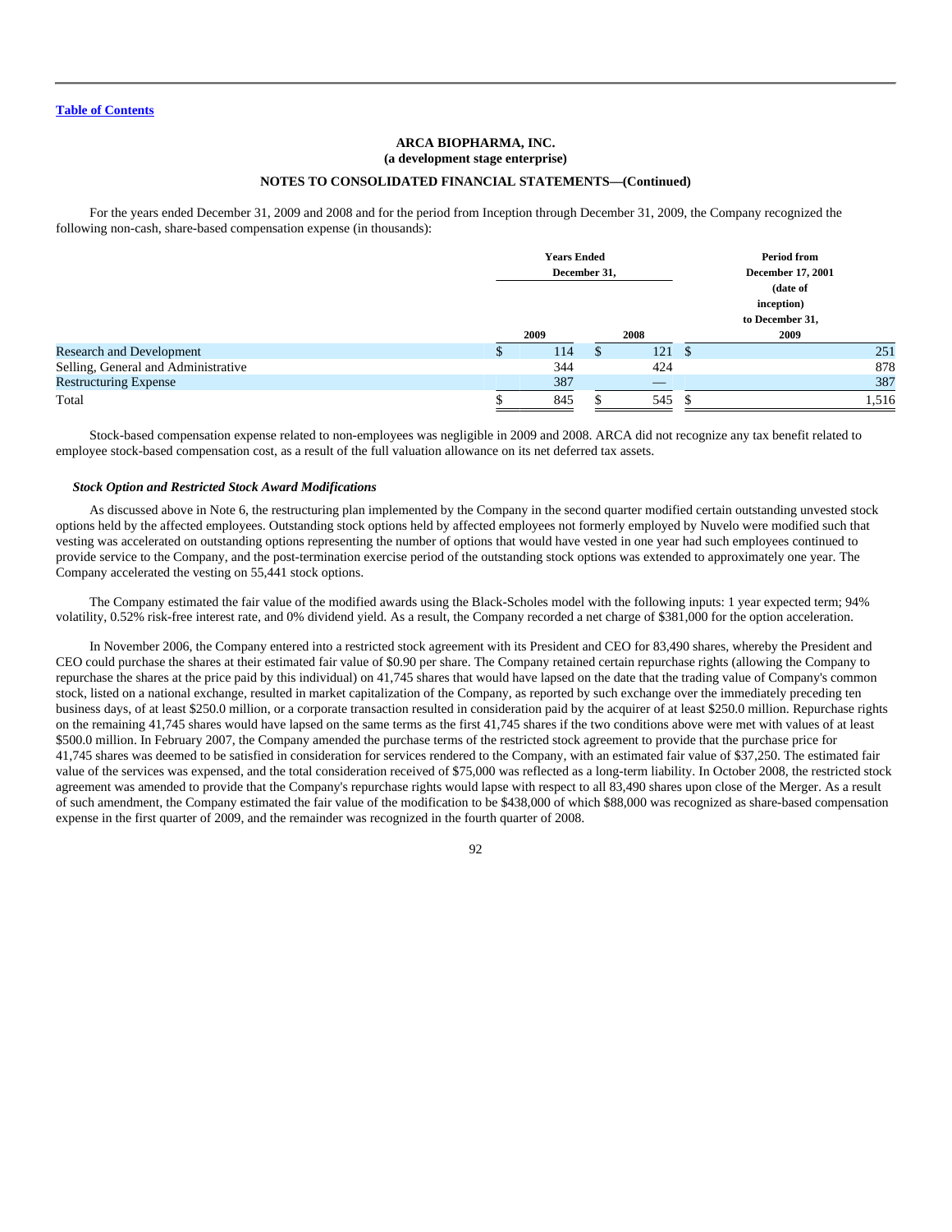**ARCA BIOPHARMA, INC.**
**(a development stage enterprise)**

**NOTES TO CONSOLIDATED FINANCIAL STATEMENTS—(Continued)**

For the years ended December 31, 2009 and 2008 and for the period from Inception through December 31, 2009, the Company recognized the following non-cash, share-based compensation expense (in thousands):

| | Years Ended December 31, 2009 | Years Ended December 31, 2008 | Period from December 17, 2001 (date of inception) to December 31, 2009 |
|---|---|---|---|
| Research and Development | $ 114 | $ 121 | $ 251 |
| Selling, General and Administrative | 344 | 424 | 878 |
| Restructuring Expense | 387 | — | 387 |
| Total | $ 845 | $ 545 | $ 1,516 |

Stock-based compensation expense related to non-employees was negligible in 2009 and 2008. ARCA did not recognize any tax benefit related to employee stock-based compensation cost, as a result of the full valuation allowance on its net deferred tax assets.

***Stock Option and Restricted Stock Award Modifications***

As discussed above in Note 6, the restructuring plan implemented by the Company in the second quarter modified certain outstanding unvested stock options held by the affected employees. Outstanding stock options held by affected employees not formerly employed by Nuvelo were modified such that vesting was accelerated on outstanding options representing the number of options that would have vested in one year had such employees continued to provide service to the Company, and the post-termination exercise period of the outstanding stock options was extended to approximately one year. The Company accelerated the vesting on 55,441 stock options.

The Company estimated the fair value of the modified awards using the Black-Scholes model with the following inputs: 1 year expected term; 94% volatility, 0.52% risk-free interest rate, and 0% dividend yield. As a result, the Company recorded a net charge of $381,000 for the option acceleration.

In November 2006, the Company entered into a restricted stock agreement with its President and CEO for 83,490 shares, whereby the President and CEO could purchase the shares at their estimated fair value of $0.90 per share. The Company retained certain repurchase rights (allowing the Company to repurchase the shares at the price paid by this individual) on 41,745 shares that would have lapsed on the date that the trading value of Company's common stock, listed on a national exchange, resulted in market capitalization of the Company, as reported by such exchange over the immediately preceding ten business days, of at least $250.0 million, or a corporate transaction resulted in consideration paid by the acquirer of at least $250.0 million. Repurchase rights on the remaining 41,745 shares would have lapsed on the same terms as the first 41,745 shares if the two conditions above were met with values of at least $500.0 million. In February 2007, the Company amended the purchase terms of the restricted stock agreement to provide that the purchase price for 41,745 shares was deemed to be satisfied in consideration for services rendered to the Company, with an estimated fair value of $37,250. The estimated fair value of the services was expensed, and the total consideration received of $75,000 was reflected as a long-term liability. In October 2008, the restricted stock agreement was amended to provide that the Company's repurchase rights would lapse with respect to all 83,490 shares upon close of the Merger. As a result of such amendment, the Company estimated the fair value of the modification to be $438,000 of which $88,000 was recognized as share-based compensation expense in the first quarter of 2009, and the remainder was recognized in the fourth quarter of 2008.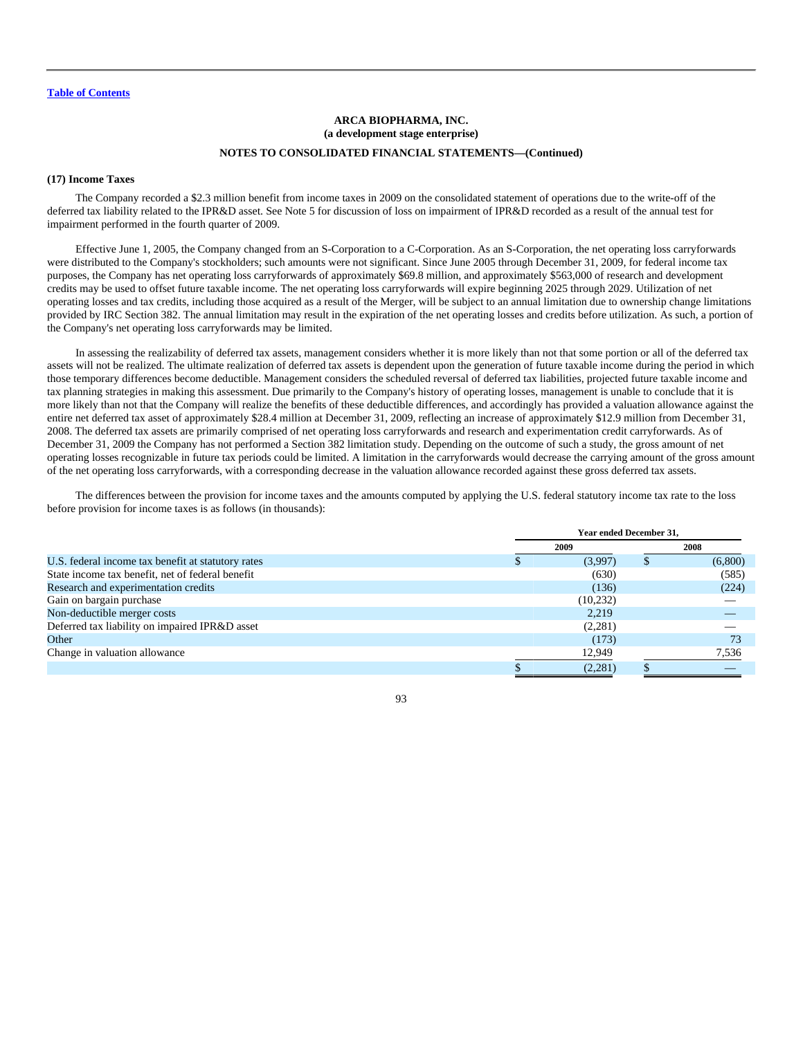[Table of Contents](#)

**ARCA BIOPHARMA, INC.**
**(a development stage enterprise)**

**NOTES TO CONSOLIDATED FINANCIAL STATEMENTS—(Continued)**

### (17) Income Taxes

The Company recorded a $2.3 million benefit from income taxes in 2009 on the consolidated statement of operations due to the write-off of the deferred tax liability related to the IPR&D asset. See Note 5 for discussion of loss on impairment of IPR&D recorded as a result of the annual test for impairment performed in the fourth quarter of 2009.

Effective June 1, 2005, the Company changed from an S-Corporation to a C-Corporation. As an S-Corporation, the net operating loss carryforwards were distributed to the Company's stockholders; such amounts were not significant. Since June 2005 through December 31, 2009, for federal income tax purposes, the Company has net operating loss carryforwards of approximately $69.8 million, and approximately $563,000 of research and development credits may be used to offset future taxable income. The net operating loss carryforwards will expire beginning 2025 through 2029. Utilization of net operating losses and tax credits, including those acquired as a result of the Merger, will be subject to an annual limitation due to ownership change limitations provided by IRC Section 382. The annual limitation may result in the expiration of the net operating losses and credits before utilization. As such, a portion of the Company's net operating loss carryforwards may be limited.

In assessing the realizability of deferred tax assets, management considers whether it is more likely than not that some portion or all of the deferred tax assets will not be realized. The ultimate realization of deferred tax assets is dependent upon the generation of future taxable income during the period in which those temporary differences become deductible. Management considers the scheduled reversal of deferred tax liabilities, projected future taxable income and tax planning strategies in making this assessment. Due primarily to the Company's history of operating losses, management is unable to conclude that it is more likely than not that the Company will realize the benefits of these deductible differences, and accordingly has provided a valuation allowance against the entire net deferred tax asset of approximately $28.4 million at December 31, 2009, reflecting an increase of approximately $12.9 million from December 31, 2008. The deferred tax assets are primarily comprised of net operating loss carryforwards and research and experimentation credit carryforwards. As of December 31, 2009 the Company has not performed a Section 382 limitation study. Depending on the outcome of such a study, the gross amount of net operating losses recognizable in future tax periods could be limited. A limitation in the carryforwards would decrease the carrying amount of the gross amount of the net operating loss carryforwards, with a corresponding decrease in the valuation allowance recorded against these gross deferred tax assets.

The differences between the provision for income taxes and the amounts computed by applying the U.S. federal statutory income tax rate to the loss before provision for income taxes is as follows (in thousands):

| | Year ended December 31, | |
|---|---|---|
| | 2009 | 2008 |
| U.S. federal income tax benefit at statutory rates | $ (3,997) | $ (6,800) |
| State income tax benefit, net of federal benefit | (630) | (585) |
| Research and experimentation credits | (136) | (224) |
| Gain on bargain purchase | (10,232) | — |
| Non-deductible merger costs | 2,219 | — |
| Deferred tax liability on impaired IPR&D asset | (2,281) | — |
| Other | (173) | 73 |
| Change in valuation allowance | 12,949 | 7,536 |
| | $ (2,281) | $ — |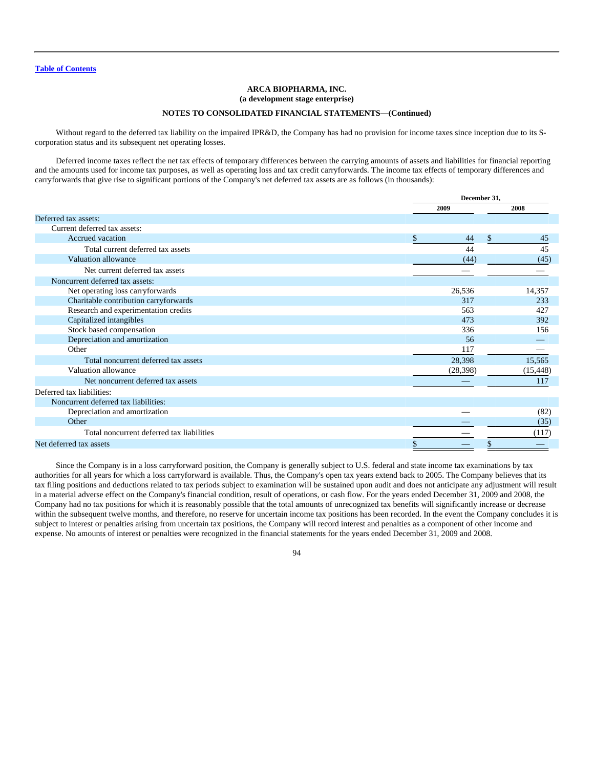[Table of Contents](#)

**ARCA BIOPHARMA, INC.**
**(a development stage enterprise)**

**NOTES TO CONSOLIDATED FINANCIAL STATEMENTS—(Continued)**

Without regard to the deferred tax liability on the impaired IPR&D, the Company has had no provision for income taxes since inception due to its S-corporation status and its subsequent net operating losses.

Deferred income taxes reflect the net tax effects of temporary differences between the carrying amounts of assets and liabilities for financial reporting and the amounts used for income tax purposes, as well as operating loss and tax credit carryforwards. The income tax effects of temporary differences and carryforwards that give rise to significant portions of the Company's net deferred tax assets are as follows (in thousands):

| | December 31, | |
|---|---|---|
| | 2009 | 2008 |
| Deferred tax assets: | | |
| Current deferred tax assets: | | |
| Accrued vacation | $ 44 | $ 45 |
| Total current deferred tax assets | 44 | 45 |
| Valuation allowance | (44) | (45) |
| Net current deferred tax assets | — | — |
| Noncurrent deferred tax assets: | | |
| Net operating loss carryforwards | 26,536 | 14,357 |
| Charitable contribution carryforwards | 317 | 233 |
| Research and experimentation credits | 563 | 427 |
| Capitalized intangibles | 473 | 392 |
| Stock based compensation | 336 | 156 |
| Depreciation and amortization | 56 | — |
| Other | 117 | — |
| Total noncurrent deferred tax assets | 28,398 | 15,565 |
| Valuation allowance | (28,398) | (15,448) |
| Net noncurrent deferred tax assets | — | 117 |
| Deferred tax liabilities: | | |
| Noncurrent deferred tax liabilities: | | |
| Depreciation and amortization | — | (82) |
| Other | — | (35) |
| Total noncurrent deferred tax liabilities | — | (117) |
| Net deferred tax assets | $ — | $ — |

Since the Company is in a loss carryforward position, the Company is generally subject to U.S. federal and state income tax examinations by tax authorities for all years for which a loss carryforward is available. Thus, the Company's open tax years extend back to 2005. The Company believes that its tax filing positions and deductions related to tax periods subject to examination will be sustained upon audit and does not anticipate any adjustment will result in a material adverse effect on the Company's financial condition, result of operations, or cash flow. For the years ended December 31, 2009 and 2008, the Company had no tax positions for which it is reasonably possible that the total amounts of unrecognized tax benefits will significantly increase or decrease within the subsequent twelve months, and therefore, no reserve for uncertain income tax positions has been recorded. In the event the Company concludes it is subject to interest or penalties arising from uncertain tax positions, the Company will record interest and penalties as a component of other income and expense. No amounts of interest or penalties were recognized in the financial statements for the years ended December 31, 2009 and 2008.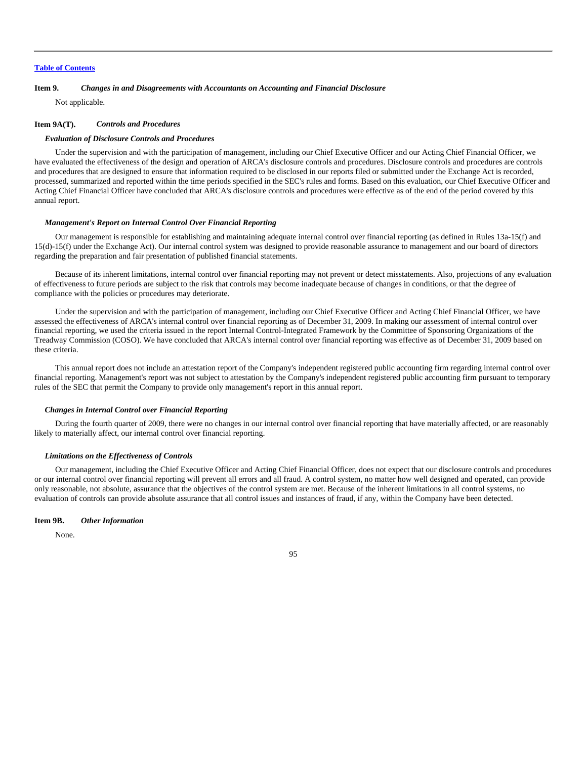[Table of Contents](#)

**Item 9.** ***Changes in and Disagreements with Accountants on Accounting and Financial Disclosure***

Not applicable.

**Item 9A(T).** ***Controls and Procedures***

***Evaluation of Disclosure Controls and Procedures***

Under the supervision and with the participation of management, including our Chief Executive Officer and our Acting Chief Financial Officer, we have evaluated the effectiveness of the design and operation of ARCA's disclosure controls and procedures. Disclosure controls and procedures are controls and procedures that are designed to ensure that information required to be disclosed in our reports filed or submitted under the Exchange Act is recorded, processed, summarized and reported within the time periods specified in the SEC's rules and forms. Based on this evaluation, our Chief Executive Officer and Acting Chief Financial Officer have concluded that ARCA's disclosure controls and procedures were effective as of the end of the period covered by this annual report.

***Management's Report on Internal Control Over Financial Reporting***

Our management is responsible for establishing and maintaining adequate internal control over financial reporting (as defined in Rules 13a-15(f) and 15(d)-15(f) under the Exchange Act). Our internal control system was designed to provide reasonable assurance to management and our board of directors regarding the preparation and fair presentation of published financial statements.

Because of its inherent limitations, internal control over financial reporting may not prevent or detect misstatements. Also, projections of any evaluation of effectiveness to future periods are subject to the risk that controls may become inadequate because of changes in conditions, or that the degree of compliance with the policies or procedures may deteriorate.

Under the supervision and with the participation of management, including our Chief Executive Officer and Acting Chief Financial Officer, we have assessed the effectiveness of ARCA's internal control over financial reporting as of December 31, 2009. In making our assessment of internal control over financial reporting, we used the criteria issued in the report Internal Control-Integrated Framework by the Committee of Sponsoring Organizations of the Treadway Commission (COSO). We have concluded that ARCA's internal control over financial reporting was effective as of December 31, 2009 based on these criteria.

This annual report does not include an attestation report of the Company's independent registered public accounting firm regarding internal control over financial reporting. Management's report was not subject to attestation by the Company's independent registered public accounting firm pursuant to temporary rules of the SEC that permit the Company to provide only management's report in this annual report.

***Changes in Internal Control over Financial Reporting***

During the fourth quarter of 2009, there were no changes in our internal control over financial reporting that have materially affected, or are reasonably likely to materially affect, our internal control over financial reporting.

***Limitations on the Effectiveness of Controls***

Our management, including the Chief Executive Officer and Acting Chief Financial Officer, does not expect that our disclosure controls and procedures or our internal control over financial reporting will prevent all errors and all fraud. A control system, no matter how well designed and operated, can provide only reasonable, not absolute, assurance that the objectives of the control system are met. Because of the inherent limitations in all control systems, no evaluation of controls can provide absolute assurance that all control issues and instances of fraud, if any, within the Company have been detected.

**Item 9B.** ***Other Information***

None.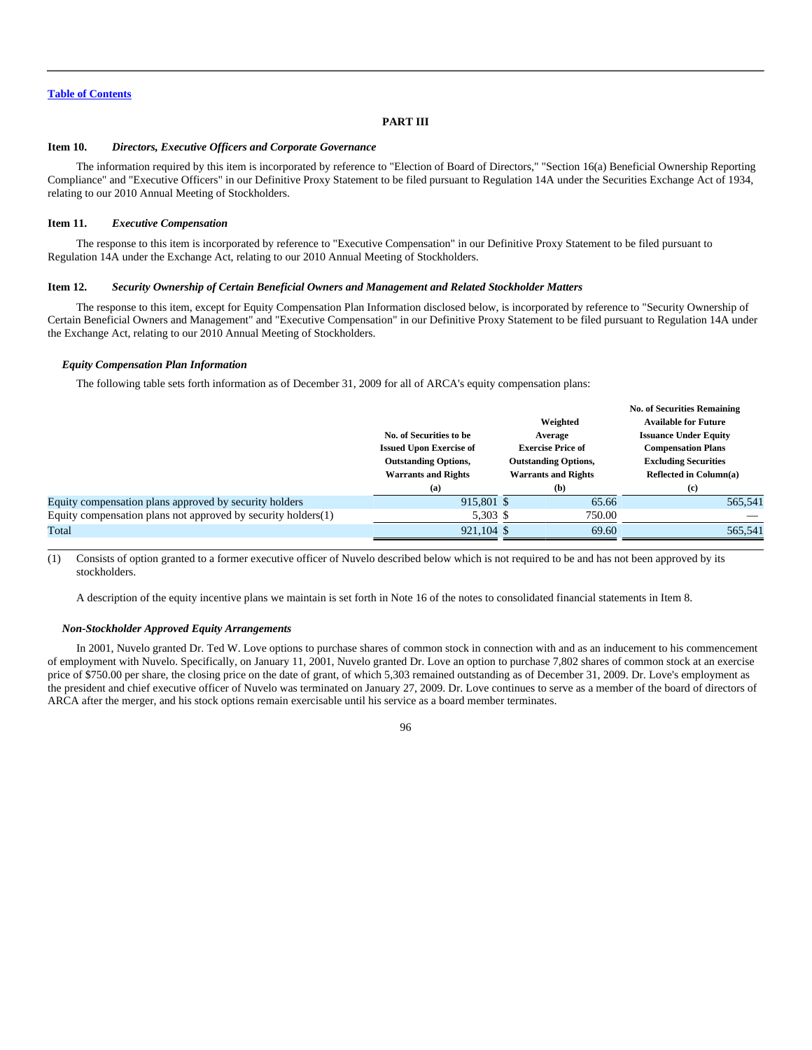[Table of Contents](#)

## PART III

### Item 10. *Directors, Executive Officers and Corporate Governance*

The information required by this item is incorporated by reference to "Election of Board of Directors," "Section 16(a) Beneficial Ownership Reporting Compliance" and "Executive Officers" in our Definitive Proxy Statement to be filed pursuant to Regulation 14A under the Securities Exchange Act of 1934, relating to our 2010 Annual Meeting of Stockholders.

### Item 11. *Executive Compensation*

The response to this item is incorporated by reference to "Executive Compensation" in our Definitive Proxy Statement to be filed pursuant to Regulation 14A under the Exchange Act, relating to our 2010 Annual Meeting of Stockholders.

### Item 12. *Security Ownership of Certain Beneficial Owners and Management and Related Stockholder Matters*

The response to this item, except for Equity Compensation Plan Information disclosed below, is incorporated by reference to "Security Ownership of Certain Beneficial Owners and Management" and "Executive Compensation" in our Definitive Proxy Statement to be filed pursuant to Regulation 14A under the Exchange Act, relating to our 2010 Annual Meeting of Stockholders.

#### *Equity Compensation Plan Information*

The following table sets forth information as of December 31, 2009 for all of ARCA's equity compensation plans:

| | No. of Securities to be Issued Upon Exercise of Outstanding Options, Warrants and Rights (a) | Weighted Average Exercise Price of Outstanding Options, Warrants and Rights (b) | No. of Securities Remaining Available for Future Issuance Under Equity Compensation Plans Excluding Securities Reflected in Column(a) (c) |
|---|---|---|---|
| Equity compensation plans approved by security holders | 915,801 | $ 65.66 | 565,541 |
| Equity compensation plans not approved by security holders(1) | 5,303 | $ 750.00 | — |
| Total | 921,104 | $ 69.60 | 565,541 |

(1) Consists of option granted to a former executive officer of Nuvelo described below which is not required to be and has not been approved by its stockholders.

A description of the equity incentive plans we maintain is set forth in Note 16 of the notes to consolidated financial statements in Item 8.

#### *Non-Stockholder Approved Equity Arrangements*

In 2001, Nuvelo granted Dr. Ted W. Love options to purchase shares of common stock in connection with and as an inducement to his commencement of employment with Nuvelo. Specifically, on January 11, 2001, Nuvelo granted Dr. Love an option to purchase 7,802 shares of common stock at an exercise price of $750.00 per share, the closing price on the date of grant, of which 5,303 remained outstanding as of December 31, 2009. Dr. Love's employment as the president and chief executive officer of Nuvelo was terminated on January 27, 2009. Dr. Love continues to serve as a member of the board of directors of ARCA after the merger, and his stock options remain exercisable until his service as a board member terminates.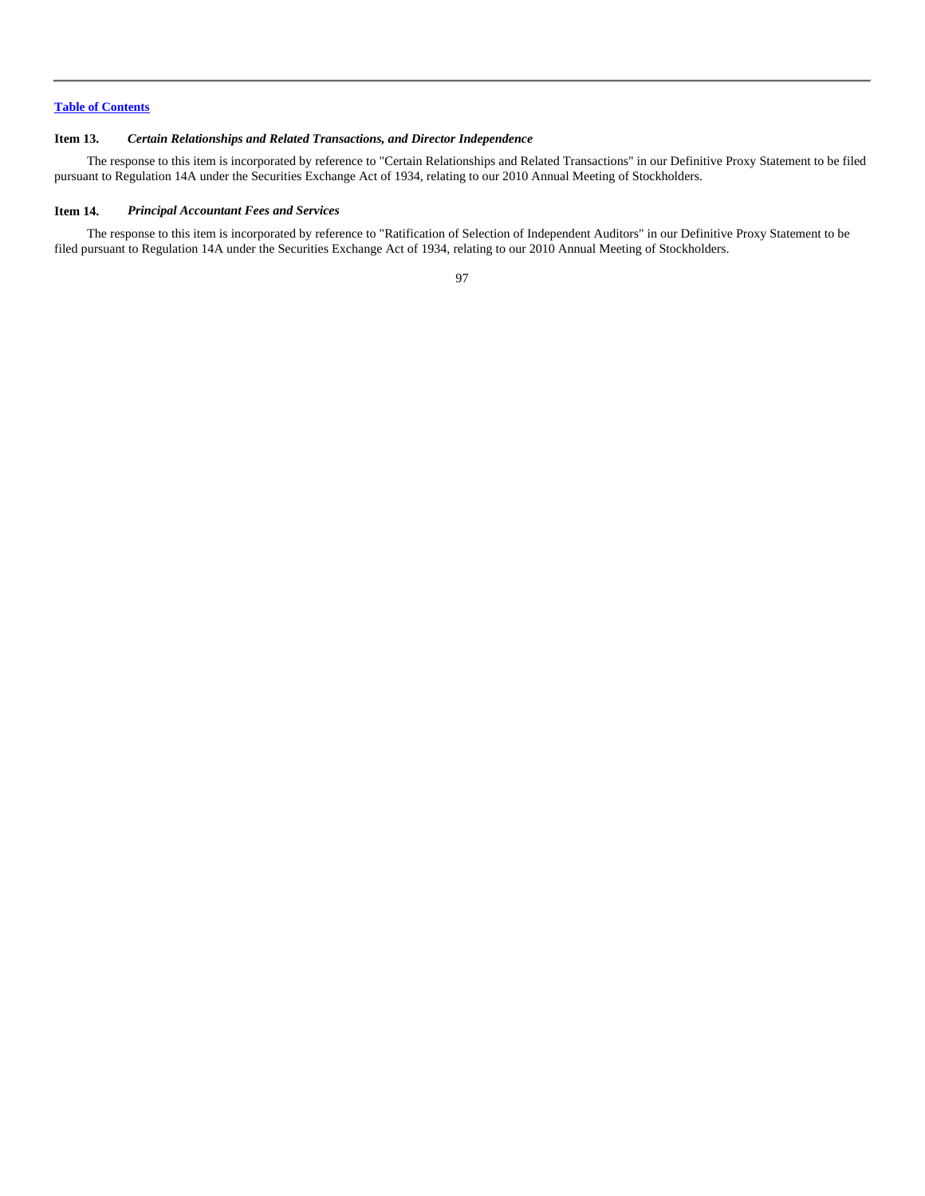**Item 13.** ***Certain Relationships and Related Transactions, and Director Independence***

The response to this item is incorporated by reference to "Certain Relationships and Related Transactions" in our Definitive Proxy Statement to be filed pursuant to Regulation 14A under the Securities Exchange Act of 1934, relating to our 2010 Annual Meeting of Stockholders.

**Item 14.** ***Principal Accountant Fees and Services***

The response to this item is incorporated by reference to "Ratification of Selection of Independent Auditors" in our Definitive Proxy Statement to be filed pursuant to Regulation 14A under the Securities Exchange Act of 1934, relating to our 2010 Annual Meeting of Stockholders.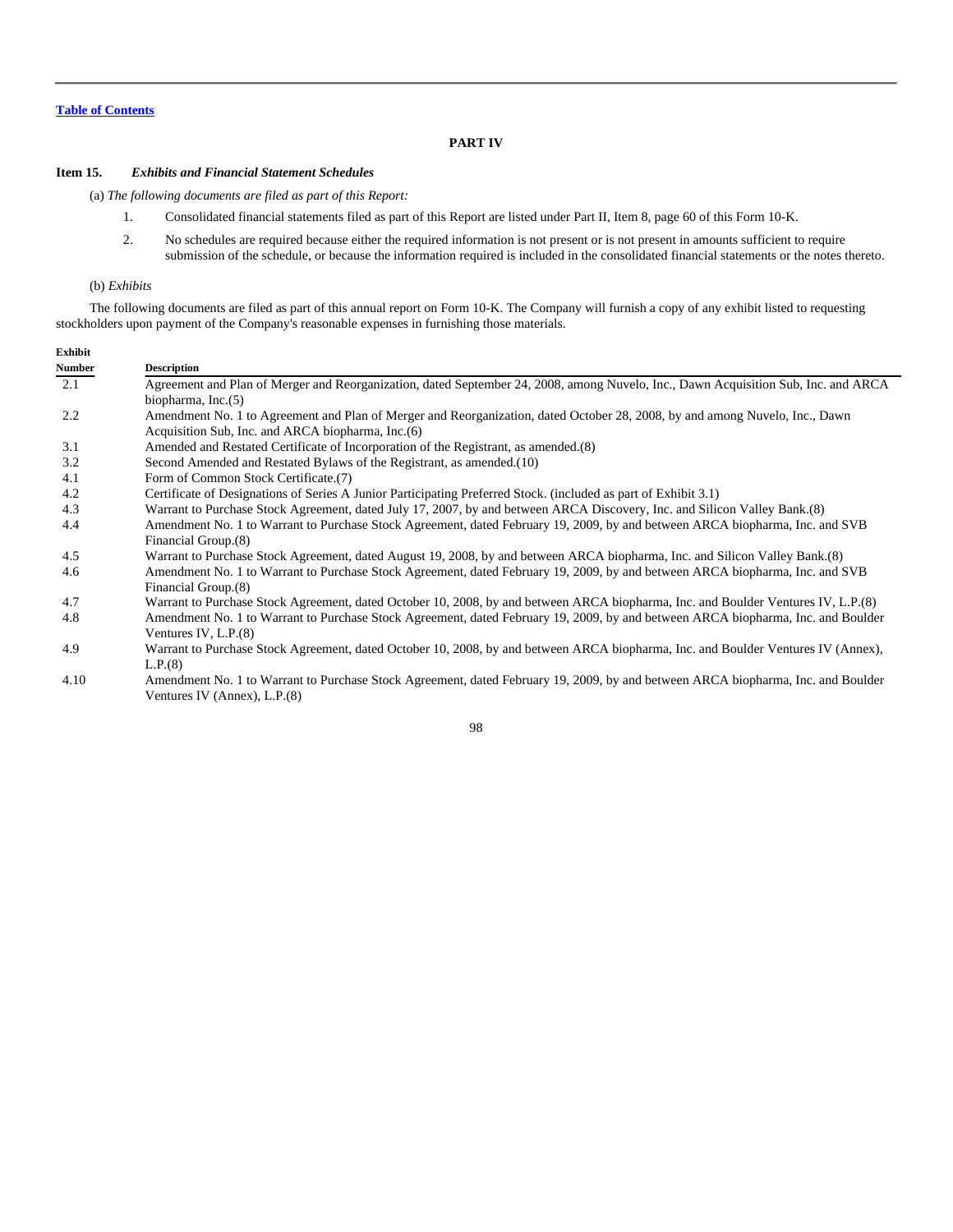Table of Contents

# PART IV

## Item 15. *Exhibits and Financial Statement Schedules*

(a) *The following documents are filed as part of this Report:*

1. Consolidated financial statements filed as part of this Report are listed under Part II, Item 8, page 60 of this Form 10-K.
2. No schedules are required because either the required information is not present or is not present in amounts sufficient to require submission of the schedule, or because the information required is included in the consolidated financial statements or the notes thereto.

(b) *Exhibits*

The following documents are filed as part of this annual report on Form 10-K. The Company will furnish a copy of any exhibit listed to requesting stockholders upon payment of the Company's reasonable expenses in furnishing those materials.

| Exhibit Number | Description |
|---|---|
| 2.1 | Agreement and Plan of Merger and Reorganization, dated September 24, 2008, among Nuvelo, Inc., Dawn Acquisition Sub, Inc. and ARCA biopharma, Inc.(5) |
| 2.2 | Amendment No. 1 to Agreement and Plan of Merger and Reorganization, dated October 28, 2008, by and among Nuvelo, Inc., Dawn Acquisition Sub, Inc. and ARCA biopharma, Inc.(6) |
| 3.1 | Amended and Restated Certificate of Incorporation of the Registrant, as amended.(8) |
| 3.2 | Second Amended and Restated Bylaws of the Registrant, as amended.(10) |
| 4.1 | Form of Common Stock Certificate.(7) |
| 4.2 | Certificate of Designations of Series A Junior Participating Preferred Stock. (included as part of Exhibit 3.1) |
| 4.3 | Warrant to Purchase Stock Agreement, dated July 17, 2007, by and between ARCA Discovery, Inc. and Silicon Valley Bank.(8) |
| 4.4 | Amendment No. 1 to Warrant to Purchase Stock Agreement, dated February 19, 2009, by and between ARCA biopharma, Inc. and SVB Financial Group.(8) |
| 4.5 | Warrant to Purchase Stock Agreement, dated August 19, 2008, by and between ARCA biopharma, Inc. and Silicon Valley Bank.(8) |
| 4.6 | Amendment No. 1 to Warrant to Purchase Stock Agreement, dated February 19, 2009, by and between ARCA biopharma, Inc. and SVB Financial Group.(8) |
| 4.7 | Warrant to Purchase Stock Agreement, dated October 10, 2008, by and between ARCA biopharma, Inc. and Boulder Ventures IV, L.P.(8) |
| 4.8 | Amendment No. 1 to Warrant to Purchase Stock Agreement, dated February 19, 2009, by and between ARCA biopharma, Inc. and Boulder Ventures IV, L.P.(8) |
| 4.9 | Warrant to Purchase Stock Agreement, dated October 10, 2008, by and between ARCA biopharma, Inc. and Boulder Ventures IV (Annex), L.P.(8) |
| 4.10 | Amendment No. 1 to Warrant to Purchase Stock Agreement, dated February 19, 2009, by and between ARCA biopharma, Inc. and Boulder Ventures IV (Annex), L.P.(8) |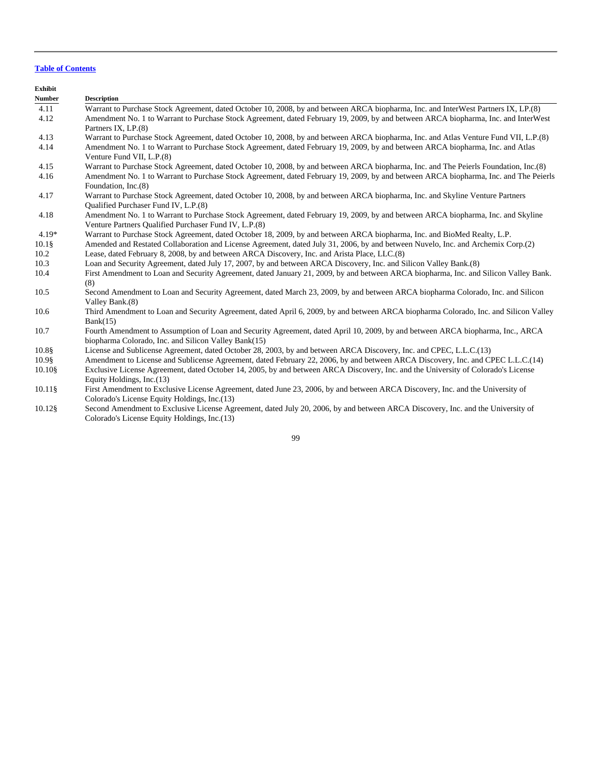[Table of Contents](#)

| Exhibit Number | Description |
| --- | --- |
| 4.11 | Warrant to Purchase Stock Agreement, dated October 10, 2008, by and between ARCA biopharma, Inc. and InterWest Partners IX, LP.(8) |
| 4.12 | Amendment No. 1 to Warrant to Purchase Stock Agreement, dated February 19, 2009, by and between ARCA biopharma, Inc. and InterWest Partners IX, LP.(8) |
| 4.13 | Warrant to Purchase Stock Agreement, dated October 10, 2008, by and between ARCA biopharma, Inc. and Atlas Venture Fund VII, L.P.(8) |
| 4.14 | Amendment No. 1 to Warrant to Purchase Stock Agreement, dated February 19, 2009, by and between ARCA biopharma, Inc. and Atlas Venture Fund VII, L.P.(8) |
| 4.15 | Warrant to Purchase Stock Agreement, dated October 10, 2008, by and between ARCA biopharma, Inc. and The Peierls Foundation, Inc.(8) |
| 4.16 | Amendment No. 1 to Warrant to Purchase Stock Agreement, dated February 19, 2009, by and between ARCA biopharma, Inc. and The Peierls Foundation, Inc.(8) |
| 4.17 | Warrant to Purchase Stock Agreement, dated October 10, 2008, by and between ARCA biopharma, Inc. and Skyline Venture Partners Qualified Purchaser Fund IV, L.P.(8) |
| 4.18 | Amendment No. 1 to Warrant to Purchase Stock Agreement, dated February 19, 2009, by and between ARCA biopharma, Inc. and Skyline Venture Partners Qualified Purchaser Fund IV, L.P.(8) |
| 4.19* | Warrant to Purchase Stock Agreement, dated October 18, 2009, by and between ARCA biopharma, Inc. and BioMed Realty, L.P. |
| 10.1§ | Amended and Restated Collaboration and License Agreement, dated July 31, 2006, by and between Nuvelo, Inc. and Archemix Corp.(2) |
| 10.2 | Lease, dated February 8, 2008, by and between ARCA Discovery, Inc. and Arista Place, LLC.(8) |
| 10.3 | Loan and Security Agreement, dated July 17, 2007, by and between ARCA Discovery, Inc. and Silicon Valley Bank.(8) |
| 10.4 | First Amendment to Loan and Security Agreement, dated January 21, 2009, by and between ARCA biopharma, Inc. and Silicon Valley Bank.(8) |
| 10.5 | Second Amendment to Loan and Security Agreement, dated March 23, 2009, by and between ARCA biopharma Colorado, Inc. and Silicon Valley Bank.(8) |
| 10.6 | Third Amendment to Loan and Security Agreement, dated April 6, 2009, by and between ARCA biopharma Colorado, Inc. and Silicon Valley Bank(15) |
| 10.7 | Fourth Amendment to Assumption of Loan and Security Agreement, dated April 10, 2009, by and between ARCA biopharma, Inc., ARCA biopharma Colorado, Inc. and Silicon Valley Bank(15) |
| 10.8§ | License and Sublicense Agreement, dated October 28, 2003, by and between ARCA Discovery, Inc. and CPEC, L.L.C.(13) |
| 10.9§ | Amendment to License and Sublicense Agreement, dated February 22, 2006, by and between ARCA Discovery, Inc. and CPEC L.L.C.(14) |
| 10.10§ | Exclusive License Agreement, dated October 14, 2005, by and between ARCA Discovery, Inc. and the University of Colorado's License Equity Holdings, Inc.(13) |
| 10.11§ | First Amendment to Exclusive License Agreement, dated June 23, 2006, by and between ARCA Discovery, Inc. and the University of Colorado's License Equity Holdings, Inc.(13) |
| 10.12§ | Second Amendment to Exclusive License Agreement, dated July 20, 2006, by and between ARCA Discovery, Inc. and the University of Colorado's License Equity Holdings, Inc.(13) |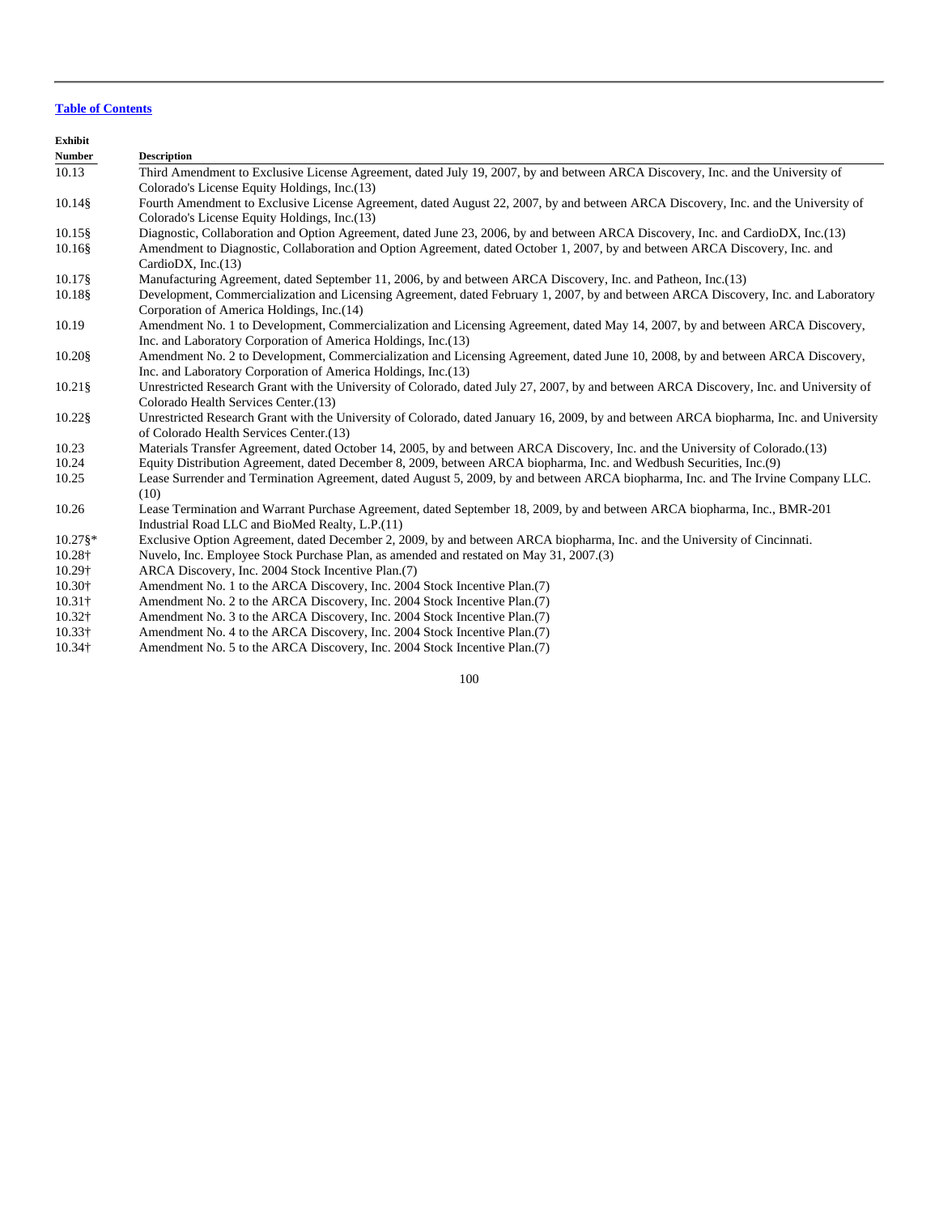[Table of Contents](#)

| Exhibit Number | Description |
| --- | --- |
| 10.13 | Third Amendment to Exclusive License Agreement, dated July 19, 2007, by and between ARCA Discovery, Inc. and the University of Colorado's License Equity Holdings, Inc.(13) |
| 10.14§ | Fourth Amendment to Exclusive License Agreement, dated August 22, 2007, by and between ARCA Discovery, Inc. and the University of Colorado's License Equity Holdings, Inc.(13) |
| 10.15§ | Diagnostic, Collaboration and Option Agreement, dated June 23, 2006, by and between ARCA Discovery, Inc. and CardioDX, Inc.(13) |
| 10.16§ | Amendment to Diagnostic, Collaboration and Option Agreement, dated October 1, 2007, by and between ARCA Discovery, Inc. and CardioDX, Inc.(13) |
| 10.17§ | Manufacturing Agreement, dated September 11, 2006, by and between ARCA Discovery, Inc. and Patheon, Inc.(13) |
| 10.18§ | Development, Commercialization and Licensing Agreement, dated February 1, 2007, by and between ARCA Discovery, Inc. and Laboratory Corporation of America Holdings, Inc.(14) |
| 10.19 | Amendment No. 1 to Development, Commercialization and Licensing Agreement, dated May 14, 2007, by and between ARCA Discovery, Inc. and Laboratory Corporation of America Holdings, Inc.(13) |
| 10.20§ | Amendment No. 2 to Development, Commercialization and Licensing Agreement, dated June 10, 2008, by and between ARCA Discovery, Inc. and Laboratory Corporation of America Holdings, Inc.(13) |
| 10.21§ | Unrestricted Research Grant with the University of Colorado, dated July 27, 2007, by and between ARCA Discovery, Inc. and University of Colorado Health Services Center.(13) |
| 10.22§ | Unrestricted Research Grant with the University of Colorado, dated January 16, 2009, by and between ARCA biopharma, Inc. and University of Colorado Health Services Center.(13) |
| 10.23 | Materials Transfer Agreement, dated October 14, 2005, by and between ARCA Discovery, Inc. and the University of Colorado.(13) |
| 10.24 | Equity Distribution Agreement, dated December 8, 2009, between ARCA biopharma, Inc. and Wedbush Securities, Inc.(9) |
| 10.25 | Lease Surrender and Termination Agreement, dated August 5, 2009, by and between ARCA biopharma, Inc. and The Irvine Company LLC.(10) |
| 10.26 | Lease Termination and Warrant Purchase Agreement, dated September 18, 2009, by and between ARCA biopharma, Inc., BMR-201 Industrial Road LLC and BioMed Realty, L.P.(11) |
| 10.27§* | Exclusive Option Agreement, dated December 2, 2009, by and between ARCA biopharma, Inc. and the University of Cincinnati. |
| 10.28† | Nuvelo, Inc. Employee Stock Purchase Plan, as amended and restated on May 31, 2007.(3) |
| 10.29† | ARCA Discovery, Inc. 2004 Stock Incentive Plan.(7) |
| 10.30† | Amendment No. 1 to the ARCA Discovery, Inc. 2004 Stock Incentive Plan.(7) |
| 10.31† | Amendment No. 2 to the ARCA Discovery, Inc. 2004 Stock Incentive Plan.(7) |
| 10.32† | Amendment No. 3 to the ARCA Discovery, Inc. 2004 Stock Incentive Plan.(7) |
| 10.33† | Amendment No. 4 to the ARCA Discovery, Inc. 2004 Stock Incentive Plan.(7) |
| 10.34† | Amendment No. 5 to the ARCA Discovery, Inc. 2004 Stock Incentive Plan.(7) |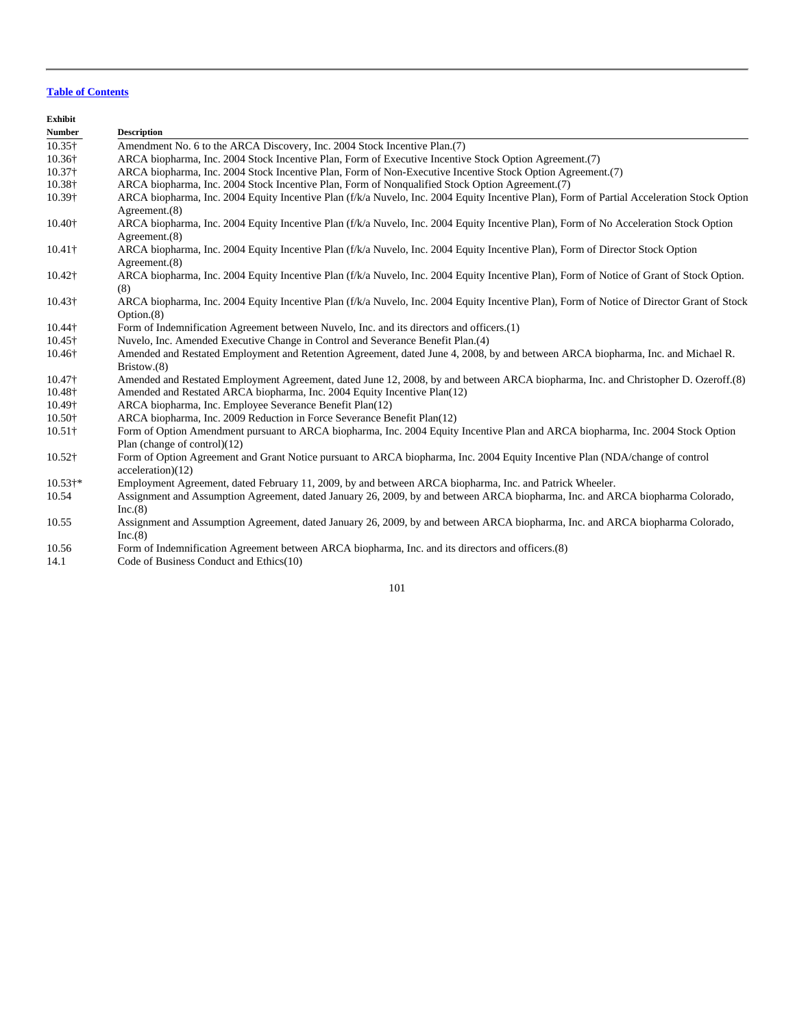[Table of Contents](#)

| Exhibit Number | Description |
| --- | --- |
| 10.35† | Amendment No. 6 to the ARCA Discovery, Inc. 2004 Stock Incentive Plan.(7) |
| 10.36† | ARCA biopharma, Inc. 2004 Stock Incentive Plan, Form of Executive Incentive Stock Option Agreement.(7) |
| 10.37† | ARCA biopharma, Inc. 2004 Stock Incentive Plan, Form of Non-Executive Incentive Stock Option Agreement.(7) |
| 10.38† | ARCA biopharma, Inc. 2004 Stock Incentive Plan, Form of Nonqualified Stock Option Agreement.(7) |
| 10.39† | ARCA biopharma, Inc. 2004 Equity Incentive Plan (f/k/a Nuvelo, Inc. 2004 Equity Incentive Plan), Form of Partial Acceleration Stock Option Agreement.(8) |
| 10.40† | ARCA biopharma, Inc. 2004 Equity Incentive Plan (f/k/a Nuvelo, Inc. 2004 Equity Incentive Plan), Form of No Acceleration Stock Option Agreement.(8) |
| 10.41† | ARCA biopharma, Inc. 2004 Equity Incentive Plan (f/k/a Nuvelo, Inc. 2004 Equity Incentive Plan), Form of Director Stock Option Agreement.(8) |
| 10.42† | ARCA biopharma, Inc. 2004 Equity Incentive Plan (f/k/a Nuvelo, Inc. 2004 Equity Incentive Plan), Form of Notice of Grant of Stock Option.(8) |
| 10.43† | ARCA biopharma, Inc. 2004 Equity Incentive Plan (f/k/a Nuvelo, Inc. 2004 Equity Incentive Plan), Form of Notice of Director Grant of Stock Option.(8) |
| 10.44† | Form of Indemnification Agreement between Nuvelo, Inc. and its directors and officers.(1) |
| 10.45† | Nuvelo, Inc. Amended Executive Change in Control and Severance Benefit Plan.(4) |
| 10.46† | Amended and Restated Employment and Retention Agreement, dated June 4, 2008, by and between ARCA biopharma, Inc. and Michael R. Bristow.(8) |
| 10.47† | Amended and Restated Employment Agreement, dated June 12, 2008, by and between ARCA biopharma, Inc. and Christopher D. Ozeroff.(8) |
| 10.48† | Amended and Restated ARCA biopharma, Inc. 2004 Equity Incentive Plan(12) |
| 10.49† | ARCA biopharma, Inc. Employee Severance Benefit Plan(12) |
| 10.50† | ARCA biopharma, Inc. 2009 Reduction in Force Severance Benefit Plan(12) |
| 10.51† | Form of Option Amendment pursuant to ARCA biopharma, Inc. 2004 Equity Incentive Plan and ARCA biopharma, Inc. 2004 Stock Option Plan (change of control)(12) |
| 10.52† | Form of Option Agreement and Grant Notice pursuant to ARCA biopharma, Inc. 2004 Equity Incentive Plan (NDA/change of control acceleration)(12) |
| 10.53†* | Employment Agreement, dated February 11, 2009, by and between ARCA biopharma, Inc. and Patrick Wheeler. |
| 10.54 | Assignment and Assumption Agreement, dated January 26, 2009, by and between ARCA biopharma, Inc. and ARCA biopharma Colorado, Inc.(8) |
| 10.55 | Assignment and Assumption Agreement, dated January 26, 2009, by and between ARCA biopharma, Inc. and ARCA biopharma Colorado, Inc.(8) |
| 10.56 | Form of Indemnification Agreement between ARCA biopharma, Inc. and its directors and officers.(8) |
| 14.1 | Code of Business Conduct and Ethics(10) |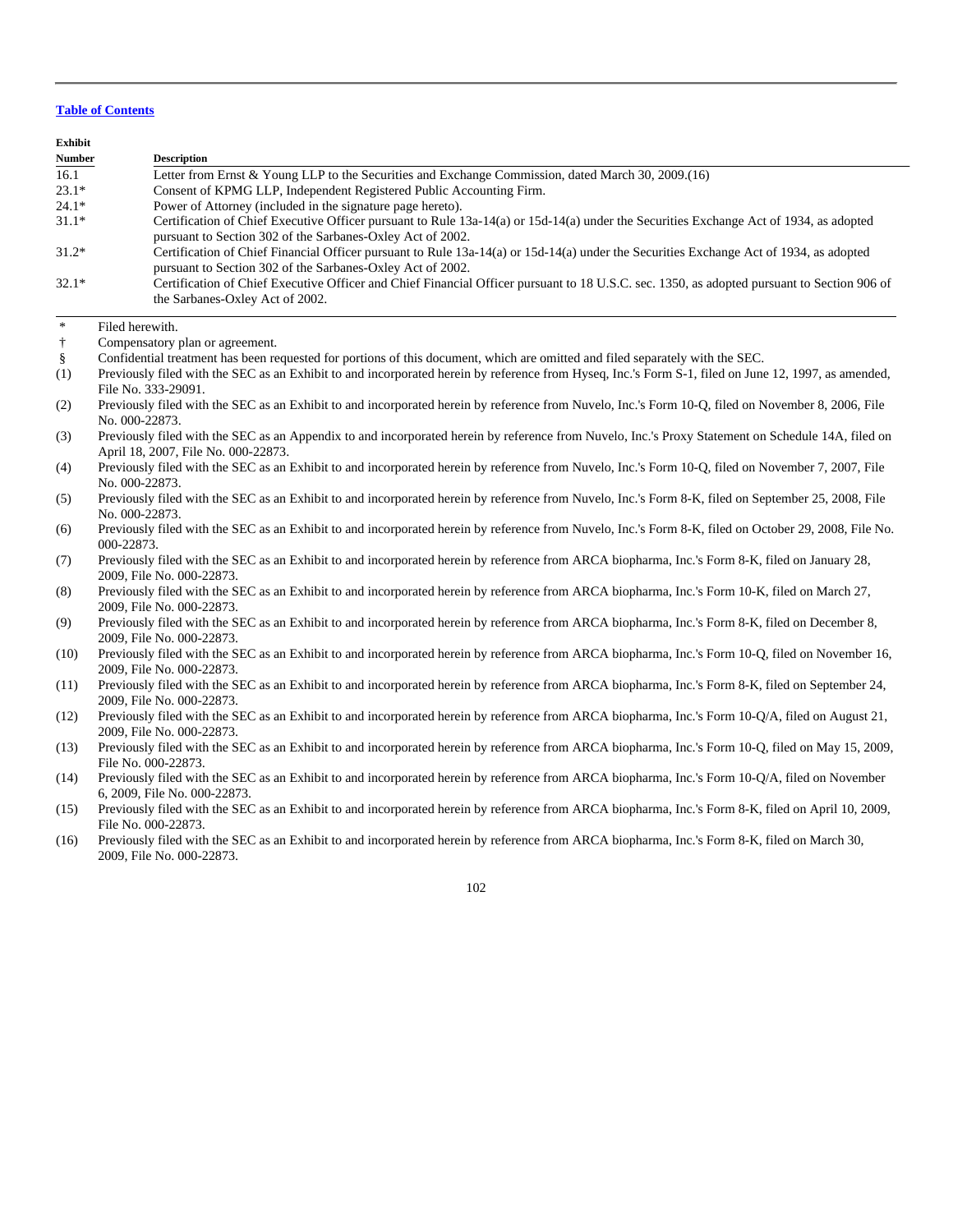[Table of Contents](#)

| Exhibit Number | Description |
|---|---|
| 16.1 | Letter from Ernst & Young LLP to the Securities and Exchange Commission, dated March 30, 2009.(16) |
| 23.1* | Consent of KPMG LLP, Independent Registered Public Accounting Firm. |
| 24.1* | Power of Attorney (included in the signature page hereto). |
| 31.1* | Certification of Chief Executive Officer pursuant to Rule 13a-14(a) or 15d-14(a) under the Securities Exchange Act of 1934, as adopted pursuant to Section 302 of the Sarbanes-Oxley Act of 2002. |
| 31.2* | Certification of Chief Financial Officer pursuant to Rule 13a-14(a) or 15d-14(a) under the Securities Exchange Act of 1934, as adopted pursuant to Section 302 of the Sarbanes-Oxley Act of 2002. |
| 32.1* | Certification of Chief Executive Officer and Chief Financial Officer pursuant to 18 U.S.C. sec. 1350, as adopted pursuant to Section 906 of the Sarbanes-Oxley Act of 2002. |

- \* Filed herewith.
- † Compensatory plan or agreement.
- § Confidential treatment has been requested for portions of this document, which are omitted and filed separately with the SEC.
- (1) Previously filed with the SEC as an Exhibit to and incorporated herein by reference from Hyseq, Inc.'s Form S-1, filed on June 12, 1997, as amended, File No. 333-29091.
- (2) Previously filed with the SEC as an Exhibit to and incorporated herein by reference from Nuvelo, Inc.'s Form 10-Q, filed on November 8, 2006, File No. 000-22873.
- (3) Previously filed with the SEC as an Appendix to and incorporated herein by reference from Nuvelo, Inc.'s Proxy Statement on Schedule 14A, filed on April 18, 2007, File No. 000-22873.
- (4) Previously filed with the SEC as an Exhibit to and incorporated herein by reference from Nuvelo, Inc.'s Form 10-Q, filed on November 7, 2007, File No. 000-22873.
- (5) Previously filed with the SEC as an Exhibit to and incorporated herein by reference from Nuvelo, Inc.'s Form 8-K, filed on September 25, 2008, File No. 000-22873.
- (6) Previously filed with the SEC as an Exhibit to and incorporated herein by reference from Nuvelo, Inc.'s Form 8-K, filed on October 29, 2008, File No. 000-22873.
- (7) Previously filed with the SEC as an Exhibit to and incorporated herein by reference from ARCA biopharma, Inc.'s Form 8-K, filed on January 28, 2009, File No. 000-22873.
- (8) Previously filed with the SEC as an Exhibit to and incorporated herein by reference from ARCA biopharma, Inc.'s Form 10-K, filed on March 27, 2009, File No. 000-22873.
- (9) Previously filed with the SEC as an Exhibit to and incorporated herein by reference from ARCA biopharma, Inc.'s Form 8-K, filed on December 8, 2009, File No. 000-22873.
- (10) Previously filed with the SEC as an Exhibit to and incorporated herein by reference from ARCA biopharma, Inc.'s Form 10-Q, filed on November 16, 2009, File No. 000-22873.
- (11) Previously filed with the SEC as an Exhibit to and incorporated herein by reference from ARCA biopharma, Inc.'s Form 8-K, filed on September 24, 2009, File No. 000-22873.
- (12) Previously filed with the SEC as an Exhibit to and incorporated herein by reference from ARCA biopharma, Inc.'s Form 10-Q/A, filed on August 21, 2009, File No. 000-22873.
- (13) Previously filed with the SEC as an Exhibit to and incorporated herein by reference from ARCA biopharma, Inc.'s Form 10-Q, filed on May 15, 2009, File No. 000-22873.
- (14) Previously filed with the SEC as an Exhibit to and incorporated herein by reference from ARCA biopharma, Inc.'s Form 10-Q/A, filed on November 6, 2009, File No. 000-22873.
- (15) Previously filed with the SEC as an Exhibit to and incorporated herein by reference from ARCA biopharma, Inc.'s Form 8-K, filed on April 10, 2009, File No. 000-22873.
- (16) Previously filed with the SEC as an Exhibit to and incorporated herein by reference from ARCA biopharma, Inc.'s Form 8-K, filed on March 30, 2009, File No. 000-22873.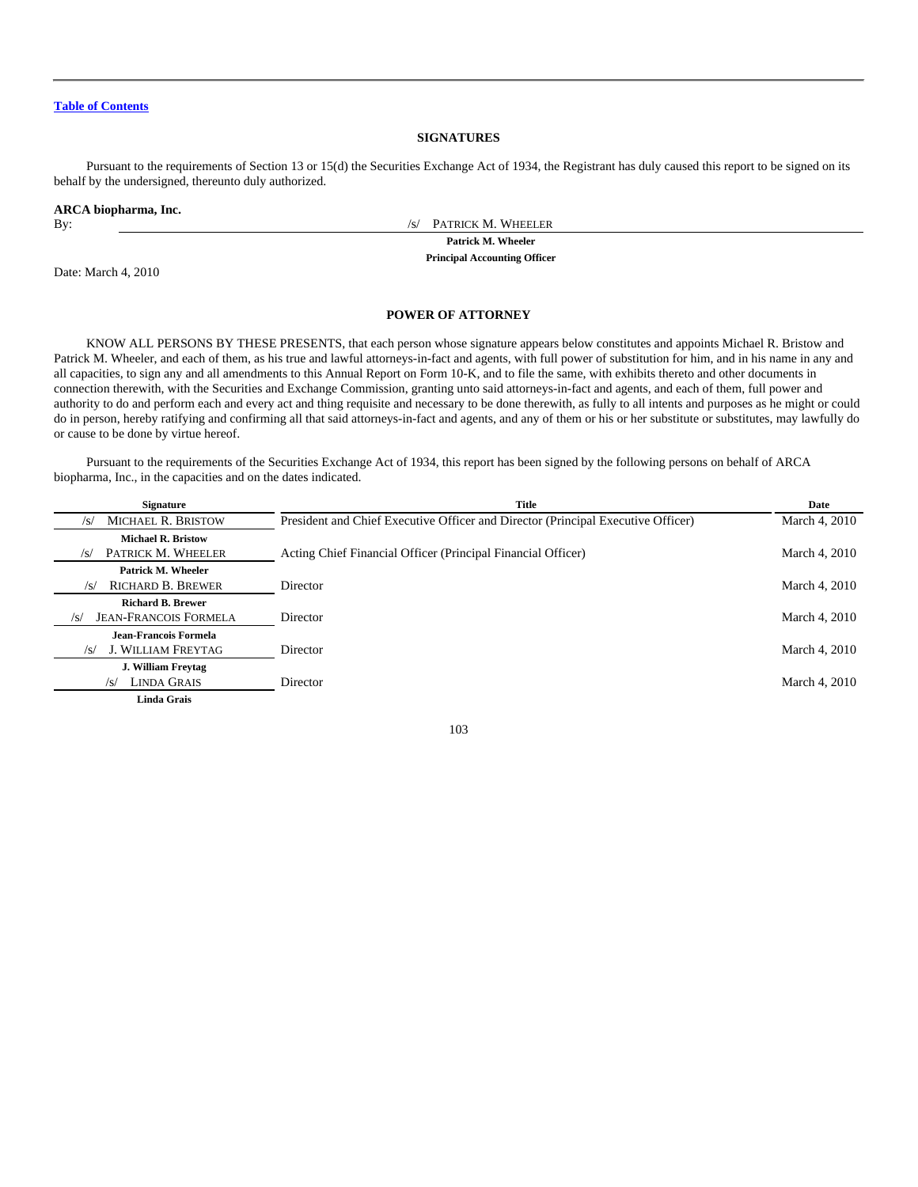[Table of Contents](#)

## SIGNATURES

Pursuant to the requirements of Section 13 or 15(d) the Securities Exchange Act of 1934, the Registrant has duly caused this report to be signed on its behalf by the undersigned, thereunto duly authorized.

**ARCA biopharma, Inc.**

By: /s/ PATRICK M. WHEELER

**Patrick M. Wheeler**
**Principal Accounting Officer**

Date: March 4, 2010

## POWER OF ATTORNEY

KNOW ALL PERSONS BY THESE PRESENTS, that each person whose signature appears below constitutes and appoints Michael R. Bristow and Patrick M. Wheeler, and each of them, as his true and lawful attorneys-in-fact and agents, with full power of substitution for him, and in his name in any and all capacities, to sign any and all amendments to this Annual Report on Form 10-K, and to file the same, with exhibits thereto and other documents in connection therewith, with the Securities and Exchange Commission, granting unto said attorneys-in-fact and agents, and each of them, full power and authority to do and perform each and every act and thing requisite and necessary to be done therewith, as fully to all intents and purposes as he might or could do in person, hereby ratifying and confirming all that said attorneys-in-fact and agents, and any of them or his or her substitute or substitutes, may lawfully do or cause to be done by virtue hereof.

Pursuant to the requirements of the Securities Exchange Act of 1934, this report has been signed by the following persons on behalf of ARCA biopharma, Inc., in the capacities and on the dates indicated.

| Signature | Title | Date |
|---|---|---|
| /s/ MICHAEL R. BRISTOW<br>**Michael R. Bristow** | President and Chief Executive Officer and Director (Principal Executive Officer) | March 4, 2010 |
| /s/ PATRICK M. WHEELER<br>**Patrick M. Wheeler** | Acting Chief Financial Officer (Principal Financial Officer) | March 4, 2010 |
| /s/ RICHARD B. BREWER<br>**Richard B. Brewer** | Director | March 4, 2010 |
| /s/ JEAN-FRANCOIS FORMELA<br>**Jean-Francois Formela** | Director | March 4, 2010 |
| /s/ J. WILLIAM FREYTAG<br>**J. William Freytag** | Director | March 4, 2010 |
| /s/ LINDA GRAIS<br>**Linda Grais** | Director | March 4, 2010 |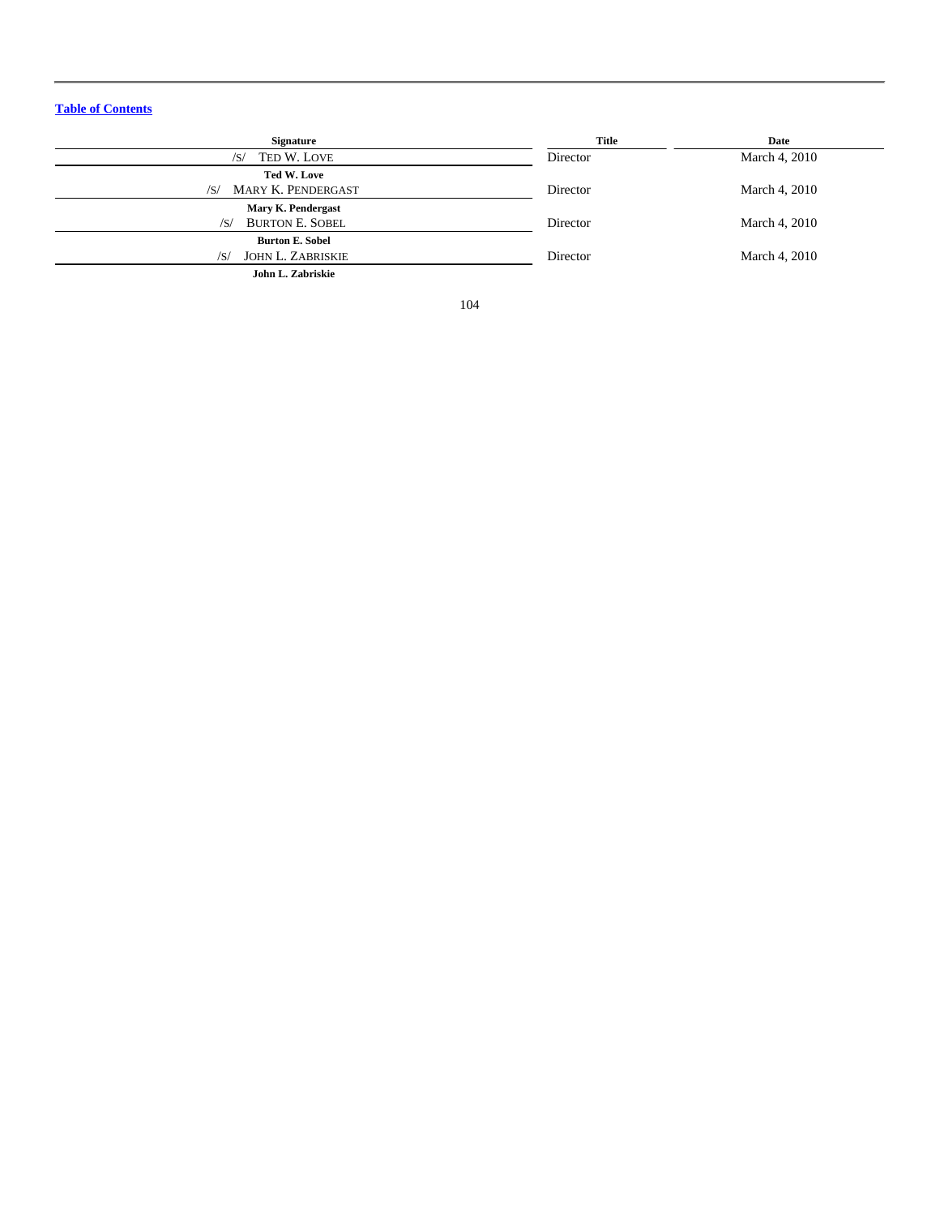[Table of Contents](#)

| Signature | Title | Date |
|---|---|---|
| /S/ TED W. LOVE<br>**Ted W. Love** | Director | March 4, 2010 |
| /S/ MARY K. PENDERGAST<br>**Mary K. Pendergast** | Director | March 4, 2010 |
| /S/ BURTON E. SOBEL<br>**Burton E. Sobel** | Director | March 4, 2010 |
| /S/ JOHN L. ZABRISKIE<br>**John L. Zabriskie** | Director | March 4, 2010 |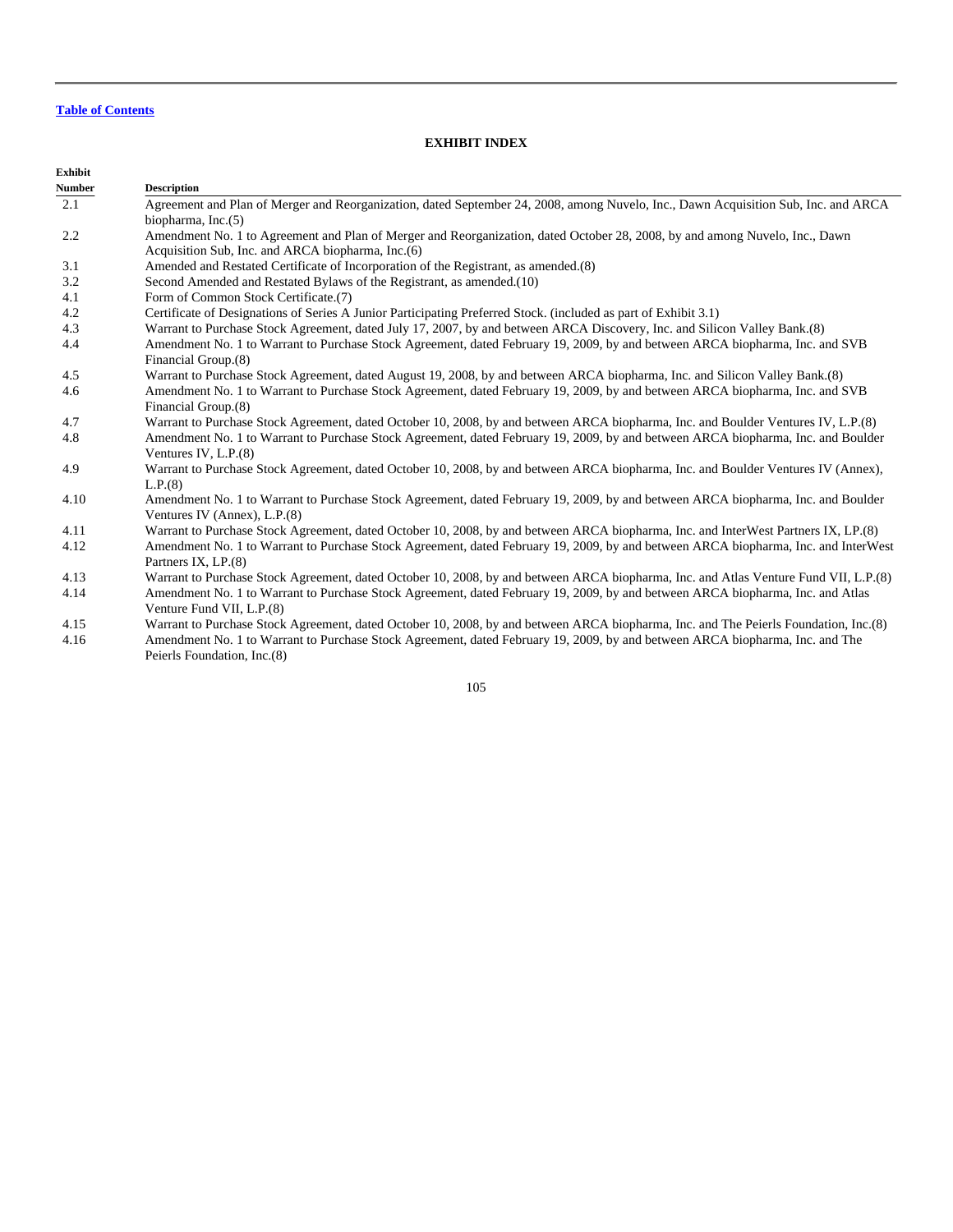[Table of Contents](#)

## EXHIBIT INDEX

| Exhibit Number | Description |
|---|---|
| 2.1 | Agreement and Plan of Merger and Reorganization, dated September 24, 2008, among Nuvelo, Inc., Dawn Acquisition Sub, Inc. and ARCA biopharma, Inc.(5) |
| 2.2 | Amendment No. 1 to Agreement and Plan of Merger and Reorganization, dated October 28, 2008, by and among Nuvelo, Inc., Dawn Acquisition Sub, Inc. and ARCA biopharma, Inc.(6) |
| 3.1 | Amended and Restated Certificate of Incorporation of the Registrant, as amended.(8) |
| 3.2 | Second Amended and Restated Bylaws of the Registrant, as amended.(10) |
| 4.1 | Form of Common Stock Certificate.(7) |
| 4.2 | Certificate of Designations of Series A Junior Participating Preferred Stock. (included as part of Exhibit 3.1) |
| 4.3 | Warrant to Purchase Stock Agreement, dated July 17, 2007, by and between ARCA Discovery, Inc. and Silicon Valley Bank.(8) |
| 4.4 | Amendment No. 1 to Warrant to Purchase Stock Agreement, dated February 19, 2009, by and between ARCA biopharma, Inc. and SVB Financial Group.(8) |
| 4.5 | Warrant to Purchase Stock Agreement, dated August 19, 2008, by and between ARCA biopharma, Inc. and Silicon Valley Bank.(8) |
| 4.6 | Amendment No. 1 to Warrant to Purchase Stock Agreement, dated February 19, 2009, by and between ARCA biopharma, Inc. and SVB Financial Group.(8) |
| 4.7 | Warrant to Purchase Stock Agreement, dated October 10, 2008, by and between ARCA biopharma, Inc. and Boulder Ventures IV, L.P.(8) |
| 4.8 | Amendment No. 1 to Warrant to Purchase Stock Agreement, dated February 19, 2009, by and between ARCA biopharma, Inc. and Boulder Ventures IV, L.P.(8) |
| 4.9 | Warrant to Purchase Stock Agreement, dated October 10, 2008, by and between ARCA biopharma, Inc. and Boulder Ventures IV (Annex), L.P.(8) |
| 4.10 | Amendment No. 1 to Warrant to Purchase Stock Agreement, dated February 19, 2009, by and between ARCA biopharma, Inc. and Boulder Ventures IV (Annex), L.P.(8) |
| 4.11 | Warrant to Purchase Stock Agreement, dated October 10, 2008, by and between ARCA biopharma, Inc. and InterWest Partners IX, LP.(8) |
| 4.12 | Amendment No. 1 to Warrant to Purchase Stock Agreement, dated February 19, 2009, by and between ARCA biopharma, Inc. and InterWest Partners IX, LP.(8) |
| 4.13 | Warrant to Purchase Stock Agreement, dated October 10, 2008, by and between ARCA biopharma, Inc. and Atlas Venture Fund VII, L.P.(8) |
| 4.14 | Amendment No. 1 to Warrant to Purchase Stock Agreement, dated February 19, 2009, by and between ARCA biopharma, Inc. and Atlas Venture Fund VII, L.P.(8) |
| 4.15 | Warrant to Purchase Stock Agreement, dated October 10, 2008, by and between ARCA biopharma, Inc. and The Peierls Foundation, Inc.(8) |
| 4.16 | Amendment No. 1 to Warrant to Purchase Stock Agreement, dated February 19, 2009, by and between ARCA biopharma, Inc. and The Peierls Foundation, Inc.(8) |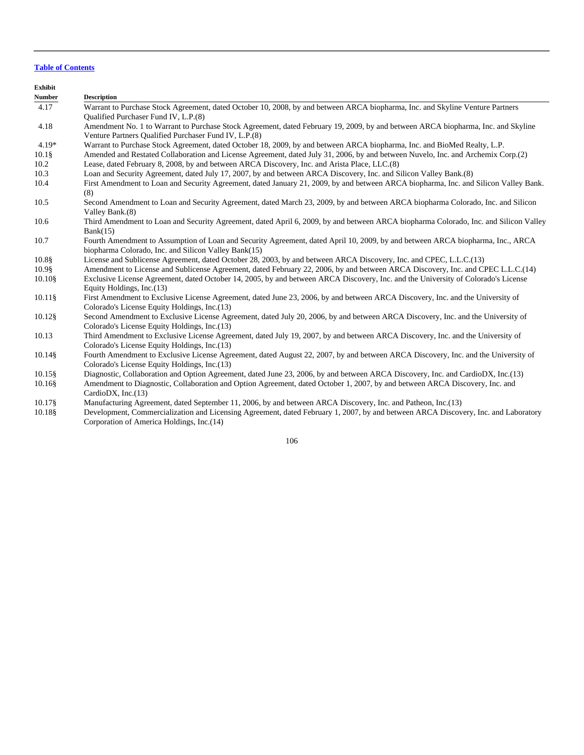[Table of Contents](#)

| Exhibit Number | Description |
|---|---|
| 4.17 | Warrant to Purchase Stock Agreement, dated October 10, 2008, by and between ARCA biopharma, Inc. and Skyline Venture Partners Qualified Purchaser Fund IV, L.P.(8) |
| 4.18 | Amendment No. 1 to Warrant to Purchase Stock Agreement, dated February 19, 2009, by and between ARCA biopharma, Inc. and Skyline Venture Partners Qualified Purchaser Fund IV, L.P.(8) |
| 4.19* | Warrant to Purchase Stock Agreement, dated October 18, 2009, by and between ARCA biopharma, Inc. and BioMed Realty, L.P. |
| 10.1§ | Amended and Restated Collaboration and License Agreement, dated July 31, 2006, by and between Nuvelo, Inc. and Archemix Corp.(2) |
| 10.2 | Lease, dated February 8, 2008, by and between ARCA Discovery, Inc. and Arista Place, LLC.(8) |
| 10.3 | Loan and Security Agreement, dated July 17, 2007, by and between ARCA Discovery, Inc. and Silicon Valley Bank.(8) |
| 10.4 | First Amendment to Loan and Security Agreement, dated January 21, 2009, by and between ARCA biopharma, Inc. and Silicon Valley Bank.(8) |
| 10.5 | Second Amendment to Loan and Security Agreement, dated March 23, 2009, by and between ARCA biopharma Colorado, Inc. and Silicon Valley Bank.(8) |
| 10.6 | Third Amendment to Loan and Security Agreement, dated April 6, 2009, by and between ARCA biopharma Colorado, Inc. and Silicon Valley Bank(15) |
| 10.7 | Fourth Amendment to Assumption of Loan and Security Agreement, dated April 10, 2009, by and between ARCA biopharma, Inc., ARCA biopharma Colorado, Inc. and Silicon Valley Bank(15) |
| 10.8§ | License and Sublicense Agreement, dated October 28, 2003, by and between ARCA Discovery, Inc. and CPEC, L.L.C.(13) |
| 10.9§ | Amendment to License and Sublicense Agreement, dated February 22, 2006, by and between ARCA Discovery, Inc. and CPEC L.L.C.(14) |
| 10.10§ | Exclusive License Agreement, dated October 14, 2005, by and between ARCA Discovery, Inc. and the University of Colorado's License Equity Holdings, Inc.(13) |
| 10.11§ | First Amendment to Exclusive License Agreement, dated June 23, 2006, by and between ARCA Discovery, Inc. and the University of Colorado's License Equity Holdings, Inc.(13) |
| 10.12§ | Second Amendment to Exclusive License Agreement, dated July 20, 2006, by and between ARCA Discovery, Inc. and the University of Colorado's License Equity Holdings, Inc.(13) |
| 10.13 | Third Amendment to Exclusive License Agreement, dated July 19, 2007, by and between ARCA Discovery, Inc. and the University of Colorado's License Equity Holdings, Inc.(13) |
| 10.14§ | Fourth Amendment to Exclusive License Agreement, dated August 22, 2007, by and between ARCA Discovery, Inc. and the University of Colorado's License Equity Holdings, Inc.(13) |
| 10.15§ | Diagnostic, Collaboration and Option Agreement, dated June 23, 2006, by and between ARCA Discovery, Inc. and CardioDX, Inc.(13) |
| 10.16§ | Amendment to Diagnostic, Collaboration and Option Agreement, dated October 1, 2007, by and between ARCA Discovery, Inc. and CardioDX, Inc.(13) |
| 10.17§ | Manufacturing Agreement, dated September 11, 2006, by and between ARCA Discovery, Inc. and Patheon, Inc.(13) |
| 10.18§ | Development, Commercialization and Licensing Agreement, dated February 1, 2007, by and between ARCA Discovery, Inc. and Laboratory Corporation of America Holdings, Inc.(14) |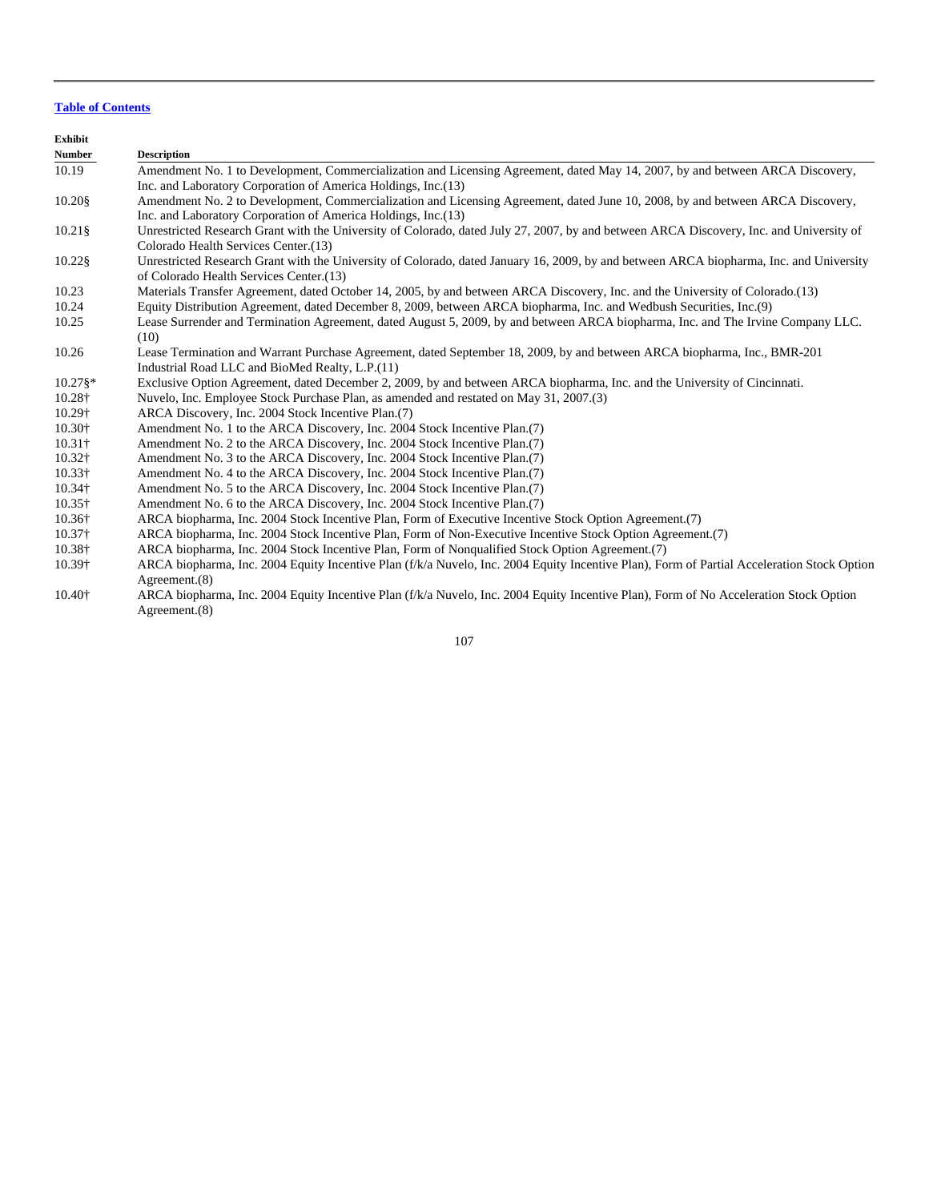[Table of Contents](#)

| Exhibit Number | Description |
|---|---|
| 10.19 | Amendment No. 1 to Development, Commercialization and Licensing Agreement, dated May 14, 2007, by and between ARCA Discovery, Inc. and Laboratory Corporation of America Holdings, Inc.(13) |
| 10.20§ | Amendment No. 2 to Development, Commercialization and Licensing Agreement, dated June 10, 2008, by and between ARCA Discovery, Inc. and Laboratory Corporation of America Holdings, Inc.(13) |
| 10.21§ | Unrestricted Research Grant with the University of Colorado, dated July 27, 2007, by and between ARCA Discovery, Inc. and University of Colorado Health Services Center.(13) |
| 10.22§ | Unrestricted Research Grant with the University of Colorado, dated January 16, 2009, by and between ARCA biopharma, Inc. and University of Colorado Health Services Center.(13) |
| 10.23 | Materials Transfer Agreement, dated October 14, 2005, by and between ARCA Discovery, Inc. and the University of Colorado.(13) |
| 10.24 | Equity Distribution Agreement, dated December 8, 2009, between ARCA biopharma, Inc. and Wedbush Securities, Inc.(9) |
| 10.25 | Lease Surrender and Termination Agreement, dated August 5, 2009, by and between ARCA biopharma, Inc. and The Irvine Company LLC.(10) |
| 10.26 | Lease Termination and Warrant Purchase Agreement, dated September 18, 2009, by and between ARCA biopharma, Inc., BMR-201 Industrial Road LLC and BioMed Realty, L.P.(11) |
| 10.27§* | Exclusive Option Agreement, dated December 2, 2009, by and between ARCA biopharma, Inc. and the University of Cincinnati. |
| 10.28† | Nuvelo, Inc. Employee Stock Purchase Plan, as amended and restated on May 31, 2007.(3) |
| 10.29† | ARCA Discovery, Inc. 2004 Stock Incentive Plan.(7) |
| 10.30† | Amendment No. 1 to the ARCA Discovery, Inc. 2004 Stock Incentive Plan.(7) |
| 10.31† | Amendment No. 2 to the ARCA Discovery, Inc. 2004 Stock Incentive Plan.(7) |
| 10.32† | Amendment No. 3 to the ARCA Discovery, Inc. 2004 Stock Incentive Plan.(7) |
| 10.33† | Amendment No. 4 to the ARCA Discovery, Inc. 2004 Stock Incentive Plan.(7) |
| 10.34† | Amendment No. 5 to the ARCA Discovery, Inc. 2004 Stock Incentive Plan.(7) |
| 10.35† | Amendment No. 6 to the ARCA Discovery, Inc. 2004 Stock Incentive Plan.(7) |
| 10.36† | ARCA biopharma, Inc. 2004 Stock Incentive Plan, Form of Executive Incentive Stock Option Agreement.(7) |
| 10.37† | ARCA biopharma, Inc. 2004 Stock Incentive Plan, Form of Non-Executive Incentive Stock Option Agreement.(7) |
| 10.38† | ARCA biopharma, Inc. 2004 Stock Incentive Plan, Form of Nonqualified Stock Option Agreement.(7) |
| 10.39† | ARCA biopharma, Inc. 2004 Equity Incentive Plan (f/k/a Nuvelo, Inc. 2004 Equity Incentive Plan), Form of Partial Acceleration Stock Option Agreement.(8) |
| 10.40† | ARCA biopharma, Inc. 2004 Equity Incentive Plan (f/k/a Nuvelo, Inc. 2004 Equity Incentive Plan), Form of No Acceleration Stock Option Agreement.(8) |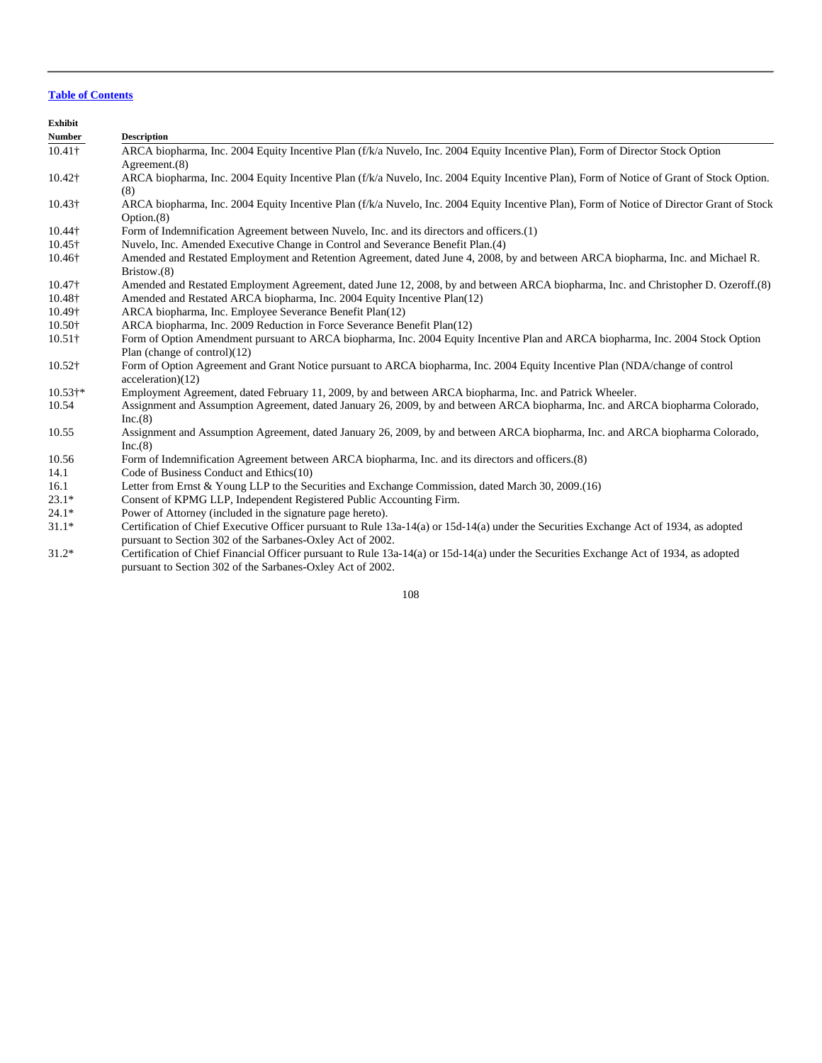[Table of Contents](#)

| Exhibit Number | Description |
| --- | --- |
| 10.41† | ARCA biopharma, Inc. 2004 Equity Incentive Plan (f/k/a Nuvelo, Inc. 2004 Equity Incentive Plan), Form of Director Stock Option Agreement.(8) |
| 10.42† | ARCA biopharma, Inc. 2004 Equity Incentive Plan (f/k/a Nuvelo, Inc. 2004 Equity Incentive Plan), Form of Notice of Grant of Stock Option.(8) |
| 10.43† | ARCA biopharma, Inc. 2004 Equity Incentive Plan (f/k/a Nuvelo, Inc. 2004 Equity Incentive Plan), Form of Notice of Director Grant of Stock Option.(8) |
| 10.44† | Form of Indemnification Agreement between Nuvelo, Inc. and its directors and officers.(1) |
| 10.45† | Nuvelo, Inc. Amended Executive Change in Control and Severance Benefit Plan.(4) |
| 10.46† | Amended and Restated Employment and Retention Agreement, dated June 4, 2008, by and between ARCA biopharma, Inc. and Michael R. Bristow.(8) |
| 10.47† | Amended and Restated Employment Agreement, dated June 12, 2008, by and between ARCA biopharma, Inc. and Christopher D. Ozeroff.(8) |
| 10.48† | Amended and Restated ARCA biopharma, Inc. 2004 Equity Incentive Plan(12) |
| 10.49† | ARCA biopharma, Inc. Employee Severance Benefit Plan(12) |
| 10.50† | ARCA biopharma, Inc. 2009 Reduction in Force Severance Benefit Plan(12) |
| 10.51† | Form of Option Amendment pursuant to ARCA biopharma, Inc. 2004 Equity Incentive Plan and ARCA biopharma, Inc. 2004 Stock Option Plan (change of control)(12) |
| 10.52† | Form of Option Agreement and Grant Notice pursuant to ARCA biopharma, Inc. 2004 Equity Incentive Plan (NDA/change of control acceleration)(12) |
| 10.53†* | Employment Agreement, dated February 11, 2009, by and between ARCA biopharma, Inc. and Patrick Wheeler. |
| 10.54 | Assignment and Assumption Agreement, dated January 26, 2009, by and between ARCA biopharma, Inc. and ARCA biopharma Colorado, Inc.(8) |
| 10.55 | Assignment and Assumption Agreement, dated January 26, 2009, by and between ARCA biopharma, Inc. and ARCA biopharma Colorado, Inc.(8) |
| 10.56 | Form of Indemnification Agreement between ARCA biopharma, Inc. and its directors and officers.(8) |
| 14.1 | Code of Business Conduct and Ethics(10) |
| 16.1 | Letter from Ernst & Young LLP to the Securities and Exchange Commission, dated March 30, 2009.(16) |
| 23.1* | Consent of KPMG LLP, Independent Registered Public Accounting Firm. |
| 24.1* | Power of Attorney (included in the signature page hereto). |
| 31.1* | Certification of Chief Executive Officer pursuant to Rule 13a-14(a) or 15d-14(a) under the Securities Exchange Act of 1934, as adopted pursuant to Section 302 of the Sarbanes-Oxley Act of 2002. |
| 31.2* | Certification of Chief Financial Officer pursuant to Rule 13a-14(a) or 15d-14(a) under the Securities Exchange Act of 1934, as adopted pursuant to Section 302 of the Sarbanes-Oxley Act of 2002. |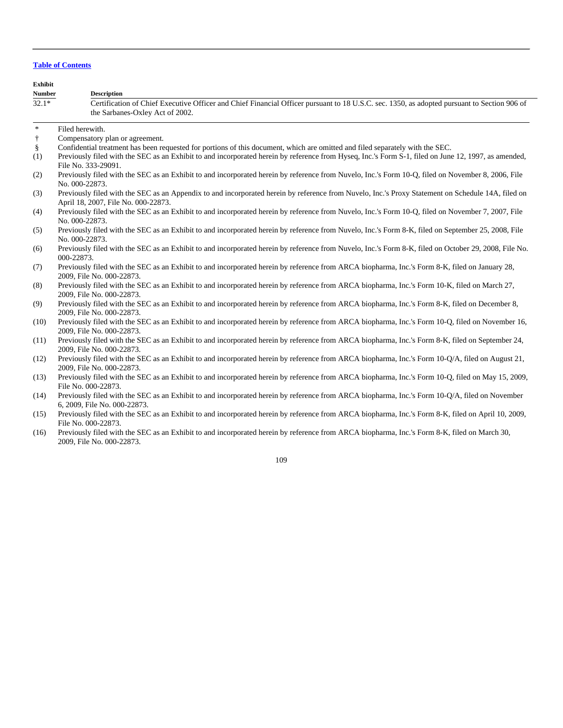[Table of Contents](#)

| Exhibit Number | Description |
|---|---|
| 32.1* | Certification of Chief Executive Officer and Chief Financial Officer pursuant to 18 U.S.C. sec. 1350, as adopted pursuant to Section 906 of the Sarbanes-Oxley Act of 2002. |

| | |
|---|---|
| * | Filed herewith. |
| † | Compensatory plan or agreement. |
| § | Confidential treatment has been requested for portions of this document, which are omitted and filed separately with the SEC. |
| (1) | Previously filed with the SEC as an Exhibit to and incorporated herein by reference from Hyseq, Inc.'s Form S-1, filed on June 12, 1997, as amended, File No. 333-29091. |
| (2) | Previously filed with the SEC as an Exhibit to and incorporated herein by reference from Nuvelo, Inc.'s Form 10-Q, filed on November 8, 2006, File No. 000-22873. |
| (3) | Previously filed with the SEC as an Appendix to and incorporated herein by reference from Nuvelo, Inc.'s Proxy Statement on Schedule 14A, filed on April 18, 2007, File No. 000-22873. |
| (4) | Previously filed with the SEC as an Exhibit to and incorporated herein by reference from Nuvelo, Inc.'s Form 10-Q, filed on November 7, 2007, File No. 000-22873. |
| (5) | Previously filed with the SEC as an Exhibit to and incorporated herein by reference from Nuvelo, Inc.'s Form 8-K, filed on September 25, 2008, File No. 000-22873. |
| (6) | Previously filed with the SEC as an Exhibit to and incorporated herein by reference from Nuvelo, Inc.'s Form 8-K, filed on October 29, 2008, File No. 000-22873. |
| (7) | Previously filed with the SEC as an Exhibit to and incorporated herein by reference from ARCA biopharma, Inc.'s Form 8-K, filed on January 28, 2009, File No. 000-22873. |
| (8) | Previously filed with the SEC as an Exhibit to and incorporated herein by reference from ARCA biopharma, Inc.'s Form 10-K, filed on March 27, 2009, File No. 000-22873. |
| (9) | Previously filed with the SEC as an Exhibit to and incorporated herein by reference from ARCA biopharma, Inc.'s Form 8-K, filed on December 8, 2009, File No. 000-22873. |
| (10) | Previously filed with the SEC as an Exhibit to and incorporated herein by reference from ARCA biopharma, Inc.'s Form 10-Q, filed on November 16, 2009, File No. 000-22873. |
| (11) | Previously filed with the SEC as an Exhibit to and incorporated herein by reference from ARCA biopharma, Inc.'s Form 8-K, filed on September 24, 2009, File No. 000-22873. |
| (12) | Previously filed with the SEC as an Exhibit to and incorporated herein by reference from ARCA biopharma, Inc.'s Form 10-Q/A, filed on August 21, 2009, File No. 000-22873. |
| (13) | Previously filed with the SEC as an Exhibit to and incorporated herein by reference from ARCA biopharma, Inc.'s Form 10-Q, filed on May 15, 2009, File No. 000-22873. |
| (14) | Previously filed with the SEC as an Exhibit to and incorporated herein by reference from ARCA biopharma, Inc.'s Form 10-Q/A, filed on November 6, 2009, File No. 000-22873. |
| (15) | Previously filed with the SEC as an Exhibit to and incorporated herein by reference from ARCA biopharma, Inc.'s Form 8-K, filed on April 10, 2009, File No. 000-22873. |
| (16) | Previously filed with the SEC as an Exhibit to and incorporated herein by reference from ARCA biopharma, Inc.'s Form 8-K, filed on March 30, 2009, File No. 000-22873. |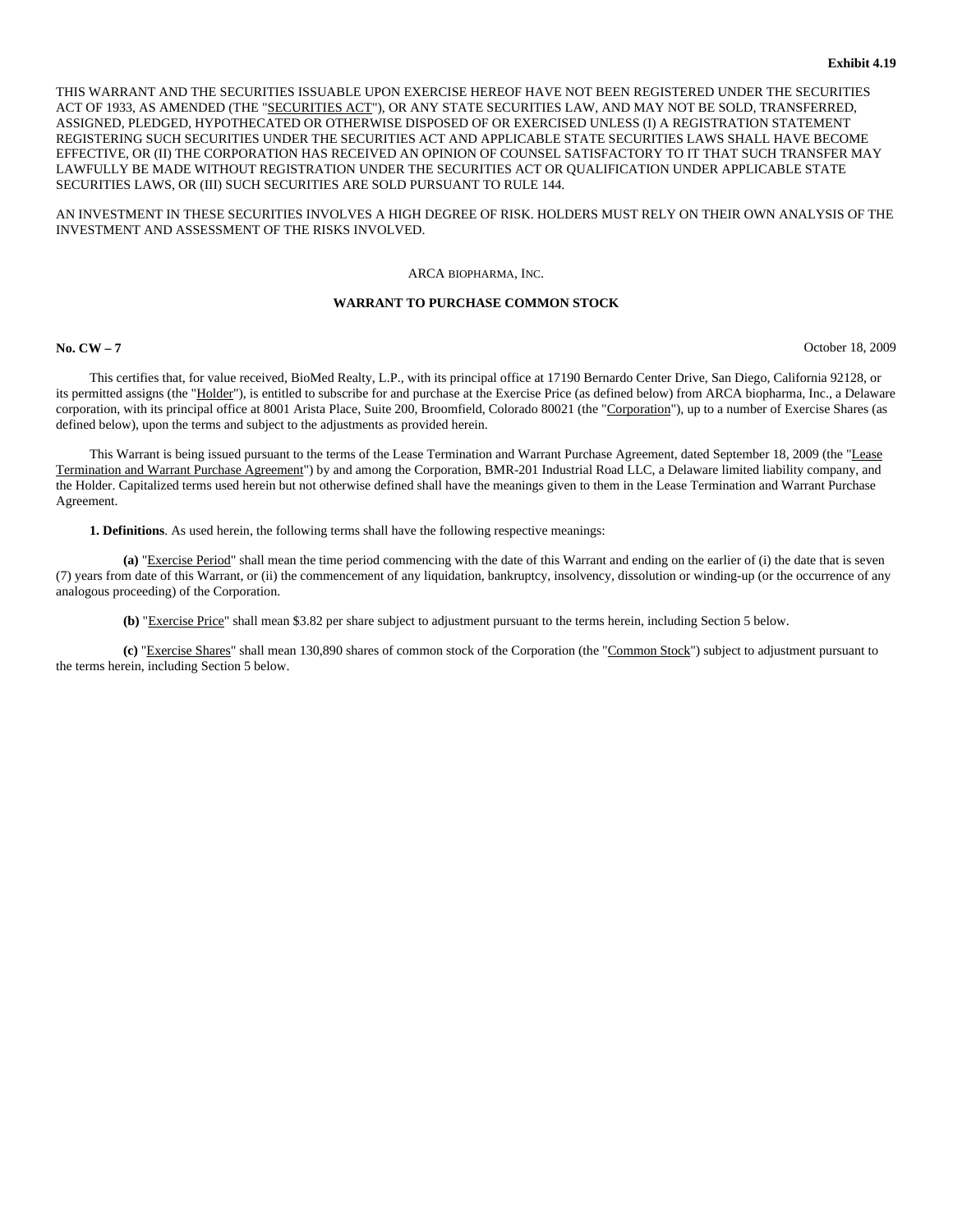**Exhibit 4.19**

THIS WARRANT AND THE SECURITIES ISSUABLE UPON EXERCISE HEREOF HAVE NOT BEEN REGISTERED UNDER THE SECURITIES ACT OF 1933, AS AMENDED (THE "SECURITIES ACT"), OR ANY STATE SECURITIES LAW, AND MAY NOT BE SOLD, TRANSFERRED, ASSIGNED, PLEDGED, HYPOTHECATED OR OTHERWISE DISPOSED OF OR EXERCISED UNLESS (I) A REGISTRATION STATEMENT REGISTERING SUCH SECURITIES UNDER THE SECURITIES ACT AND APPLICABLE STATE SECURITIES LAWS SHALL HAVE BECOME EFFECTIVE, OR (II) THE CORPORATION HAS RECEIVED AN OPINION OF COUNSEL SATISFACTORY TO IT THAT SUCH TRANSFER MAY LAWFULLY BE MADE WITHOUT REGISTRATION UNDER THE SECURITIES ACT OR QUALIFICATION UNDER APPLICABLE STATE SECURITIES LAWS, OR (III) SUCH SECURITIES ARE SOLD PURSUANT TO RULE 144.

AN INVESTMENT IN THESE SECURITIES INVOLVES A HIGH DEGREE OF RISK. HOLDERS MUST RELY ON THEIR OWN ANALYSIS OF THE INVESTMENT AND ASSESSMENT OF THE RISKS INVOLVED.

ARCA BIOPHARMA, INC.

**WARRANT TO PURCHASE COMMON STOCK**

**No. CW – 7** October 18, 2009

This certifies that, for value received, BioMed Realty, L.P., with its principal office at 17190 Bernardo Center Drive, San Diego, California 92128, or its permitted assigns (the "Holder"), is entitled to subscribe for and purchase at the Exercise Price (as defined below) from ARCA biopharma, Inc., a Delaware corporation, with its principal office at 8001 Arista Place, Suite 200, Broomfield, Colorado 80021 (the "Corporation"), up to a number of Exercise Shares (as defined below), upon the terms and subject to the adjustments as provided herein.

This Warrant is being issued pursuant to the terms of the Lease Termination and Warrant Purchase Agreement, dated September 18, 2009 (the "Lease Termination and Warrant Purchase Agreement") by and among the Corporation, BMR-201 Industrial Road LLC, a Delaware limited liability company, and the Holder. Capitalized terms used herein but not otherwise defined shall have the meanings given to them in the Lease Termination and Warrant Purchase Agreement.

**1. Definitions**. As used herein, the following terms shall have the following respective meanings:

**(a)** "Exercise Period" shall mean the time period commencing with the date of this Warrant and ending on the earlier of (i) the date that is seven (7) years from date of this Warrant, or (ii) the commencement of any liquidation, bankruptcy, insolvency, dissolution or winding-up (or the occurrence of any analogous proceeding) of the Corporation.

**(b)** "Exercise Price" shall mean $3.82 per share subject to adjustment pursuant to the terms herein, including Section 5 below.

**(c)** "Exercise Shares" shall mean 130,890 shares of common stock of the Corporation (the "Common Stock") subject to adjustment pursuant to the terms herein, including Section 5 below.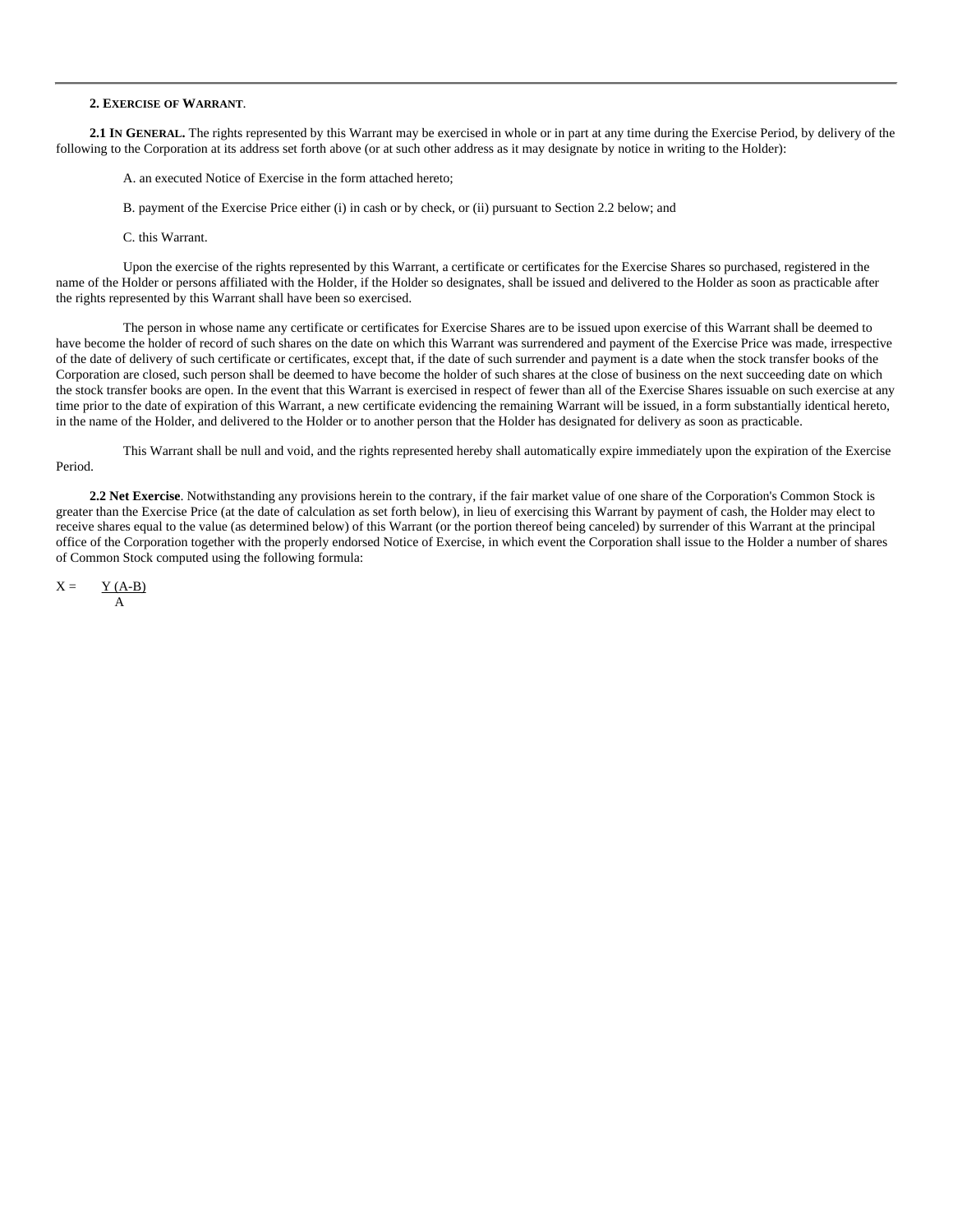**2. EXERCISE OF WARRANT**.

**2.1 IN GENERAL.** The rights represented by this Warrant may be exercised in whole or in part at any time during the Exercise Period, by delivery of the following to the Corporation at its address set forth above (or at such other address as it may designate by notice in writing to the Holder):

A. an executed Notice of Exercise in the form attached hereto;

B. payment of the Exercise Price either (i) in cash or by check, or (ii) pursuant to Section 2.2 below; and

C. this Warrant.

Upon the exercise of the rights represented by this Warrant, a certificate or certificates for the Exercise Shares so purchased, registered in the name of the Holder or persons affiliated with the Holder, if the Holder so designates, shall be issued and delivered to the Holder as soon as practicable after the rights represented by this Warrant shall have been so exercised.

The person in whose name any certificate or certificates for Exercise Shares are to be issued upon exercise of this Warrant shall be deemed to have become the holder of record of such shares on the date on which this Warrant was surrendered and payment of the Exercise Price was made, irrespective of the date of delivery of such certificate or certificates, except that, if the date of such surrender and payment is a date when the stock transfer books of the Corporation are closed, such person shall be deemed to have become the holder of such shares at the close of business on the next succeeding date on which the stock transfer books are open. In the event that this Warrant is exercised in respect of fewer than all of the Exercise Shares issuable on such exercise at any time prior to the date of expiration of this Warrant, a new certificate evidencing the remaining Warrant will be issued, in a form substantially identical hereto, in the name of the Holder, and delivered to the Holder or to another person that the Holder has designated for delivery as soon as practicable.

This Warrant shall be null and void, and the rights represented hereby shall automatically expire immediately upon the expiration of the Exercise Period.

**2.2 Net Exercise**. Notwithstanding any provisions herein to the contrary, if the fair market value of one share of the Corporation's Common Stock is greater than the Exercise Price (at the date of calculation as set forth below), in lieu of exercising this Warrant by payment of cash, the Holder may elect to receive shares equal to the value (as determined below) of this Warrant (or the portion thereof being canceled) by surrender of this Warrant at the principal office of the Corporation together with the properly endorsed Notice of Exercise, in which event the Corporation shall issue to the Holder a number of shares of Common Stock computed using the following formula:

$$X = \frac{Y(A-B)}{A}$$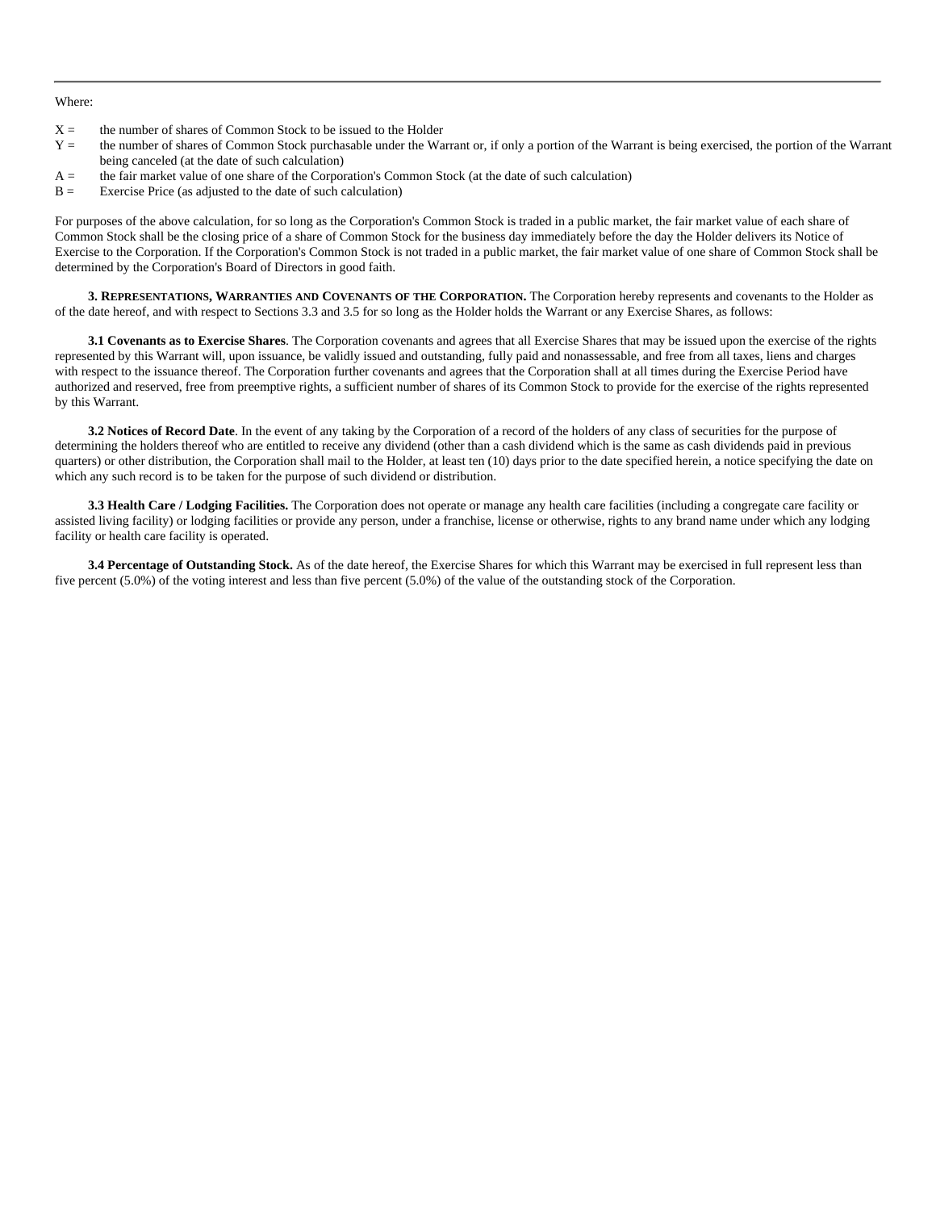Where:

X = the number of shares of Common Stock to be issued to the Holder
Y = the number of shares of Common Stock purchasable under the Warrant or, if only a portion of the Warrant is being exercised, the portion of the Warrant being canceled (at the date of such calculation)
A = the fair market value of one share of the Corporation's Common Stock (at the date of such calculation)
B = Exercise Price (as adjusted to the date of such calculation)

For purposes of the above calculation, for so long as the Corporation's Common Stock is traded in a public market, the fair market value of each share of Common Stock shall be the closing price of a share of Common Stock for the business day immediately before the day the Holder delivers its Notice of Exercise to the Corporation. If the Corporation's Common Stock is not traded in a public market, the fair market value of one share of Common Stock shall be determined by the Corporation's Board of Directors in good faith.

**3. Representations, Warranties and Covenants of the Corporation.** The Corporation hereby represents and covenants to the Holder as of the date hereof, and with respect to Sections 3.3 and 3.5 for so long as the Holder holds the Warrant or any Exercise Shares, as follows:

**3.1 Covenants as to Exercise Shares**. The Corporation covenants and agrees that all Exercise Shares that may be issued upon the exercise of the rights represented by this Warrant will, upon issuance, be validly issued and outstanding, fully paid and nonassessable, and free from all taxes, liens and charges with respect to the issuance thereof. The Corporation further covenants and agrees that the Corporation shall at all times during the Exercise Period have authorized and reserved, free from preemptive rights, a sufficient number of shares of its Common Stock to provide for the exercise of the rights represented by this Warrant.

**3.2 Notices of Record Date**. In the event of any taking by the Corporation of a record of the holders of any class of securities for the purpose of determining the holders thereof who are entitled to receive any dividend (other than a cash dividend which is the same as cash dividends paid in previous quarters) or other distribution, the Corporation shall mail to the Holder, at least ten (10) days prior to the date specified herein, a notice specifying the date on which any such record is to be taken for the purpose of such dividend or distribution.

**3.3 Health Care / Lodging Facilities.** The Corporation does not operate or manage any health care facilities (including a congregate care facility or assisted living facility) or lodging facilities or provide any person, under a franchise, license or otherwise, rights to any brand name under which any lodging facility or health care facility is operated.

**3.4 Percentage of Outstanding Stock.** As of the date hereof, the Exercise Shares for which this Warrant may be exercised in full represent less than five percent (5.0%) of the voting interest and less than five percent (5.0%) of the value of the outstanding stock of the Corporation.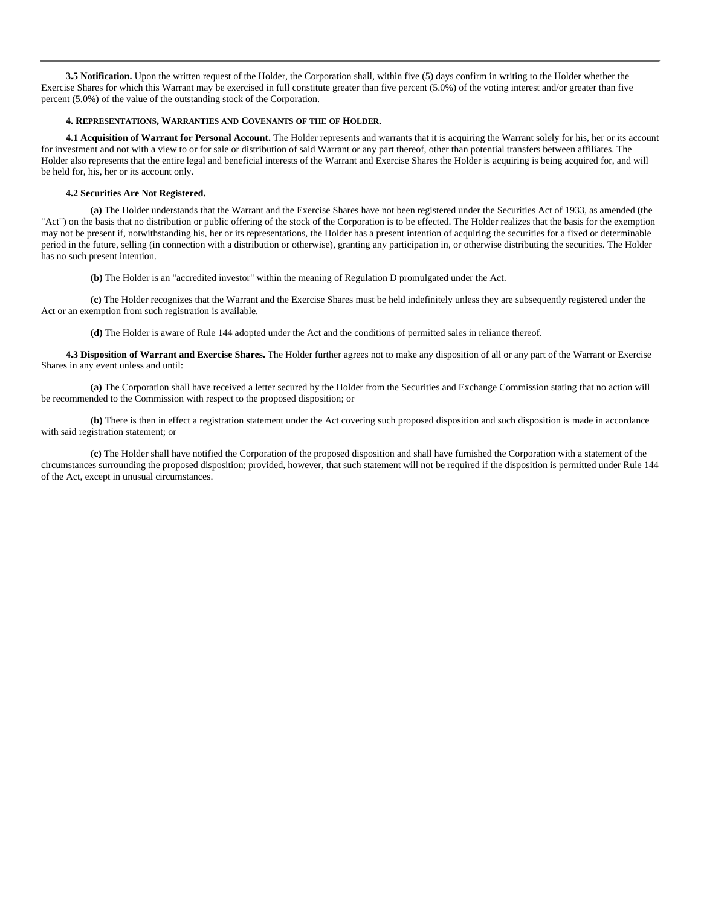**3.5 Notification.** Upon the written request of the Holder, the Corporation shall, within five (5) days confirm in writing to the Holder whether the Exercise Shares for which this Warrant may be exercised in full constitute greater than five percent (5.0%) of the voting interest and/or greater than five percent (5.0%) of the value of the outstanding stock of the Corporation.

**4. REPRESENTATIONS, WARRANTIES AND COVENANTS OF THE OF HOLDER.**

**4.1 Acquisition of Warrant for Personal Account.** The Holder represents and warrants that it is acquiring the Warrant solely for his, her or its account for investment and not with a view to or for sale or distribution of said Warrant or any part thereof, other than potential transfers between affiliates. The Holder also represents that the entire legal and beneficial interests of the Warrant and Exercise Shares the Holder is acquiring is being acquired for, and will be held for, his, her or its account only.

**4.2 Securities Are Not Registered.**

**(a)** The Holder understands that the Warrant and the Exercise Shares have not been registered under the Securities Act of 1933, as amended (the "Act") on the basis that no distribution or public offering of the stock of the Corporation is to be effected. The Holder realizes that the basis for the exemption may not be present if, notwithstanding his, her or its representations, the Holder has a present intention of acquiring the securities for a fixed or determinable period in the future, selling (in connection with a distribution or otherwise), granting any participation in, or otherwise distributing the securities. The Holder has no such present intention.

**(b)** The Holder is an "accredited investor" within the meaning of Regulation D promulgated under the Act.

**(c)** The Holder recognizes that the Warrant and the Exercise Shares must be held indefinitely unless they are subsequently registered under the Act or an exemption from such registration is available.

**(d)** The Holder is aware of Rule 144 adopted under the Act and the conditions of permitted sales in reliance thereof.

**4.3 Disposition of Warrant and Exercise Shares.** The Holder further agrees not to make any disposition of all or any part of the Warrant or Exercise Shares in any event unless and until:

**(a)** The Corporation shall have received a letter secured by the Holder from the Securities and Exchange Commission stating that no action will be recommended to the Commission with respect to the proposed disposition; or

**(b)** There is then in effect a registration statement under the Act covering such proposed disposition and such disposition is made in accordance with said registration statement; or

**(c)** The Holder shall have notified the Corporation of the proposed disposition and shall have furnished the Corporation with a statement of the circumstances surrounding the proposed disposition; provided, however, that such statement will not be required if the disposition is permitted under Rule 144 of the Act, except in unusual circumstances.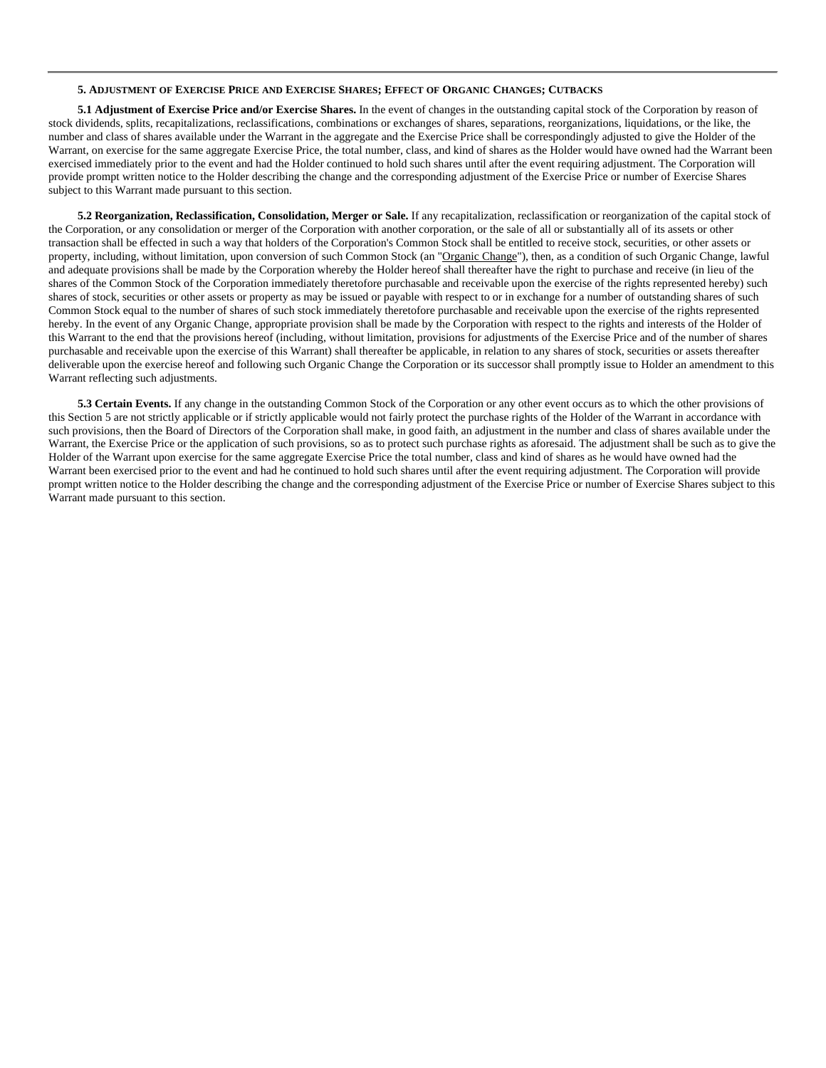## 5. ADJUSTMENT OF EXERCISE PRICE AND EXERCISE SHARES; EFFECT OF ORGANIC CHANGES; CUTBACKS

**5.1 Adjustment of Exercise Price and/or Exercise Shares.** In the event of changes in the outstanding capital stock of the Corporation by reason of stock dividends, splits, recapitalizations, reclassifications, combinations or exchanges of shares, separations, reorganizations, liquidations, or the like, the number and class of shares available under the Warrant in the aggregate and the Exercise Price shall be correspondingly adjusted to give the Holder of the Warrant, on exercise for the same aggregate Exercise Price, the total number, class, and kind of shares as the Holder would have owned had the Warrant been exercised immediately prior to the event and had the Holder continued to hold such shares until after the event requiring adjustment. The Corporation will provide prompt written notice to the Holder describing the change and the corresponding adjustment of the Exercise Price or number of Exercise Shares subject to this Warrant made pursuant to this section.

**5.2 Reorganization, Reclassification, Consolidation, Merger or Sale.** If any recapitalization, reclassification or reorganization of the capital stock of the Corporation, or any consolidation or merger of the Corporation with another corporation, or the sale of all or substantially all of its assets or other transaction shall be effected in such a way that holders of the Corporation's Common Stock shall be entitled to receive stock, securities, or other assets or property, including, without limitation, upon conversion of such Common Stock (an "Organic Change"), then, as a condition of such Organic Change, lawful and adequate provisions shall be made by the Corporation whereby the Holder hereof shall thereafter have the right to purchase and receive (in lieu of the shares of the Common Stock of the Corporation immediately theretofore purchasable and receivable upon the exercise of the rights represented hereby) such shares of stock, securities or other assets or property as may be issued or payable with respect to or in exchange for a number of outstanding shares of such Common Stock equal to the number of shares of such stock immediately theretofore purchasable and receivable upon the exercise of the rights represented hereby. In the event of any Organic Change, appropriate provision shall be made by the Corporation with respect to the rights and interests of the Holder of this Warrant to the end that the provisions hereof (including, without limitation, provisions for adjustments of the Exercise Price and of the number of shares purchasable and receivable upon the exercise of this Warrant) shall thereafter be applicable, in relation to any shares of stock, securities or assets thereafter deliverable upon the exercise hereof and following such Organic Change the Corporation or its successor shall promptly issue to Holder an amendment to this Warrant reflecting such adjustments.

**5.3 Certain Events.** If any change in the outstanding Common Stock of the Corporation or any other event occurs as to which the other provisions of this Section 5 are not strictly applicable or if strictly applicable would not fairly protect the purchase rights of the Holder of the Warrant in accordance with such provisions, then the Board of Directors of the Corporation shall make, in good faith, an adjustment in the number and class of shares available under the Warrant, the Exercise Price or the application of such provisions, so as to protect such purchase rights as aforesaid. The adjustment shall be such as to give the Holder of the Warrant upon exercise for the same aggregate Exercise Price the total number, class and kind of shares as he would have owned had the Warrant been exercised prior to the event and had he continued to hold such shares until after the event requiring adjustment. The Corporation will provide prompt written notice to the Holder describing the change and the corresponding adjustment of the Exercise Price or number of Exercise Shares subject to this Warrant made pursuant to this section.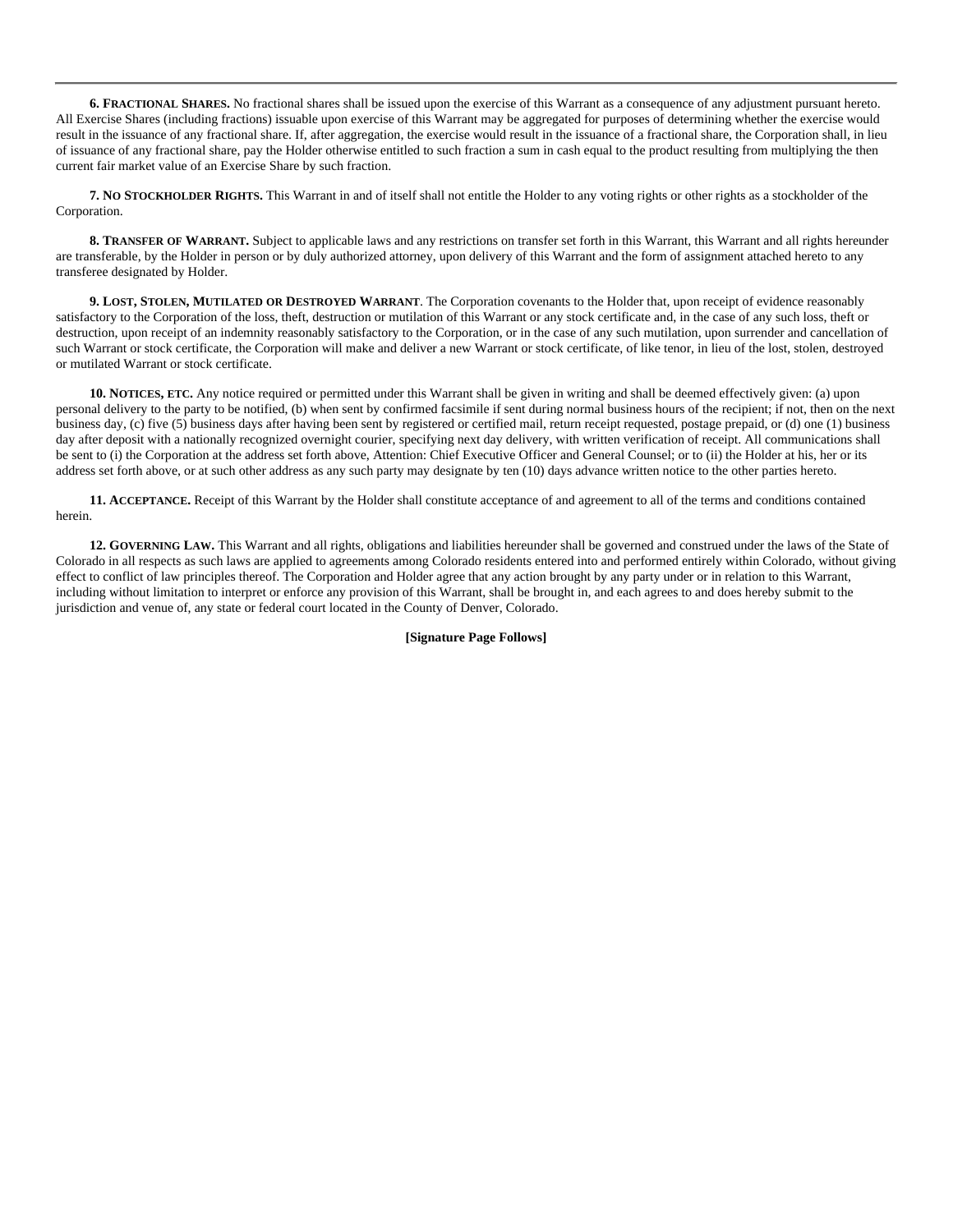**6. FRACTIONAL SHARES.** No fractional shares shall be issued upon the exercise of this Warrant as a consequence of any adjustment pursuant hereto. All Exercise Shares (including fractions) issuable upon exercise of this Warrant may be aggregated for purposes of determining whether the exercise would result in the issuance of any fractional share. If, after aggregation, the exercise would result in the issuance of a fractional share, the Corporation shall, in lieu of issuance of any fractional share, pay the Holder otherwise entitled to such fraction a sum in cash equal to the product resulting from multiplying the then current fair market value of an Exercise Share by such fraction.

**7. NO STOCKHOLDER RIGHTS.** This Warrant in and of itself shall not entitle the Holder to any voting rights or other rights as a stockholder of the Corporation.

**8. TRANSFER OF WARRANT.** Subject to applicable laws and any restrictions on transfer set forth in this Warrant, this Warrant and all rights hereunder are transferable, by the Holder in person or by duly authorized attorney, upon delivery of this Warrant and the form of assignment attached hereto to any transferee designated by Holder.

**9. LOST, STOLEN, MUTILATED OR DESTROYED WARRANT**. The Corporation covenants to the Holder that, upon receipt of evidence reasonably satisfactory to the Corporation of the loss, theft, destruction or mutilation of this Warrant or any stock certificate and, in the case of any such loss, theft or destruction, upon receipt of an indemnity reasonably satisfactory to the Corporation, or in the case of any such mutilation, upon surrender and cancellation of such Warrant or stock certificate, the Corporation will make and deliver a new Warrant or stock certificate, of like tenor, in lieu of the lost, stolen, destroyed or mutilated Warrant or stock certificate.

**10. NOTICES, ETC.** Any notice required or permitted under this Warrant shall be given in writing and shall be deemed effectively given: (a) upon personal delivery to the party to be notified, (b) when sent by confirmed facsimile if sent during normal business hours of the recipient; if not, then on the next business day, (c) five (5) business days after having been sent by registered or certified mail, return receipt requested, postage prepaid, or (d) one (1) business day after deposit with a nationally recognized overnight courier, specifying next day delivery, with written verification of receipt. All communications shall be sent to (i) the Corporation at the address set forth above, Attention: Chief Executive Officer and General Counsel; or to (ii) the Holder at his, her or its address set forth above, or at such other address as any such party may designate by ten (10) days advance written notice to the other parties hereto.

**11. ACCEPTANCE.** Receipt of this Warrant by the Holder shall constitute acceptance of and agreement to all of the terms and conditions contained herein.

**12. GOVERNING LAW.** This Warrant and all rights, obligations and liabilities hereunder shall be governed and construed under the laws of the State of Colorado in all respects as such laws are applied to agreements among Colorado residents entered into and performed entirely within Colorado, without giving effect to conflict of law principles thereof. The Corporation and Holder agree that any action brought by any party under or in relation to this Warrant, including without limitation to interpret or enforce any provision of this Warrant, shall be brought in, and each agrees to and does hereby submit to the jurisdiction and venue of, any state or federal court located in the County of Denver, Colorado.

**[Signature Page Follows]**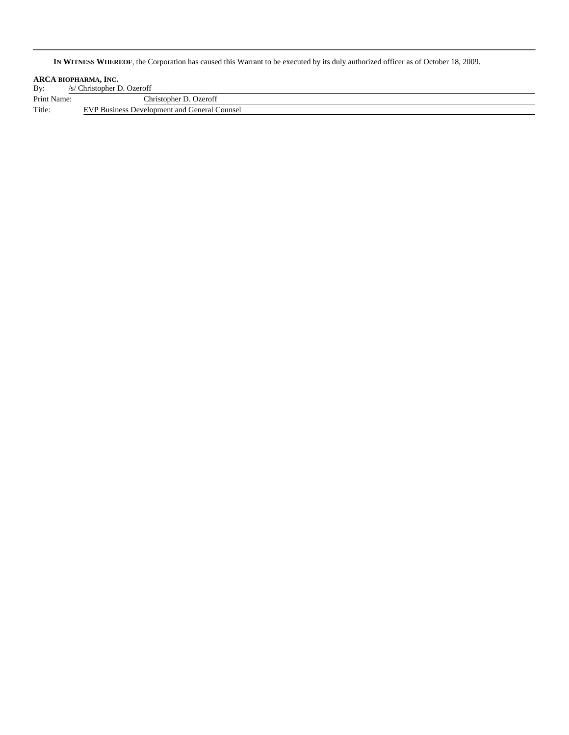**IN WITNESS WHEREOF**, the Corporation has caused this Warrant to be executed by its duly authorized officer as of October 18, 2009.

**ARCA BIOPHARMA, INC.**

| | |
|---|---|
| By: | /s/ Christopher D. Ozeroff |
| Print Name: | Christopher D. Ozeroff |
| Title: | EVP Business Development and General Counsel |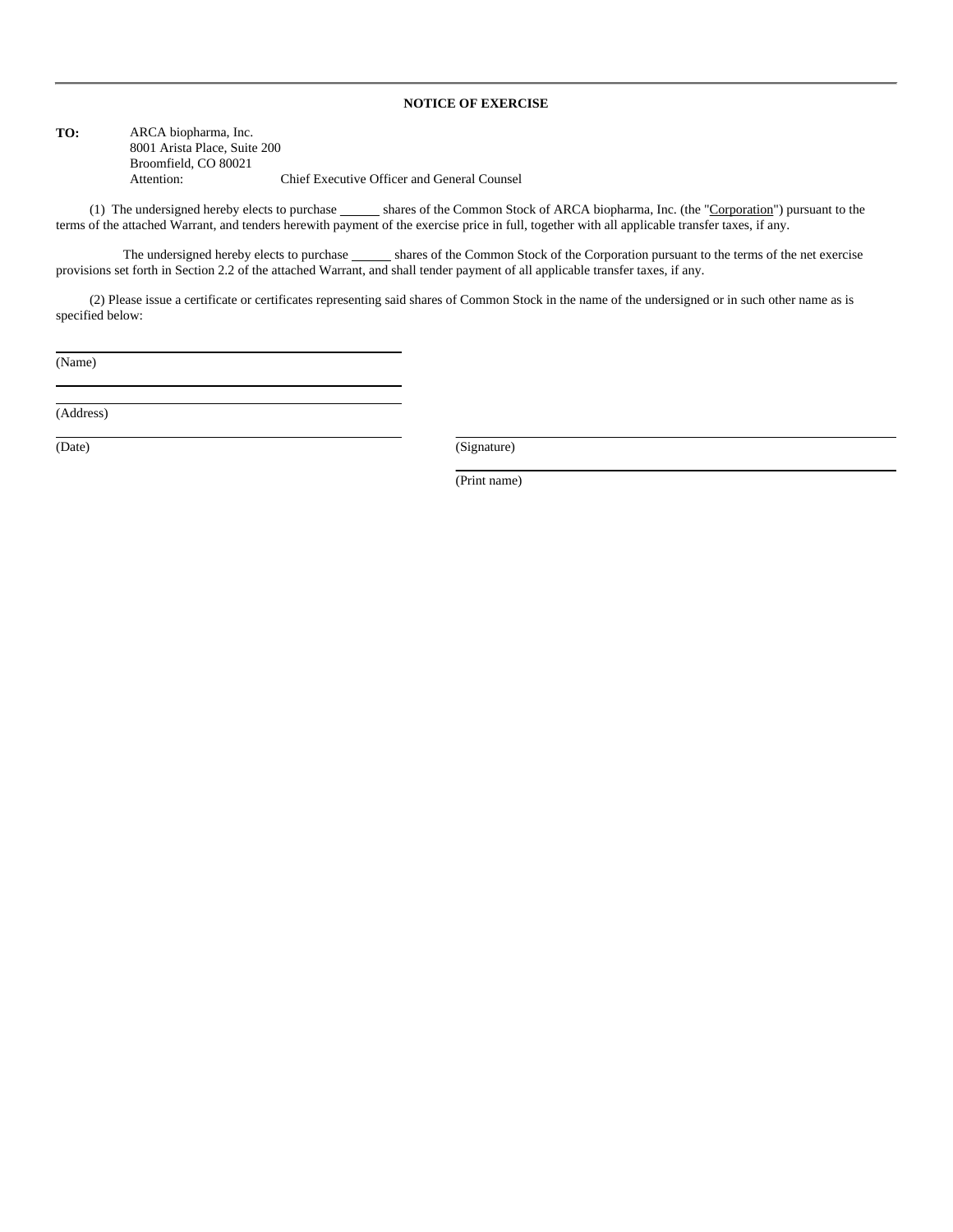---

**NOTICE OF EXERCISE**

**TO:** ARCA biopharma, Inc.
8001 Arista Place, Suite 200
Broomfield, CO 80021
Attention: Chief Executive Officer and General Counsel

(1) The undersigned hereby elects to purchase ______ shares of the Common Stock of ARCA biopharma, Inc. (the "Corporation") pursuant to the terms of the attached Warrant, and tenders herewith payment of the exercise price in full, together with all applicable transfer taxes, if any.

The undersigned hereby elects to purchase ______ shares of the Common Stock of the Corporation pursuant to the terms of the net exercise provisions set forth in Section 2.2 of the attached Warrant, and shall tender payment of all applicable transfer taxes, if any.

(2) Please issue a certificate or certificates representing said shares of Common Stock in the name of the undersigned or in such other name as is specified below:

______________________________
(Name)

______________________________

______________________________
(Address)

______________________________
(Date)

______________________________
(Signature)

______________________________
(Print name)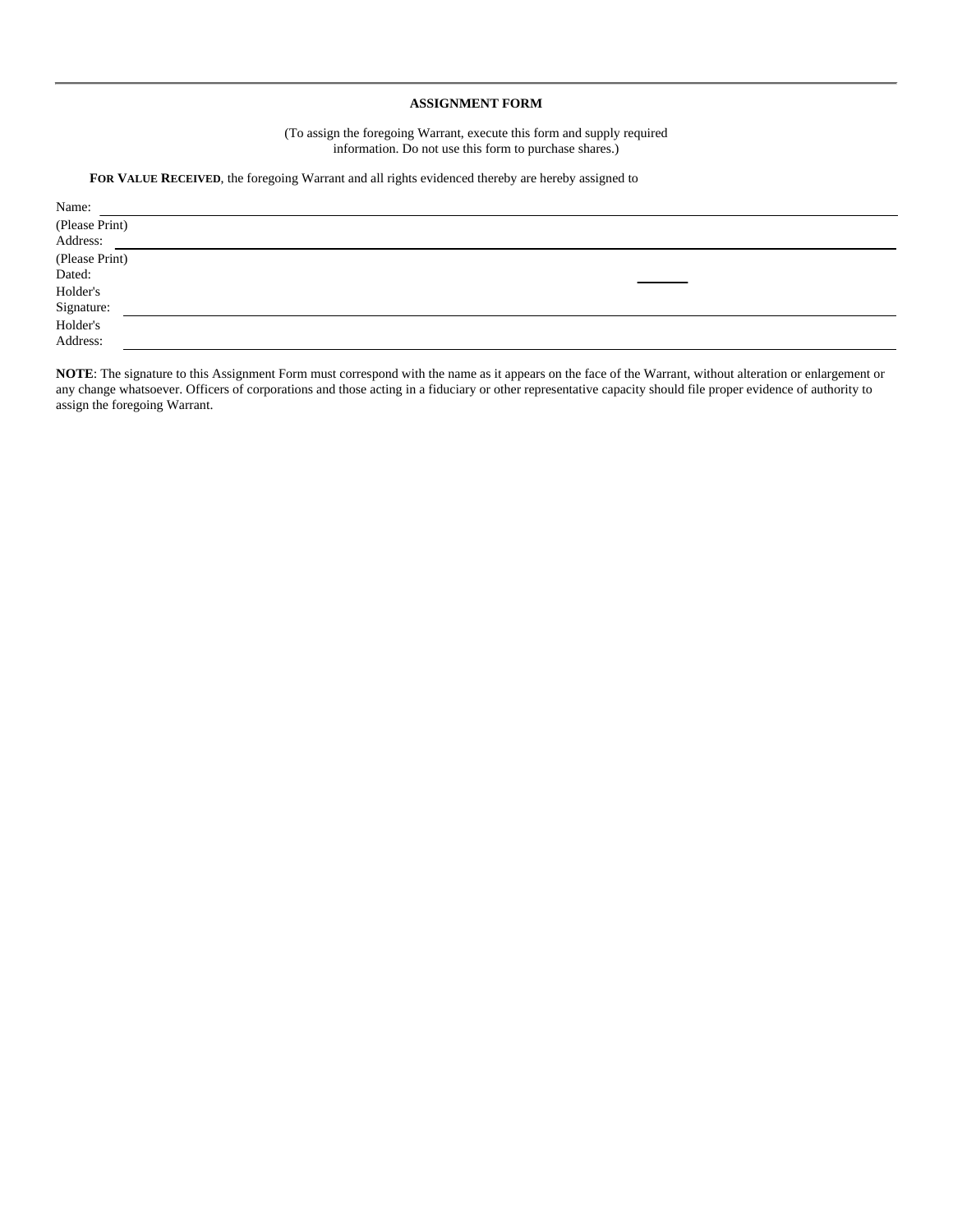## ASSIGNMENT FORM

(To assign the foregoing Warrant, execute this form and supply required information. Do not use this form to purchase shares.)

**FOR VALUE RECEIVED**, the foregoing Warrant and all rights evidenced thereby are hereby assigned to

Name: \_\_\_\_\_\_\_\_\_\_\_\_\_\_\_\_\_\_\_\_\_\_\_\_\_\_\_\_\_\_\_\_\_\_\_\_\_\_\_\_

(Please Print)

Address: \_\_\_\_\_\_\_\_\_\_\_\_\_\_\_\_\_\_\_\_\_\_\_\_\_\_\_\_\_\_\_\_\_\_\_\_\_\_\_\_

(Please Print)

Dated: \_\_\_\_\_\_\_\_

Holder's Signature: \_\_\_\_\_\_\_\_\_\_\_\_\_\_\_\_\_\_\_\_\_\_\_\_\_\_\_\_\_\_\_\_\_\_\_\_\_\_\_\_

Holder's Address: \_\_\_\_\_\_\_\_\_\_\_\_\_\_\_\_\_\_\_\_\_\_\_\_\_\_\_\_\_\_\_\_\_\_\_\_\_\_\_\_

**NOTE**: The signature to this Assignment Form must correspond with the name as it appears on the face of the Warrant, without alteration or enlargement or any change whatsoever. Officers of corporations and those acting in a fiduciary or other representative capacity should file proper evidence of authority to assign the foregoing Warrant.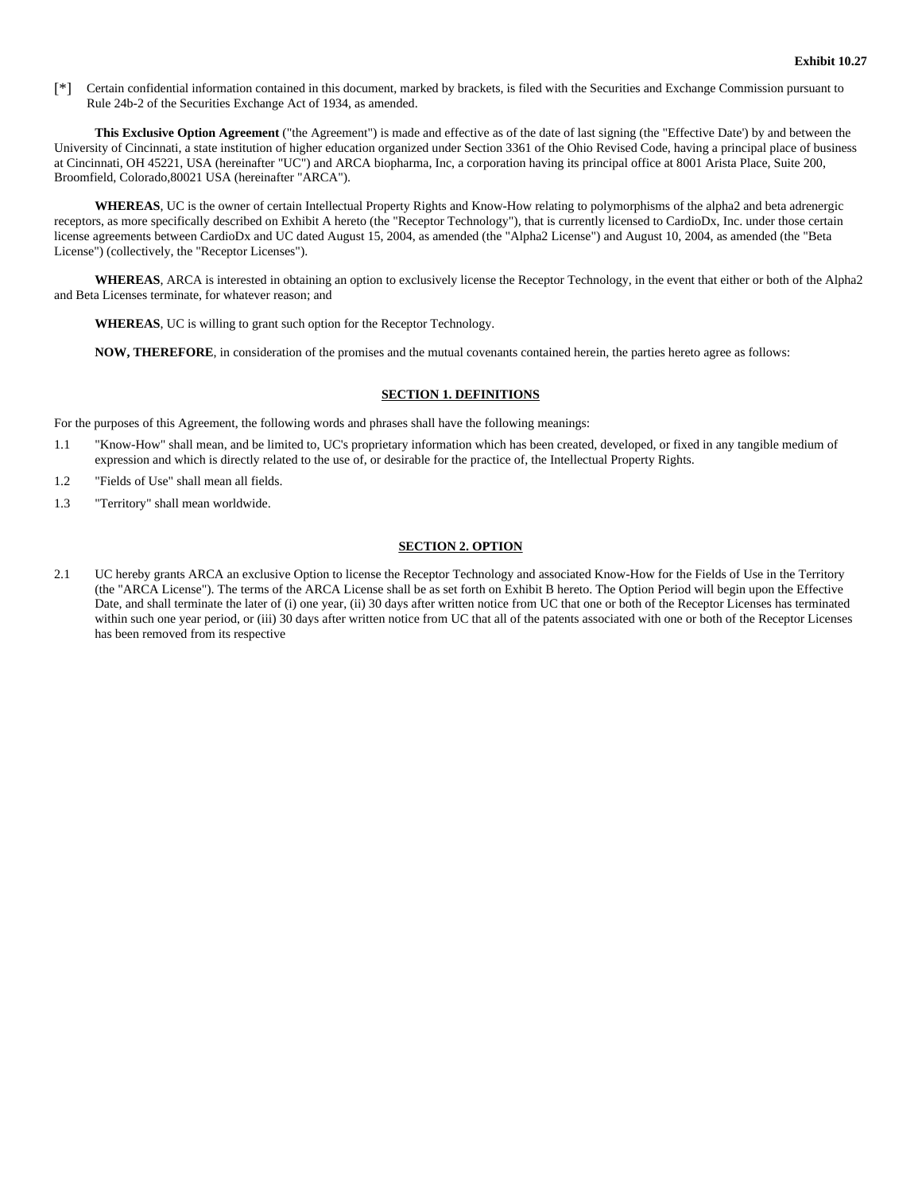**Exhibit 10.27**

[*] Certain confidential information contained in this document, marked by brackets, is filed with the Securities and Exchange Commission pursuant to Rule 24b-2 of the Securities Exchange Act of 1934, as amended.

**This Exclusive Option Agreement** ("the Agreement") is made and effective as of the date of last signing (the "Effective Date') by and between the University of Cincinnati, a state institution of higher education organized under Section 3361 of the Ohio Revised Code, having a principal place of business at Cincinnati, OH 45221, USA (hereinafter "UC") and ARCA biopharma, Inc, a corporation having its principal office at 8001 Arista Place, Suite 200, Broomfield, Colorado,80021 USA (hereinafter "ARCA").

**WHEREAS**, UC is the owner of certain Intellectual Property Rights and Know-How relating to polymorphisms of the alpha2 and beta adrenergic receptors, as more specifically described on Exhibit A hereto (the "Receptor Technology"), that is currently licensed to CardioDx, Inc. under those certain license agreements between CardioDx and UC dated August 15, 2004, as amended (the "Alpha2 License") and August 10, 2004, as amended (the "Beta License") (collectively, the "Receptor Licenses").

**WHEREAS**, ARCA is interested in obtaining an option to exclusively license the Receptor Technology, in the event that either or both of the Alpha2 and Beta Licenses terminate, for whatever reason; and

**WHEREAS**, UC is willing to grant such option for the Receptor Technology.

**NOW, THEREFORE**, in consideration of the promises and the mutual covenants contained herein, the parties hereto agree as follows:

## SECTION 1. DEFINITIONS

For the purposes of this Agreement, the following words and phrases shall have the following meanings:

1.1 "Know-How" shall mean, and be limited to, UC's proprietary information which has been created, developed, or fixed in any tangible medium of expression and which is directly related to the use of, or desirable for the practice of, the Intellectual Property Rights.

1.2 "Fields of Use" shall mean all fields.

1.3 "Territory" shall mean worldwide.

## SECTION 2. OPTION

2.1 UC hereby grants ARCA an exclusive Option to license the Receptor Technology and associated Know-How for the Fields of Use in the Territory (the "ARCA License"). The terms of the ARCA License shall be as set forth on Exhibit B hereto. The Option Period will begin upon the Effective Date, and shall terminate the later of (i) one year, (ii) 30 days after written notice from UC that one or both of the Receptor Licenses has terminated within such one year period, or (iii) 30 days after written notice from UC that all of the patents associated with one or both of the Receptor Licenses has been removed from its respective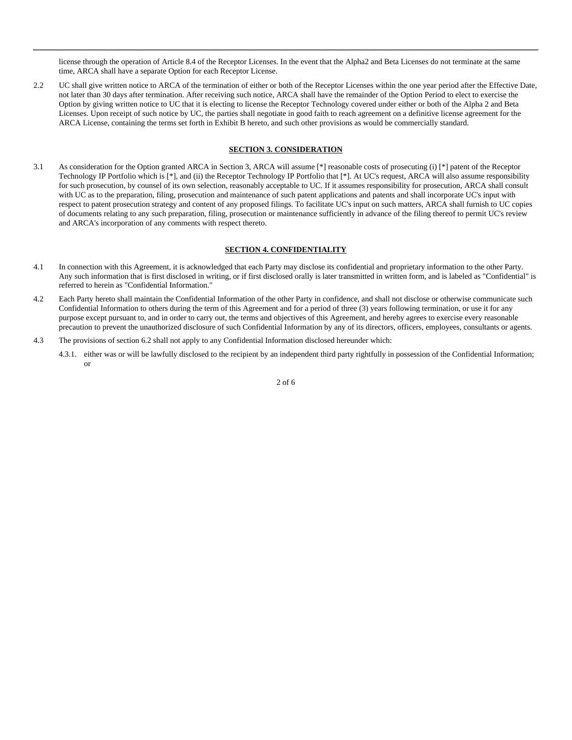license through the operation of Article 8.4 of the Receptor Licenses. In the event that the Alpha2 and Beta Licenses do not terminate at the same time, ARCA shall have a separate Option for each Receptor License.

2.2 UC shall give written notice to ARCA of the termination of either or both of the Receptor Licenses within the one year period after the Effective Date, not later than 30 days after termination. After receiving such notice, ARCA shall have the remainder of the Option Period to elect to exercise the Option by giving written notice to UC that it is electing to license the Receptor Technology covered under either or both of the Alpha 2 and Beta Licenses. Upon receipt of such notice by UC, the parties shall negotiate in good faith to reach agreement on a definitive license agreement for the ARCA License, containing the terms set forth in Exhibit B hereto, and such other provisions as would be commercially standard.

## SECTION 3. CONSIDERATION

3.1 As consideration for the Option granted ARCA in Section 3, ARCA will assume [*] reasonable costs of prosecuting (i) [*] patent of the Receptor Technology IP Portfolio which is [*], and (ii) the Receptor Technology IP Portfolio that [*]. At UC's request, ARCA will also assume responsibility for such prosecution, by counsel of its own selection, reasonably acceptable to UC. If it assumes responsibility for prosecution, ARCA shall consult with UC as to the preparation, filing, prosecution and maintenance of such patent applications and patents and shall incorporate UC's input with respect to patent prosecution strategy and content of any proposed filings. To facilitate UC's input on such matters, ARCA shall furnish to UC copies of documents relating to any such preparation, filing, prosecution or maintenance sufficiently in advance of the filing thereof to permit UC's review and ARCA's incorporation of any comments with respect thereto.

## SECTION 4. CONFIDENTIALITY

4.1 In connection with this Agreement, it is acknowledged that each Party may disclose its confidential and proprietary information to the other Party. Any such information that is first disclosed in writing, or if first disclosed orally is later transmitted in written form, and is labeled as "Confidential" is referred to herein as "Confidential Information."

4.2 Each Party hereto shall maintain the Confidential Information of the other Party in confidence, and shall not disclose or otherwise communicate such Confidential Information to others during the term of this Agreement and for a period of three (3) years following termination, or use it for any purpose except pursuant to, and in order to carry out, the terms and objectives of this Agreement, and hereby agrees to exercise every reasonable precaution to prevent the unauthorized disclosure of such Confidential Information by any of its directors, officers, employees, consultants or agents.

4.3 The provisions of section 6.2 shall not apply to any Confidential Information disclosed hereunder which:

4.3.1. either was or will be lawfully disclosed to the recipient by an independent third party rightfully in possession of the Confidential Information; or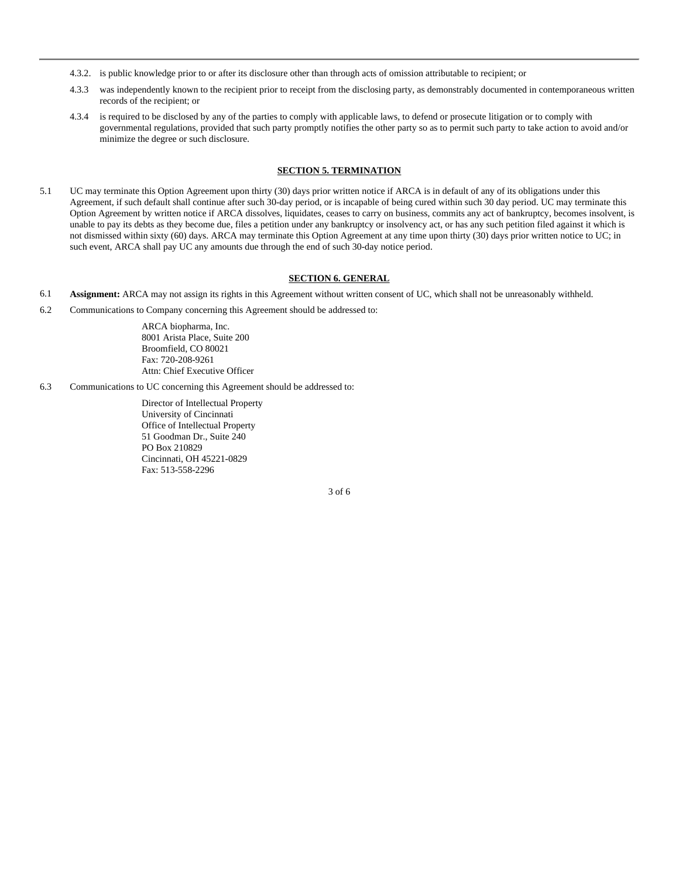4.3.2. is public knowledge prior to or after its disclosure other than through acts of omission attributable to recipient; or

4.3.3 was independently known to the recipient prior to receipt from the disclosing party, as demonstrably documented in contemporaneous written records of the recipient; or

4.3.4 is required to be disclosed by any of the parties to comply with applicable laws, to defend or prosecute litigation or to comply with governmental regulations, provided that such party promptly notifies the other party so as to permit such party to take action to avoid and/or minimize the degree or such disclosure.

## SECTION 5. TERMINATION

5.1 UC may terminate this Option Agreement upon thirty (30) days prior written notice if ARCA is in default of any of its obligations under this Agreement, if such default shall continue after such 30-day period, or is incapable of being cured within such 30 day period. UC may terminate this Option Agreement by written notice if ARCA dissolves, liquidates, ceases to carry on business, commits any act of bankruptcy, becomes insolvent, is unable to pay its debts as they become due, files a petition under any bankruptcy or insolvency act, or has any such petition filed against it which is not dismissed within sixty (60) days. ARCA may terminate this Option Agreement at any time upon thirty (30) days prior written notice to UC; in such event, ARCA shall pay UC any amounts due through the end of such 30-day notice period.

## SECTION 6. GENERAL

6.1 **Assignment:** ARCA may not assign its rights in this Agreement without written consent of UC, which shall not be unreasonably withheld.

6.2 Communications to Company concerning this Agreement should be addressed to:

ARCA biopharma, Inc.
8001 Arista Place, Suite 200
Broomfield, CO 80021
Fax: 720-208-9261
Attn: Chief Executive Officer

6.3 Communications to UC concerning this Agreement should be addressed to:

Director of Intellectual Property
University of Cincinnati
Office of Intellectual Property
51 Goodman Dr., Suite 240
PO Box 210829
Cincinnati, OH 45221-0829
Fax: 513-558-2296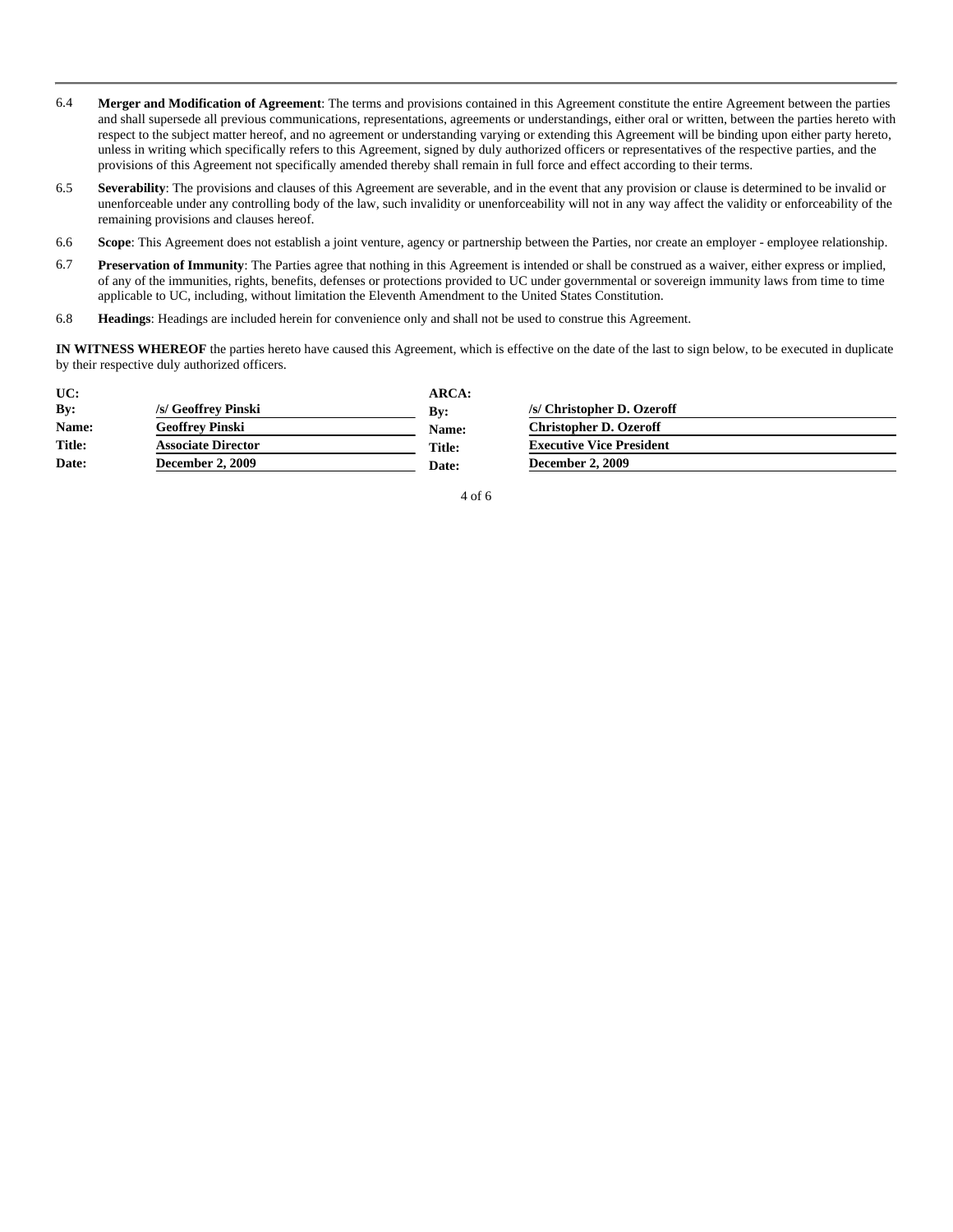6.4 **Merger and Modification of Agreement**: The terms and provisions contained in this Agreement constitute the entire Agreement between the parties and shall supersede all previous communications, representations, agreements or understandings, either oral or written, between the parties hereto with respect to the subject matter hereof, and no agreement or understanding varying or extending this Agreement will be binding upon either party hereto, unless in writing which specifically refers to this Agreement, signed by duly authorized officers or representatives of the respective parties, and the provisions of this Agreement not specifically amended thereby shall remain in full force and effect according to their terms.

6.5 **Severability**: The provisions and clauses of this Agreement are severable, and in the event that any provision or clause is determined to be invalid or unenforceable under any controlling body of the law, such invalidity or unenforceability will not in any way affect the validity or enforceability of the remaining provisions and clauses hereof.

6.6 **Scope**: This Agreement does not establish a joint venture, agency or partnership between the Parties, nor create an employer - employee relationship.

6.7 **Preservation of Immunity**: The Parties agree that nothing in this Agreement is intended or shall be construed as a waiver, either express or implied, of any of the immunities, rights, benefits, defenses or protections provided to UC under governmental or sovereign immunity laws from time to time applicable to UC, including, without limitation the Eleventh Amendment to the United States Constitution.

6.8 **Headings**: Headings are included herein for convenience only and shall not be used to construe this Agreement.

**IN WITNESS WHEREOF** the parties hereto have caused this Agreement, which is effective on the date of the last to sign below, to be executed in duplicate by their respective duly authorized officers.

| **UC:** | | **ARCA:** | |
|---|---|---|---|
| **By:** | **/s/ Geoffrey Pinski** | **By:** | **/s/ Christopher D. Ozeroff** |
| **Name:** | **Geoffrey Pinski** | **Name:** | **Christopher D. Ozeroff** |
| **Title:** | **Associate Director** | **Title:** | **Executive Vice President** |
| **Date:** | **December 2, 2009** | **Date:** | **December 2, 2009** |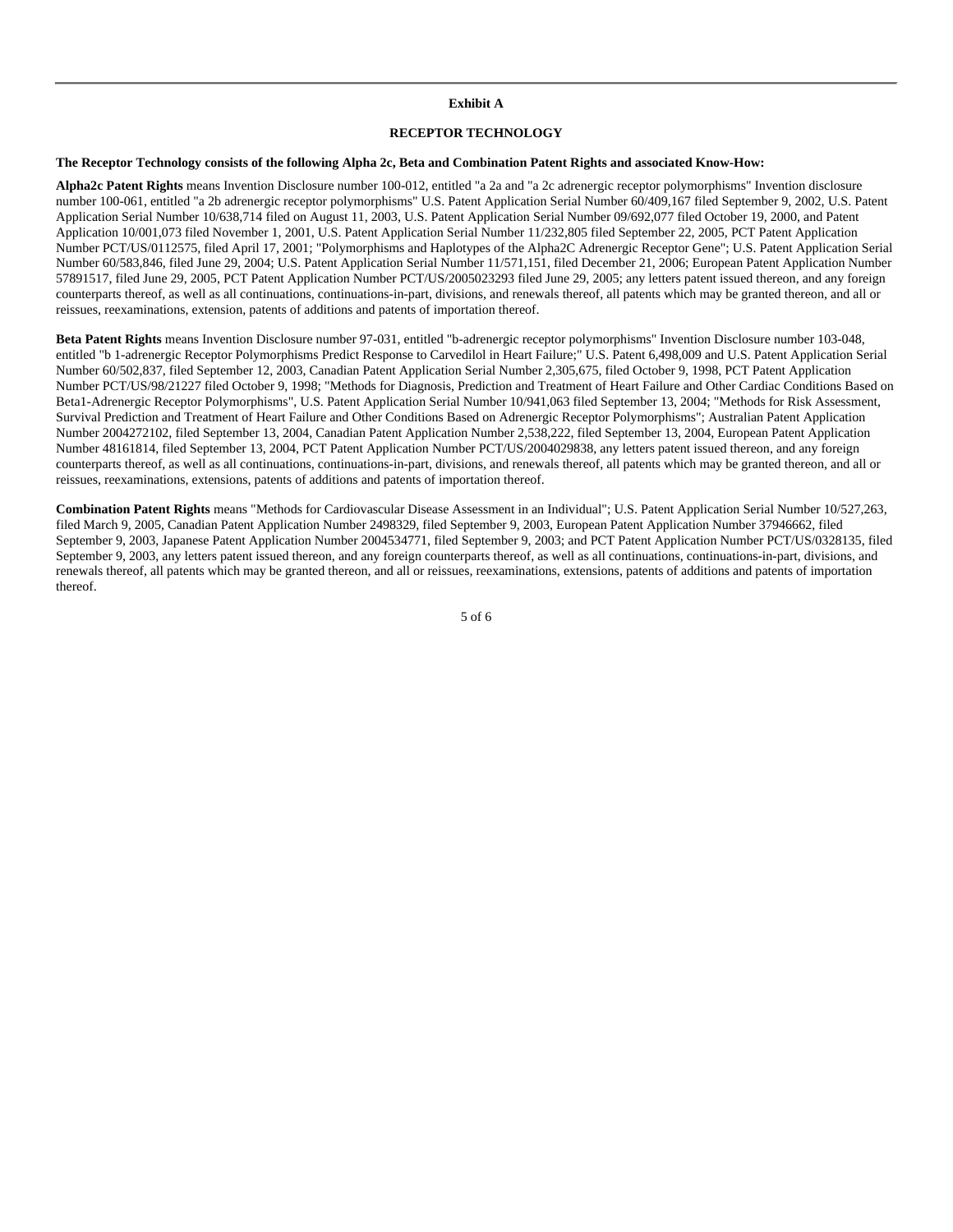**Exhibit A**

**RECEPTOR TECHNOLOGY**

**The Receptor Technology consists of the following Alpha 2c, Beta and Combination Patent Rights and associated Know-How:**

**Alpha2c Patent Rights** means Invention Disclosure number 100-012, entitled "a 2a and "a 2c adrenergic receptor polymorphisms" Invention disclosure number 100-061, entitled "a 2b adrenergic receptor polymorphisms" U.S. Patent Application Serial Number 60/409,167 filed September 9, 2002, U.S. Patent Application Serial Number 10/638,714 filed on August 11, 2003, U.S. Patent Application Serial Number 09/692,077 filed October 19, 2000, and Patent Application 10/001,073 filed November 1, 2001, U.S. Patent Application Serial Number 11/232,805 filed September 22, 2005, PCT Patent Application Number PCT/US/0112575, filed April 17, 2001; "Polymorphisms and Haplotypes of the Alpha2C Adrenergic Receptor Gene"; U.S. Patent Application Serial Number 60/583,846, filed June 29, 2004; U.S. Patent Application Serial Number 11/571,151, filed December 21, 2006; European Patent Application Number 57891517, filed June 29, 2005, PCT Patent Application Number PCT/US/2005023293 filed June 29, 2005; any letters patent issued thereon, and any foreign counterparts thereof, as well as all continuations, continuations-in-part, divisions, and renewals thereof, all patents which may be granted thereon, and all or reissues, reexaminations, extension, patents of additions and patents of importation thereof.

**Beta Patent Rights** means Invention Disclosure number 97-031, entitled "b-adrenergic receptor polymorphisms" Invention Disclosure number 103-048, entitled "b 1-adrenergic Receptor Polymorphisms Predict Response to Carvedilol in Heart Failure;" U.S. Patent 6,498,009 and U.S. Patent Application Serial Number 60/502,837, filed September 12, 2003, Canadian Patent Application Serial Number 2,305,675, filed October 9, 1998, PCT Patent Application Number PCT/US/98/21227 filed October 9, 1998; "Methods for Diagnosis, Prediction and Treatment of Heart Failure and Other Cardiac Conditions Based on Beta1-Adrenergic Receptor Polymorphisms", U.S. Patent Application Serial Number 10/941,063 filed September 13, 2004; "Methods for Risk Assessment, Survival Prediction and Treatment of Heart Failure and Other Conditions Based on Adrenergic Receptor Polymorphisms"; Australian Patent Application Number 2004272102, filed September 13, 2004, Canadian Patent Application Number 2,538,222, filed September 13, 2004, European Patent Application Number 48161814, filed September 13, 2004, PCT Patent Application Number PCT/US/2004029838, any letters patent issued thereon, and any foreign counterparts thereof, as well as all continuations, continuations-in-part, divisions, and renewals thereof, all patents which may be granted thereon, and all or reissues, reexaminations, extensions, patents of additions and patents of importation thereof.

**Combination Patent Rights** means "Methods for Cardiovascular Disease Assessment in an Individual"; U.S. Patent Application Serial Number 10/527,263, filed March 9, 2005, Canadian Patent Application Number 2498329, filed September 9, 2003, European Patent Application Number 37946662, filed September 9, 2003, Japanese Patent Application Number 2004534771, filed September 9, 2003; and PCT Patent Application Number PCT/US/0328135, filed September 9, 2003, any letters patent issued thereon, and any foreign counterparts thereof, as well as all continuations, continuations-in-part, divisions, and renewals thereof, all patents which may be granted thereon, and all or reissues, reexaminations, extensions, patents of additions and patents of importation thereof.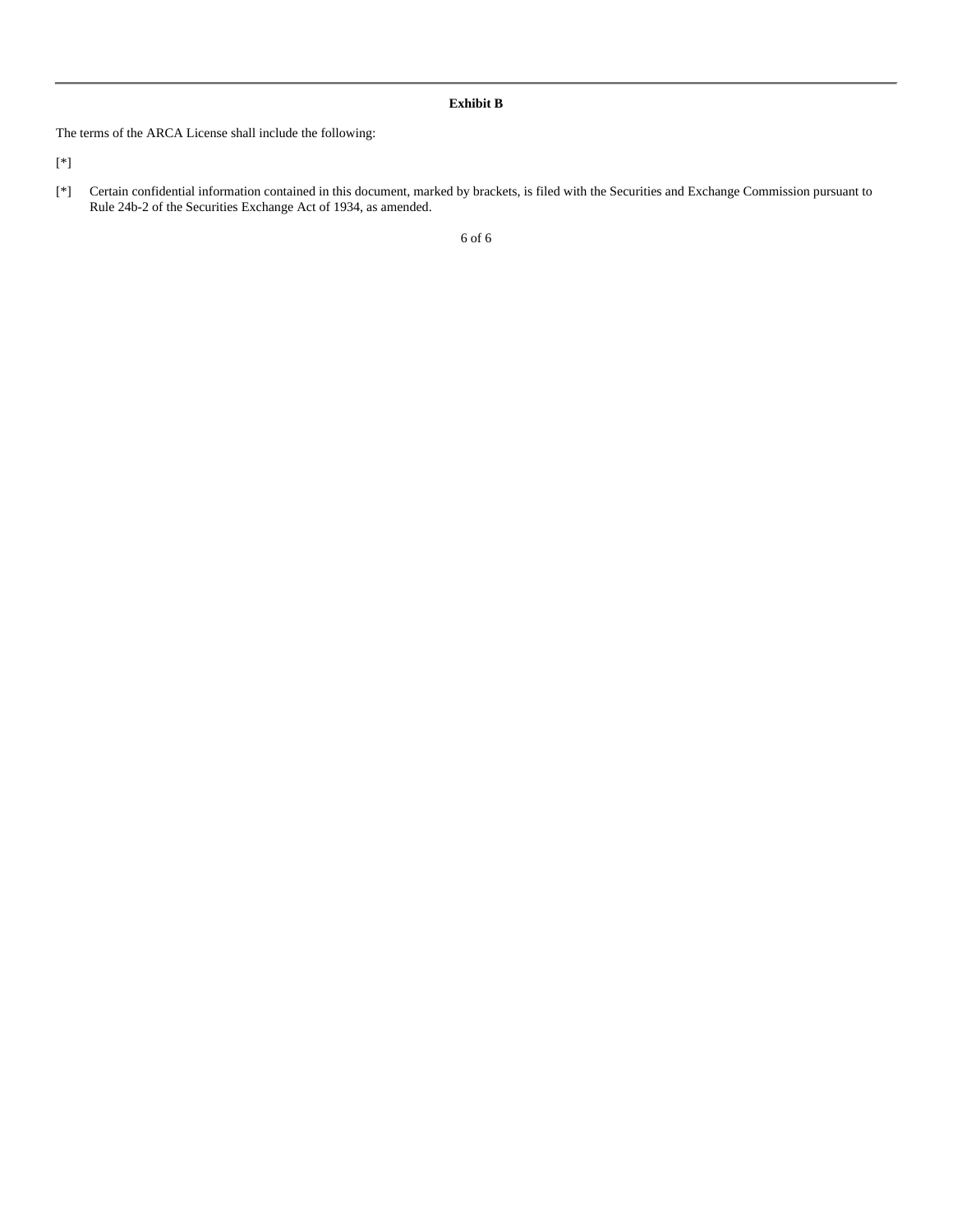**Exhibit B**

The terms of the ARCA License shall include the following:

[*]

[*] Certain confidential information contained in this document, marked by brackets, is filed with the Securities and Exchange Commission pursuant to Rule 24b-2 of the Securities Exchange Act of 1934, as amended.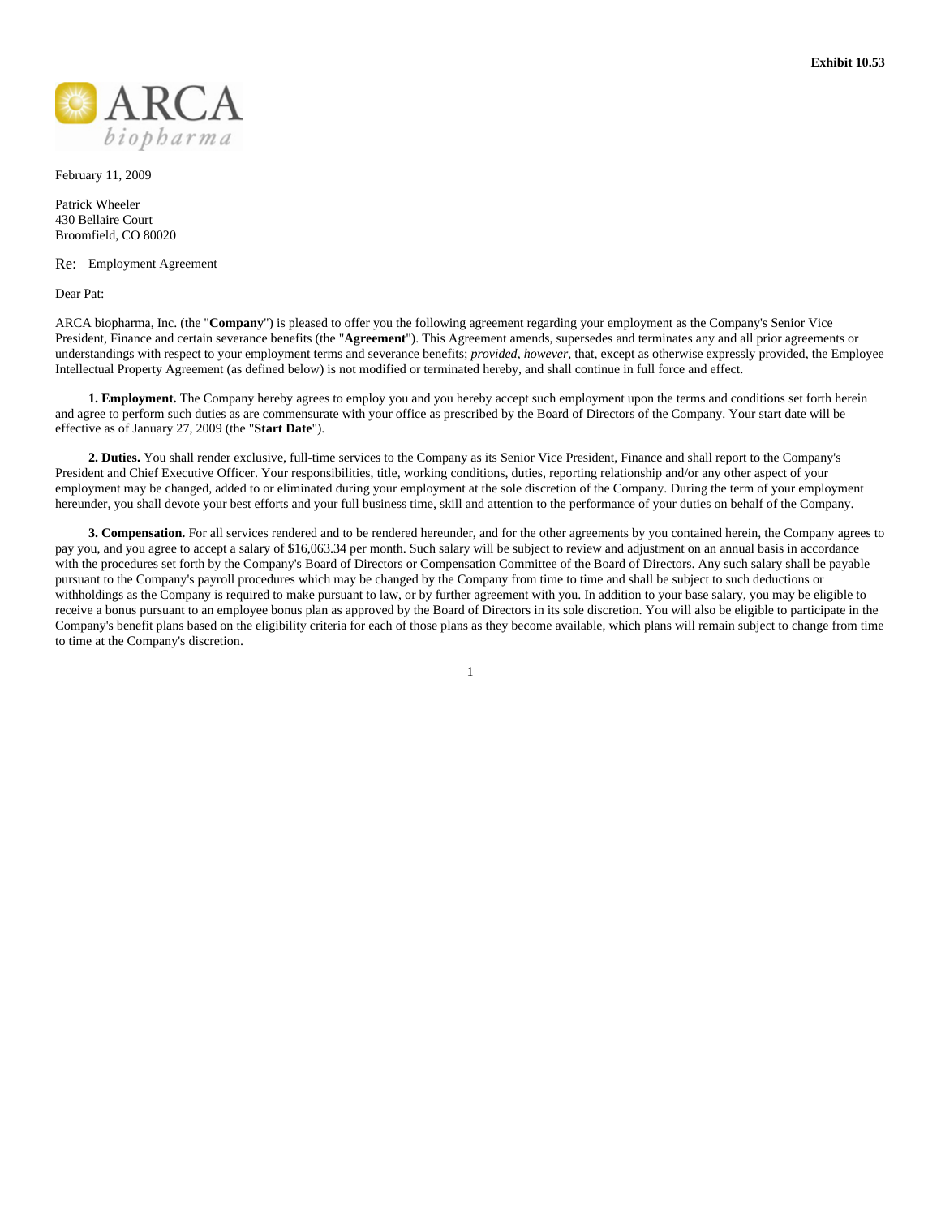**Exhibit 10.53**

ARCA biopharma

February 11, 2009

Patrick Wheeler
430 Bellaire Court
Broomfield, CO 80020

Re: Employment Agreement

Dear Pat:

ARCA biopharma, Inc. (the "**Company**") is pleased to offer you the following agreement regarding your employment as the Company's Senior Vice President, Finance and certain severance benefits (the "**Agreement**"). This Agreement amends, supersedes and terminates any and all prior agreements or understandings with respect to your employment terms and severance benefits; *provided*, *however*, that, except as otherwise expressly provided, the Employee Intellectual Property Agreement (as defined below) is not modified or terminated hereby, and shall continue in full force and effect.

**1. Employment.** The Company hereby agrees to employ you and you hereby accept such employment upon the terms and conditions set forth herein and agree to perform such duties as are commensurate with your office as prescribed by the Board of Directors of the Company. Your start date will be effective as of January 27, 2009 (the "**Start Date**").

**2. Duties.** You shall render exclusive, full-time services to the Company as its Senior Vice President, Finance and shall report to the Company's President and Chief Executive Officer. Your responsibilities, title, working conditions, duties, reporting relationship and/or any other aspect of your employment may be changed, added to or eliminated during your employment at the sole discretion of the Company. During the term of your employment hereunder, you shall devote your best efforts and your full business time, skill and attention to the performance of your duties on behalf of the Company.

**3. Compensation.** For all services rendered and to be rendered hereunder, and for the other agreements by you contained herein, the Company agrees to pay you, and you agree to accept a salary of $16,063.34 per month. Such salary will be subject to review and adjustment on an annual basis in accordance with the procedures set forth by the Company's Board of Directors or Compensation Committee of the Board of Directors. Any such salary shall be payable pursuant to the Company's payroll procedures which may be changed by the Company from time to time and shall be subject to such deductions or withholdings as the Company is required to make pursuant to law, or by further agreement with you. In addition to your base salary, you may be eligible to receive a bonus pursuant to an employee bonus plan as approved by the Board of Directors in its sole discretion. You will also be eligible to participate in the Company's benefit plans based on the eligibility criteria for each of those plans as they become available, which plans will remain subject to change from time to time at the Company's discretion.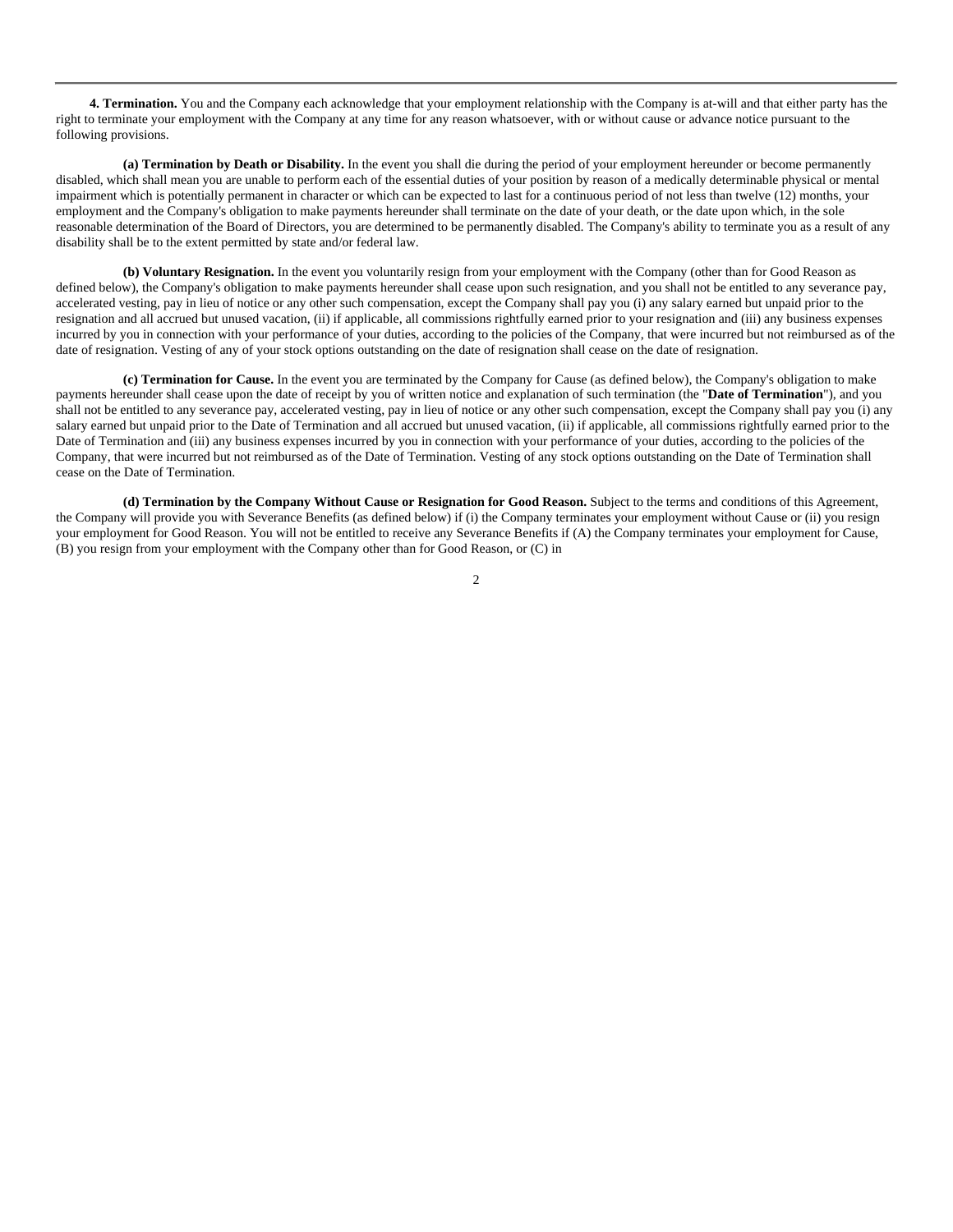**4. Termination.** You and the Company each acknowledge that your employment relationship with the Company is at-will and that either party has the right to terminate your employment with the Company at any time for any reason whatsoever, with or without cause or advance notice pursuant to the following provisions.

**(a) Termination by Death or Disability.** In the event you shall die during the period of your employment hereunder or become permanently disabled, which shall mean you are unable to perform each of the essential duties of your position by reason of a medically determinable physical or mental impairment which is potentially permanent in character or which can be expected to last for a continuous period of not less than twelve (12) months, your employment and the Company's obligation to make payments hereunder shall terminate on the date of your death, or the date upon which, in the sole reasonable determination of the Board of Directors, you are determined to be permanently disabled. The Company's ability to terminate you as a result of any disability shall be to the extent permitted by state and/or federal law.

**(b) Voluntary Resignation.** In the event you voluntarily resign from your employment with the Company (other than for Good Reason as defined below), the Company's obligation to make payments hereunder shall cease upon such resignation, and you shall not be entitled to any severance pay, accelerated vesting, pay in lieu of notice or any other such compensation, except the Company shall pay you (i) any salary earned but unpaid prior to the resignation and all accrued but unused vacation, (ii) if applicable, all commissions rightfully earned prior to your resignation and (iii) any business expenses incurred by you in connection with your performance of your duties, according to the policies of the Company, that were incurred but not reimbursed as of the date of resignation. Vesting of any of your stock options outstanding on the date of resignation shall cease on the date of resignation.

**(c) Termination for Cause.** In the event you are terminated by the Company for Cause (as defined below), the Company's obligation to make payments hereunder shall cease upon the date of receipt by you of written notice and explanation of such termination (the "**Date of Termination**"), and you shall not be entitled to any severance pay, accelerated vesting, pay in lieu of notice or any other such compensation, except the Company shall pay you (i) any salary earned but unpaid prior to the Date of Termination and all accrued but unused vacation, (ii) if applicable, all commissions rightfully earned prior to the Date of Termination and (iii) any business expenses incurred by you in connection with your performance of your duties, according to the policies of the Company, that were incurred but not reimbursed as of the Date of Termination. Vesting of any stock options outstanding on the Date of Termination shall cease on the Date of Termination.

**(d) Termination by the Company Without Cause or Resignation for Good Reason.** Subject to the terms and conditions of this Agreement, the Company will provide you with Severance Benefits (as defined below) if (i) the Company terminates your employment without Cause or (ii) you resign your employment for Good Reason. You will not be entitled to receive any Severance Benefits if (A) the Company terminates your employment for Cause, (B) you resign from your employment with the Company other than for Good Reason, or (C) in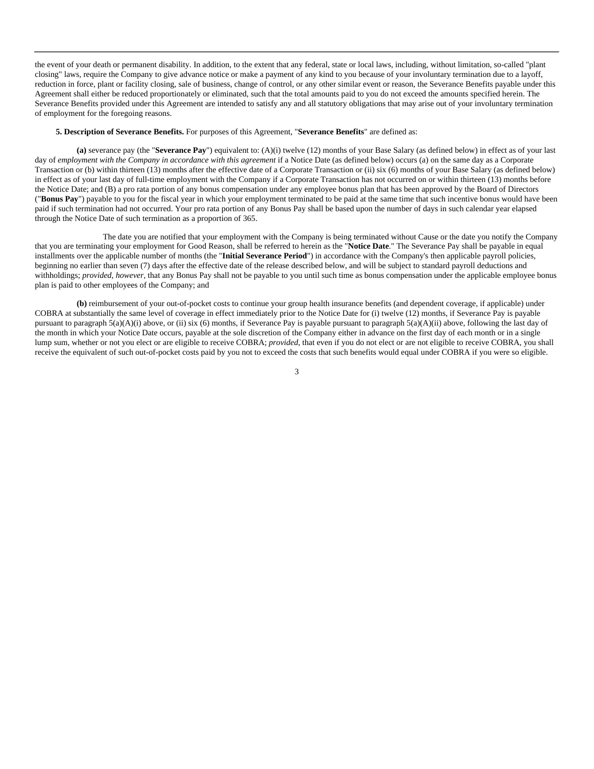the event of your death or permanent disability. In addition, to the extent that any federal, state or local laws, including, without limitation, so-called "plant closing" laws, require the Company to give advance notice or make a payment of any kind to you because of your involuntary termination due to a layoff, reduction in force, plant or facility closing, sale of business, change of control, or any other similar event or reason, the Severance Benefits payable under this Agreement shall either be reduced proportionately or eliminated, such that the total amounts paid to you do not exceed the amounts specified herein. The Severance Benefits provided under this Agreement are intended to satisfy any and all statutory obligations that may arise out of your involuntary termination of employment for the foregoing reasons.

**5. Description of Severance Benefits.** For purposes of this Agreement, "**Severance Benefits**" are defined as:

**(a)** severance pay (the "**Severance Pay**") equivalent to: (A)(i) twelve (12) months of your Base Salary (as defined below) in effect as of your last day of *employment with the Company in accordance with this agreement* if a Notice Date (as defined below) occurs (a) on the same day as a Corporate Transaction or (b) within thirteen (13) months after the effective date of a Corporate Transaction or (ii) six (6) months of your Base Salary (as defined below) in effect as of your last day of full-time employment with the Company if a Corporate Transaction has not occurred on or within thirteen (13) months before the Notice Date; and (B) a pro rata portion of any bonus compensation under any employee bonus plan that has been approved by the Board of Directors ("**Bonus Pay**") payable to you for the fiscal year in which your employment terminated to be paid at the same time that such incentive bonus would have been paid if such termination had not occurred. Your pro rata portion of any Bonus Pay shall be based upon the number of days in such calendar year elapsed through the Notice Date of such termination as a proportion of 365.

The date you are notified that your employment with the Company is being terminated without Cause or the date you notify the Company that you are terminating your employment for Good Reason, shall be referred to herein as the "**Notice Date**." The Severance Pay shall be payable in equal installments over the applicable number of months (the "**Initial Severance Period**") in accordance with the Company's then applicable payroll policies, beginning no earlier than seven (7) days after the effective date of the release described below, and will be subject to standard payroll deductions and withholdings; *provided*, *however*, that any Bonus Pay shall not be payable to you until such time as bonus compensation under the applicable employee bonus plan is paid to other employees of the Company; and

**(b)** reimbursement of your out-of-pocket costs to continue your group health insurance benefits (and dependent coverage, if applicable) under COBRA at substantially the same level of coverage in effect immediately prior to the Notice Date for (i) twelve (12) months, if Severance Pay is payable pursuant to paragraph 5(a)(A)(i) above, or (ii) six (6) months, if Severance Pay is payable pursuant to paragraph 5(a)(A)(ii) above, following the last day of the month in which your Notice Date occurs, payable at the sole discretion of the Company either in advance on the first day of each month or in a single lump sum, whether or not you elect or are eligible to receive COBRA; *provided*, that even if you do not elect or are not eligible to receive COBRA, you shall receive the equivalent of such out-of-pocket costs paid by you not to exceed the costs that such benefits would equal under COBRA if you were so eligible.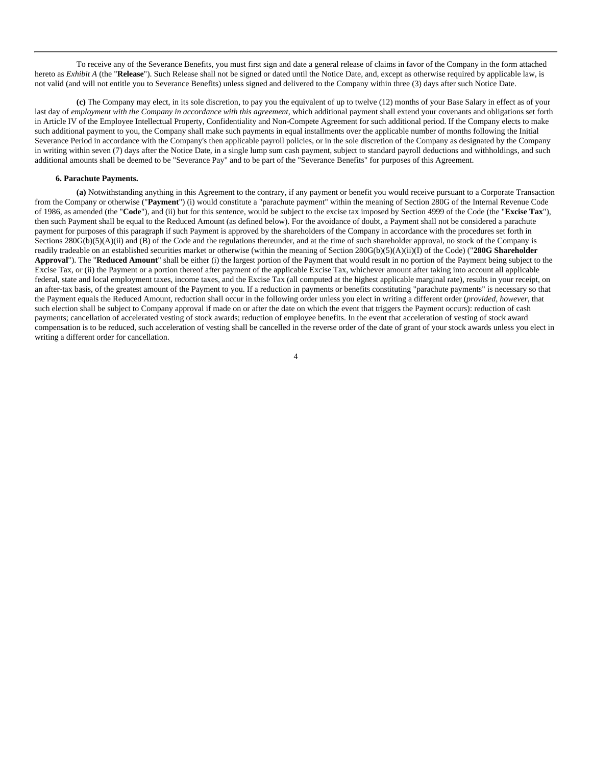To receive any of the Severance Benefits, you must first sign and date a general release of claims in favor of the Company in the form attached hereto as *Exhibit A* (the "**Release**"). Such Release shall not be signed or dated until the Notice Date, and, except as otherwise required by applicable law, is not valid (and will not entitle you to Severance Benefits) unless signed and delivered to the Company within three (3) days after such Notice Date.

**(c)** The Company may elect, in its sole discretion, to pay you the equivalent of up to twelve (12) months of your Base Salary in effect as of your last day of *employment with the Company in accordance with this agreement*, which additional payment shall extend your covenants and obligations set forth in Article IV of the Employee Intellectual Property, Confidentiality and Non-Compete Agreement for such additional period. If the Company elects to make such additional payment to you, the Company shall make such payments in equal installments over the applicable number of months following the Initial Severance Period in accordance with the Company's then applicable payroll policies, or in the sole discretion of the Company as designated by the Company in writing within seven (7) days after the Notice Date, in a single lump sum cash payment, subject to standard payroll deductions and withholdings, and such additional amounts shall be deemed to be "Severance Pay" and to be part of the "Severance Benefits" for purposes of this Agreement.

**6. Parachute Payments.**

**(a)** Notwithstanding anything in this Agreement to the contrary, if any payment or benefit you would receive pursuant to a Corporate Transaction from the Company or otherwise ("**Payment**") (i) would constitute a "parachute payment" within the meaning of Section 280G of the Internal Revenue Code of 1986, as amended (the "**Code**"), and (ii) but for this sentence, would be subject to the excise tax imposed by Section 4999 of the Code (the "**Excise Tax**"), then such Payment shall be equal to the Reduced Amount (as defined below). For the avoidance of doubt, a Payment shall not be considered a parachute payment for purposes of this paragraph if such Payment is approved by the shareholders of the Company in accordance with the procedures set forth in Sections 280G(b)(5)(A)(ii) and (B) of the Code and the regulations thereunder, and at the time of such shareholder approval, no stock of the Company is readily tradeable on an established securities market or otherwise (within the meaning of Section 280G(b)(5)(A)(ii)(I) of the Code) ("**280G Shareholder Approval**"). The "**Reduced Amount**" shall be either (i) the largest portion of the Payment that would result in no portion of the Payment being subject to the Excise Tax, or (ii) the Payment or a portion thereof after payment of the applicable Excise Tax, whichever amount after taking into account all applicable federal, state and local employment taxes, income taxes, and the Excise Tax (all computed at the highest applicable marginal rate), results in your receipt, on an after-tax basis, of the greatest amount of the Payment to you. If a reduction in payments or benefits constituting "parachute payments" is necessary so that the Payment equals the Reduced Amount, reduction shall occur in the following order unless you elect in writing a different order (*provided, however,* that such election shall be subject to Company approval if made on or after the date on which the event that triggers the Payment occurs): reduction of cash payments; cancellation of accelerated vesting of stock awards; reduction of employee benefits. In the event that acceleration of vesting of stock award compensation is to be reduced, such acceleration of vesting shall be cancelled in the reverse order of the date of grant of your stock awards unless you elect in writing a different order for cancellation.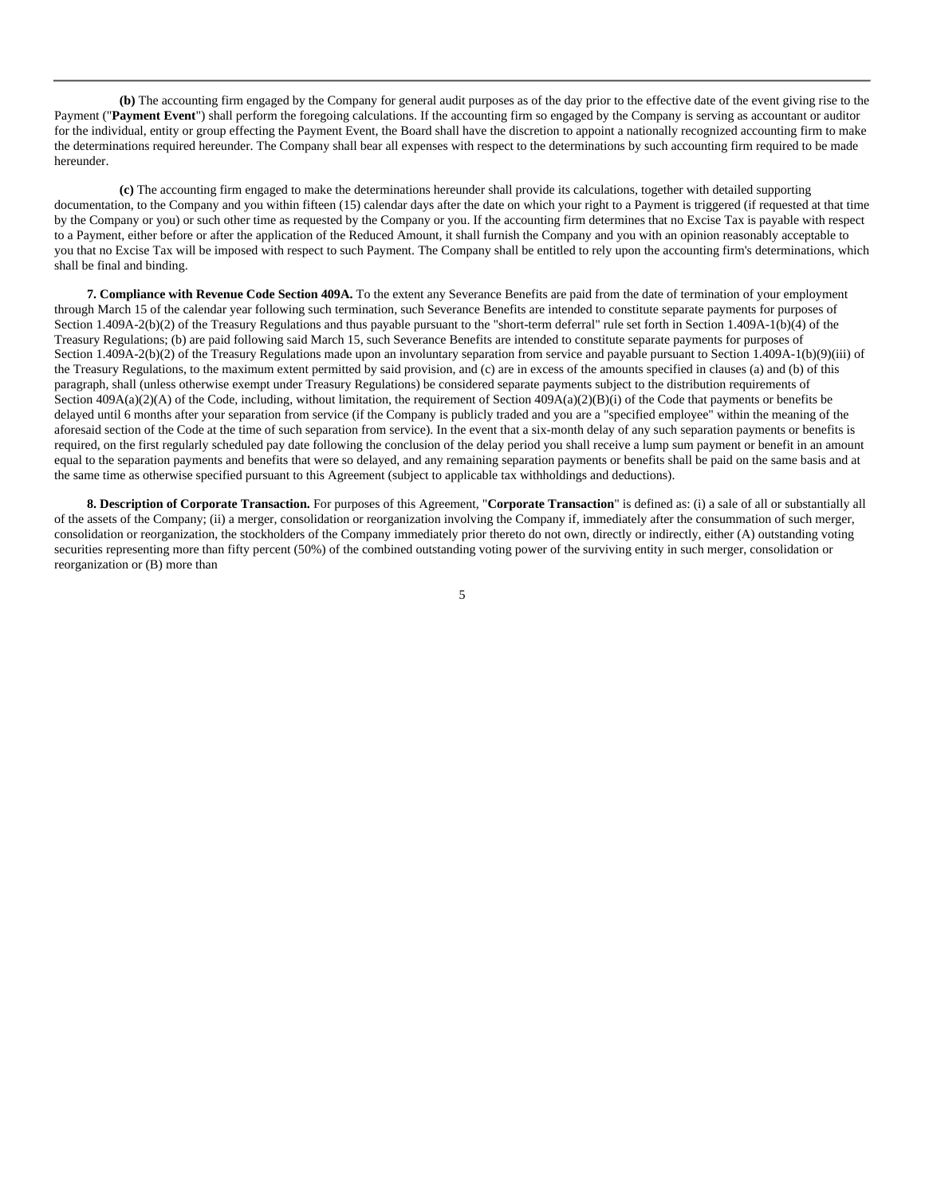**(b)** The accounting firm engaged by the Company for general audit purposes as of the day prior to the effective date of the event giving rise to the Payment ("**Payment Event**") shall perform the foregoing calculations. If the accounting firm so engaged by the Company is serving as accountant or auditor for the individual, entity or group effecting the Payment Event, the Board shall have the discretion to appoint a nationally recognized accounting firm to make the determinations required hereunder. The Company shall bear all expenses with respect to the determinations by such accounting firm required to be made hereunder.

**(c)** The accounting firm engaged to make the determinations hereunder shall provide its calculations, together with detailed supporting documentation, to the Company and you within fifteen (15) calendar days after the date on which your right to a Payment is triggered (if requested at that time by the Company or you) or such other time as requested by the Company or you. If the accounting firm determines that no Excise Tax is payable with respect to a Payment, either before or after the application of the Reduced Amount, it shall furnish the Company and you with an opinion reasonably acceptable to you that no Excise Tax will be imposed with respect to such Payment. The Company shall be entitled to rely upon the accounting firm's determinations, which shall be final and binding.

**7. Compliance with Revenue Code Section 409A.** To the extent any Severance Benefits are paid from the date of termination of your employment through March 15 of the calendar year following such termination, such Severance Benefits are intended to constitute separate payments for purposes of Section 1.409A-2(b)(2) of the Treasury Regulations and thus payable pursuant to the "short-term deferral" rule set forth in Section 1.409A-1(b)(4) of the Treasury Regulations; (b) are paid following said March 15, such Severance Benefits are intended to constitute separate payments for purposes of Section 1.409A-2(b)(2) of the Treasury Regulations made upon an involuntary separation from service and payable pursuant to Section 1.409A-1(b)(9)(iii) of the Treasury Regulations, to the maximum extent permitted by said provision, and (c) are in excess of the amounts specified in clauses (a) and (b) of this paragraph, shall (unless otherwise exempt under Treasury Regulations) be considered separate payments subject to the distribution requirements of Section 409A(a)(2)(A) of the Code, including, without limitation, the requirement of Section 409A(a)(2)(B)(i) of the Code that payments or benefits be delayed until 6 months after your separation from service (if the Company is publicly traded and you are a "specified employee" within the meaning of the aforesaid section of the Code at the time of such separation from service). In the event that a six-month delay of any such separation payments or benefits is required, on the first regularly scheduled pay date following the conclusion of the delay period you shall receive a lump sum payment or benefit in an amount equal to the separation payments and benefits that were so delayed, and any remaining separation payments or benefits shall be paid on the same basis and at the same time as otherwise specified pursuant to this Agreement (subject to applicable tax withholdings and deductions).

**8. Description of Corporate Transaction.** For purposes of this Agreement, "**Corporate Transaction**" is defined as: (i) a sale of all or substantially all of the assets of the Company; (ii) a merger, consolidation or reorganization involving the Company if, immediately after the consummation of such merger, consolidation or reorganization, the stockholders of the Company immediately prior thereto do not own, directly or indirectly, either (A) outstanding voting securities representing more than fifty percent (50%) of the combined outstanding voting power of the surviving entity in such merger, consolidation or reorganization or (B) more than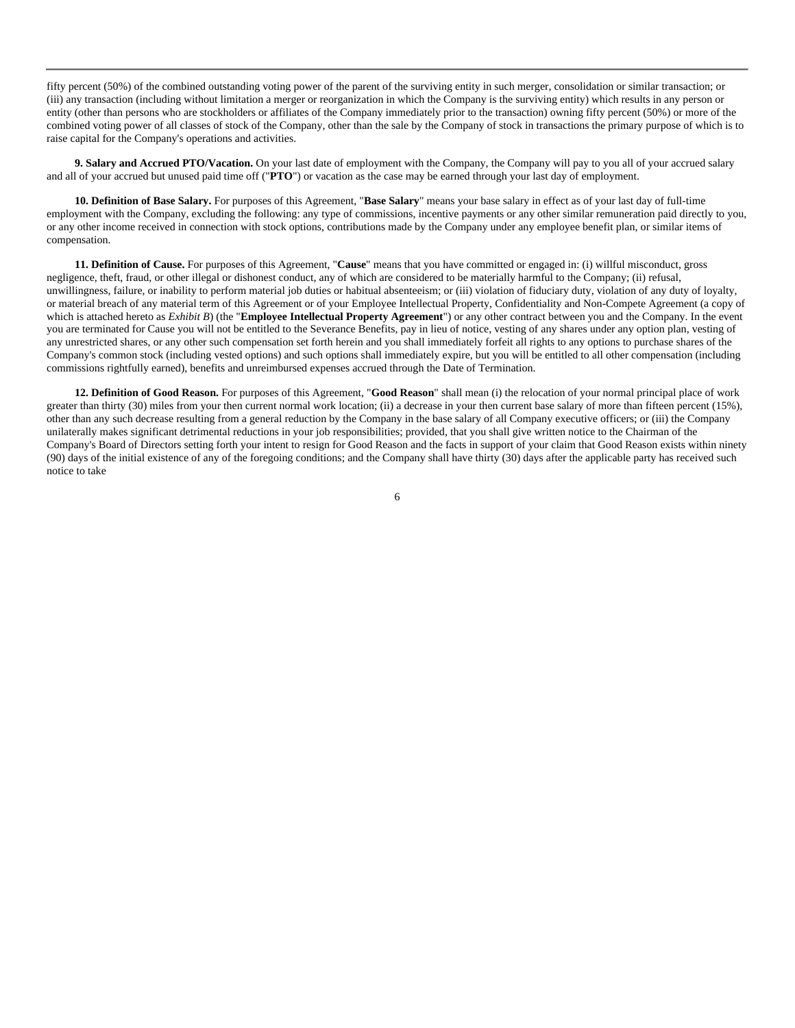fifty percent (50%) of the combined outstanding voting power of the parent of the surviving entity in such merger, consolidation or similar transaction; or (iii) any transaction (including without limitation a merger or reorganization in which the Company is the surviving entity) which results in any person or entity (other than persons who are stockholders or affiliates of the Company immediately prior to the transaction) owning fifty percent (50%) or more of the combined voting power of all classes of stock of the Company, other than the sale by the Company of stock in transactions the primary purpose of which is to raise capital for the Company's operations and activities.

**9. Salary and Accrued PTO/Vacation.** On your last date of employment with the Company, the Company will pay to you all of your accrued salary and all of your accrued but unused paid time off ("**PTO**") or vacation as the case may be earned through your last day of employment.

**10. Definition of Base Salary.** For purposes of this Agreement, "**Base Salary**" means your base salary in effect as of your last day of full-time employment with the Company, excluding the following: any type of commissions, incentive payments or any other similar remuneration paid directly to you, or any other income received in connection with stock options, contributions made by the Company under any employee benefit plan, or similar items of compensation.

**11. Definition of Cause.** For purposes of this Agreement, "**Cause**" means that you have committed or engaged in: (i) willful misconduct, gross negligence, theft, fraud, or other illegal or dishonest conduct, any of which are considered to be materially harmful to the Company; (ii) refusal, unwillingness, failure, or inability to perform material job duties or habitual absenteeism; or (iii) violation of fiduciary duty, violation of any duty of loyalty, or material breach of any material term of this Agreement or of your Employee Intellectual Property, Confidentiality and Non-Compete Agreement (a copy of which is attached hereto as *Exhibit B*) (the "**Employee Intellectual Property Agreement**") or any other contract between you and the Company. In the event you are terminated for Cause you will not be entitled to the Severance Benefits, pay in lieu of notice, vesting of any shares under any option plan, vesting of any unrestricted shares, or any other such compensation set forth herein and you shall immediately forfeit all rights to any options to purchase shares of the Company's common stock (including vested options) and such options shall immediately expire, but you will be entitled to all other compensation (including commissions rightfully earned), benefits and unreimbursed expenses accrued through the Date of Termination.

**12. Definition of Good Reason.** For purposes of this Agreement, "**Good Reason**" shall mean (i) the relocation of your normal principal place of work greater than thirty (30) miles from your then current normal work location; (ii) a decrease in your then current base salary of more than fifteen percent (15%), other than any such decrease resulting from a general reduction by the Company in the base salary of all Company executive officers; or (iii) the Company unilaterally makes significant detrimental reductions in your job responsibilities; provided, that you shall give written notice to the Chairman of the Company's Board of Directors setting forth your intent to resign for Good Reason and the facts in support of your claim that Good Reason exists within ninety (90) days of the initial existence of any of the foregoing conditions; and the Company shall have thirty (30) days after the applicable party has received such notice to take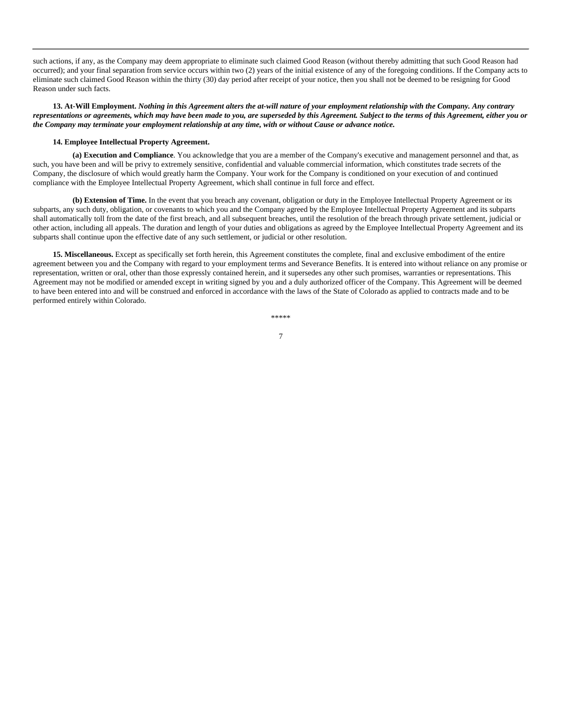such actions, if any, as the Company may deem appropriate to eliminate such claimed Good Reason (without thereby admitting that such Good Reason had occurred); and your final separation from service occurs within two (2) years of the initial existence of any of the foregoing conditions. If the Company acts to eliminate such claimed Good Reason within the thirty (30) day period after receipt of your notice, then you shall not be deemed to be resigning for Good Reason under such facts.

**13. At-Will Employment.** ***Nothing in this Agreement alters the at-will nature of your employment relationship with the Company. Any contrary representations or agreements, which may have been made to you, are superseded by this Agreement. Subject to the terms of this Agreement, either you or the Company may terminate your employment relationship at any time, with or without Cause or advance notice.***

**14. Employee Intellectual Property Agreement.**

**(a) Execution and Compliance**. You acknowledge that you are a member of the Company's executive and management personnel and that, as such, you have been and will be privy to extremely sensitive, confidential and valuable commercial information, which constitutes trade secrets of the Company, the disclosure of which would greatly harm the Company. Your work for the Company is conditioned on your execution of and continued compliance with the Employee Intellectual Property Agreement, which shall continue in full force and effect.

**(b) Extension of Time.** In the event that you breach any covenant, obligation or duty in the Employee Intellectual Property Agreement or its subparts, any such duty, obligation, or covenants to which you and the Company agreed by the Employee Intellectual Property Agreement and its subparts shall automatically toll from the date of the first breach, and all subsequent breaches, until the resolution of the breach through private settlement, judicial or other action, including all appeals. The duration and length of your duties and obligations as agreed by the Employee Intellectual Property Agreement and its subparts shall continue upon the effective date of any such settlement, or judicial or other resolution.

**15. Miscellaneous.** Except as specifically set forth herein, this Agreement constitutes the complete, final and exclusive embodiment of the entire agreement between you and the Company with regard to your employment terms and Severance Benefits. It is entered into without reliance on any promise or representation, written or oral, other than those expressly contained herein, and it supersedes any other such promises, warranties or representations. This Agreement may not be modified or amended except in writing signed by you and a duly authorized officer of the Company. This Agreement will be deemed to have been entered into and will be construed and enforced in accordance with the laws of the State of Colorado as applied to contracts made and to be performed entirely within Colorado.

*****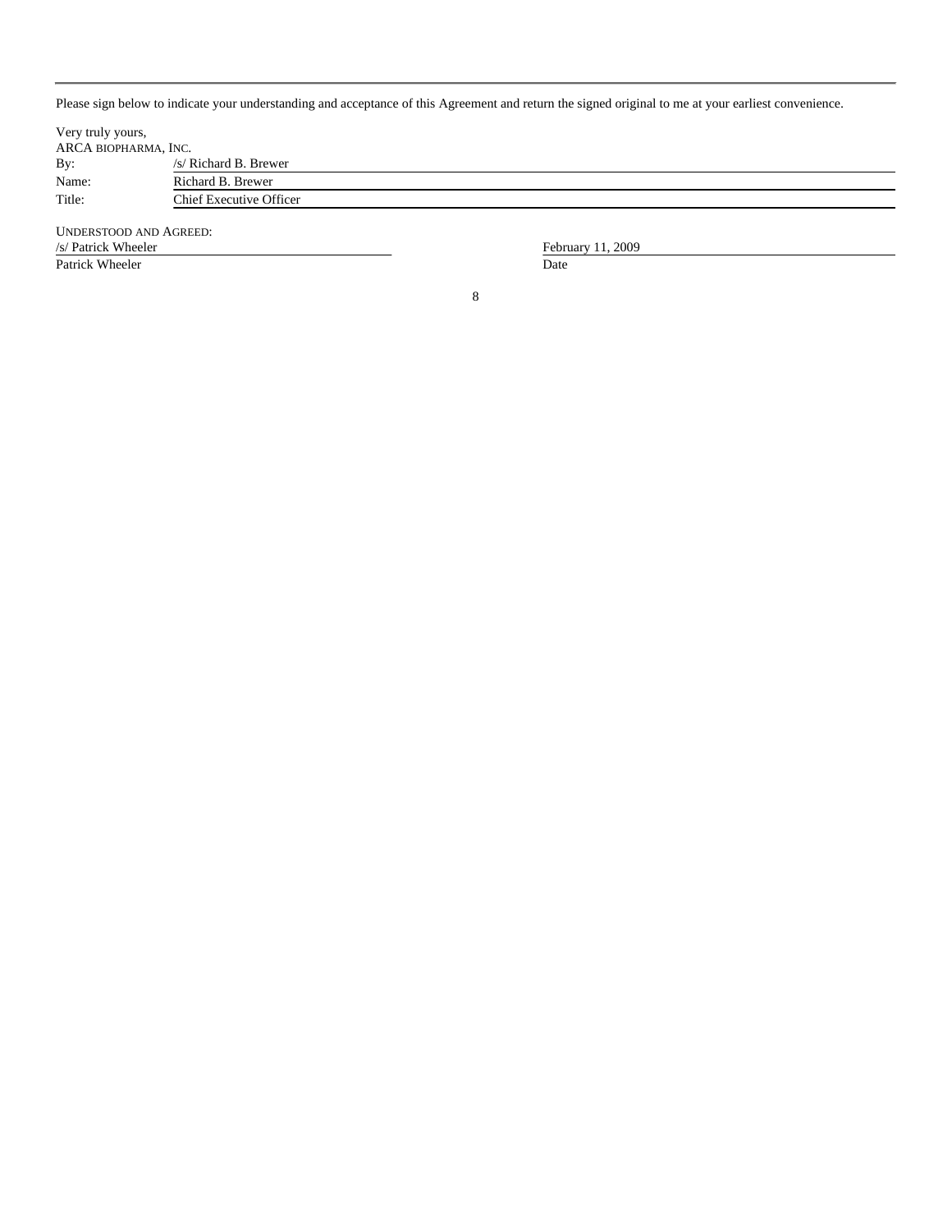Please sign below to indicate your understanding and acceptance of this Agreement and return the signed original to me at your earliest convenience.

Very truly yours,

ARCA BIOPHARMA, INC.

| | |
|---|---|
| By: | /s/ Richard B. Brewer |
| Name: | Richard B. Brewer |
| Title: | Chief Executive Officer |

UNDERSTOOD AND AGREED:

| | |
|---|---|
| /s/ Patrick Wheeler | February 11, 2009 |
| Patrick Wheeler | Date |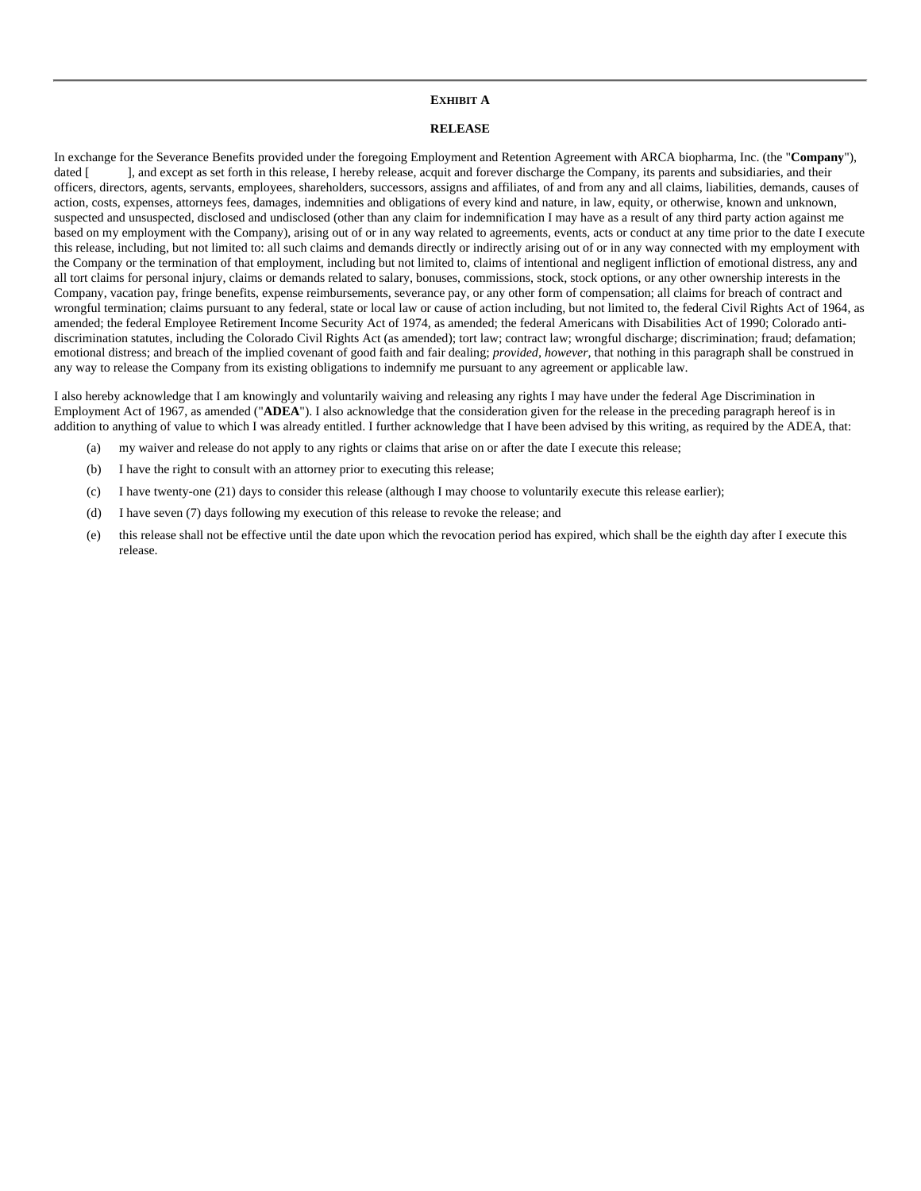**EXHIBIT A**

**RELEASE**

In exchange for the Severance Benefits provided under the foregoing Employment and Retention Agreement with ARCA biopharma, Inc. (the "**Company**"), dated [          ], and except as set forth in this release, I hereby release, acquit and forever discharge the Company, its parents and subsidiaries, and their officers, directors, agents, servants, employees, shareholders, successors, assigns and affiliates, of and from any and all claims, liabilities, demands, causes of action, costs, expenses, attorneys fees, damages, indemnities and obligations of every kind and nature, in law, equity, or otherwise, known and unknown, suspected and unsuspected, disclosed and undisclosed (other than any claim for indemnification I may have as a result of any third party action against me based on my employment with the Company), arising out of or in any way related to agreements, events, acts or conduct at any time prior to the date I execute this release, including, but not limited to: all such claims and demands directly or indirectly arising out of or in any way connected with my employment with the Company or the termination of that employment, including but not limited to, claims of intentional and negligent infliction of emotional distress, any and all tort claims for personal injury, claims or demands related to salary, bonuses, commissions, stock, stock options, or any other ownership interests in the Company, vacation pay, fringe benefits, expense reimbursements, severance pay, or any other form of compensation; all claims for breach of contract and wrongful termination; claims pursuant to any federal, state or local law or cause of action including, but not limited to, the federal Civil Rights Act of 1964, as amended; the federal Employee Retirement Income Security Act of 1974, as amended; the federal Americans with Disabilities Act of 1990; Colorado anti-discrimination statutes, including the Colorado Civil Rights Act (as amended); tort law; contract law; wrongful discharge; discrimination; fraud; defamation; emotional distress; and breach of the implied covenant of good faith and fair dealing; *provided, however,* that nothing in this paragraph shall be construed in any way to release the Company from its existing obligations to indemnify me pursuant to any agreement or applicable law.

I also hereby acknowledge that I am knowingly and voluntarily waiving and releasing any rights I may have under the federal Age Discrimination in Employment Act of 1967, as amended ("**ADEA**"). I also acknowledge that the consideration given for the release in the preceding paragraph hereof is in addition to anything of value to which I was already entitled. I further acknowledge that I have been advised by this writing, as required by the ADEA, that:

(a) my waiver and release do not apply to any rights or claims that arise on or after the date I execute this release;

(b) I have the right to consult with an attorney prior to executing this release;

(c) I have twenty-one (21) days to consider this release (although I may choose to voluntarily execute this release earlier);

(d) I have seven (7) days following my execution of this release to revoke the release; and

(e) this release shall not be effective until the date upon which the revocation period has expired, which shall be the eighth day after I execute this release.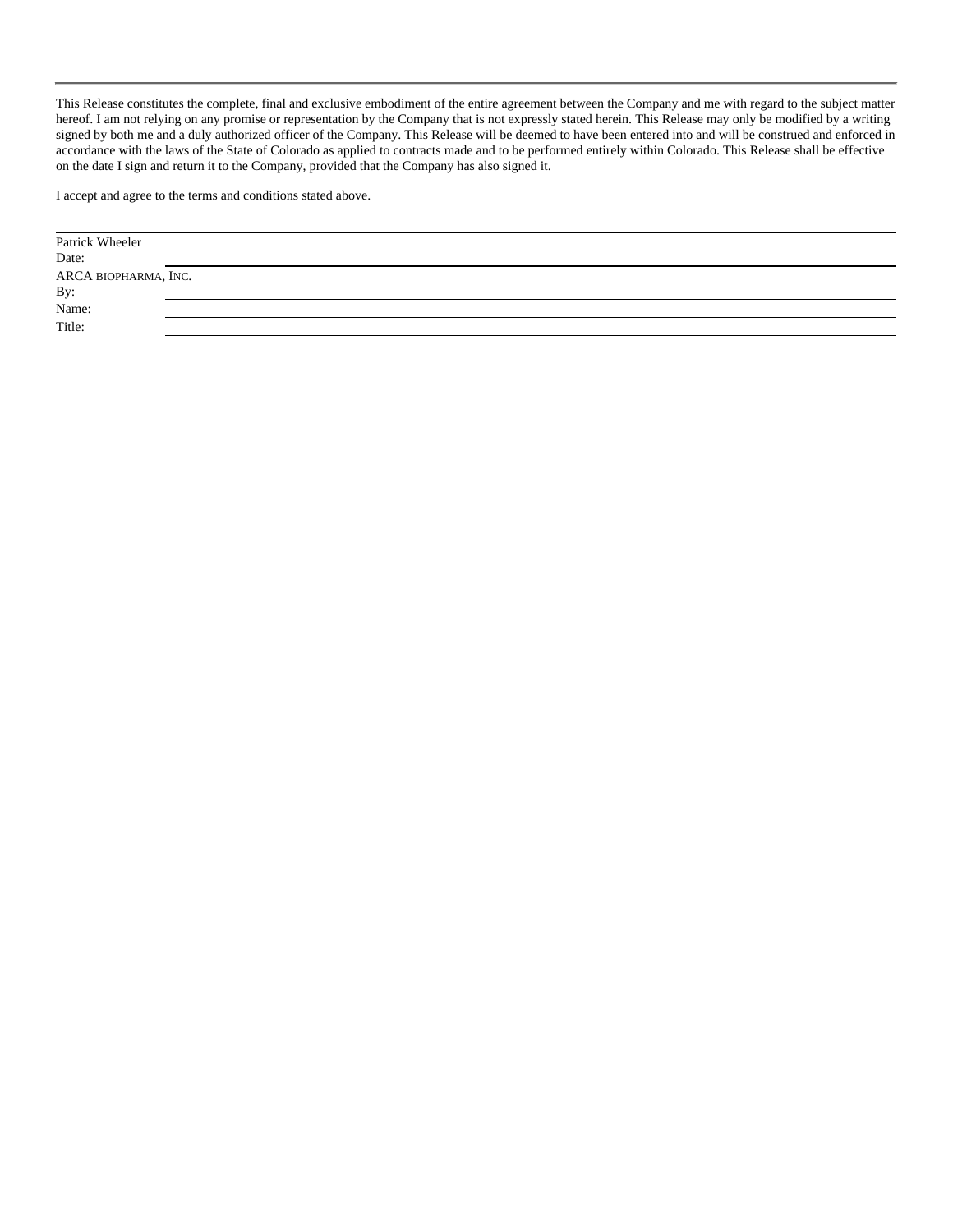This Release constitutes the complete, final and exclusive embodiment of the entire agreement between the Company and me with regard to the subject matter hereof. I am not relying on any promise or representation by the Company that is not expressly stated herein. This Release may only be modified by a writing signed by both me and a duly authorized officer of the Company. This Release will be deemed to have been entered into and will be construed and enforced in accordance with the laws of the State of Colorado as applied to contracts made and to be performed entirely within Colorado. This Release shall be effective on the date I sign and return it to the Company, provided that the Company has also signed it.

I accept and agree to the terms and conditions stated above.

\_\_\_\_\_\_\_\_\_\_\_\_\_\_\_\_\_\_\_\_\_\_\_\_\_\_\_\_\_\_\_\_

Patrick Wheeler

Date: \_\_\_\_\_\_\_\_\_\_\_\_\_\_\_\_\_\_\_\_\_\_\_\_\_\_\_\_\_\_\_\_

ARCA BIOPHARMA, INC.

By: \_\_\_\_\_\_\_\_\_\_\_\_\_\_\_\_\_\_\_\_\_\_\_\_\_\_\_\_\_\_\_\_

Name: \_\_\_\_\_\_\_\_\_\_\_\_\_\_\_\_\_\_\_\_\_\_\_\_\_\_\_\_\_\_\_\_

Title: \_\_\_\_\_\_\_\_\_\_\_\_\_\_\_\_\_\_\_\_\_\_\_\_\_\_\_\_\_\_\_\_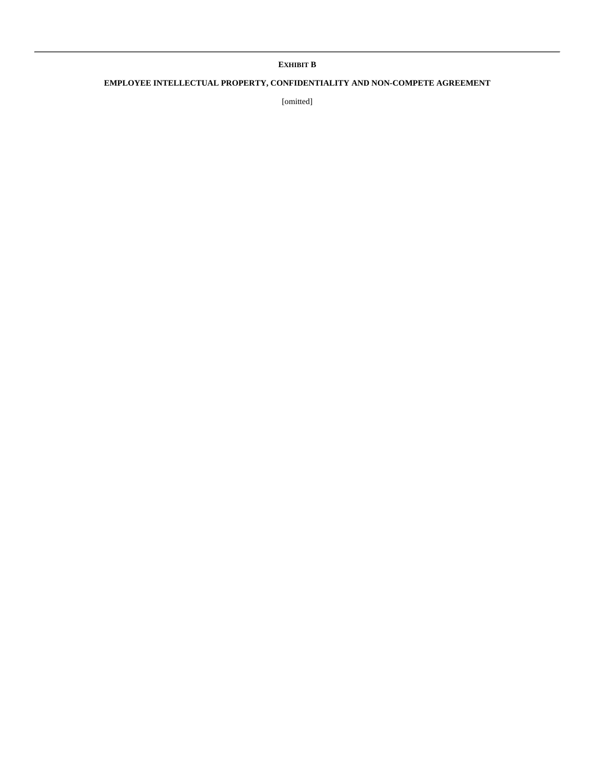**EXHIBIT B**

**EMPLOYEE INTELLECTUAL PROPERTY, CONFIDENTIALITY AND NON-COMPETE AGREEMENT**

[omitted]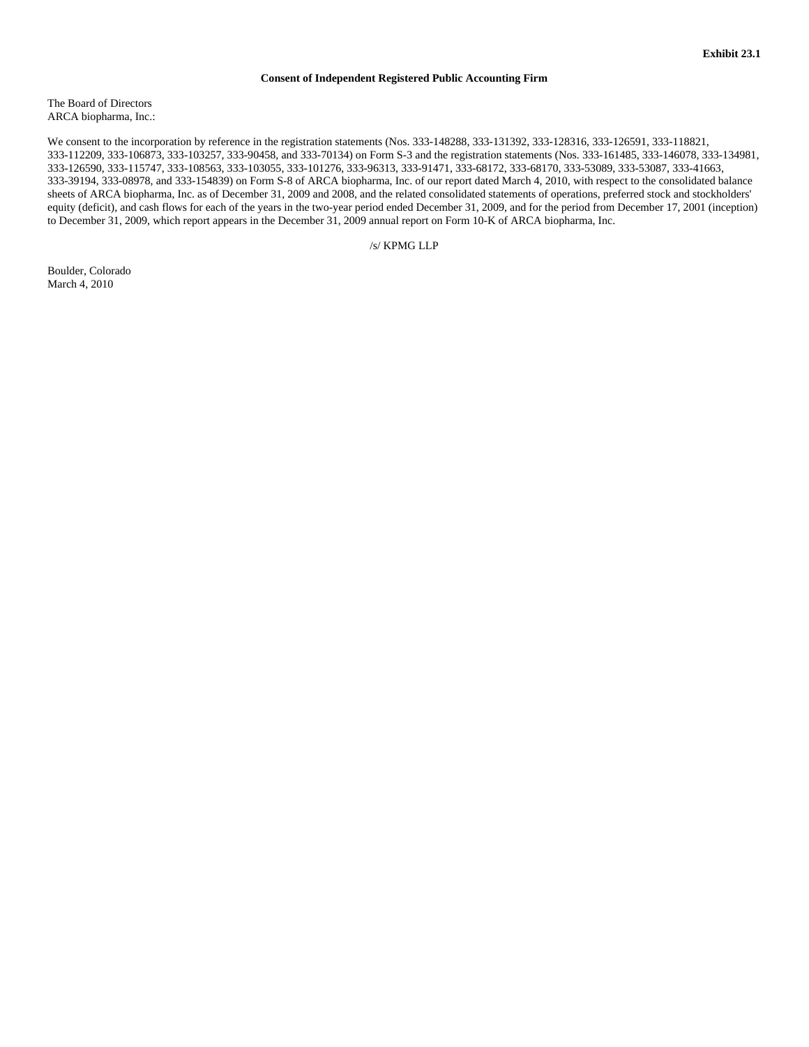**Exhibit 23.1**

**Consent of Independent Registered Public Accounting Firm**

The Board of Directors
ARCA biopharma, Inc.:

We consent to the incorporation by reference in the registration statements (Nos. 333-148288, 333-131392, 333-128316, 333-126591, 333-118821, 333-112209, 333-106873, 333-103257, 333-90458, and 333-70134) on Form S-3 and the registration statements (Nos. 333-161485, 333-146078, 333-134981, 333-126590, 333-115747, 333-108563, 333-103055, 333-101276, 333-96313, 333-91471, 333-68172, 333-68170, 333-53089, 333-53087, 333-41663, 333-39194, 333-08978, and 333-154839) on Form S-8 of ARCA biopharma, Inc. of our report dated March 4, 2010, with respect to the consolidated balance sheets of ARCA biopharma, Inc. as of December 31, 2009 and 2008, and the related consolidated statements of operations, preferred stock and stockholders' equity (deficit), and cash flows for each of the years in the two-year period ended December 31, 2009, and for the period from December 17, 2001 (inception) to December 31, 2009, which report appears in the December 31, 2009 annual report on Form 10-K of ARCA biopharma, Inc.

/s/ KPMG LLP

Boulder, Colorado
March 4, 2010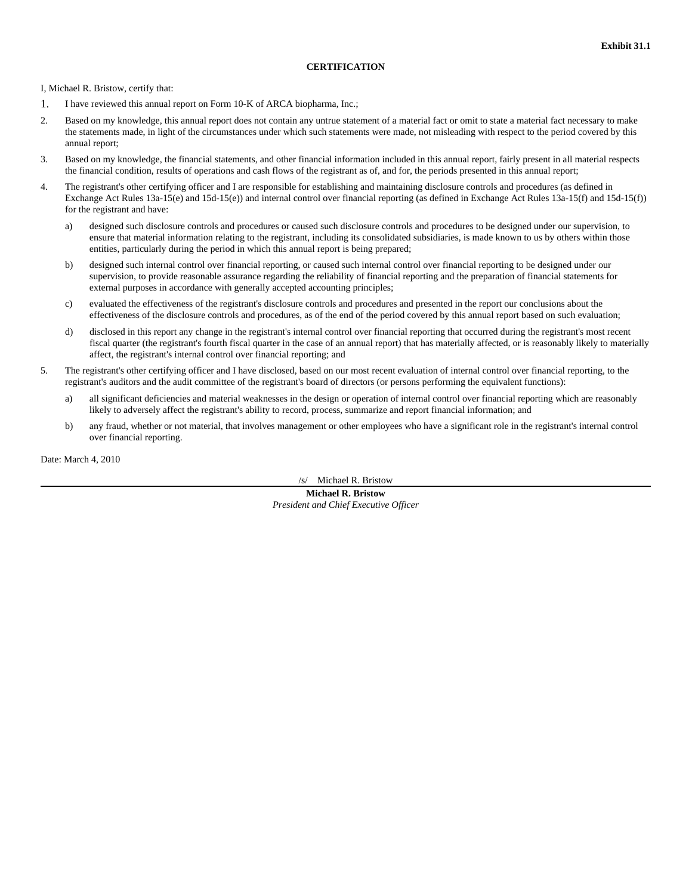**Exhibit 31.1**

**CERTIFICATION**

I, Michael R. Bristow, certify that:

1. I have reviewed this annual report on Form 10-K of ARCA biopharma, Inc.;
2. Based on my knowledge, this annual report does not contain any untrue statement of a material fact or omit to state a material fact necessary to make the statements made, in light of the circumstances under which such statements were made, not misleading with respect to the period covered by this annual report;
3. Based on my knowledge, the financial statements, and other financial information included in this annual report, fairly present in all material respects the financial condition, results of operations and cash flows of the registrant as of, and for, the periods presented in this annual report;
4. The registrant's other certifying officer and I are responsible for establishing and maintaining disclosure controls and procedures (as defined in Exchange Act Rules 13a-15(e) and 15d-15(e)) and internal control over financial reporting (as defined in Exchange Act Rules 13a-15(f) and 15d-15(f)) for the registrant and have:
   a) designed such disclosure controls and procedures or caused such disclosure controls and procedures to be designed under our supervision, to ensure that material information relating to the registrant, including its consolidated subsidiaries, is made known to us by others within those entities, particularly during the period in which this annual report is being prepared;
   b) designed such internal control over financial reporting, or caused such internal control over financial reporting to be designed under our supervision, to provide reasonable assurance regarding the reliability of financial reporting and the preparation of financial statements for external purposes in accordance with generally accepted accounting principles;
   c) evaluated the effectiveness of the registrant's disclosure controls and procedures and presented in the report our conclusions about the effectiveness of the disclosure controls and procedures, as of the end of the period covered by this annual report based on such evaluation;
   d) disclosed in this report any change in the registrant's internal control over financial reporting that occurred during the registrant's most recent fiscal quarter (the registrant's fourth fiscal quarter in the case of an annual report) that has materially affected, or is reasonably likely to materially affect, the registrant's internal control over financial reporting; and
5. The registrant's other certifying officer and I have disclosed, based on our most recent evaluation of internal control over financial reporting, to the registrant's auditors and the audit committee of the registrant's board of directors (or persons performing the equivalent functions):
   a) all significant deficiencies and material weaknesses in the design or operation of internal control over financial reporting which are reasonably likely to adversely affect the registrant's ability to record, process, summarize and report financial information; and
   b) any fraud, whether or not material, that involves management or other employees who have a significant role in the registrant's internal control over financial reporting.

Date: March 4, 2010

/s/ Michael R. Bristow

**Michael R. Bristow**
*President and Chief Executive Officer*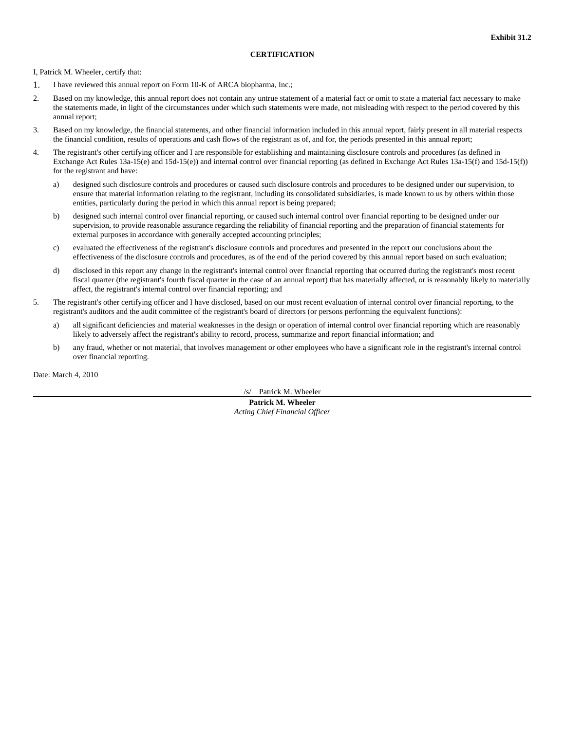**Exhibit 31.2**

**CERTIFICATION**

I, Patrick M. Wheeler, certify that:

1. I have reviewed this annual report on Form 10-K of ARCA biopharma, Inc.;
2. Based on my knowledge, this annual report does not contain any untrue statement of a material fact or omit to state a material fact necessary to make the statements made, in light of the circumstances under which such statements were made, not misleading with respect to the period covered by this annual report;
3. Based on my knowledge, the financial statements, and other financial information included in this annual report, fairly present in all material respects the financial condition, results of operations and cash flows of the registrant as of, and for, the periods presented in this annual report;
4. The registrant's other certifying officer and I are responsible for establishing and maintaining disclosure controls and procedures (as defined in Exchange Act Rules 13a-15(e) and 15d-15(e)) and internal control over financial reporting (as defined in Exchange Act Rules 13a-15(f) and 15d-15(f)) for the registrant and have:
    a) designed such disclosure controls and procedures or caused such disclosure controls and procedures to be designed under our supervision, to ensure that material information relating to the registrant, including its consolidated subsidiaries, is made known to us by others within those entities, particularly during the period in which this annual report is being prepared;
    b) designed such internal control over financial reporting, or caused such internal control over financial reporting to be designed under our supervision, to provide reasonable assurance regarding the reliability of financial reporting and the preparation of financial statements for external purposes in accordance with generally accepted accounting principles;
    c) evaluated the effectiveness of the registrant's disclosure controls and procedures and presented in the report our conclusions about the effectiveness of the disclosure controls and procedures, as of the end of the period covered by this annual report based on such evaluation;
    d) disclosed in this report any change in the registrant's internal control over financial reporting that occurred during the registrant's most recent fiscal quarter (the registrant's fourth fiscal quarter in the case of an annual report) that has materially affected, or is reasonably likely to materially affect, the registrant's internal control over financial reporting; and
5. The registrant's other certifying officer and I have disclosed, based on our most recent evaluation of internal control over financial reporting, to the registrant's auditors and the audit committee of the registrant's board of directors (or persons performing the equivalent functions):
    a) all significant deficiencies and material weaknesses in the design or operation of internal control over financial reporting which are reasonably likely to adversely affect the registrant's ability to record, process, summarize and report financial information; and
    b) any fraud, whether or not material, that involves management or other employees who have a significant role in the registrant's internal control over financial reporting.

Date: March 4, 2010

/s/ Patrick M. Wheeler

**Patrick M. Wheeler**
*Acting Chief Financial Officer*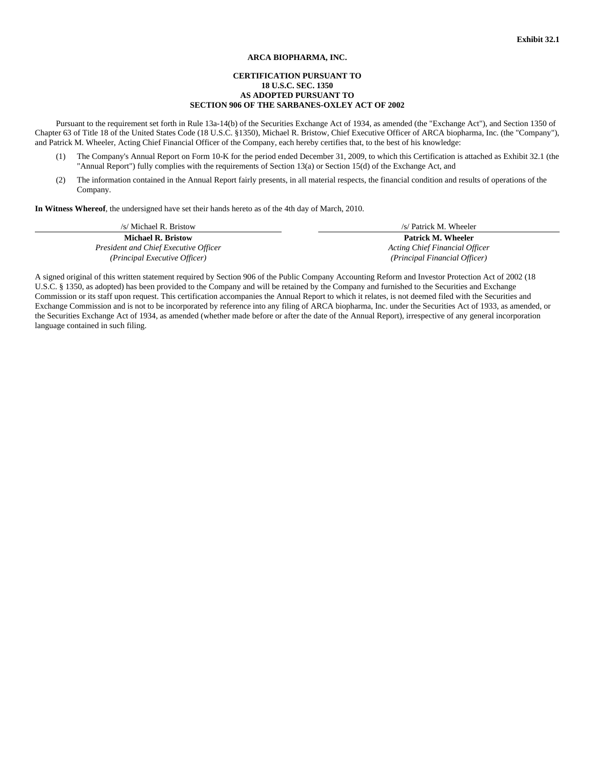Exhibit 32.1

**ARCA BIOPHARMA, INC.**

**CERTIFICATION PURSUANT TO**
**18 U.S.C. SEC. 1350**
**AS ADOPTED PURSUANT TO**
**SECTION 906 OF THE SARBANES-OXLEY ACT OF 2002**

Pursuant to the requirement set forth in Rule 13a-14(b) of the Securities Exchange Act of 1934, as amended (the "Exchange Act"), and Section 1350 of Chapter 63 of Title 18 of the United States Code (18 U.S.C. §1350), Michael R. Bristow, Chief Executive Officer of ARCA biopharma, Inc. (the "Company"), and Patrick M. Wheeler, Acting Chief Financial Officer of the Company, each hereby certifies that, to the best of his knowledge:

(1) The Company's Annual Report on Form 10-K for the period ended December 31, 2009, to which this Certification is attached as Exhibit 32.1 (the "Annual Report") fully complies with the requirements of Section 13(a) or Section 15(d) of the Exchange Act, and

(2) The information contained in the Annual Report fairly presents, in all material respects, the financial condition and results of operations of the Company.

**In Witness Whereof**, the undersigned have set their hands hereto as of the 4th day of March, 2010.

| | |
|---|---|
| /s/ Michael R. Bristow | /s/ Patrick M. Wheeler |
| **Michael R. Bristow** | **Patrick M. Wheeler** |
| *President and Chief Executive Officer* | *Acting Chief Financial Officer* |
| *(Principal Executive Officer)* | *(Principal Financial Officer)* |

A signed original of this written statement required by Section 906 of the Public Company Accounting Reform and Investor Protection Act of 2002 (18 U.S.C. § 1350, as adopted) has been provided to the Company and will be retained by the Company and furnished to the Securities and Exchange Commission or its staff upon request. This certification accompanies the Annual Report to which it relates, is not deemed filed with the Securities and Exchange Commission and is not to be incorporated by reference into any filing of ARCA biopharma, Inc. under the Securities Act of 1933, as amended, or the Securities Exchange Act of 1934, as amended (whether made before or after the date of the Annual Report), irrespective of any general incorporation language contained in such filing.